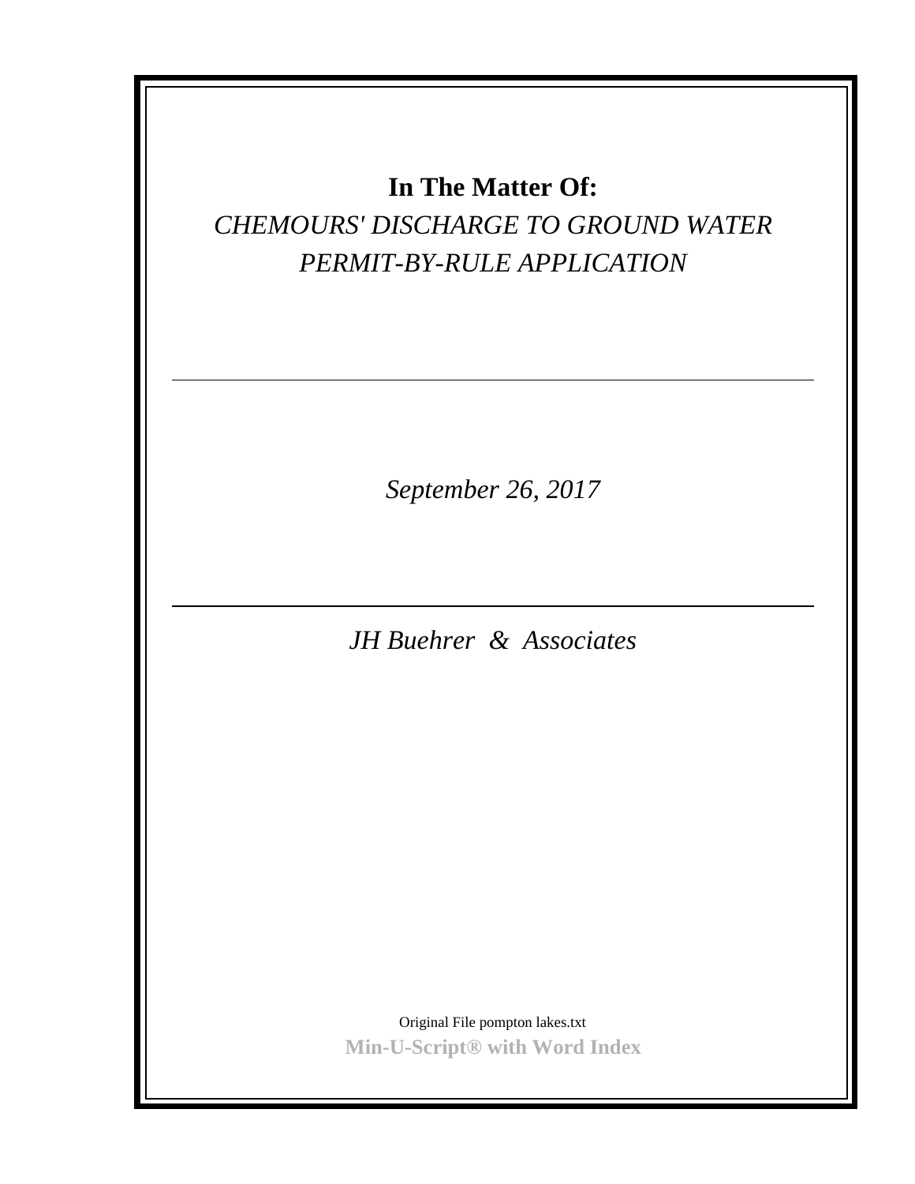# In The Matter Of:

*CHEMOURS' DISCHARGE TO GROUND WATER PERMIT-BY-RULE APPLICATION*

---

*September 26, 2017*

---

*JH Buehrer & Associates*

Original File pompton lakes.txt

**Min-U-Script® with Word Index**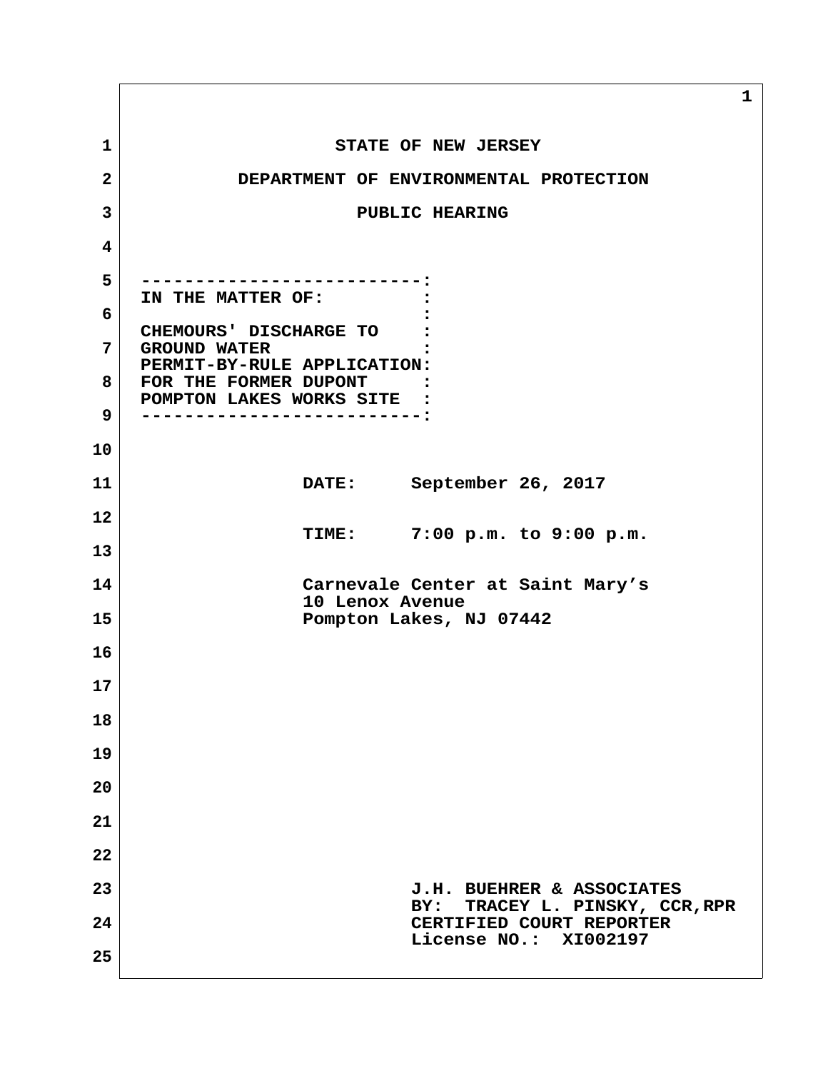STATE OF NEW JERSEY

DEPARTMENT OF ENVIRONMENTAL PROTECTION

PUBLIC HEARING

```
-------------------------:
IN THE MATTER OF:        :
                         :
CHEMOURS' DISCHARGE TO   :
GROUND WATER             :
PERMIT-BY-RULE APPLICATION:
FOR THE FORMER DUPONT    :
POMPTON LAKES WORKS SITE :
-------------------------:
```

DATE: September 26, 2017

TIME: 7:00 p.m. to 9:00 p.m.

Carnevale Center at Saint Mary's
10 Lenox Avenue
Pompton Lakes, NJ 07442

J.H. BUEHRER & ASSOCIATES
BY: TRACEY L. PINSKY, CCR,RPR
CERTIFIED COURT REPORTER
License NO.: XI002197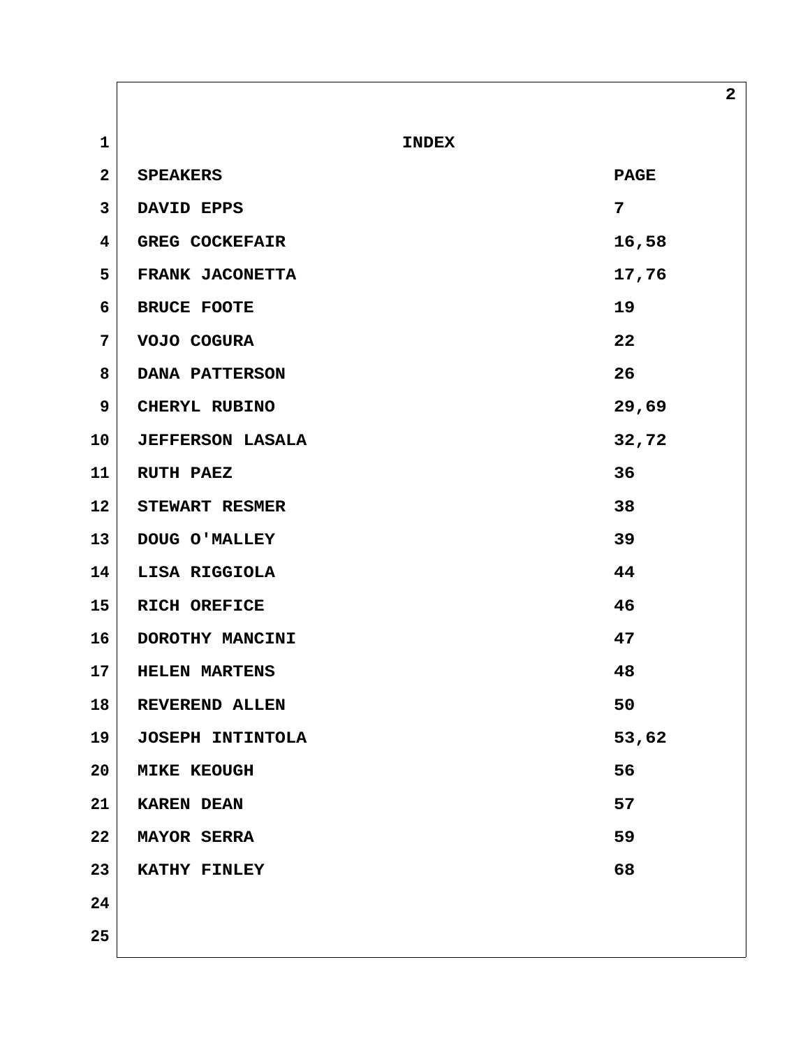# INDEX

| SPEAKERS | PAGE |
|---|---|
| DAVID EPPS | 7 |
| GREG COCKEFAIR | 16,58 |
| FRANK JACONETTA | 17,76 |
| BRUCE FOOTE | 19 |
| VOJO COGURA | 22 |
| DANA PATTERSON | 26 |
| CHERYL RUBINO | 29,69 |
| JEFFERSON LASALA | 32,72 |
| RUTH PAEZ | 36 |
| STEWART RESMER | 38 |
| DOUG O'MALLEY | 39 |
| LISA RIGGIOLA | 44 |
| RICH OREFICE | 46 |
| DOROTHY MANCINI | 47 |
| HELEN MARTENS | 48 |
| REVEREND ALLEN | 50 |
| JOSEPH INTINTOLA | 53,62 |
| MIKE KEOUGH | 56 |
| KAREN DEAN | 57 |
| MAYOR SERRA | 59 |
| KATHY FINLEY | 68 |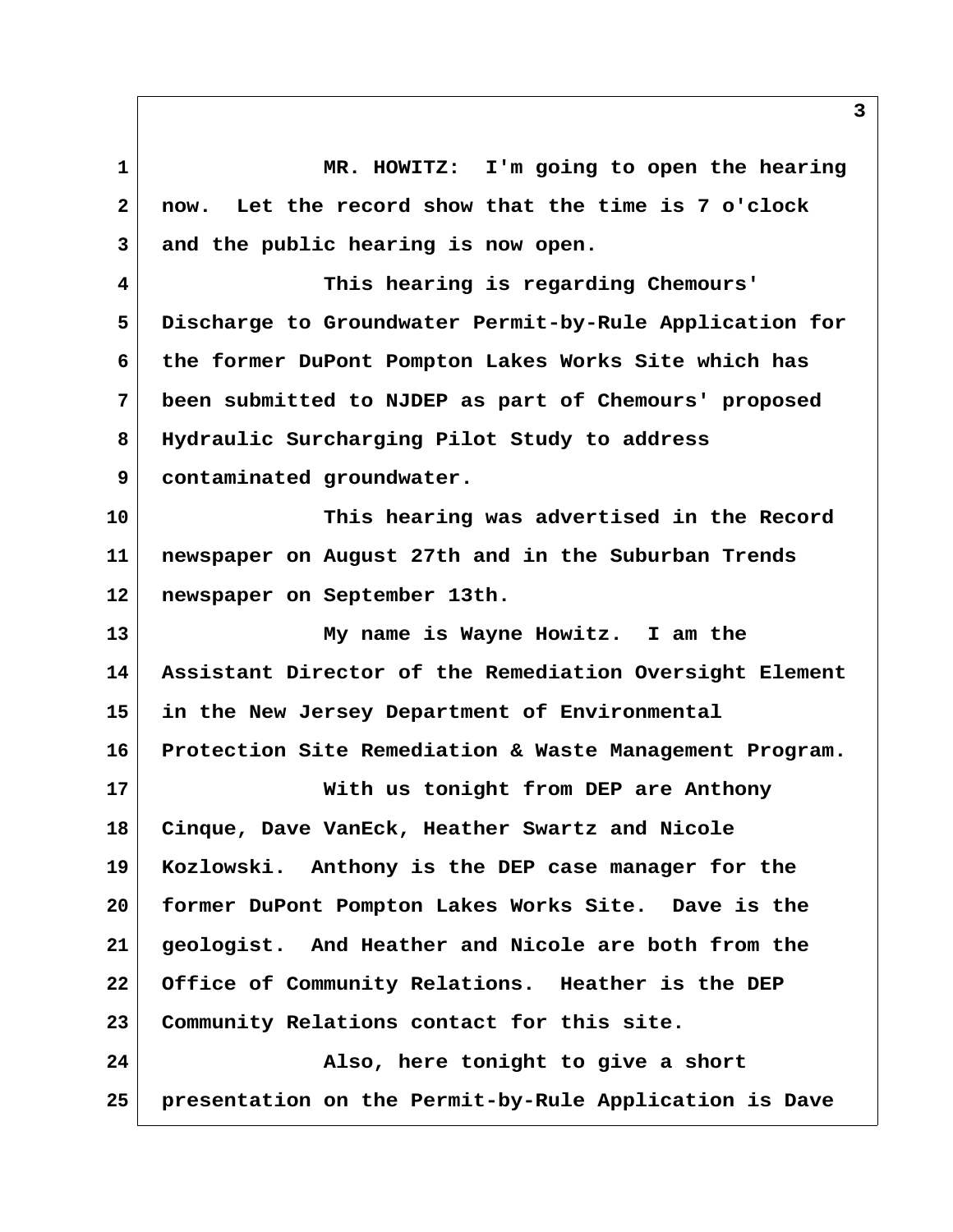MR. HOWITZ: I'm going to open the hearing now. Let the record show that the time is 7 o'clock and the public hearing is now open.

This hearing is regarding Chemours' Discharge to Groundwater Permit-by-Rule Application for the former DuPont Pompton Lakes Works Site which has been submitted to NJDEP as part of Chemours' proposed Hydraulic Surcharging Pilot Study to address contaminated groundwater.

This hearing was advertised in the Record newspaper on August 27th and in the Suburban Trends newspaper on September 13th.

My name is Wayne Howitz. I am the Assistant Director of the Remediation Oversight Element in the New Jersey Department of Environmental Protection Site Remediation & Waste Management Program.

With us tonight from DEP are Anthony Cinque, Dave VanEck, Heather Swartz and Nicole Kozlowski. Anthony is the DEP case manager for the former DuPont Pompton Lakes Works Site. Dave is the geologist. And Heather and Nicole are both from the Office of Community Relations. Heather is the DEP Community Relations contact for this site.

Also, here tonight to give a short presentation on the Permit-by-Rule Application is Dave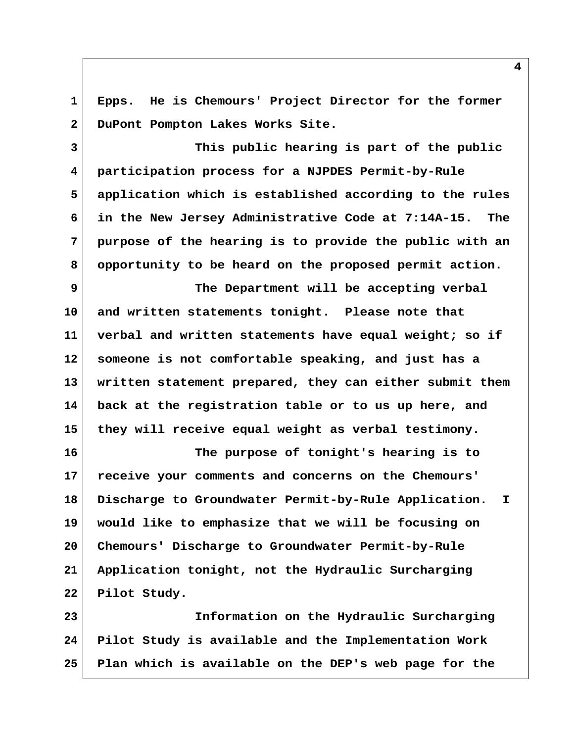Epps. He is Chemours' Project Director for the former DuPont Pompton Lakes Works Site.

This public hearing is part of the public participation process for a NJPDES Permit-by-Rule application which is established according to the rules in the New Jersey Administrative Code at 7:14A-15. The purpose of the hearing is to provide the public with an opportunity to be heard on the proposed permit action.

The Department will be accepting verbal and written statements tonight. Please note that verbal and written statements have equal weight; so if someone is not comfortable speaking, and just has a written statement prepared, they can either submit them back at the registration table or to us up here, and they will receive equal weight as verbal testimony.

The purpose of tonight's hearing is to receive your comments and concerns on the Chemours' Discharge to Groundwater Permit-by-Rule Application. I would like to emphasize that we will be focusing on Chemours' Discharge to Groundwater Permit-by-Rule Application tonight, not the Hydraulic Surcharging Pilot Study.

Information on the Hydraulic Surcharging Pilot Study is available and the Implementation Work Plan which is available on the DEP's web page for the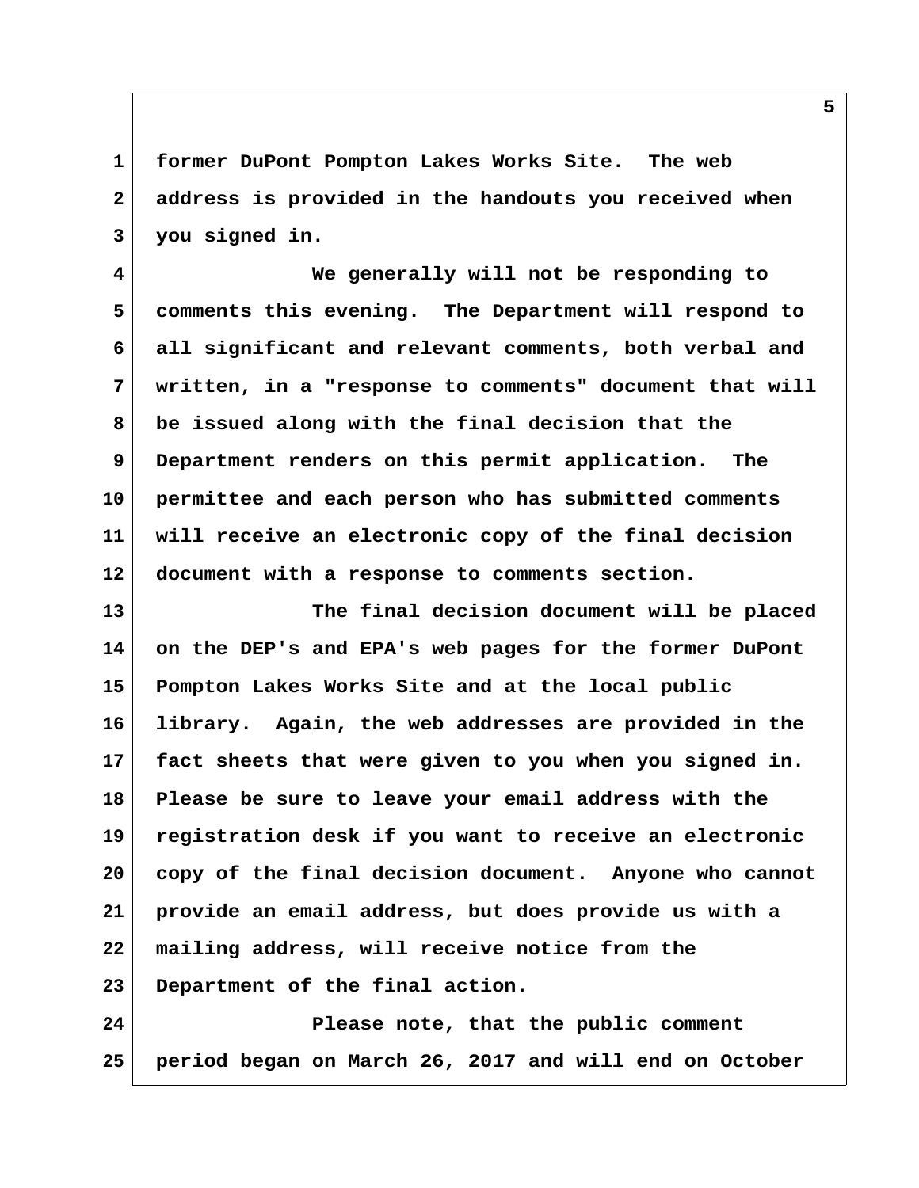former DuPont Pompton Lakes Works Site. The web address is provided in the handouts you received when you signed in.

We generally will not be responding to comments this evening. The Department will respond to all significant and relevant comments, both verbal and written, in a "response to comments" document that will be issued along with the final decision that the Department renders on this permit application. The permittee and each person who has submitted comments will receive an electronic copy of the final decision document with a response to comments section.

The final decision document will be placed on the DEP's and EPA's web pages for the former DuPont Pompton Lakes Works Site and at the local public library. Again, the web addresses are provided in the fact sheets that were given to you when you signed in. Please be sure to leave your email address with the registration desk if you want to receive an electronic copy of the final decision document. Anyone who cannot provide an email address, but does provide us with a mailing address, will receive notice from the Department of the final action.

Please note, that the public comment period began on March 26, 2017 and will end on October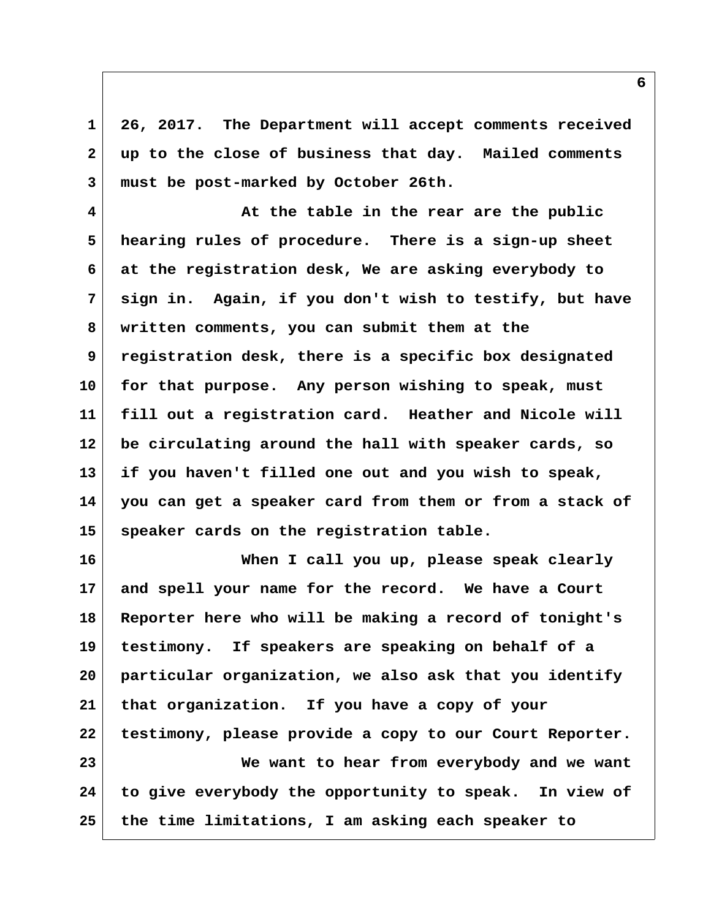26, 2017. The Department will accept comments received up to the close of business that day. Mailed comments must be post-marked by October 26th.

At the table in the rear are the public hearing rules of procedure. There is a sign-up sheet at the registration desk, We are asking everybody to sign in. Again, if you don't wish to testify, but have written comments, you can submit them at the registration desk, there is a specific box designated for that purpose. Any person wishing to speak, must fill out a registration card. Heather and Nicole will be circulating around the hall with speaker cards, so if you haven't filled one out and you wish to speak, you can get a speaker card from them or from a stack of speaker cards on the registration table.

When I call you up, please speak clearly and spell your name for the record. We have a Court Reporter here who will be making a record of tonight's testimony. If speakers are speaking on behalf of a particular organization, we also ask that you identify that organization. If you have a copy of your testimony, please provide a copy to our Court Reporter.

We want to hear from everybody and we want to give everybody the opportunity to speak. In view of the time limitations, I am asking each speaker to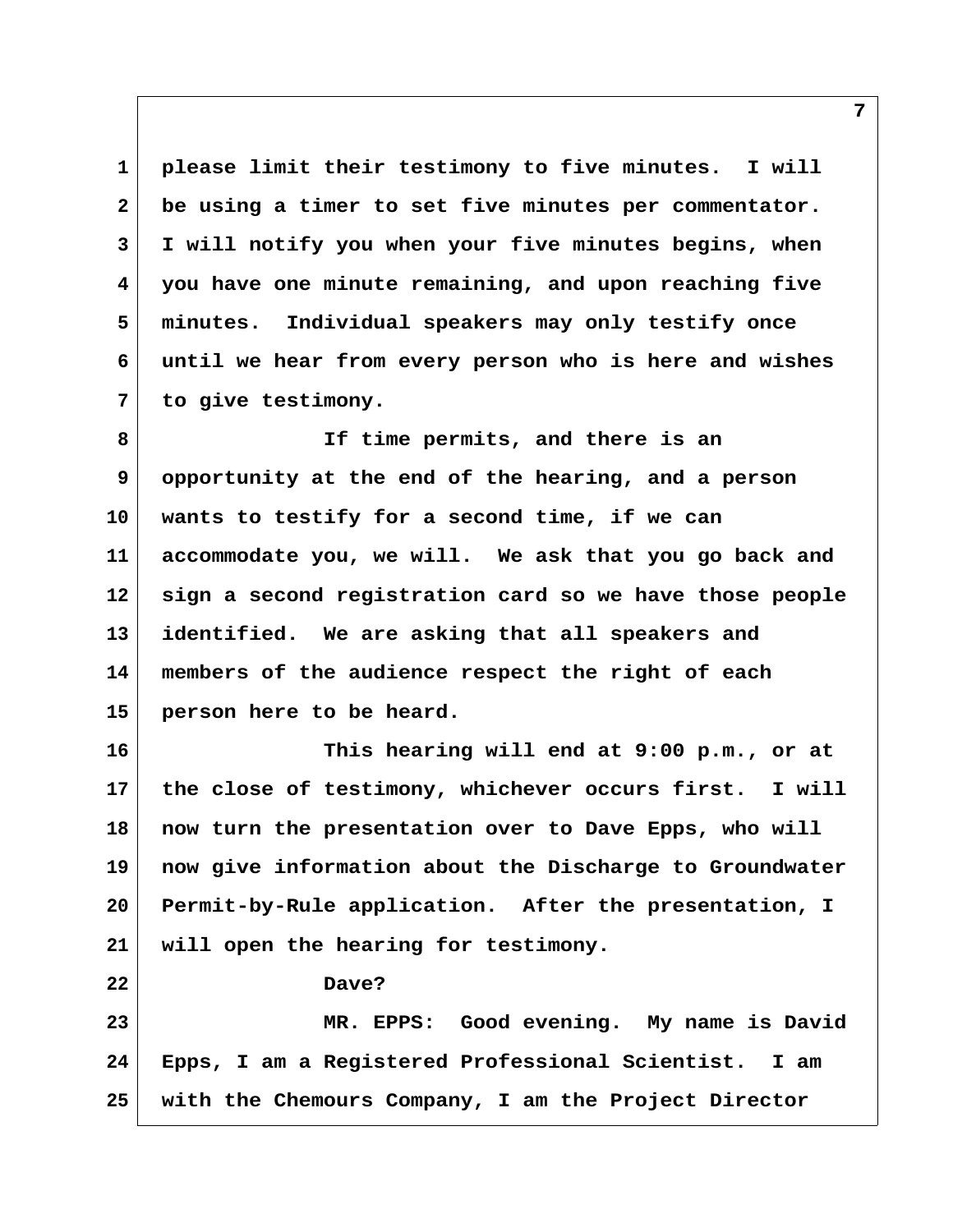please limit their testimony to five minutes. I will be using a timer to set five minutes per commentator. I will notify you when your five minutes begins, when you have one minute remaining, and upon reaching five minutes. Individual speakers may only testify once until we hear from every person who is here and wishes to give testimony.

If time permits, and there is an opportunity at the end of the hearing, and a person wants to testify for a second time, if we can accommodate you, we will. We ask that you go back and sign a second registration card so we have those people identified. We are asking that all speakers and members of the audience respect the right of each person here to be heard.

This hearing will end at 9:00 p.m., or at the close of testimony, whichever occurs first. I will now turn the presentation over to Dave Epps, who will now give information about the Discharge to Groundwater Permit-by-Rule application. After the presentation, I will open the hearing for testimony.

Dave?

MR. EPPS: Good evening. My name is David Epps, I am a Registered Professional Scientist. I am with the Chemours Company, I am the Project Director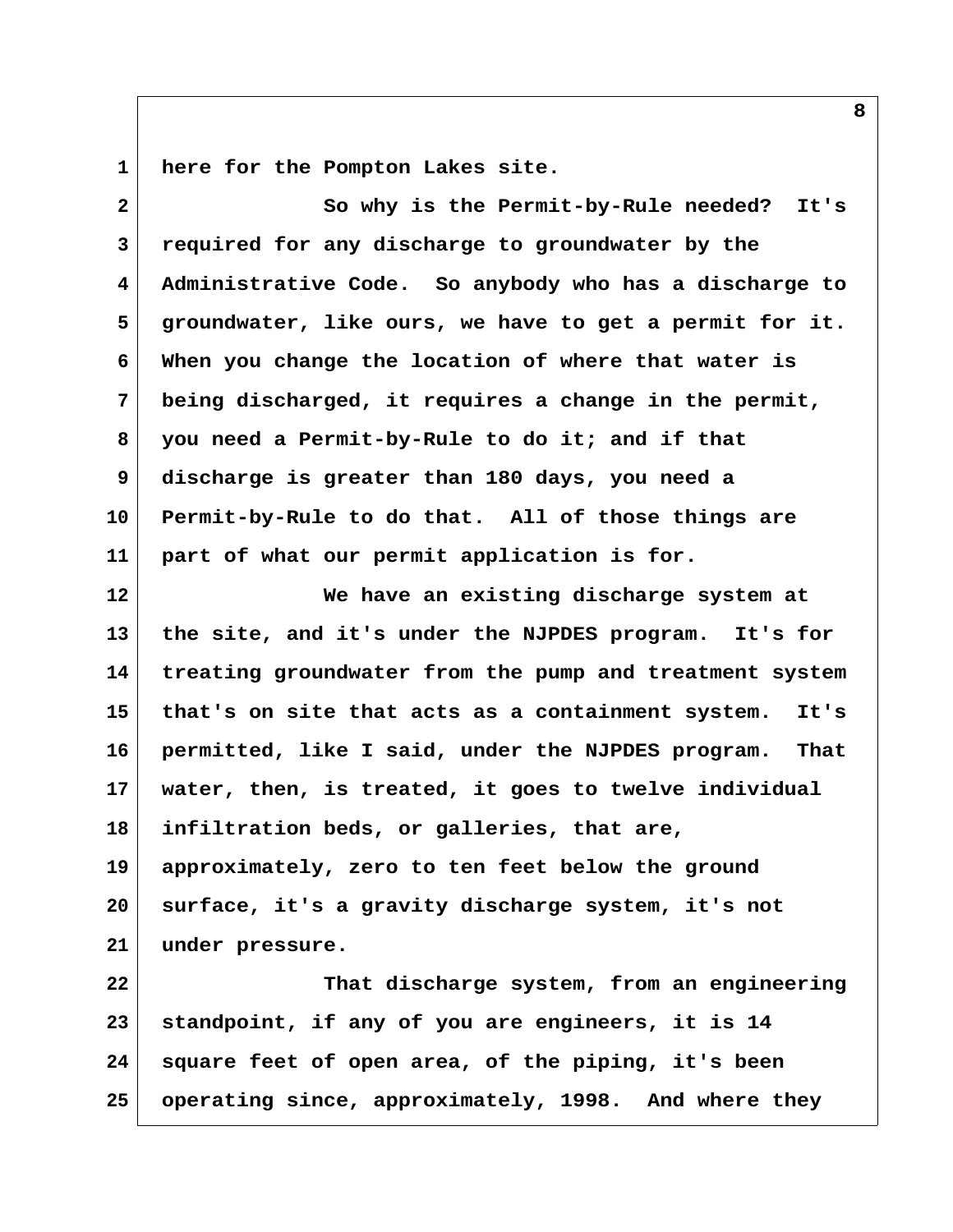here for the Pompton Lakes site.

So why is the Permit-by-Rule needed? It's required for any discharge to groundwater by the Administrative Code. So anybody who has a discharge to groundwater, like ours, we have to get a permit for it. When you change the location of where that water is being discharged, it requires a change in the permit, you need a Permit-by-Rule to do it; and if that discharge is greater than 180 days, you need a Permit-by-Rule to do that. All of those things are part of what our permit application is for.

We have an existing discharge system at the site, and it's under the NJPDES program. It's for treating groundwater from the pump and treatment system that's on site that acts as a containment system. It's permitted, like I said, under the NJPDES program. That water, then, is treated, it goes to twelve individual infiltration beds, or galleries, that are, approximately, zero to ten feet below the ground surface, it's a gravity discharge system, it's not under pressure.

That discharge system, from an engineering standpoint, if any of you are engineers, it is 14 square feet of open area, of the piping, it's been operating since, approximately, 1998. And where they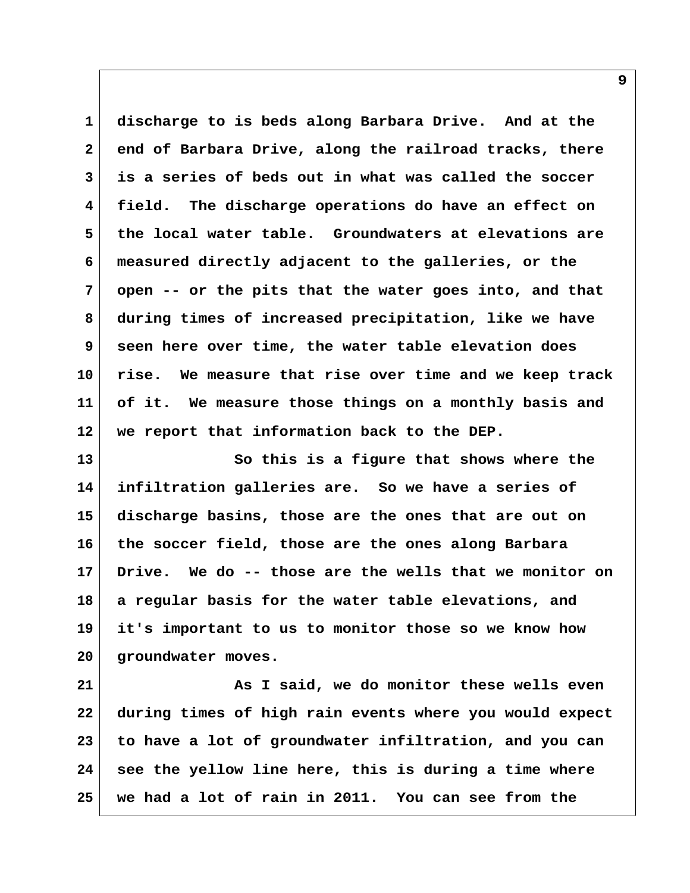discharge to is beds along Barbara Drive. And at the end of Barbara Drive, along the railroad tracks, there is a series of beds out in what was called the soccer field. The discharge operations do have an effect on the local water table. Groundwaters at elevations are measured directly adjacent to the galleries, or the open -- or the pits that the water goes into, and that during times of increased precipitation, like we have seen here over time, the water table elevation does rise. We measure that rise over time and we keep track of it. We measure those things on a monthly basis and we report that information back to the DEP.

So this is a figure that shows where the infiltration galleries are. So we have a series of discharge basins, those are the ones that are out on the soccer field, those are the ones along Barbara Drive. We do -- those are the wells that we monitor on a regular basis for the water table elevations, and it's important to us to monitor those so we know how groundwater moves.

As I said, we do monitor these wells even during times of high rain events where you would expect to have a lot of groundwater infiltration, and you can see the yellow line here, this is during a time where we had a lot of rain in 2011. You can see from the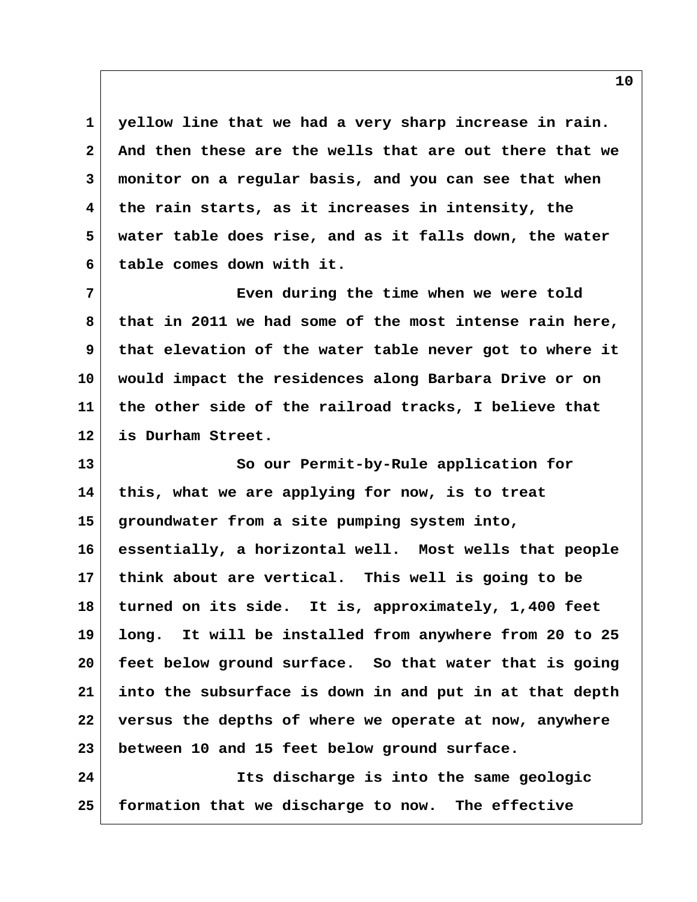yellow line that we had a very sharp increase in rain. And then these are the wells that are out there that we monitor on a regular basis, and you can see that when the rain starts, as it increases in intensity, the water table does rise, and as it falls down, the water table comes down with it.

Even during the time when we were told that in 2011 we had some of the most intense rain here, that elevation of the water table never got to where it would impact the residences along Barbara Drive or on the other side of the railroad tracks, I believe that is Durham Street.

So our Permit-by-Rule application for this, what we are applying for now, is to treat groundwater from a site pumping system into, essentially, a horizontal well. Most wells that people think about are vertical. This well is going to be turned on its side. It is, approximately, 1,400 feet long. It will be installed from anywhere from 20 to 25 feet below ground surface. So that water that is going into the subsurface is down in and put in at that depth versus the depths of where we operate at now, anywhere between 10 and 15 feet below ground surface.

Its discharge is into the same geologic formation that we discharge to now. The effective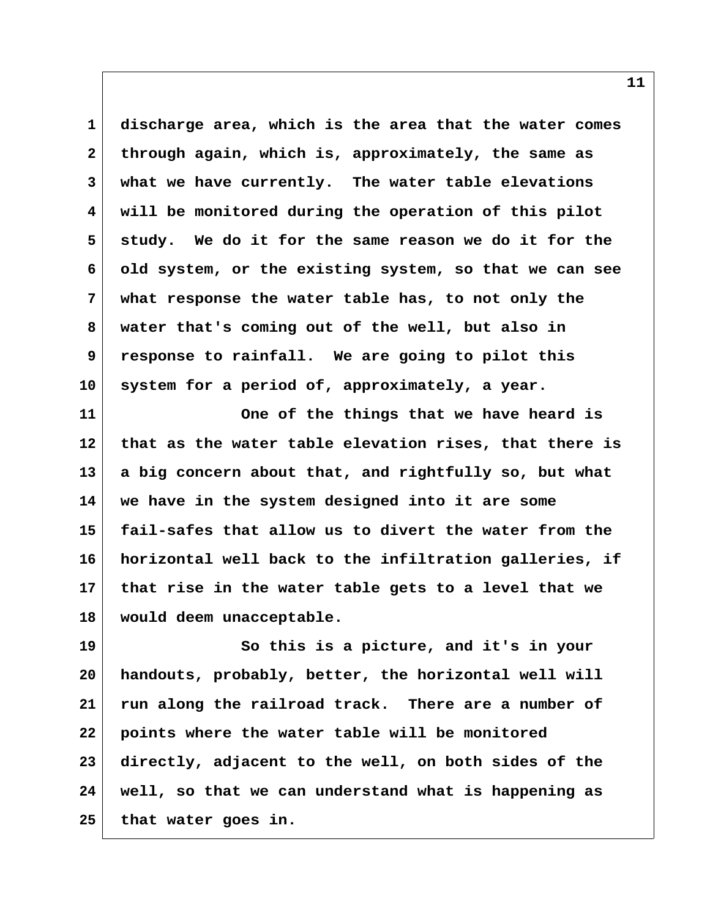discharge area, which is the area that the water comes through again, which is, approximately, the same as what we have currently. The water table elevations will be monitored during the operation of this pilot study. We do it for the same reason we do it for the old system, or the existing system, so that we can see what response the water table has, to not only the water that's coming out of the well, but also in response to rainfall. We are going to pilot this system for a period of, approximately, a year.

One of the things that we have heard is that as the water table elevation rises, that there is a big concern about that, and rightfully so, but what we have in the system designed into it are some fail-safes that allow us to divert the water from the horizontal well back to the infiltration galleries, if that rise in the water table gets to a level that we would deem unacceptable.

So this is a picture, and it's in your handouts, probably, better, the horizontal well will run along the railroad track. There are a number of points where the water table will be monitored directly, adjacent to the well, on both sides of the well, so that we can understand what is happening as that water goes in.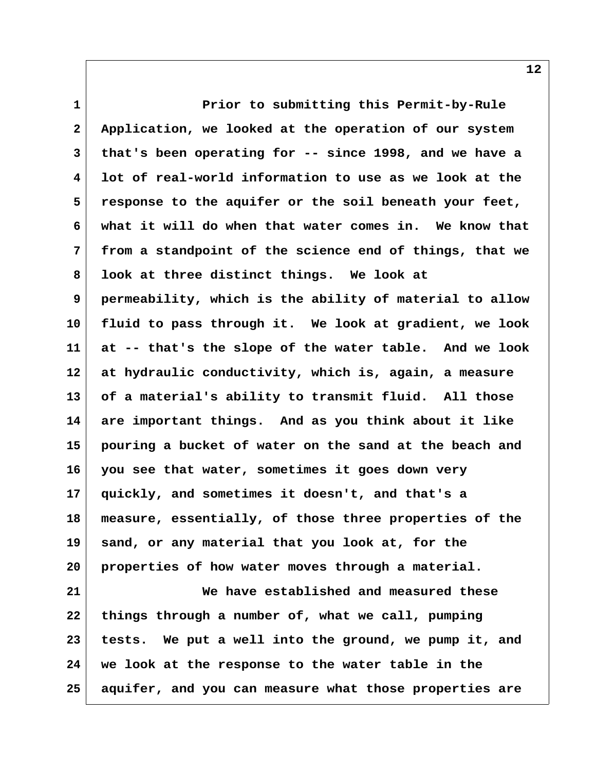Prior to submitting this Permit-by-Rule Application, we looked at the operation of our system that's been operating for -- since 1998, and we have a lot of real-world information to use as we look at the response to the aquifer or the soil beneath your feet, what it will do when that water comes in. We know that from a standpoint of the science end of things, that we look at three distinct things. We look at permeability, which is the ability of material to allow fluid to pass through it. We look at gradient, we look at -- that's the slope of the water table. And we look at hydraulic conductivity, which is, again, a measure of a material's ability to transmit fluid. All those are important things. And as you think about it like pouring a bucket of water on the sand at the beach and you see that water, sometimes it goes down very quickly, and sometimes it doesn't, and that's a measure, essentially, of those three properties of the sand, or any material that you look at, for the properties of how water moves through a material.

We have established and measured these things through a number of, what we call, pumping tests. We put a well into the ground, we pump it, and we look at the response to the water table in the aquifer, and you can measure what those properties are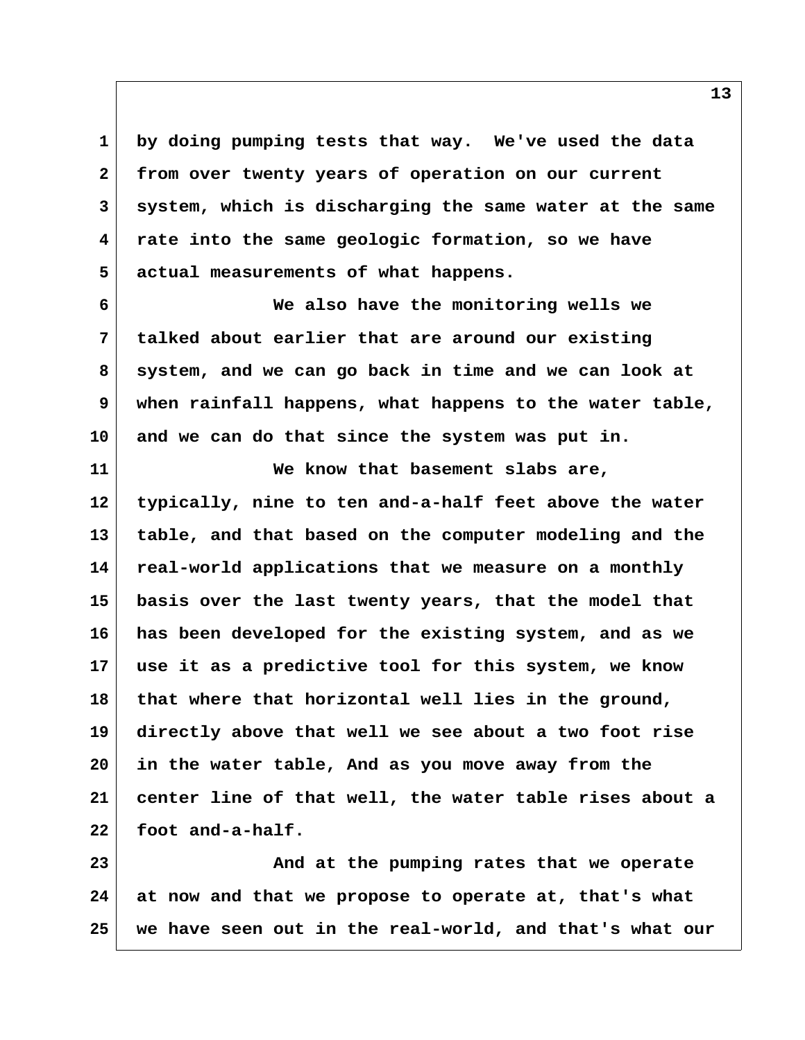by doing pumping tests that way. We've used the data from over twenty years of operation on our current system, which is discharging the same water at the same rate into the same geologic formation, so we have actual measurements of what happens.

We also have the monitoring wells we talked about earlier that are around our existing system, and we can go back in time and we can look at when rainfall happens, what happens to the water table, and we can do that since the system was put in.

We know that basement slabs are, typically, nine to ten and-a-half feet above the water table, and that based on the computer modeling and the real-world applications that we measure on a monthly basis over the last twenty years, that the model that has been developed for the existing system, and as we use it as a predictive tool for this system, we know that where that horizontal well lies in the ground, directly above that well we see about a two foot rise in the water table, And as you move away from the center line of that well, the water table rises about a foot and-a-half.

And at the pumping rates that we operate at now and that we propose to operate at, that's what we have seen out in the real-world, and that's what our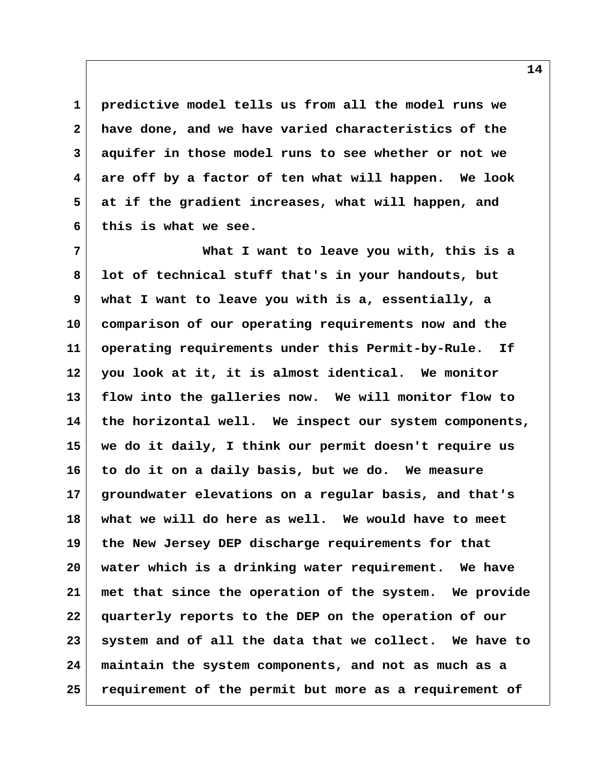predictive model tells us from all the model runs we have done, and we have varied characteristics of the aquifer in those model runs to see whether or not we are off by a factor of ten what will happen. We look at if the gradient increases, what will happen, and this is what we see.

What I want to leave you with, this is a lot of technical stuff that's in your handouts, but what I want to leave you with is a, essentially, a comparison of our operating requirements now and the operating requirements under this Permit-by-Rule. If you look at it, it is almost identical. We monitor flow into the galleries now. We will monitor flow to the horizontal well. We inspect our system components, we do it daily, I think our permit doesn't require us to do it on a daily basis, but we do. We measure groundwater elevations on a regular basis, and that's what we will do here as well. We would have to meet the New Jersey DEP discharge requirements for that water which is a drinking water requirement. We have met that since the operation of the system. We provide quarterly reports to the DEP on the operation of our system and of all the data that we collect. We have to maintain the system components, and not as much as a requirement of the permit but more as a requirement of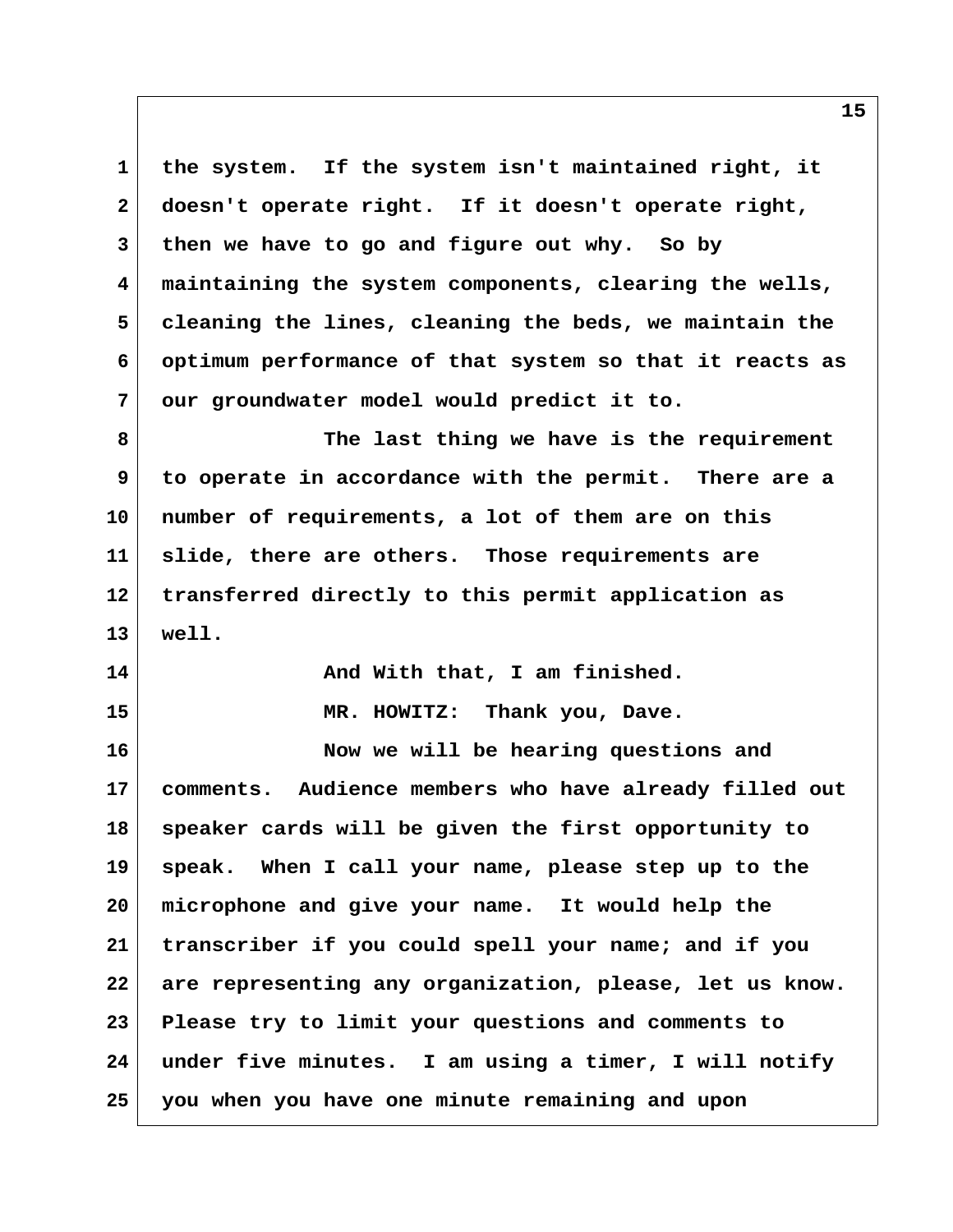the system. If the system isn't maintained right, it doesn't operate right. If it doesn't operate right, then we have to go and figure out why. So by maintaining the system components, clearing the wells, cleaning the lines, cleaning the beds, we maintain the optimum performance of that system so that it reacts as our groundwater model would predict it to.

The last thing we have is the requirement to operate in accordance with the permit. There are a number of requirements, a lot of them are on this slide, there are others. Those requirements are transferred directly to this permit application as well.

And With that, I am finished.

MR. HOWITZ: Thank you, Dave.

Now we will be hearing questions and comments. Audience members who have already filled out speaker cards will be given the first opportunity to speak. When I call your name, please step up to the microphone and give your name. It would help the transcriber if you could spell your name; and if you are representing any organization, please, let us know. Please try to limit your questions and comments to under five minutes. I am using a timer, I will notify you when you have one minute remaining and upon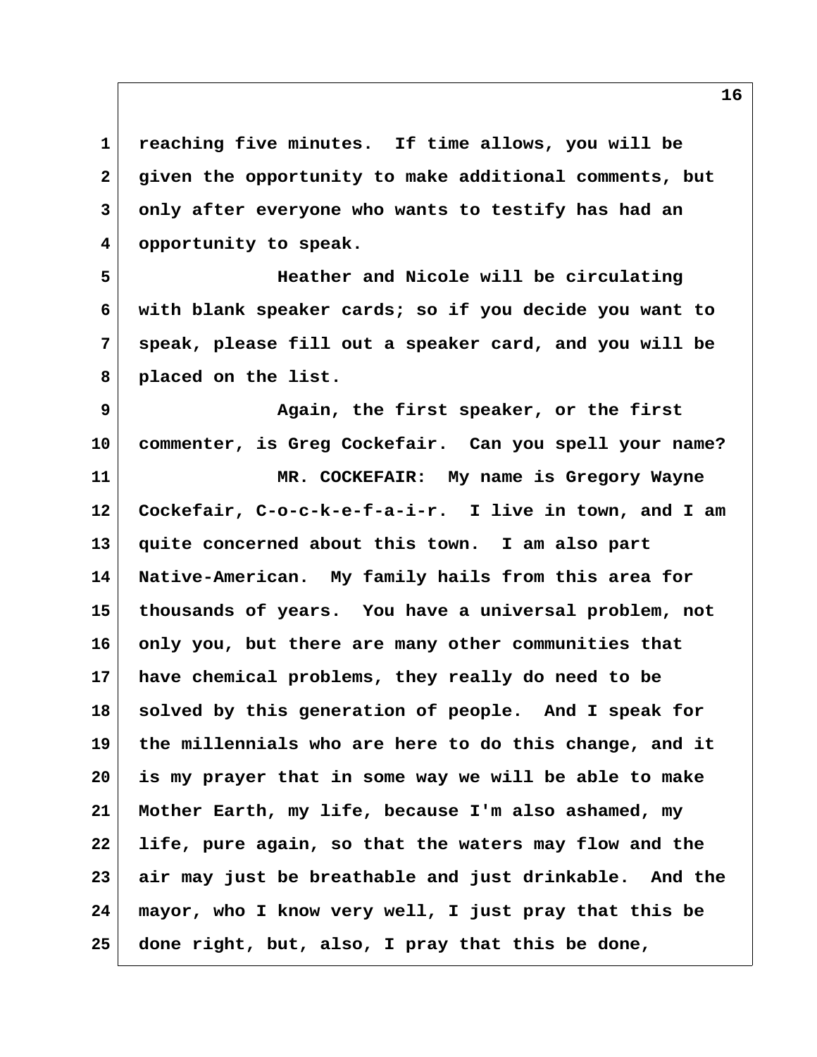reaching five minutes. If time allows, you will be given the opportunity to make additional comments, but only after everyone who wants to testify has had an opportunity to speak.

Heather and Nicole will be circulating with blank speaker cards; so if you decide you want to speak, please fill out a speaker card, and you will be placed on the list.

Again, the first speaker, or the first commenter, is Greg Cockefair. Can you spell your name?

MR. COCKEFAIR: My name is Gregory Wayne Cockefair, C-o-c-k-e-f-a-i-r. I live in town, and I am quite concerned about this town. I am also part Native-American. My family hails from this area for thousands of years. You have a universal problem, not only you, but there are many other communities that have chemical problems, they really do need to be solved by this generation of people. And I speak for the millennials who are here to do this change, and it is my prayer that in some way we will be able to make Mother Earth, my life, because I'm also ashamed, my life, pure again, so that the waters may flow and the air may just be breathable and just drinkable. And the mayor, who I know very well, I just pray that this be done right, but, also, I pray that this be done,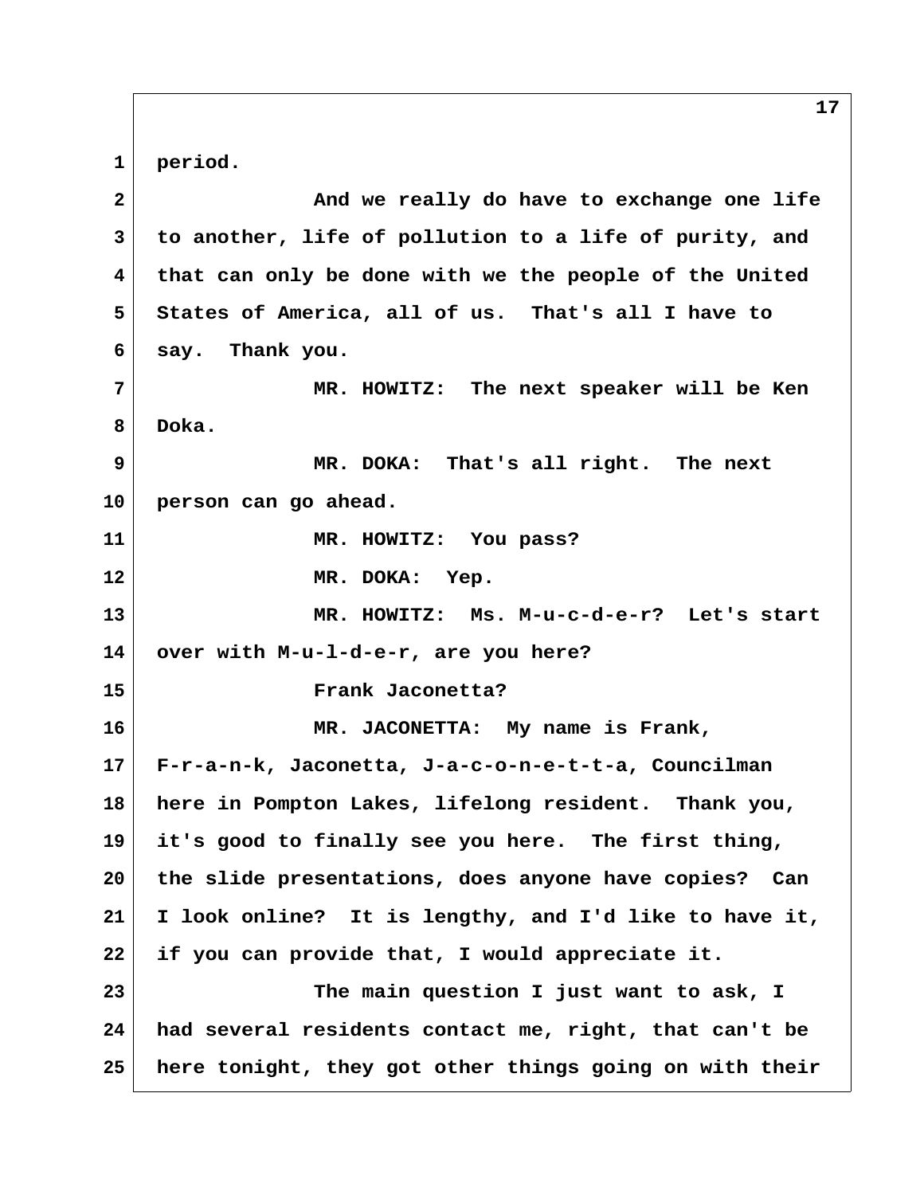period.

And we really do have to exchange one life to another, life of pollution to a life of purity, and that can only be done with we the people of the United States of America, all of us. That's all I have to say. Thank you.

MR. HOWITZ: The next speaker will be Ken Doka.

MR. DOKA: That's all right. The next person can go ahead.

MR. HOWITZ: You pass?

MR. DOKA: Yep.

MR. HOWITZ: Ms. M-u-c-d-e-r? Let's start over with M-u-l-d-e-r, are you here?

Frank Jaconetta?

MR. JACONETTA: My name is Frank, F-r-a-n-k, Jaconetta, J-a-c-o-n-e-t-t-a, Councilman here in Pompton Lakes, lifelong resident. Thank you, it's good to finally see you here. The first thing, the slide presentations, does anyone have copies? Can I look online? It is lengthy, and I'd like to have it, if you can provide that, I would appreciate it.

The main question I just want to ask, I had several residents contact me, right, that can't be here tonight, they got other things going on with their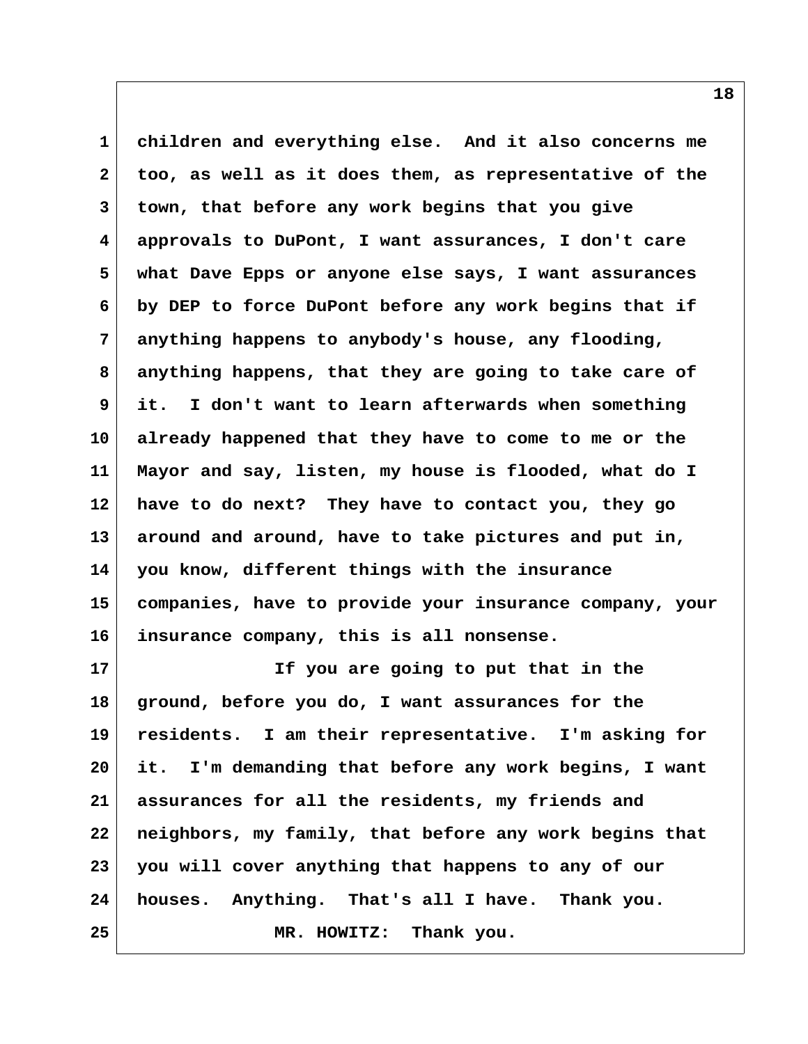children and everything else. And it also concerns me too, as well as it does them, as representative of the town, that before any work begins that you give approvals to DuPont, I want assurances, I don't care what Dave Epps or anyone else says, I want assurances by DEP to force DuPont before any work begins that if anything happens to anybody's house, any flooding, anything happens, that they are going to take care of it. I don't want to learn afterwards when something already happened that they have to come to me or the Mayor and say, listen, my house is flooded, what do I have to do next? They have to contact you, they go around and around, have to take pictures and put in, you know, different things with the insurance companies, have to provide your insurance company, your insurance company, this is all nonsense.

If you are going to put that in the ground, before you do, I want assurances for the residents. I am their representative. I'm asking for it. I'm demanding that before any work begins, I want assurances for all the residents, my friends and neighbors, my family, that before any work begins that you will cover anything that happens to any of our houses. Anything. That's all I have. Thank you.

MR. HOWITZ: Thank you.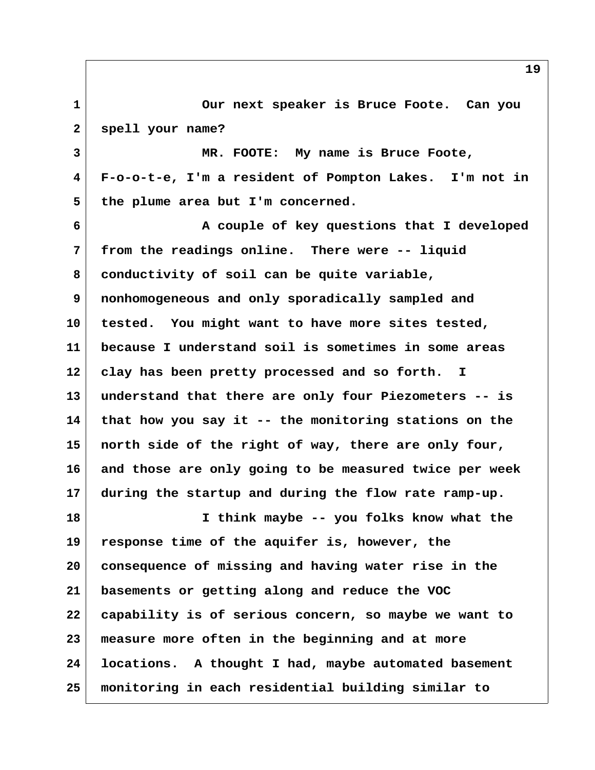Our next speaker is Bruce Foote. Can you spell your name?

MR. FOOTE: My name is Bruce Foote, F-o-o-t-e, I'm a resident of Pompton Lakes. I'm not in the plume area but I'm concerned.

A couple of key questions that I developed from the readings online. There were -- liquid conductivity of soil can be quite variable, nonhomogeneous and only sporadically sampled and tested. You might want to have more sites tested, because I understand soil is sometimes in some areas clay has been pretty processed and so forth. I understand that there are only four Piezometers -- is that how you say it -- the monitoring stations on the north side of the right of way, there are only four, and those are only going to be measured twice per week during the startup and during the flow rate ramp-up.

I think maybe -- you folks know what the response time of the aquifer is, however, the consequence of missing and having water rise in the basements or getting along and reduce the VOC capability is of serious concern, so maybe we want to measure more often in the beginning and at more locations. A thought I had, maybe automated basement monitoring in each residential building similar to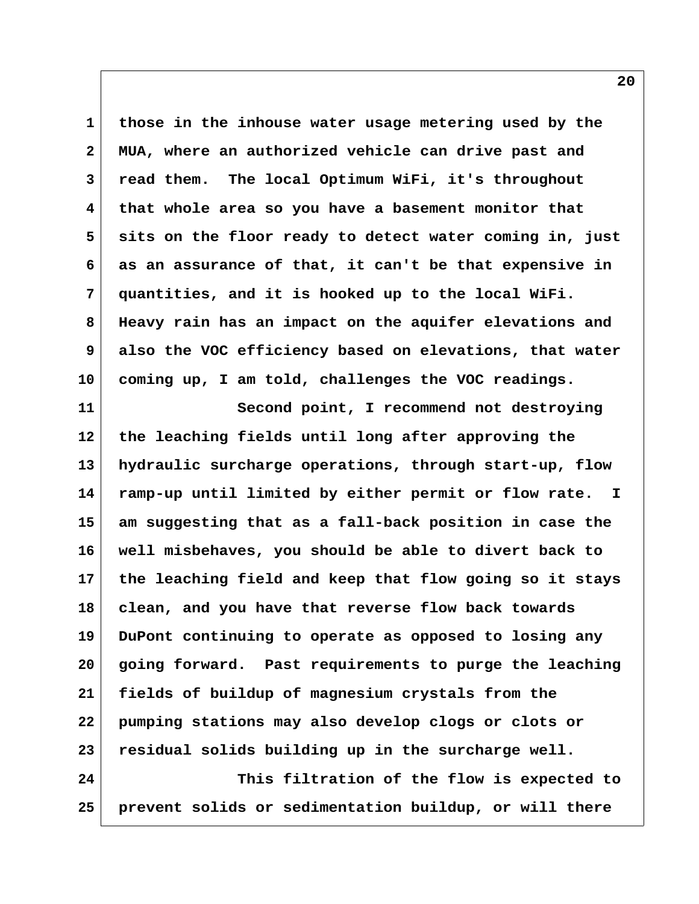those in the inhouse water usage metering used by the MUA, where an authorized vehicle can drive past and read them. The local Optimum WiFi, it's throughout that whole area so you have a basement monitor that sits on the floor ready to detect water coming in, just as an assurance of that, it can't be that expensive in quantities, and it is hooked up to the local WiFi. Heavy rain has an impact on the aquifer elevations and also the VOC efficiency based on elevations, that water coming up, I am told, challenges the VOC readings.

Second point, I recommend not destroying the leaching fields until long after approving the hydraulic surcharge operations, through start-up, flow ramp-up until limited by either permit or flow rate. I am suggesting that as a fall-back position in case the well misbehaves, you should be able to divert back to the leaching field and keep that flow going so it stays clean, and you have that reverse flow back towards DuPont continuing to operate as opposed to losing any going forward. Past requirements to purge the leaching fields of buildup of magnesium crystals from the pumping stations may also develop clogs or clots or residual solids building up in the surcharge well.

This filtration of the flow is expected to prevent solids or sedimentation buildup, or will there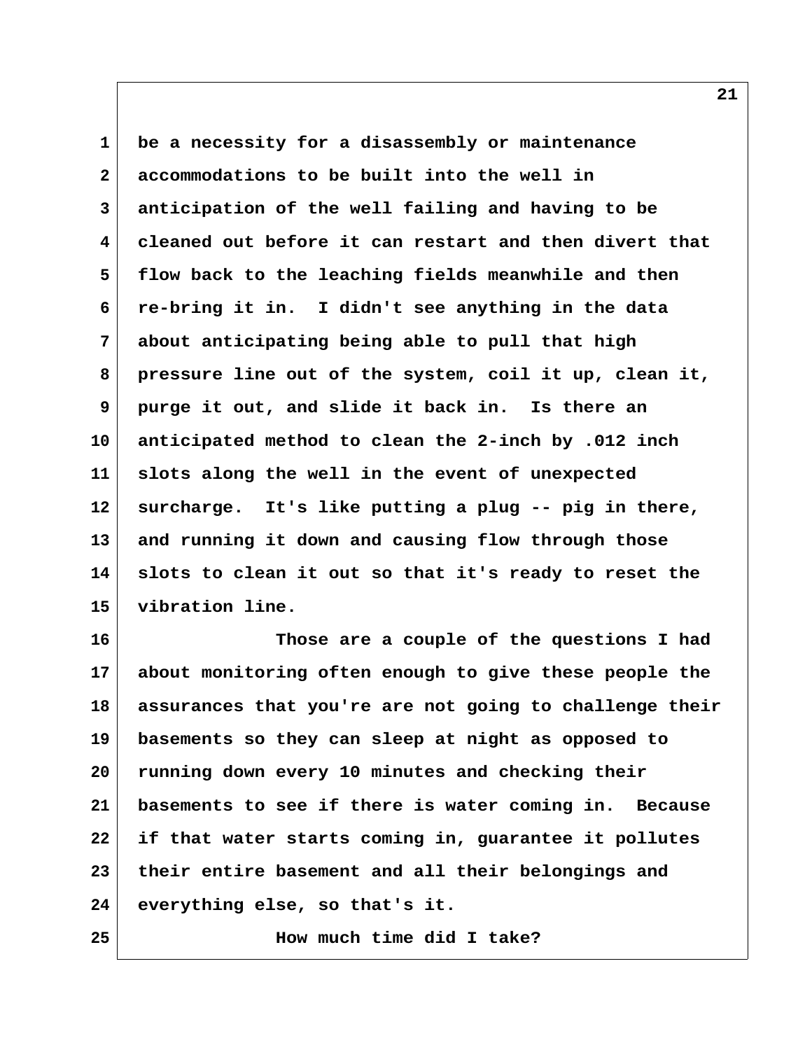be a necessity for a disassembly or maintenance accommodations to be built into the well in anticipation of the well failing and having to be cleaned out before it can restart and then divert that flow back to the leaching fields meanwhile and then re-bring it in. I didn't see anything in the data about anticipating being able to pull that high pressure line out of the system, coil it up, clean it, purge it out, and slide it back in. Is there an anticipated method to clean the 2-inch by .012 inch slots along the well in the event of unexpected surcharge. It's like putting a plug -- pig in there, and running it down and causing flow through those slots to clean it out so that it's ready to reset the vibration line.

Those are a couple of the questions I had about monitoring often enough to give these people the assurances that you're are not going to challenge their basements so they can sleep at night as opposed to running down every 10 minutes and checking their basements to see if there is water coming in. Because if that water starts coming in, guarantee it pollutes their entire basement and all their belongings and everything else, so that's it.

How much time did I take?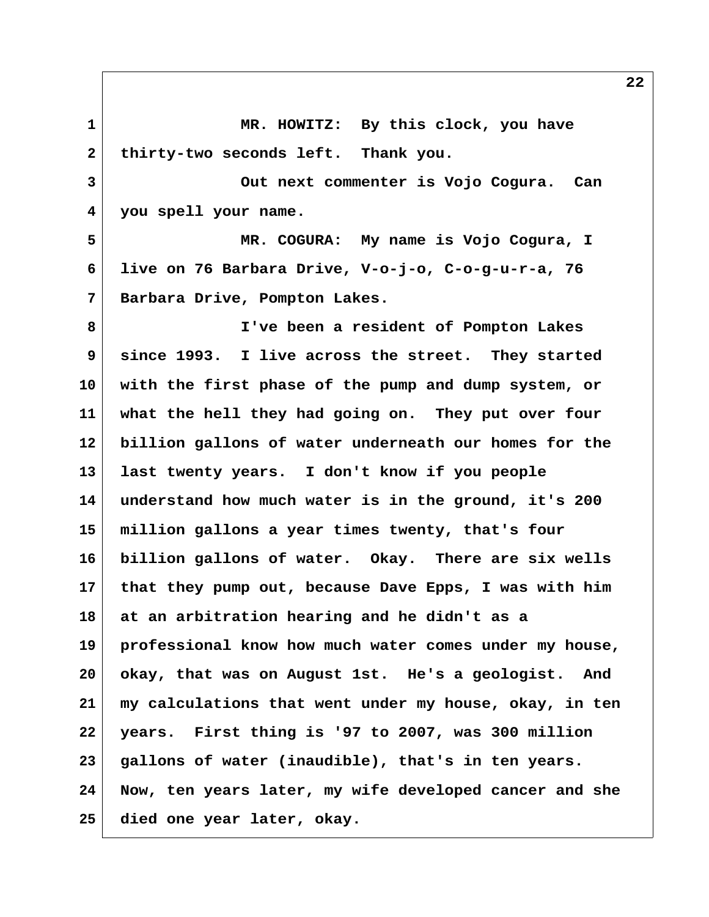MR. HOWITZ: By this clock, you have thirty-two seconds left. Thank you.

Out next commenter is Vojo Cogura. Can you spell your name.

MR. COGURA: My name is Vojo Cogura, I live on 76 Barbara Drive, V-o-j-o, C-o-g-u-r-a, 76 Barbara Drive, Pompton Lakes.

I've been a resident of Pompton Lakes since 1993. I live across the street. They started with the first phase of the pump and dump system, or what the hell they had going on. They put over four billion gallons of water underneath our homes for the last twenty years. I don't know if you people understand how much water is in the ground, it's 200 million gallons a year times twenty, that's four billion gallons of water. Okay. There are six wells that they pump out, because Dave Epps, I was with him at an arbitration hearing and he didn't as a professional know how much water comes under my house, okay, that was on August 1st. He's a geologist. And my calculations that went under my house, okay, in ten years. First thing is '97 to 2007, was 300 million gallons of water (inaudible), that's in ten years. Now, ten years later, my wife developed cancer and she died one year later, okay.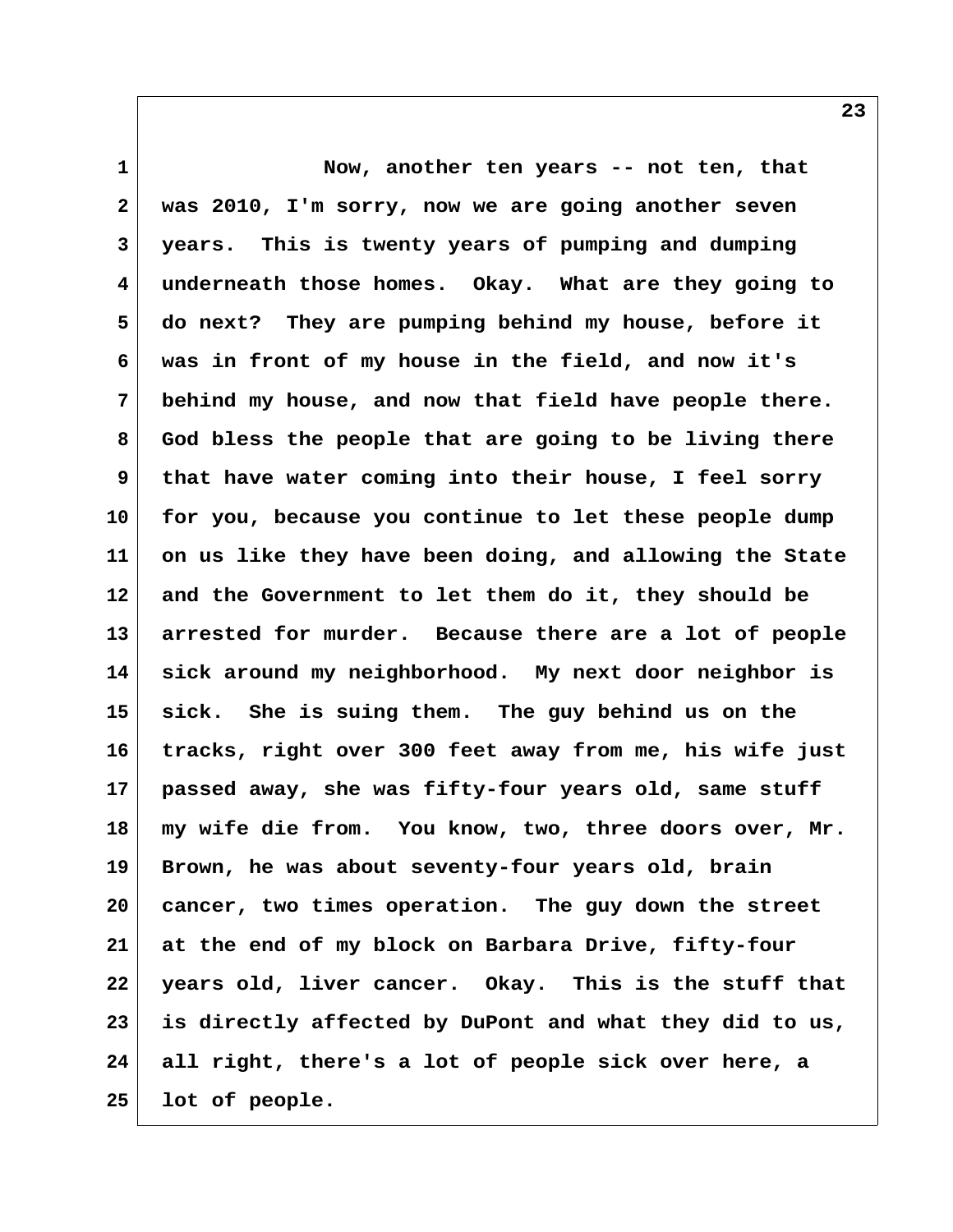Now, another ten years -- not ten, that was 2010, I'm sorry, now we are going another seven years. This is twenty years of pumping and dumping underneath those homes. Okay. What are they going to do next? They are pumping behind my house, before it was in front of my house in the field, and now it's behind my house, and now that field have people there. God bless the people that are going to be living there that have water coming into their house, I feel sorry for you, because you continue to let these people dump on us like they have been doing, and allowing the State and the Government to let them do it, they should be arrested for murder. Because there are a lot of people sick around my neighborhood. My next door neighbor is sick. She is suing them. The guy behind us on the tracks, right over 300 feet away from me, his wife just passed away, she was fifty-four years old, same stuff my wife die from. You know, two, three doors over, Mr. Brown, he was about seventy-four years old, brain cancer, two times operation. The guy down the street at the end of my block on Barbara Drive, fifty-four years old, liver cancer. Okay. This is the stuff that is directly affected by DuPont and what they did to us, all right, there's a lot of people sick over here, a lot of people.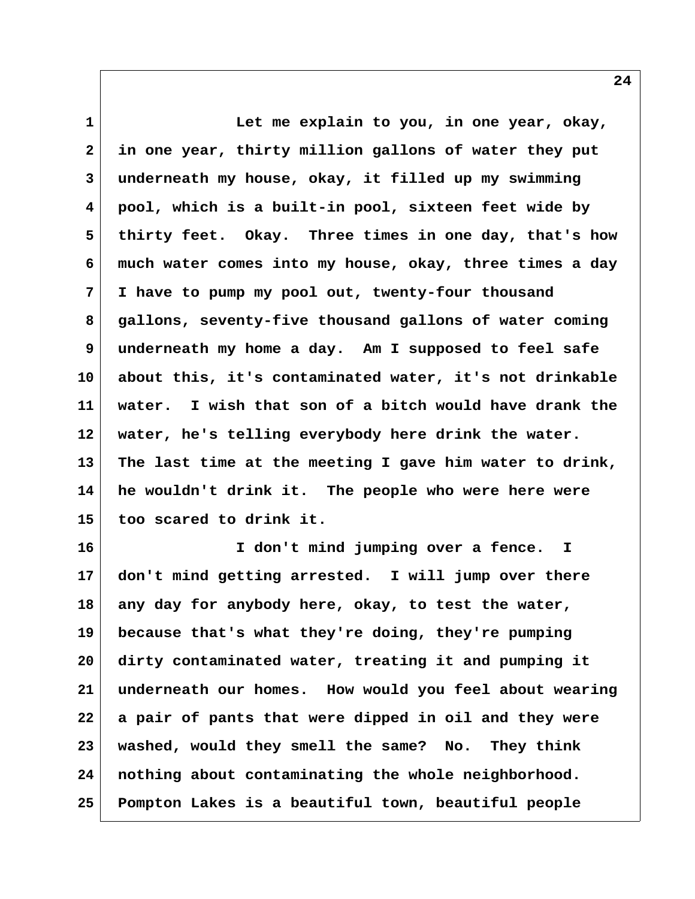Let me explain to you, in one year, okay, in one year, thirty million gallons of water they put underneath my house, okay, it filled up my swimming pool, which is a built-in pool, sixteen feet wide by thirty feet. Okay. Three times in one day, that's how much water comes into my house, okay, three times a day I have to pump my pool out, twenty-four thousand gallons, seventy-five thousand gallons of water coming underneath my home a day. Am I supposed to feel safe about this, it's contaminated water, it's not drinkable water. I wish that son of a bitch would have drank the water, he's telling everybody here drink the water. The last time at the meeting I gave him water to drink, he wouldn't drink it. The people who were here were too scared to drink it.

I don't mind jumping over a fence. I don't mind getting arrested. I will jump over there any day for anybody here, okay, to test the water, because that's what they're doing, they're pumping dirty contaminated water, treating it and pumping it underneath our homes. How would you feel about wearing a pair of pants that were dipped in oil and they were washed, would they smell the same? No. They think nothing about contaminating the whole neighborhood. Pompton Lakes is a beautiful town, beautiful people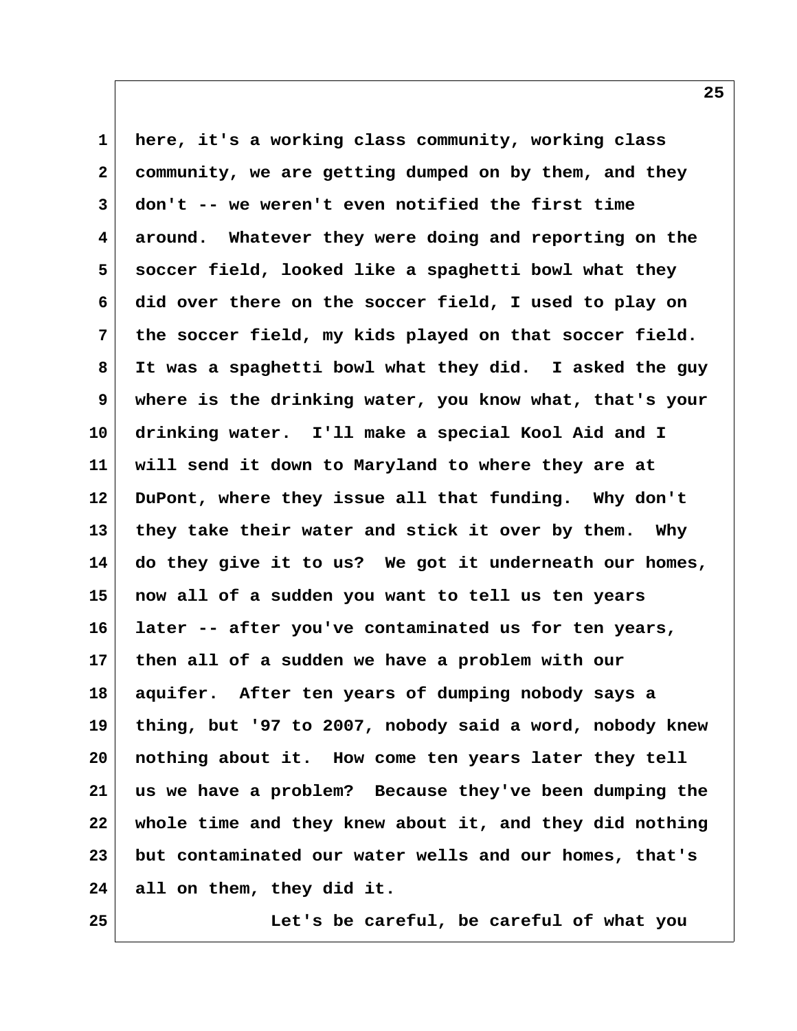here, it's a working class community, working class community, we are getting dumped on by them, and they don't -- we weren't even notified the first time around. Whatever they were doing and reporting on the soccer field, looked like a spaghetti bowl what they did over there on the soccer field, I used to play on the soccer field, my kids played on that soccer field. It was a spaghetti bowl what they did. I asked the guy where is the drinking water, you know what, that's your drinking water. I'll make a special Kool Aid and I will send it down to Maryland to where they are at DuPont, where they issue all that funding. Why don't they take their water and stick it over by them. Why do they give it to us? We got it underneath our homes, now all of a sudden you want to tell us ten years later -- after you've contaminated us for ten years, then all of a sudden we have a problem with our aquifer. After ten years of dumping nobody says a thing, but '97 to 2007, nobody said a word, nobody knew nothing about it. How come ten years later they tell us we have a problem? Because they've been dumping the whole time and they knew about it, and they did nothing but contaminated our water wells and our homes, that's all on them, they did it.

Let's be careful, be careful of what you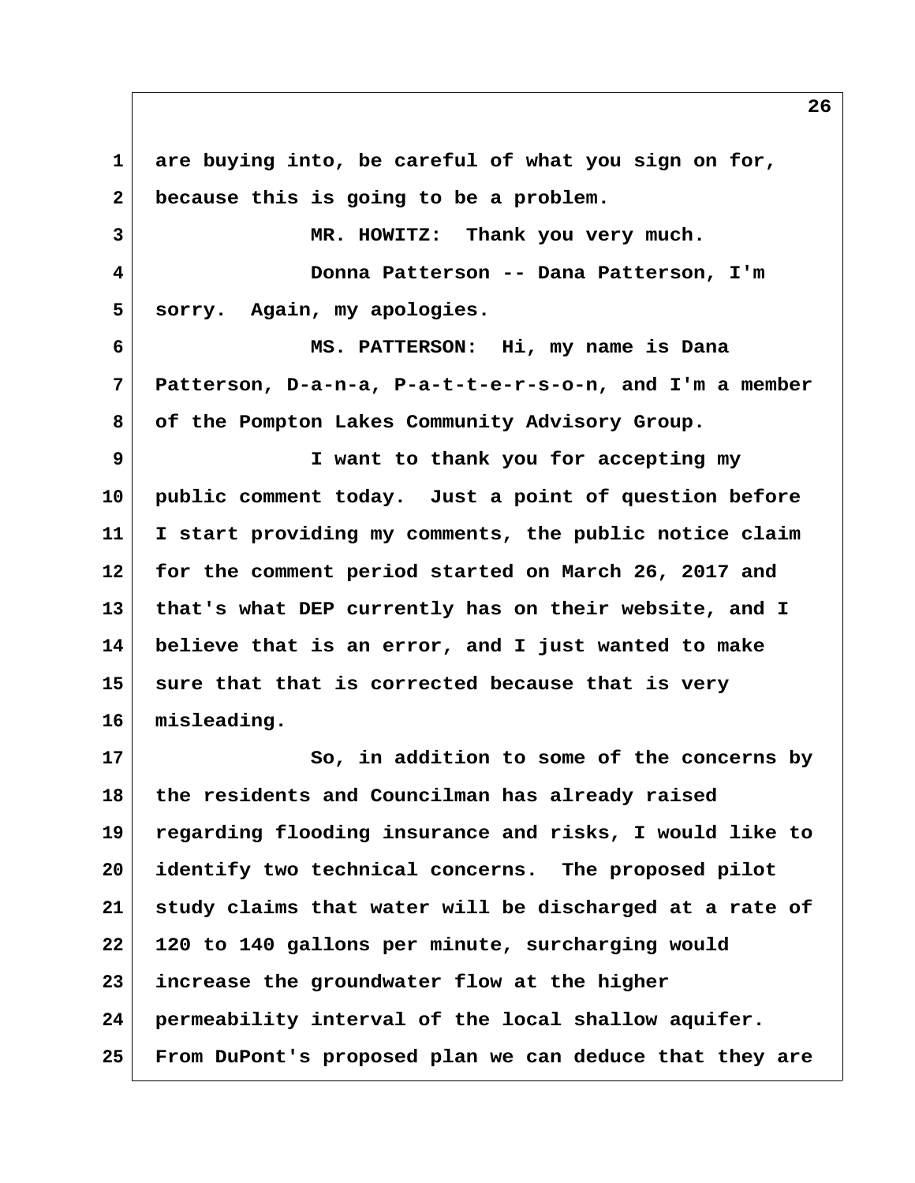are buying into, be careful of what you sign on for, because this is going to be a problem.

MR. HOWITZ: Thank you very much.

Donna Patterson -- Dana Patterson, I'm sorry. Again, my apologies.

MS. PATTERSON: Hi, my name is Dana Patterson, D-a-n-a, P-a-t-t-e-r-s-o-n, and I'm a member of the Pompton Lakes Community Advisory Group.

I want to thank you for accepting my public comment today. Just a point of question before I start providing my comments, the public notice claim for the comment period started on March 26, 2017 and that's what DEP currently has on their website, and I believe that is an error, and I just wanted to make sure that that is corrected because that is very misleading.

So, in addition to some of the concerns by the residents and Councilman has already raised regarding flooding insurance and risks, I would like to identify two technical concerns. The proposed pilot study claims that water will be discharged at a rate of 120 to 140 gallons per minute, surcharging would increase the groundwater flow at the higher permeability interval of the local shallow aquifer. From DuPont's proposed plan we can deduce that they are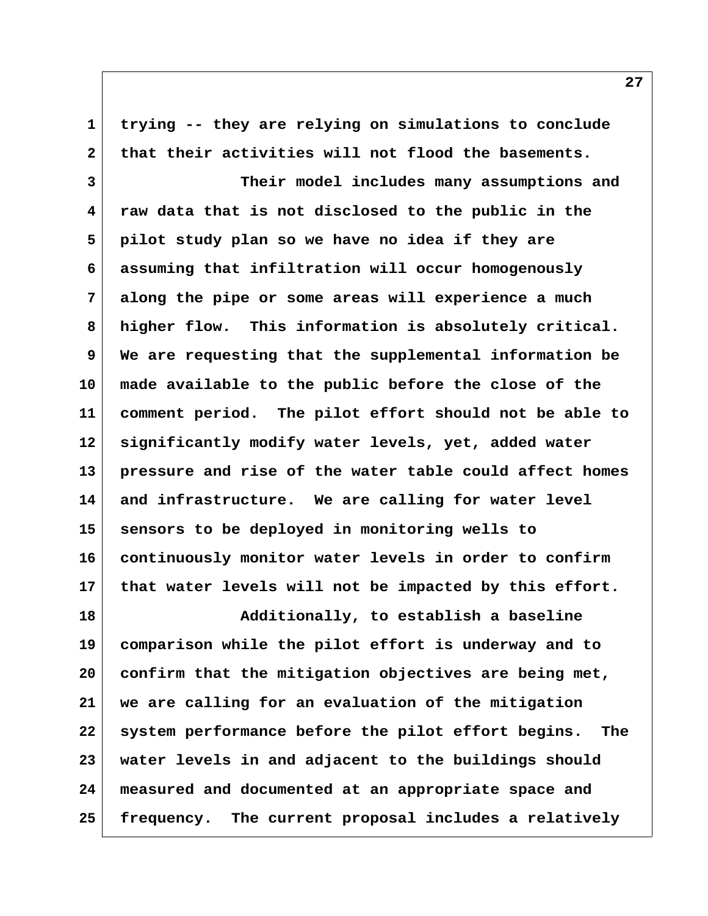trying -- they are relying on simulations to conclude that their activities will not flood the basements.

Their model includes many assumptions and raw data that is not disclosed to the public in the pilot study plan so we have no idea if they are assuming that infiltration will occur homogenously along the pipe or some areas will experience a much higher flow. This information is absolutely critical. We are requesting that the supplemental information be made available to the public before the close of the comment period. The pilot effort should not be able to significantly modify water levels, yet, added water pressure and rise of the water table could affect homes and infrastructure. We are calling for water level sensors to be deployed in monitoring wells to continuously monitor water levels in order to confirm that water levels will not be impacted by this effort.

Additionally, to establish a baseline comparison while the pilot effort is underway and to confirm that the mitigation objectives are being met, we are calling for an evaluation of the mitigation system performance before the pilot effort begins. The water levels in and adjacent to the buildings should measured and documented at an appropriate space and frequency. The current proposal includes a relatively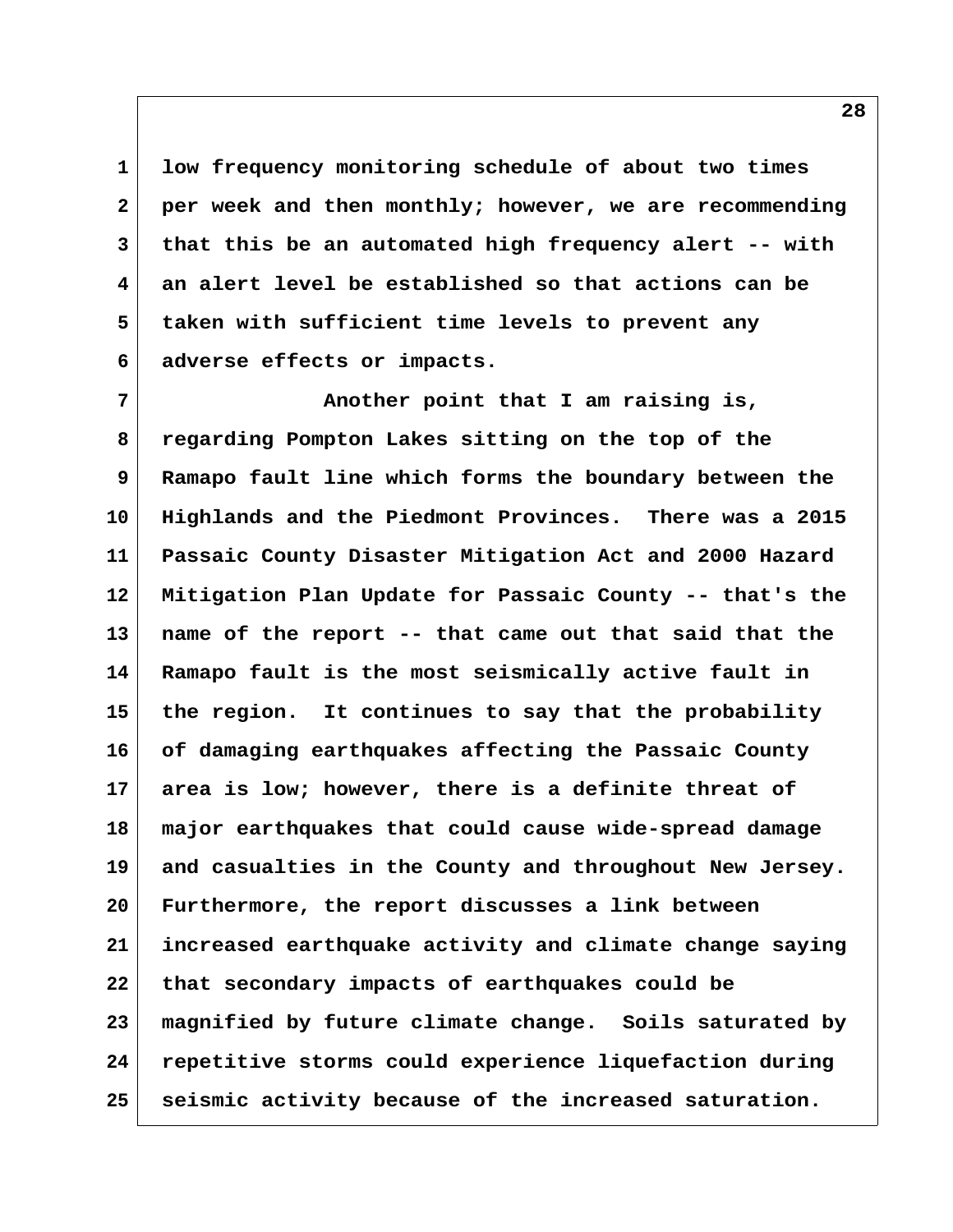low frequency monitoring schedule of about two times per week and then monthly; however, we are recommending that this be an automated high frequency alert -- with an alert level be established so that actions can be taken with sufficient time levels to prevent any adverse effects or impacts.

Another point that I am raising is, regarding Pompton Lakes sitting on the top of the Ramapo fault line which forms the boundary between the Highlands and the Piedmont Provinces. There was a 2015 Passaic County Disaster Mitigation Act and 2000 Hazard Mitigation Plan Update for Passaic County -- that's the name of the report -- that came out that said that the Ramapo fault is the most seismically active fault in the region. It continues to say that the probability of damaging earthquakes affecting the Passaic County area is low; however, there is a definite threat of major earthquakes that could cause wide-spread damage and casualties in the County and throughout New Jersey. Furthermore, the report discusses a link between increased earthquake activity and climate change saying that secondary impacts of earthquakes could be magnified by future climate change. Soils saturated by repetitive storms could experience liquefaction during seismic activity because of the increased saturation.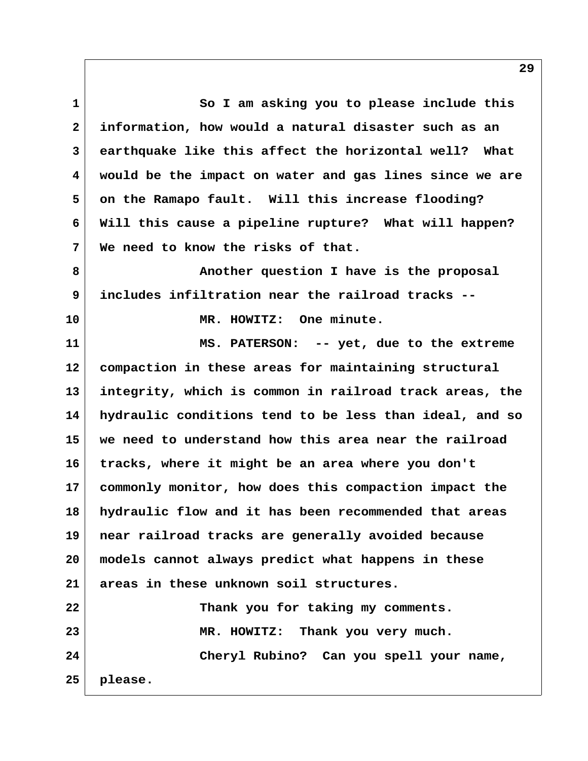So I am asking you to please include this information, how would a natural disaster such as an earthquake like this affect the horizontal well? What would be the impact on water and gas lines since we are on the Ramapo fault. Will this increase flooding? Will this cause a pipeline rupture? What will happen? We need to know the risks of that.

Another question I have is the proposal includes infiltration near the railroad tracks --

MR. HOWITZ: One minute.

MS. PATERSON: -- yet, due to the extreme compaction in these areas for maintaining structural integrity, which is common in railroad track areas, the hydraulic conditions tend to be less than ideal, and so we need to understand how this area near the railroad tracks, where it might be an area where you don't commonly monitor, how does this compaction impact the hydraulic flow and it has been recommended that areas near railroad tracks are generally avoided because models cannot always predict what happens in these areas in these unknown soil structures.

Thank you for taking my comments.

MR. HOWITZ: Thank you very much.

Cheryl Rubino? Can you spell your name, please.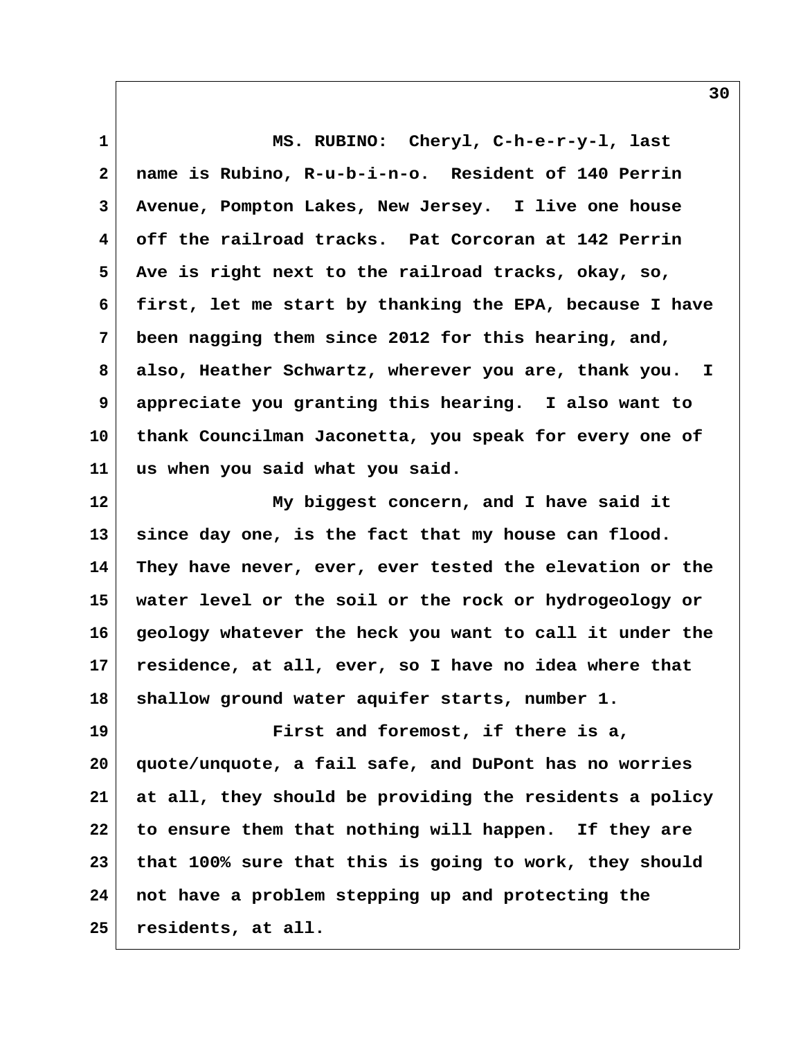MS. RUBINO: Cheryl, C-h-e-r-y-l, last name is Rubino, R-u-b-i-n-o. Resident of 140 Perrin Avenue, Pompton Lakes, New Jersey. I live one house off the railroad tracks. Pat Corcoran at 142 Perrin Ave is right next to the railroad tracks, okay, so, first, let me start by thanking the EPA, because I have been nagging them since 2012 for this hearing, and, also, Heather Schwartz, wherever you are, thank you. I appreciate you granting this hearing. I also want to thank Councilman Jaconetta, you speak for every one of us when you said what you said.

My biggest concern, and I have said it since day one, is the fact that my house can flood. They have never, ever, ever tested the elevation or the water level or the soil or the rock or hydrogeology or geology whatever the heck you want to call it under the residence, at all, ever, so I have no idea where that shallow ground water aquifer starts, number 1.

First and foremost, if there is a, quote/unquote, a fail safe, and DuPont has no worries at all, they should be providing the residents a policy to ensure them that nothing will happen. If they are that 100% sure that this is going to work, they should not have a problem stepping up and protecting the residents, at all.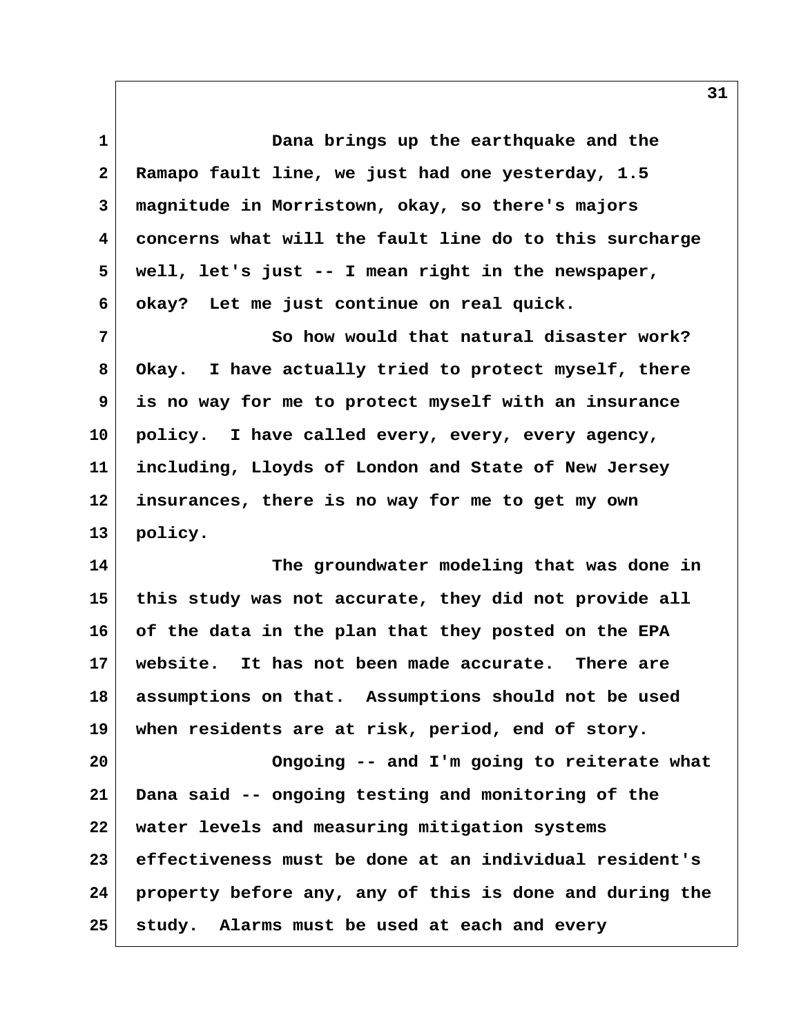Dana brings up the earthquake and the Ramapo fault line, we just had one yesterday, 1.5 magnitude in Morristown, okay, so there's majors concerns what will the fault line do to this surcharge well, let's just -- I mean right in the newspaper, okay? Let me just continue on real quick.

So how would that natural disaster work? Okay. I have actually tried to protect myself, there is no way for me to protect myself with an insurance policy. I have called every, every, every agency, including, Lloyds of London and State of New Jersey insurances, there is no way for me to get my own policy.

The groundwater modeling that was done in this study was not accurate, they did not provide all of the data in the plan that they posted on the EPA website. It has not been made accurate. There are assumptions on that. Assumptions should not be used when residents are at risk, period, end of story.

Ongoing -- and I'm going to reiterate what Dana said -- ongoing testing and monitoring of the water levels and measuring mitigation systems effectiveness must be done at an individual resident's property before any, any of this is done and during the study. Alarms must be used at each and every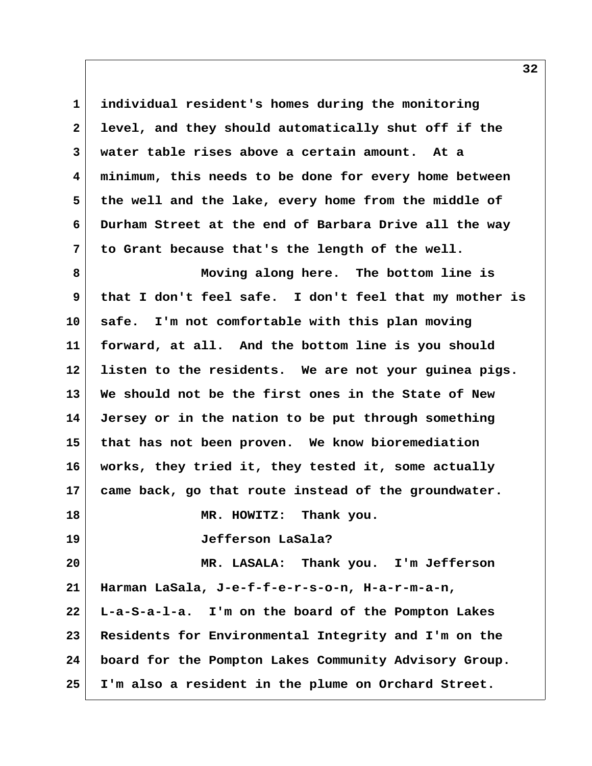individual resident's homes during the monitoring level, and they should automatically shut off if the water table rises above a certain amount. At a minimum, this needs to be done for every home between the well and the lake, every home from the middle of Durham Street at the end of Barbara Drive all the way to Grant because that's the length of the well.

Moving along here. The bottom line is that I don't feel safe. I don't feel that my mother is safe. I'm not comfortable with this plan moving forward, at all. And the bottom line is you should listen to the residents. We are not your guinea pigs. We should not be the first ones in the State of New Jersey or in the nation to be put through something that has not been proven. We know bioremediation works, they tried it, they tested it, some actually came back, go that route instead of the groundwater.

MR. HOWITZ: Thank you.

Jefferson LaSala?

MR. LASALA: Thank you. I'm Jefferson Harman LaSala, J-e-f-f-e-r-s-o-n, H-a-r-m-a-n, L-a-S-a-l-a. I'm on the board of the Pompton Lakes Residents for Environmental Integrity and I'm on the board for the Pompton Lakes Community Advisory Group. I'm also a resident in the plume on Orchard Street.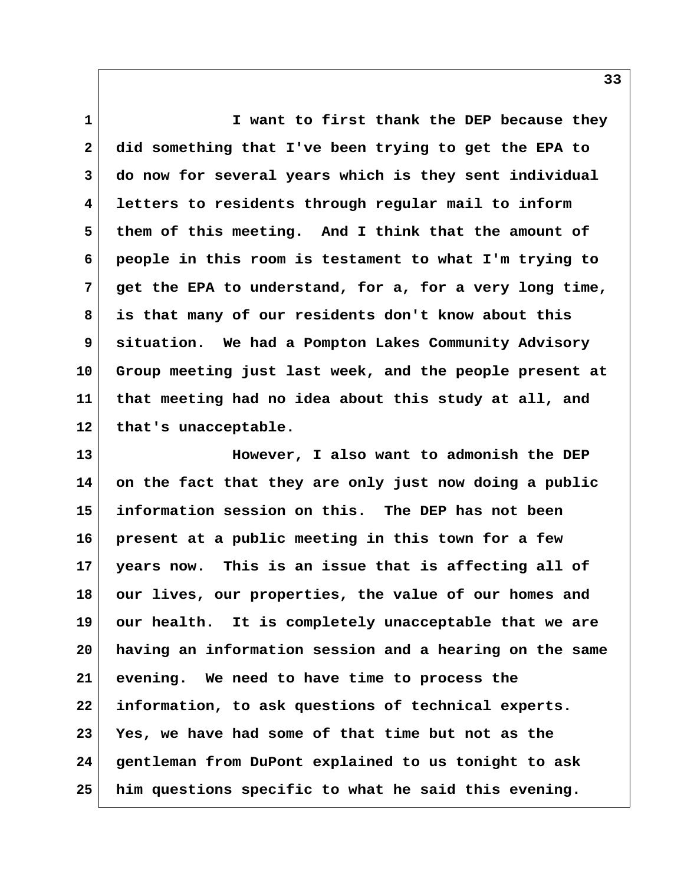I want to first thank the DEP because they did something that I've been trying to get the EPA to do now for several years which is they sent individual letters to residents through regular mail to inform them of this meeting. And I think that the amount of people in this room is testament to what I'm trying to get the EPA to understand, for a, for a very long time, is that many of our residents don't know about this situation. We had a Pompton Lakes Community Advisory Group meeting just last week, and the people present at that meeting had no idea about this study at all, and that's unacceptable.

However, I also want to admonish the DEP on the fact that they are only just now doing a public information session on this. The DEP has not been present at a public meeting in this town for a few years now. This is an issue that is affecting all of our lives, our properties, the value of our homes and our health. It is completely unacceptable that we are having an information session and a hearing on the same evening. We need to have time to process the information, to ask questions of technical experts. Yes, we have had some of that time but not as the gentleman from DuPont explained to us tonight to ask him questions specific to what he said this evening.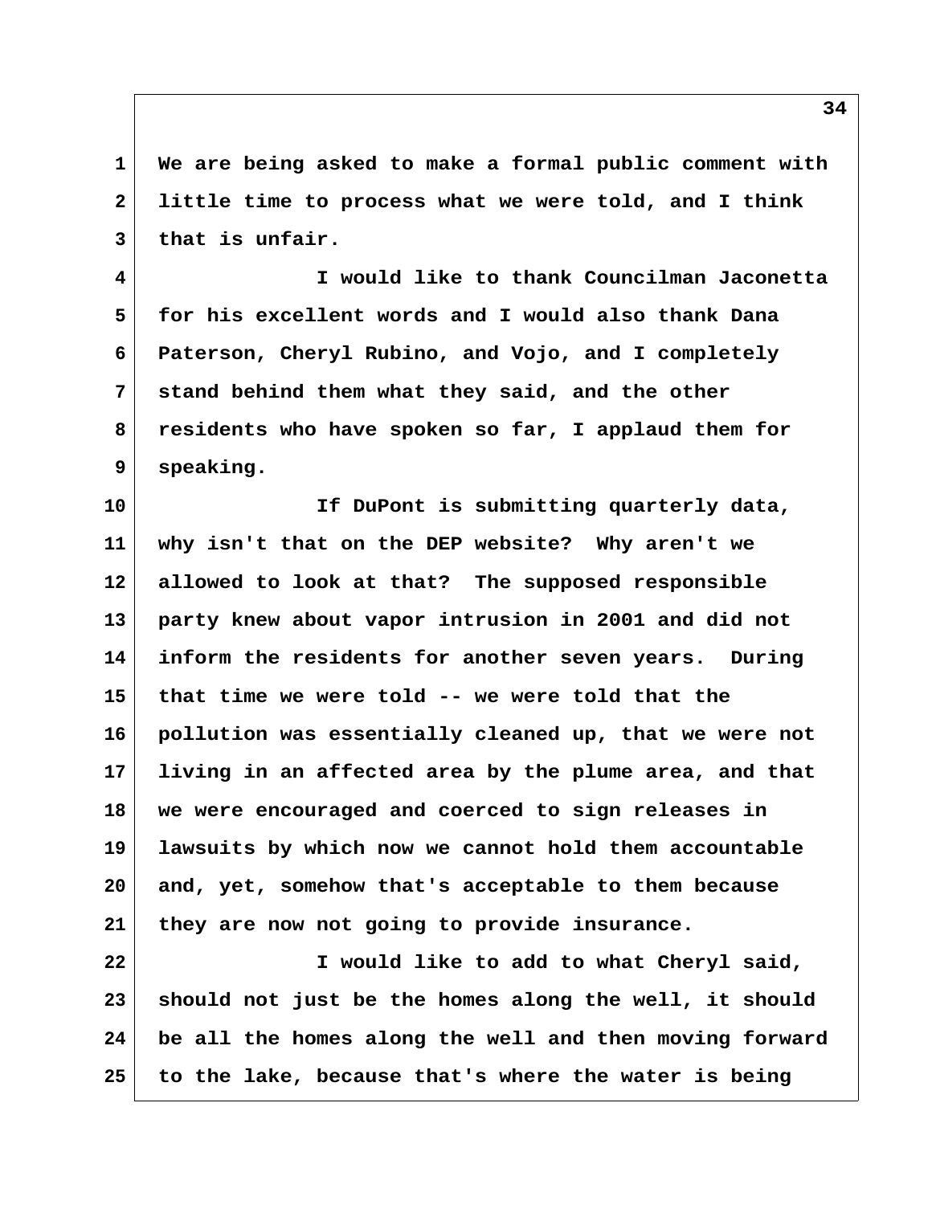We are being asked to make a formal public comment with little time to process what we were told, and I think that is unfair.

I would like to thank Councilman Jaconetta for his excellent words and I would also thank Dana Paterson, Cheryl Rubino, and Vojo, and I completely stand behind them what they said, and the other residents who have spoken so far, I applaud them for speaking.

If DuPont is submitting quarterly data, why isn't that on the DEP website? Why aren't we allowed to look at that? The supposed responsible party knew about vapor intrusion in 2001 and did not inform the residents for another seven years. During that time we were told -- we were told that the pollution was essentially cleaned up, that we were not living in an affected area by the plume area, and that we were encouraged and coerced to sign releases in lawsuits by which now we cannot hold them accountable and, yet, somehow that's acceptable to them because they are now not going to provide insurance.

I would like to add to what Cheryl said, should not just be the homes along the well, it should be all the homes along the well and then moving forward to the lake, because that's where the water is being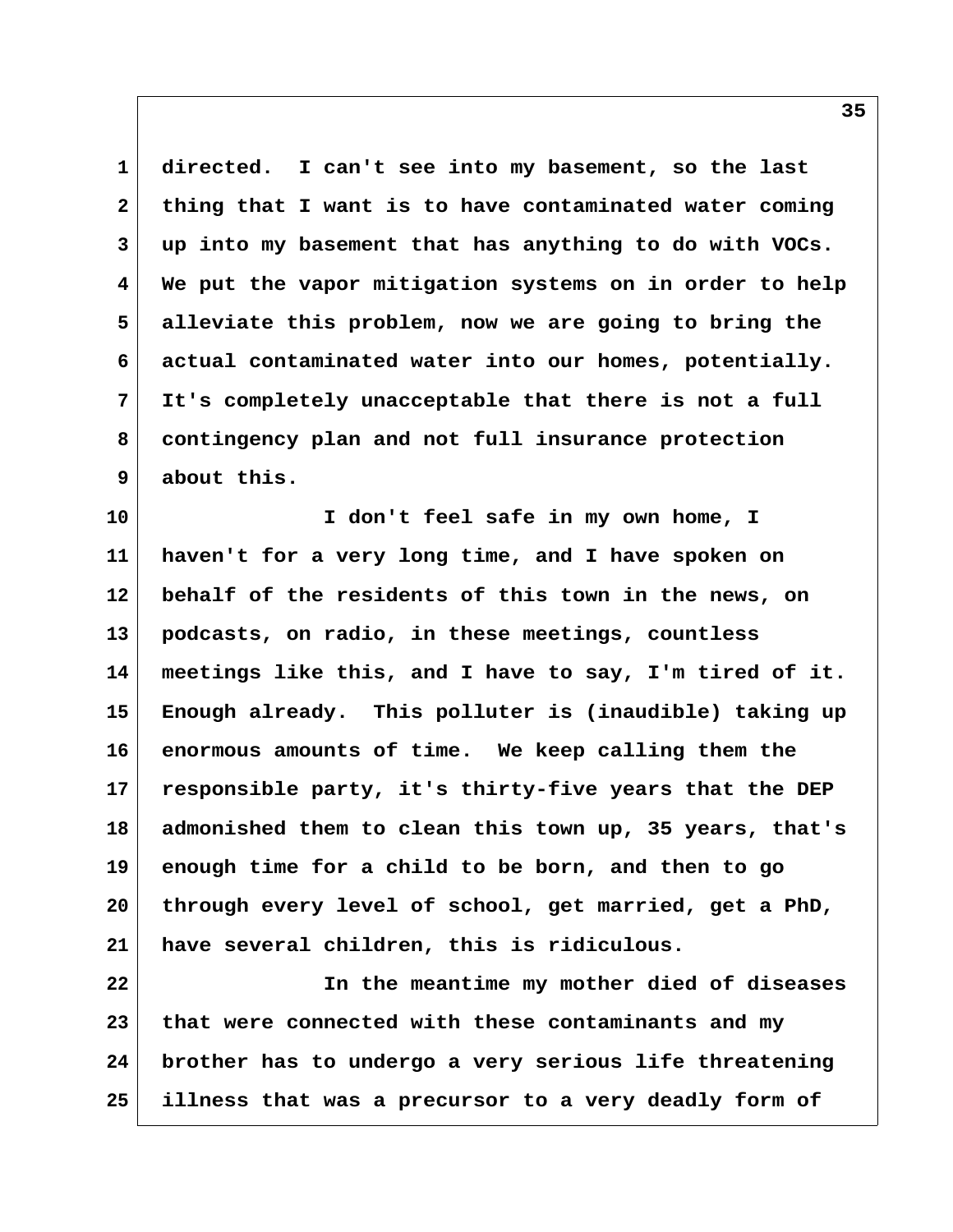directed. I can't see into my basement, so the last thing that I want is to have contaminated water coming up into my basement that has anything to do with VOCs. We put the vapor mitigation systems on in order to help alleviate this problem, now we are going to bring the actual contaminated water into our homes, potentially. It's completely unacceptable that there is not a full contingency plan and not full insurance protection about this.

I don't feel safe in my own home, I haven't for a very long time, and I have spoken on behalf of the residents of this town in the news, on podcasts, on radio, in these meetings, countless meetings like this, and I have to say, I'm tired of it. Enough already. This polluter is (inaudible) taking up enormous amounts of time. We keep calling them the responsible party, it's thirty-five years that the DEP admonished them to clean this town up, 35 years, that's enough time for a child to be born, and then to go through every level of school, get married, get a PhD, have several children, this is ridiculous.

In the meantime my mother died of diseases that were connected with these contaminants and my brother has to undergo a very serious life threatening illness that was a precursor to a very deadly form of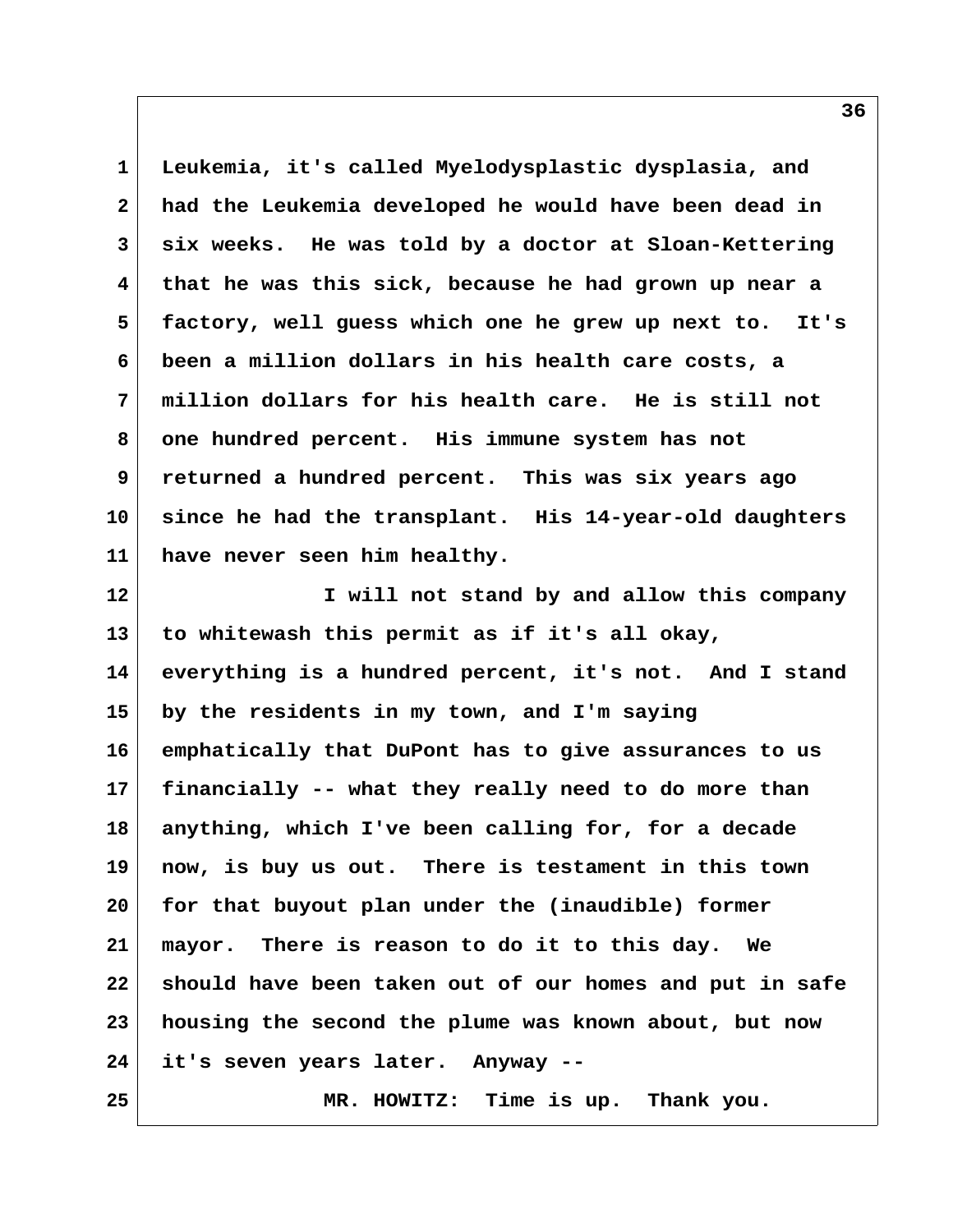Leukemia, it's called Myelodysplastic dysplasia, and had the Leukemia developed he would have been dead in six weeks. He was told by a doctor at Sloan-Kettering that he was this sick, because he had grown up near a factory, well guess which one he grew up next to. It's been a million dollars in his health care costs, a million dollars for his health care. He is still not one hundred percent. His immune system has not returned a hundred percent. This was six years ago since he had the transplant. His 14-year-old daughters have never seen him healthy.

I will not stand by and allow this company to whitewash this permit as if it's all okay, everything is a hundred percent, it's not. And I stand by the residents in my town, and I'm saying emphatically that DuPont has to give assurances to us financially -- what they really need to do more than anything, which I've been calling for, for a decade now, is buy us out. There is testament in this town for that buyout plan under the (inaudible) former mayor. There is reason to do it to this day. We should have been taken out of our homes and put in safe housing the second the plume was known about, but now it's seven years later. Anyway --

MR. HOWITZ: Time is up. Thank you.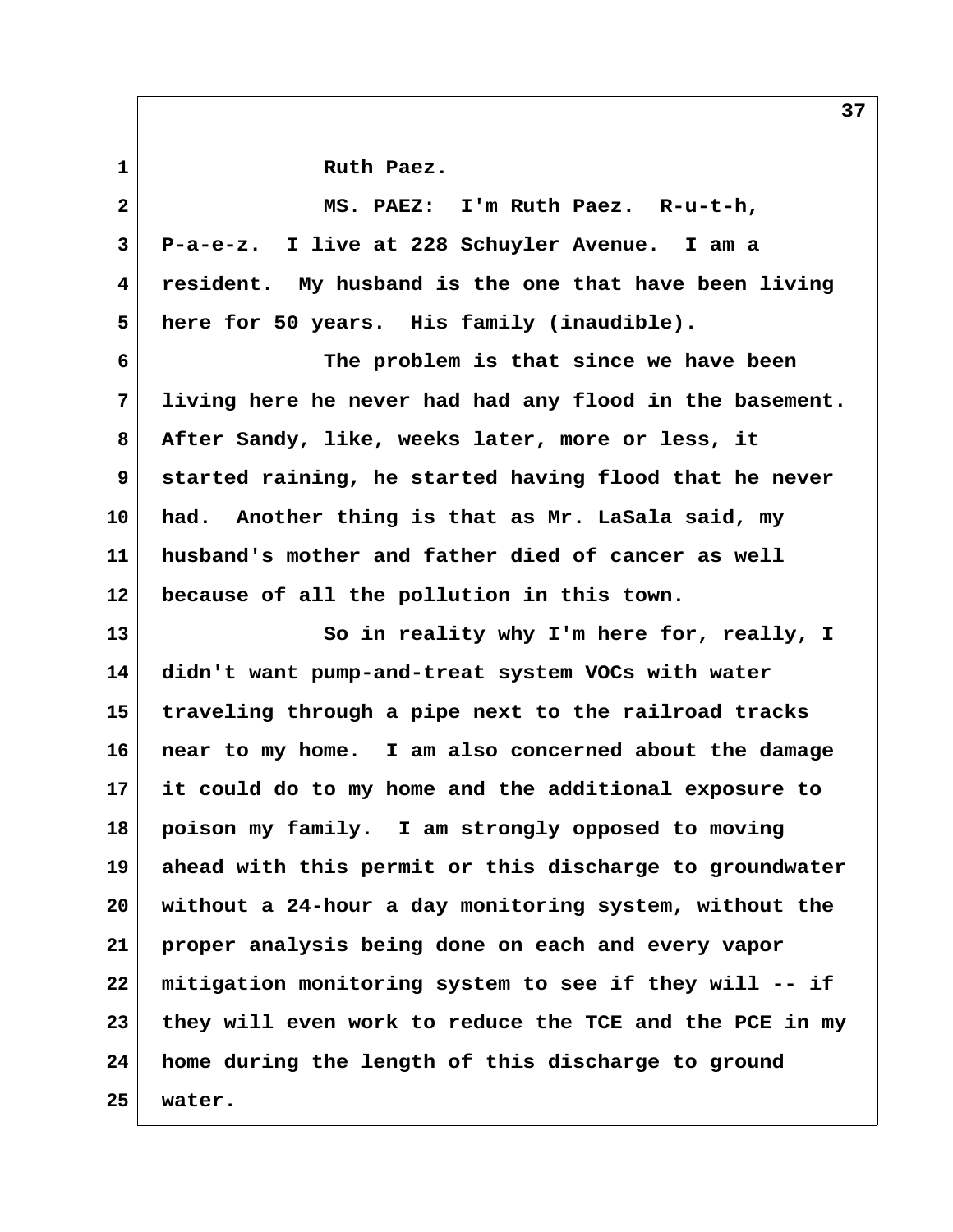Ruth Paez.

MS. PAEZ: I'm Ruth Paez. R-u-t-h, P-a-e-z. I live at 228 Schuyler Avenue. I am a resident. My husband is the one that have been living here for 50 years. His family (inaudible).

The problem is that since we have been living here he never had had any flood in the basement. After Sandy, like, weeks later, more or less, it started raining, he started having flood that he never had. Another thing is that as Mr. LaSala said, my husband's mother and father died of cancer as well because of all the pollution in this town.

So in reality why I'm here for, really, I didn't want pump-and-treat system VOCs with water traveling through a pipe next to the railroad tracks near to my home. I am also concerned about the damage it could do to my home and the additional exposure to poison my family. I am strongly opposed to moving ahead with this permit or this discharge to groundwater without a 24-hour a day monitoring system, without the proper analysis being done on each and every vapor mitigation monitoring system to see if they will -- if they will even work to reduce the TCE and the PCE in my home during the length of this discharge to ground water.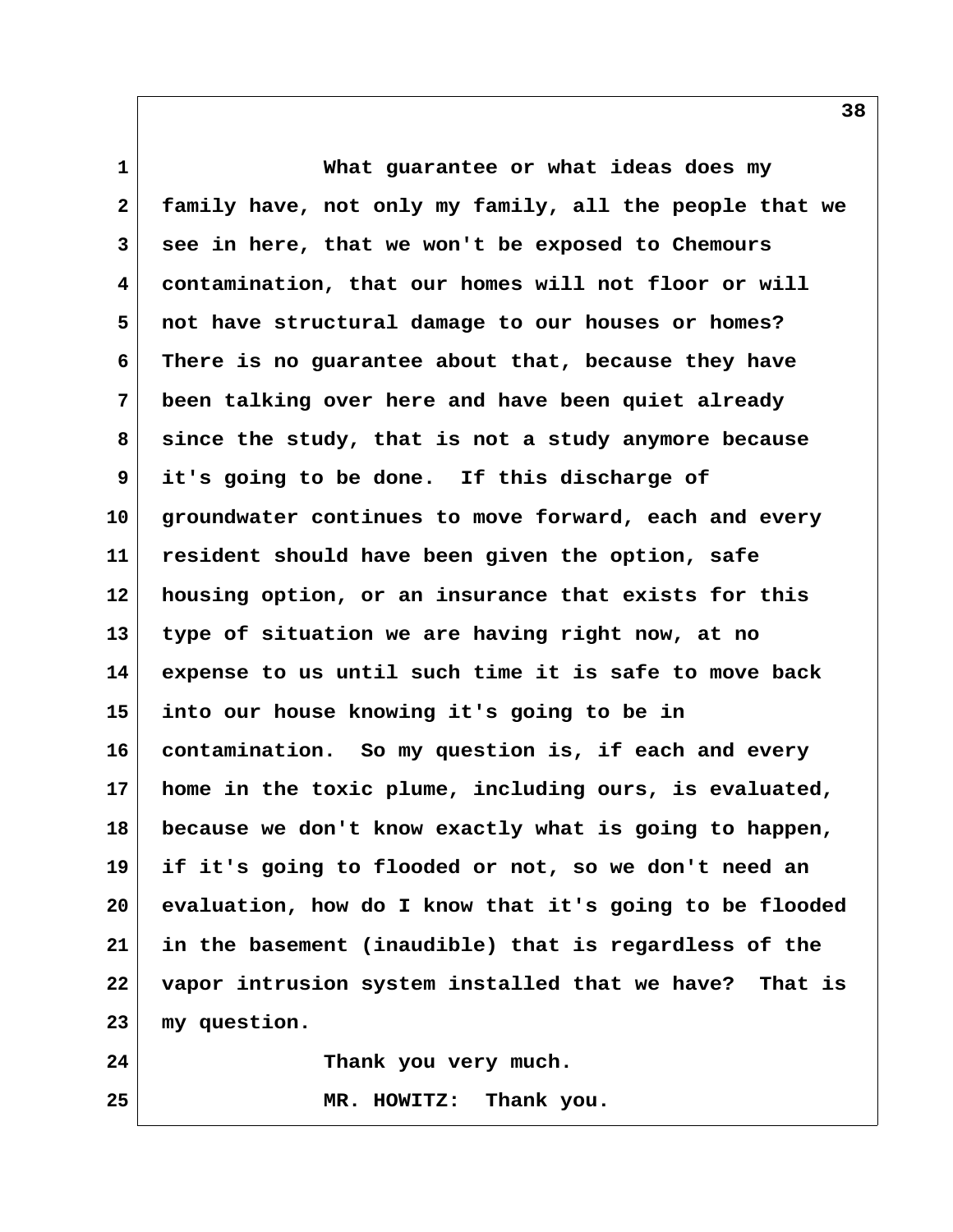What guarantee or what ideas does my family have, not only my family, all the people that we see in here, that we won't be exposed to Chemours contamination, that our homes will not floor or will not have structural damage to our houses or homes? There is no guarantee about that, because they have been talking over here and have been quiet already since the study, that is not a study anymore because it's going to be done. If this discharge of groundwater continues to move forward, each and every resident should have been given the option, safe housing option, or an insurance that exists for this type of situation we are having right now, at no expense to us until such time it is safe to move back into our house knowing it's going to be in contamination. So my question is, if each and every home in the toxic plume, including ours, is evaluated, because we don't know exactly what is going to happen, if it's going to flooded or not, so we don't need an evaluation, how do I know that it's going to be flooded in the basement (inaudible) that is regardless of the vapor intrusion system installed that we have? That is my question.

Thank you very much.

MR. HOWITZ: Thank you.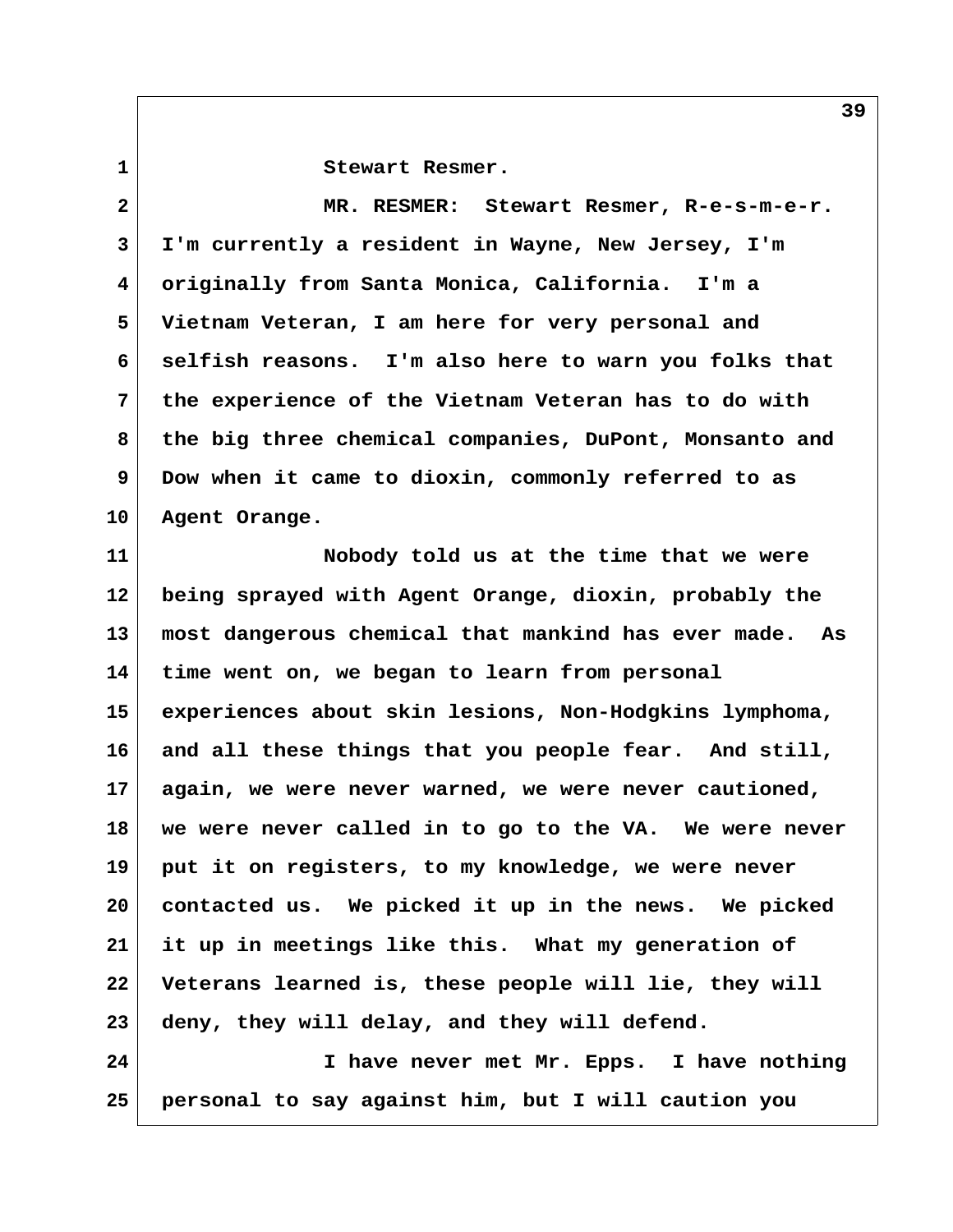Stewart Resmer.

MR. RESMER: Stewart Resmer, R-e-s-m-e-r. I'm currently a resident in Wayne, New Jersey, I'm originally from Santa Monica, California. I'm a Vietnam Veteran, I am here for very personal and selfish reasons. I'm also here to warn you folks that the experience of the Vietnam Veteran has to do with the big three chemical companies, DuPont, Monsanto and Dow when it came to dioxin, commonly referred to as Agent Orange.

Nobody told us at the time that we were being sprayed with Agent Orange, dioxin, probably the most dangerous chemical that mankind has ever made. As time went on, we began to learn from personal experiences about skin lesions, Non-Hodgkins lymphoma, and all these things that you people fear. And still, again, we were never warned, we were never cautioned, we were never called in to go to the VA. We were never put it on registers, to my knowledge, we were never contacted us. We picked it up in the news. We picked it up in meetings like this. What my generation of Veterans learned is, these people will lie, they will deny, they will delay, and they will defend.

I have never met Mr. Epps. I have nothing personal to say against him, but I will caution you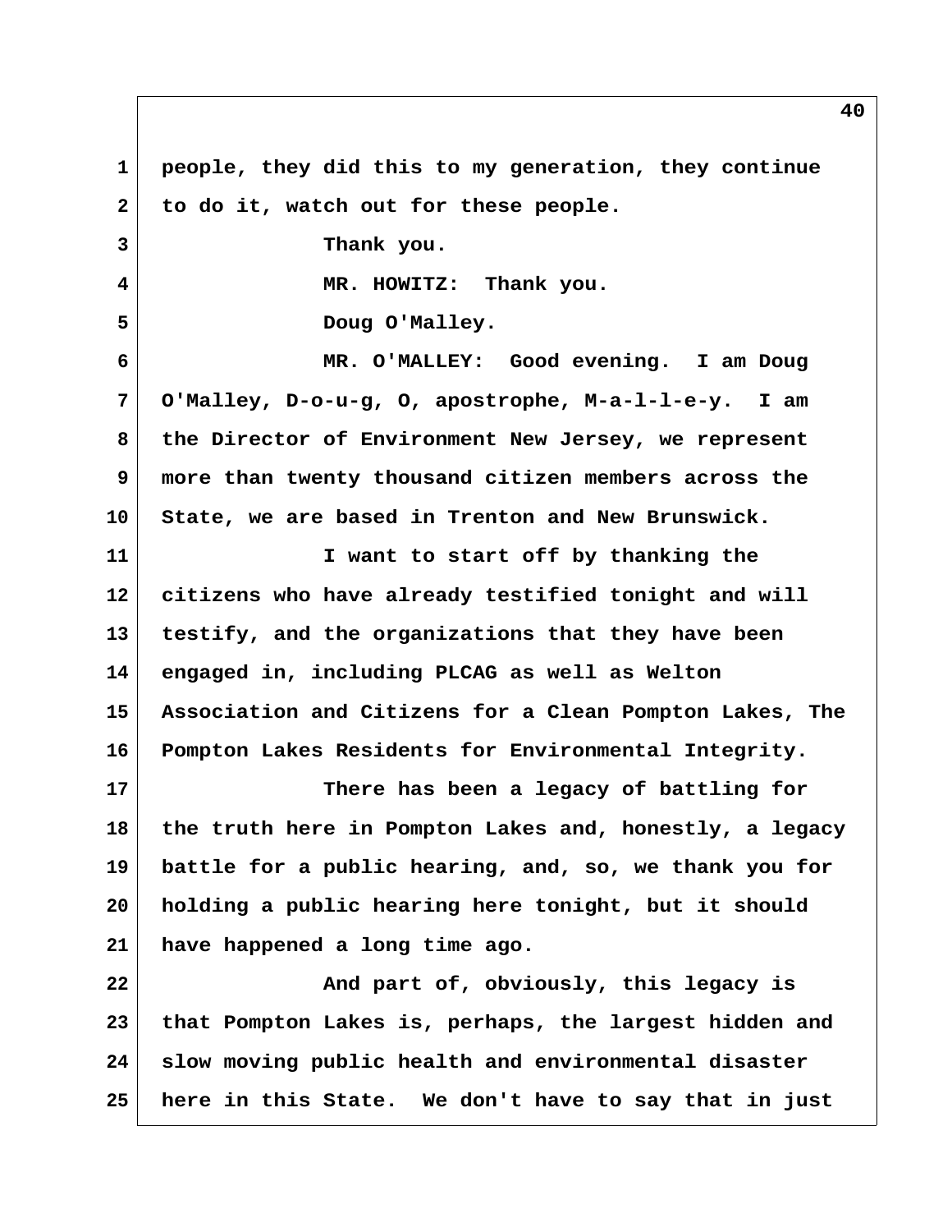people, they did this to my generation, they continue to do it, watch out for these people.

Thank you.

MR. HOWITZ: Thank you.

Doug O'Malley.

MR. O'MALLEY: Good evening. I am Doug O'Malley, D-o-u-g, O, apostrophe, M-a-l-l-e-y. I am the Director of Environment New Jersey, we represent more than twenty thousand citizen members across the State, we are based in Trenton and New Brunswick.

I want to start off by thanking the citizens who have already testified tonight and will testify, and the organizations that they have been engaged in, including PLCAG as well as Welton Association and Citizens for a Clean Pompton Lakes, The Pompton Lakes Residents for Environmental Integrity.

There has been a legacy of battling for the truth here in Pompton Lakes and, honestly, a legacy battle for a public hearing, and, so, we thank you for holding a public hearing here tonight, but it should have happened a long time ago.

And part of, obviously, this legacy is that Pompton Lakes is, perhaps, the largest hidden and slow moving public health and environmental disaster here in this State. We don't have to say that in just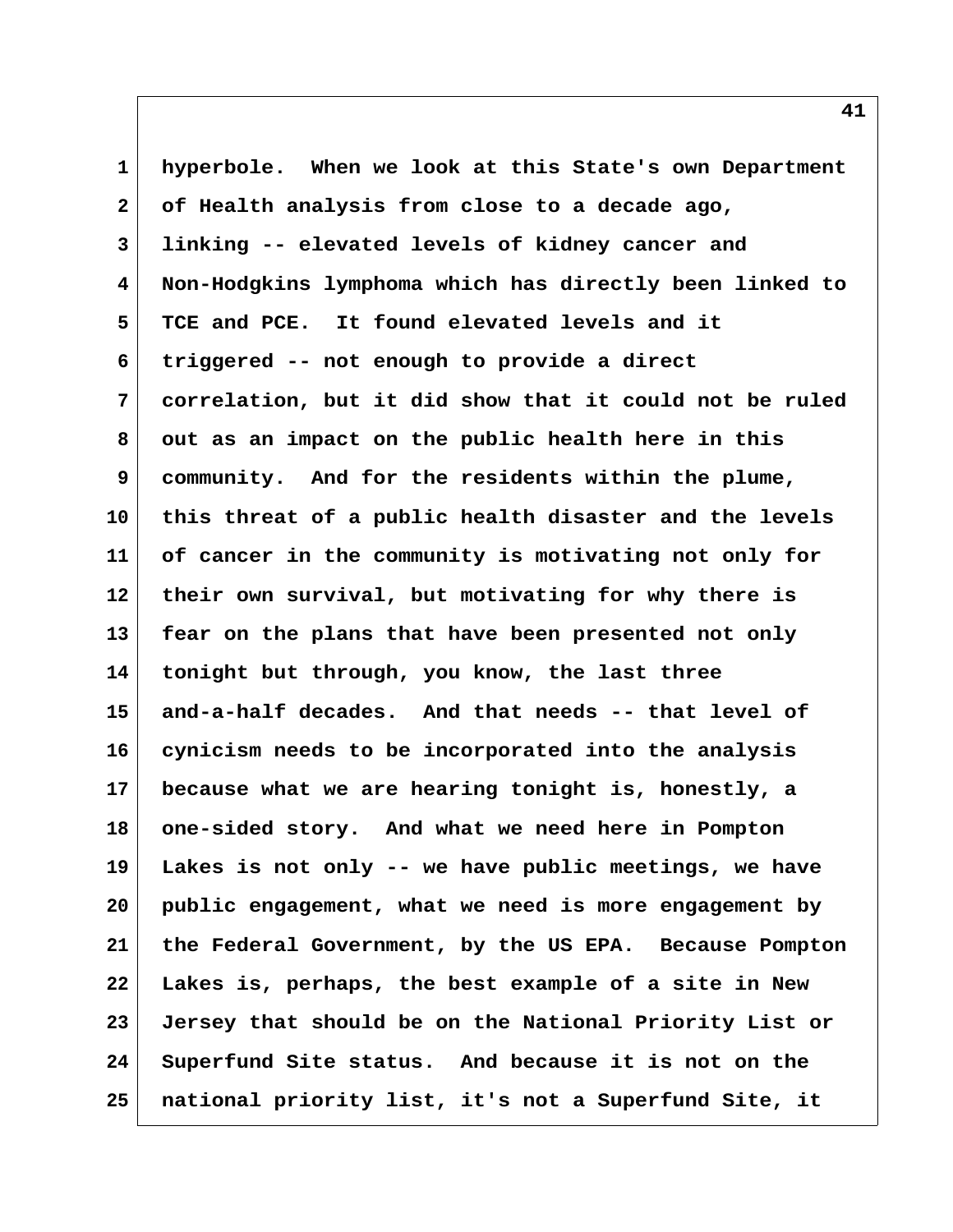1 hyperbole. When we look at this State's own Department
2 of Health analysis from close to a decade ago,
3 linking -- elevated levels of kidney cancer and
4 Non-Hodgkins lymphoma which has directly been linked to
5 TCE and PCE. It found elevated levels and it
6 triggered -- not enough to provide a direct
7 correlation, but it did show that it could not be ruled
8 out as an impact on the public health here in this
9 community. And for the residents within the plume,
10 this threat of a public health disaster and the levels
11 of cancer in the community is motivating not only for
12 their own survival, but motivating for why there is
13 fear on the plans that have been presented not only
14 tonight but through, you know, the last three
15 and-a-half decades. And that needs -- that level of
16 cynicism needs to be incorporated into the analysis
17 because what we are hearing tonight is, honestly, a
18 one-sided story. And what we need here in Pompton
19 Lakes is not only -- we have public meetings, we have
20 public engagement, what we need is more engagement by
21 the Federal Government, by the US EPA. Because Pompton
22 Lakes is, perhaps, the best example of a site in New
23 Jersey that should be on the National Priority List or
24 Superfund Site status. And because it is not on the
25 national priority list, it's not a Superfund Site, it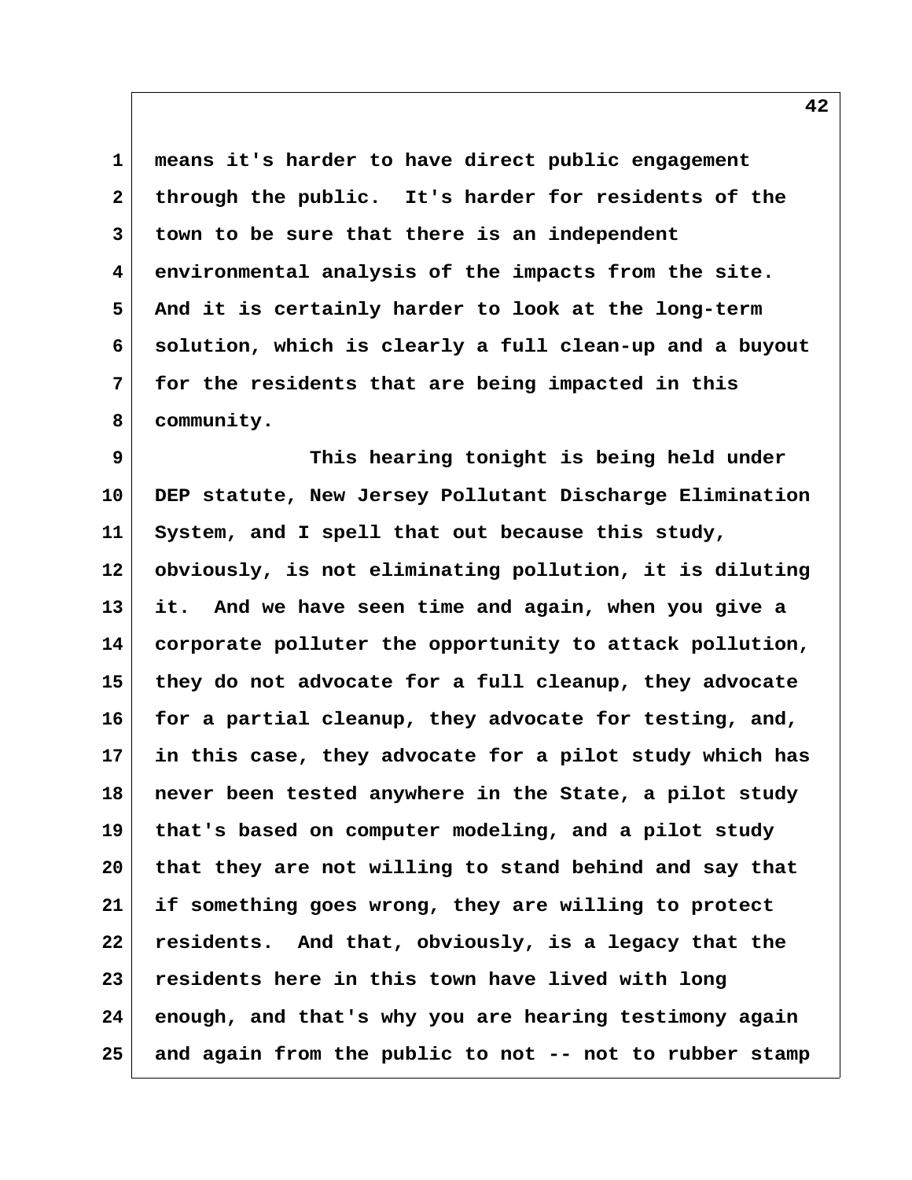means it's harder to have direct public engagement through the public. It's harder for residents of the town to be sure that there is an independent environmental analysis of the impacts from the site. And it is certainly harder to look at the long-term solution, which is clearly a full clean-up and a buyout for the residents that are being impacted in this community.

This hearing tonight is being held under DEP statute, New Jersey Pollutant Discharge Elimination System, and I spell that out because this study, obviously, is not eliminating pollution, it is diluting it. And we have seen time and again, when you give a corporate polluter the opportunity to attack pollution, they do not advocate for a full cleanup, they advocate for a partial cleanup, they advocate for testing, and, in this case, they advocate for a pilot study which has never been tested anywhere in the State, a pilot study that's based on computer modeling, and a pilot study that they are not willing to stand behind and say that if something goes wrong, they are willing to protect residents. And that, obviously, is a legacy that the residents here in this town have lived with long enough, and that's why you are hearing testimony again and again from the public to not -- not to rubber stamp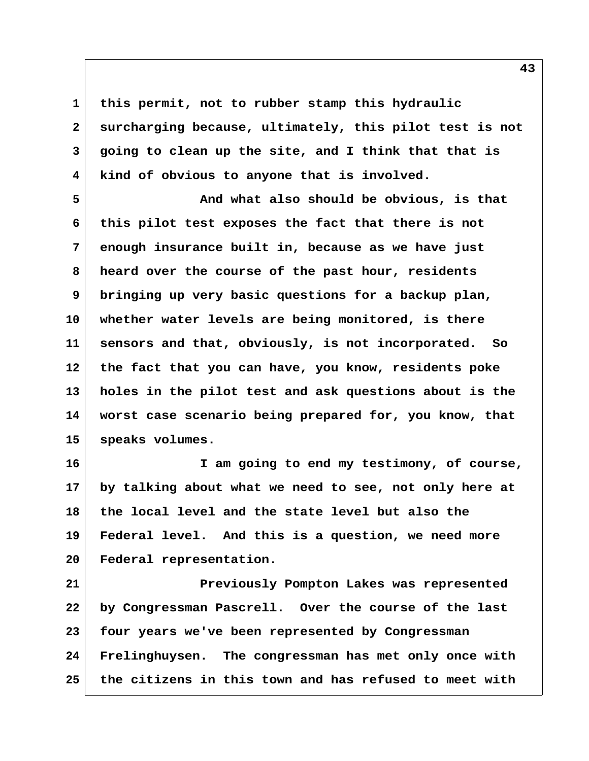this permit, not to rubber stamp this hydraulic surcharging because, ultimately, this pilot test is not going to clean up the site, and I think that that is kind of obvious to anyone that is involved.

And what also should be obvious, is that this pilot test exposes the fact that there is not enough insurance built in, because as we have just heard over the course of the past hour, residents bringing up very basic questions for a backup plan, whether water levels are being monitored, is there sensors and that, obviously, is not incorporated. So the fact that you can have, you know, residents poke holes in the pilot test and ask questions about is the worst case scenario being prepared for, you know, that speaks volumes.

I am going to end my testimony, of course, by talking about what we need to see, not only here at the local level and the state level but also the Federal level. And this is a question, we need more Federal representation.

Previously Pompton Lakes was represented by Congressman Pascrell. Over the course of the last four years we've been represented by Congressman Frelinghuysen. The congressman has met only once with the citizens in this town and has refused to meet with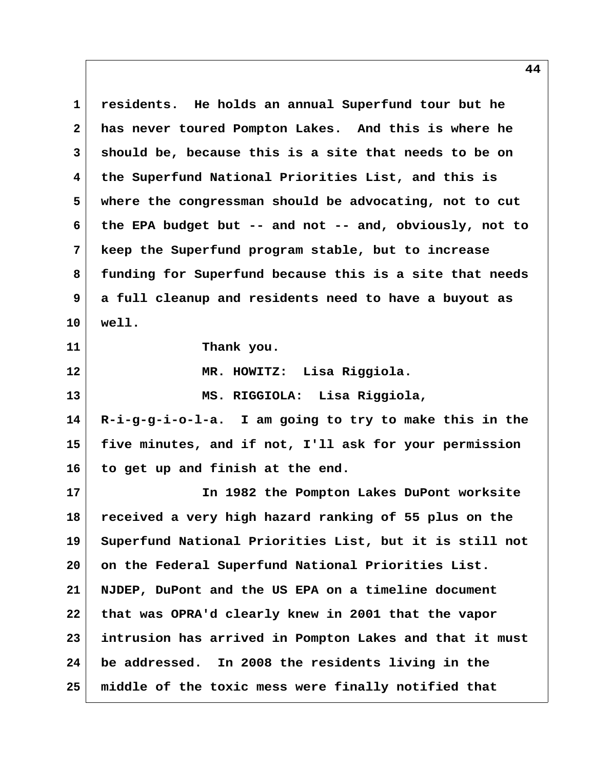residents. He holds an annual Superfund tour but he has never toured Pompton Lakes. And this is where he should be, because this is a site that needs to be on the Superfund National Priorities List, and this is where the congressman should be advocating, not to cut the EPA budget but -- and not -- and, obviously, not to keep the Superfund program stable, but to increase funding for Superfund because this is a site that needs a full cleanup and residents need to have a buyout as well.

Thank you.

MR. HOWITZ: Lisa Riggiola.

MS. RIGGIOLA: Lisa Riggiola, R-i-g-g-i-o-l-a. I am going to try to make this in the five minutes, and if not, I'll ask for your permission to get up and finish at the end.

In 1982 the Pompton Lakes DuPont worksite received a very high hazard ranking of 55 plus on the Superfund National Priorities List, but it is still not on the Federal Superfund National Priorities List. NJDEP, DuPont and the US EPA on a timeline document that was OPRA'd clearly knew in 2001 that the vapor intrusion has arrived in Pompton Lakes and that it must be addressed. In 2008 the residents living in the middle of the toxic mess were finally notified that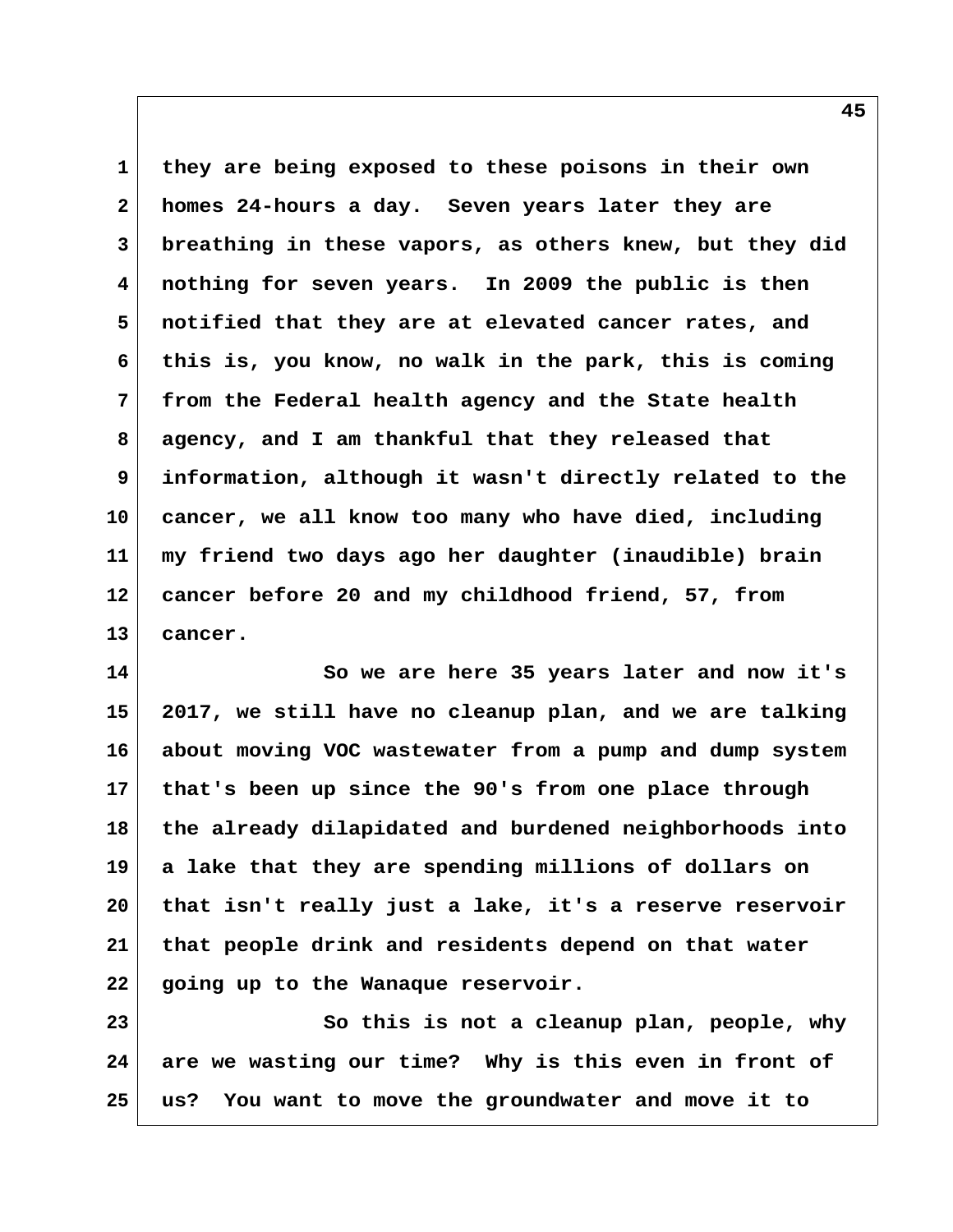they are being exposed to these poisons in their own homes 24-hours a day. Seven years later they are breathing in these vapors, as others knew, but they did nothing for seven years. In 2009 the public is then notified that they are at elevated cancer rates, and this is, you know, no walk in the park, this is coming from the Federal health agency and the State health agency, and I am thankful that they released that information, although it wasn't directly related to the cancer, we all know too many who have died, including my friend two days ago her daughter (inaudible) brain cancer before 20 and my childhood friend, 57, from cancer.

So we are here 35 years later and now it's 2017, we still have no cleanup plan, and we are talking about moving VOC wastewater from a pump and dump system that's been up since the 90's from one place through the already dilapidated and burdened neighborhoods into a lake that they are spending millions of dollars on that isn't really just a lake, it's a reserve reservoir that people drink and residents depend on that water going up to the Wanaque reservoir.

So this is not a cleanup plan, people, why are we wasting our time? Why is this even in front of us? You want to move the groundwater and move it to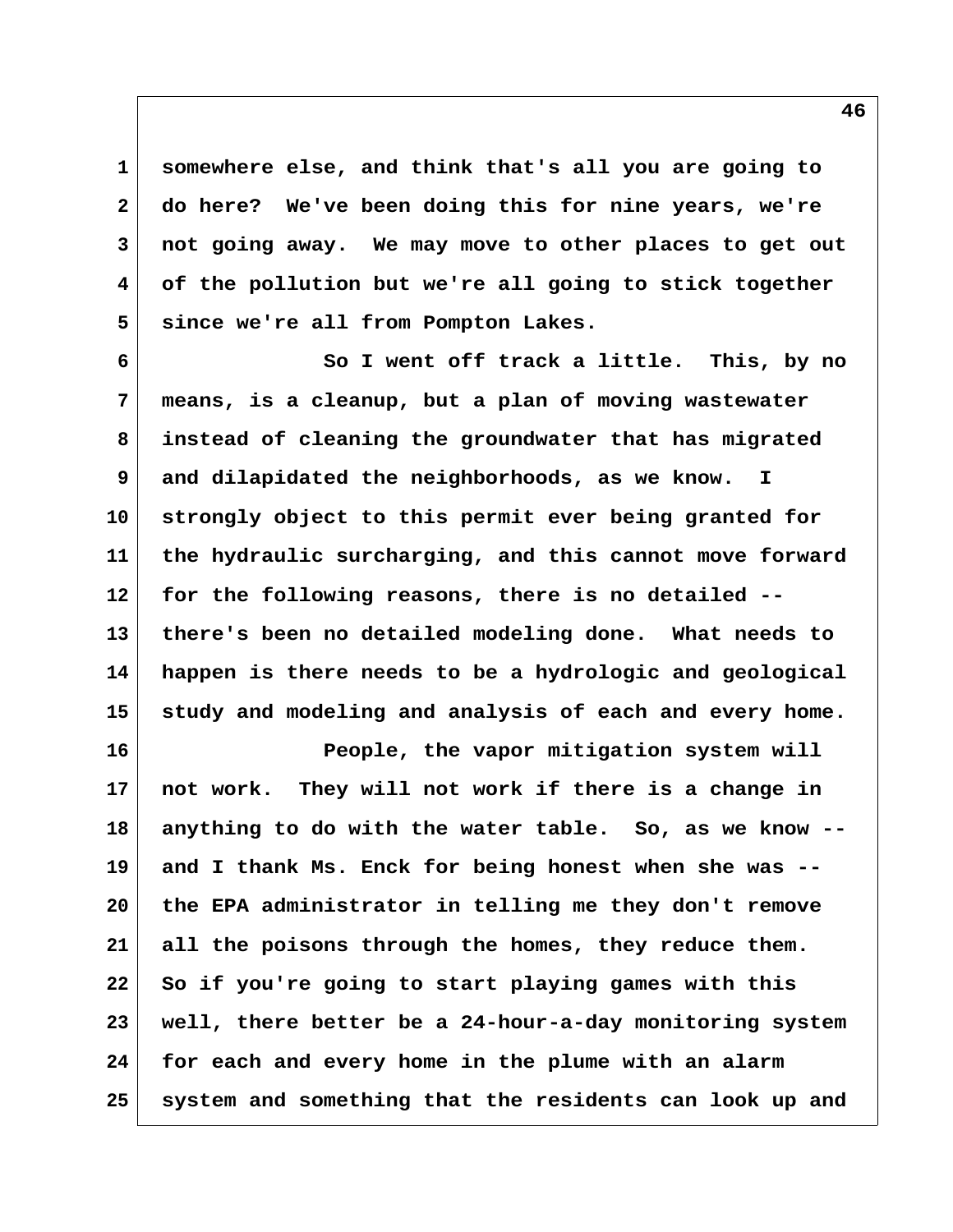somewhere else, and think that's all you are going to do here? We've been doing this for nine years, we're not going away. We may move to other places to get out of the pollution but we're all going to stick together since we're all from Pompton Lakes.

So I went off track a little. This, by no means, is a cleanup, but a plan of moving wastewater instead of cleaning the groundwater that has migrated and dilapidated the neighborhoods, as we know. I strongly object to this permit ever being granted for the hydraulic surcharging, and this cannot move forward for the following reasons, there is no detailed -- there's been no detailed modeling done. What needs to happen is there needs to be a hydrologic and geological study and modeling and analysis of each and every home.

People, the vapor mitigation system will not work. They will not work if there is a change in anything to do with the water table. So, as we know -- and I thank Ms. Enck for being honest when she was -- the EPA administrator in telling me they don't remove all the poisons through the homes, they reduce them. So if you're going to start playing games with this well, there better be a 24-hour-a-day monitoring system for each and every home in the plume with an alarm system and something that the residents can look up and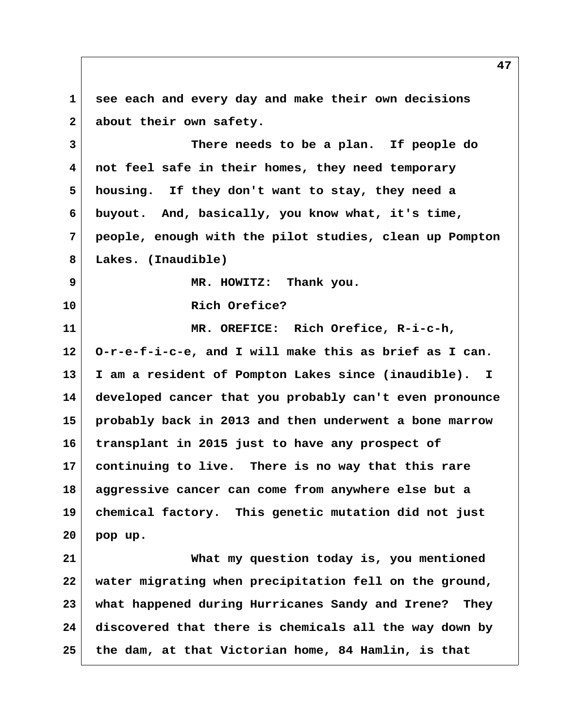see each and every day and make their own decisions about their own safety.

There needs to be a plan. If people do not feel safe in their homes, they need temporary housing. If they don't want to stay, they need a buyout. And, basically, you know what, it's time, people, enough with the pilot studies, clean up Pompton Lakes. (Inaudible)

MR. HOWITZ: Thank you.

Rich Orefice?

MR. OREFICE: Rich Orefice, R-i-c-h, O-r-e-f-i-c-e, and I will make this as brief as I can. I am a resident of Pompton Lakes since (inaudible). I developed cancer that you probably can't even pronounce probably back in 2013 and then underwent a bone marrow transplant in 2015 just to have any prospect of continuing to live. There is no way that this rare aggressive cancer can come from anywhere else but a chemical factory. This genetic mutation did not just pop up.

What my question today is, you mentioned water migrating when precipitation fell on the ground, what happened during Hurricanes Sandy and Irene? They discovered that there is chemicals all the way down by the dam, at that Victorian home, 84 Hamlin, is that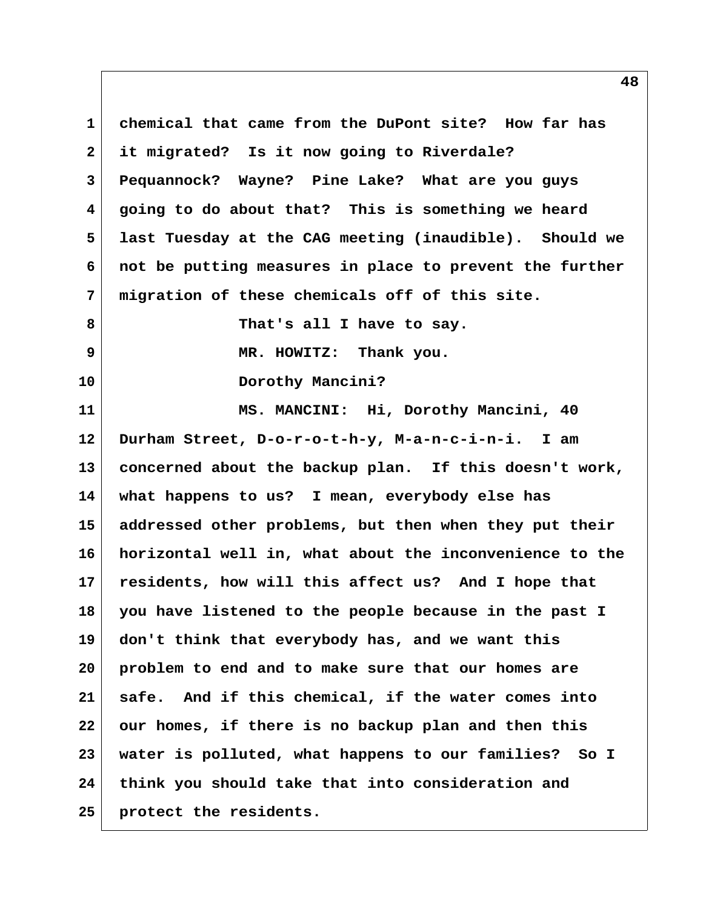chemical that came from the DuPont site? How far has it migrated? Is it now going to Riverdale? Pequannock? Wayne? Pine Lake? What are you guys going to do about that? This is something we heard last Tuesday at the CAG meeting (inaudible). Should we not be putting measures in place to prevent the further migration of these chemicals off of this site.

That's all I have to say.

MR. HOWITZ: Thank you.

Dorothy Mancini?

MS. MANCINI: Hi, Dorothy Mancini, 40 Durham Street, D-o-r-o-t-h-y, M-a-n-c-i-n-i. I am concerned about the backup plan. If this doesn't work, what happens to us? I mean, everybody else has addressed other problems, but then when they put their horizontal well in, what about the inconvenience to the residents, how will this affect us? And I hope that you have listened to the people because in the past I don't think that everybody has, and we want this problem to end and to make sure that our homes are safe. And if this chemical, if the water comes into our homes, if there is no backup plan and then this water is polluted, what happens to our families? So I think you should take that into consideration and protect the residents.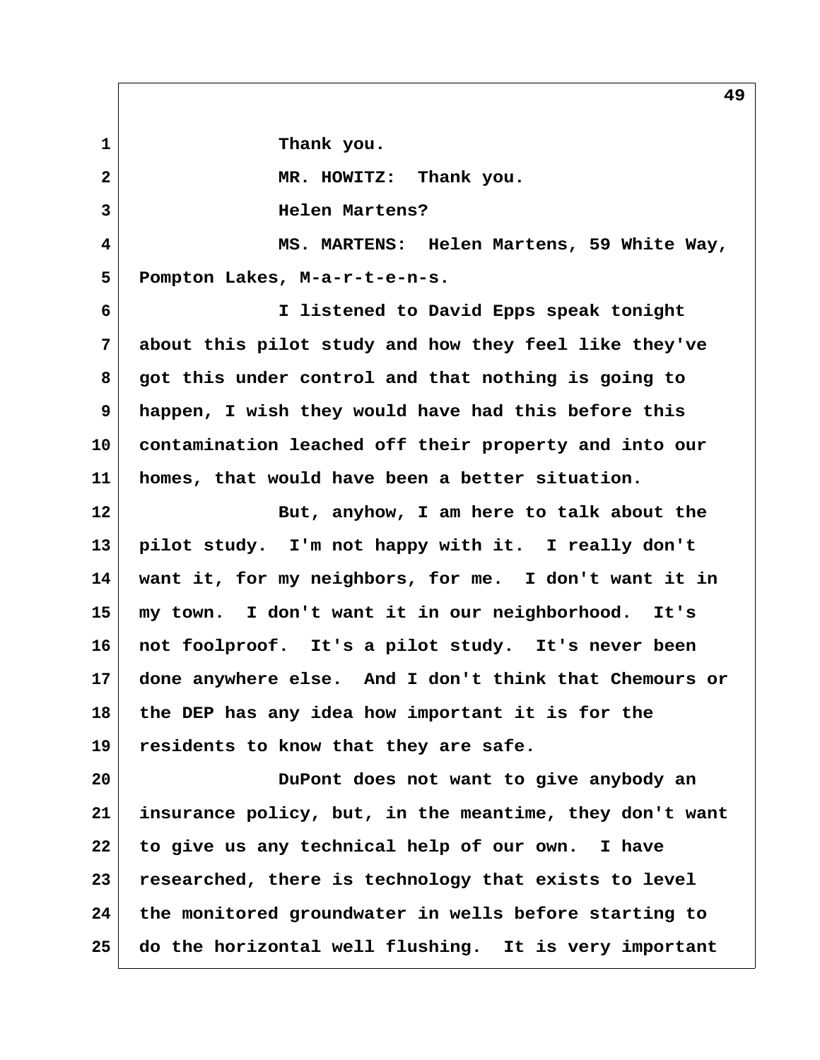Thank you.

MR. HOWITZ: Thank you.

Helen Martens?

MS. MARTENS: Helen Martens, 59 White Way, Pompton Lakes, M-a-r-t-e-n-s.

I listened to David Epps speak tonight about this pilot study and how they feel like they've got this under control and that nothing is going to happen, I wish they would have had this before this contamination leached off their property and into our homes, that would have been a better situation.

But, anyhow, I am here to talk about the pilot study. I'm not happy with it. I really don't want it, for my neighbors, for me. I don't want it in my town. I don't want it in our neighborhood. It's not foolproof. It's a pilot study. It's never been done anywhere else. And I don't think that Chemours or the DEP has any idea how important it is for the residents to know that they are safe.

DuPont does not want to give anybody an insurance policy, but, in the meantime, they don't want to give us any technical help of our own. I have researched, there is technology that exists to level the monitored groundwater in wells before starting to do the horizontal well flushing. It is very important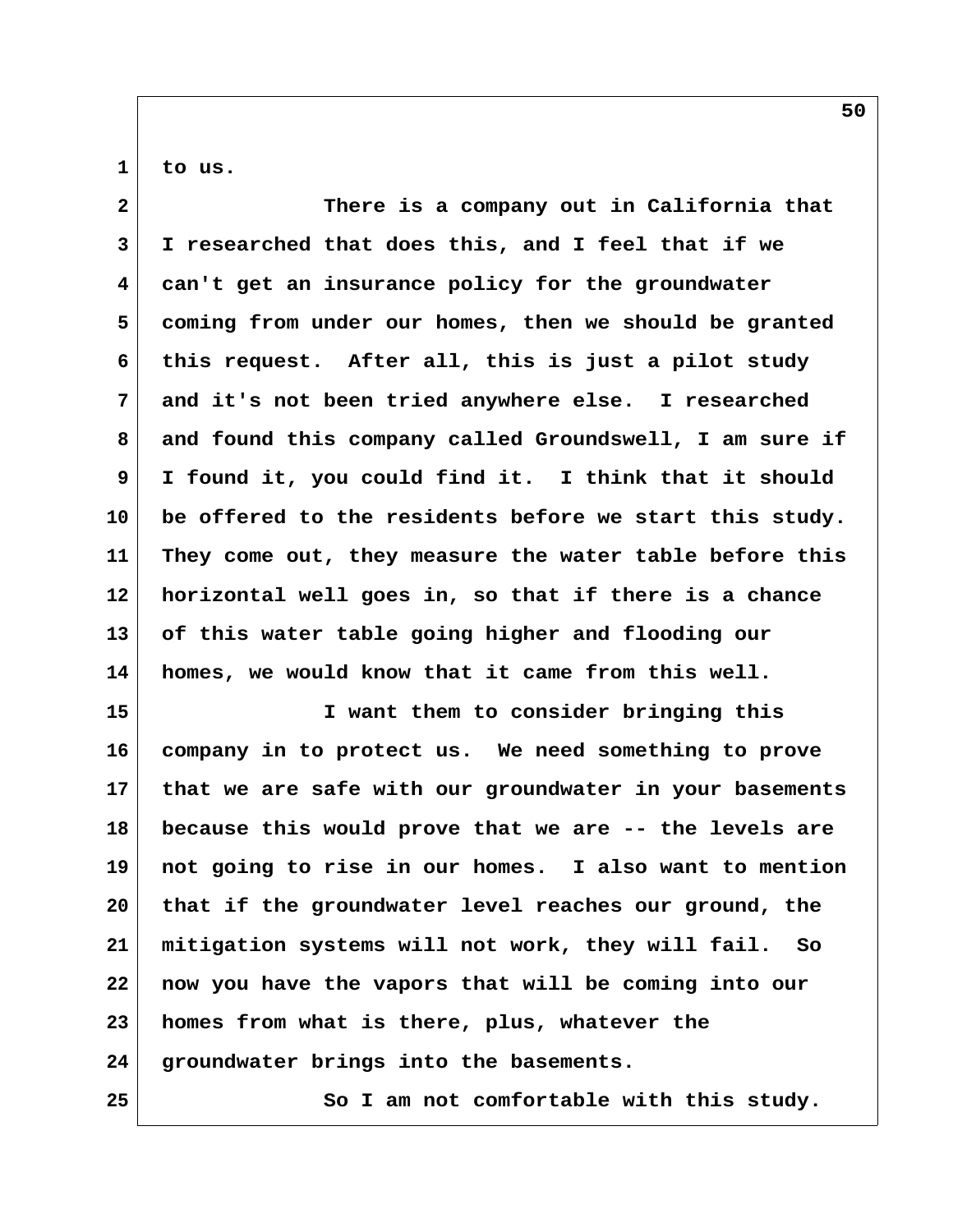to us.

There is a company out in California that I researched that does this, and I feel that if we can't get an insurance policy for the groundwater coming from under our homes, then we should be granted this request. After all, this is just a pilot study and it's not been tried anywhere else. I researched and found this company called Groundswell, I am sure if I found it, you could find it. I think that it should be offered to the residents before we start this study. They come out, they measure the water table before this horizontal well goes in, so that if there is a chance of this water table going higher and flooding our homes, we would know that it came from this well.

I want them to consider bringing this company in to protect us. We need something to prove that we are safe with our groundwater in your basements because this would prove that we are -- the levels are not going to rise in our homes. I also want to mention that if the groundwater level reaches our ground, the mitigation systems will not work, they will fail. So now you have the vapors that will be coming into our homes from what is there, plus, whatever the groundwater brings into the basements.

So I am not comfortable with this study.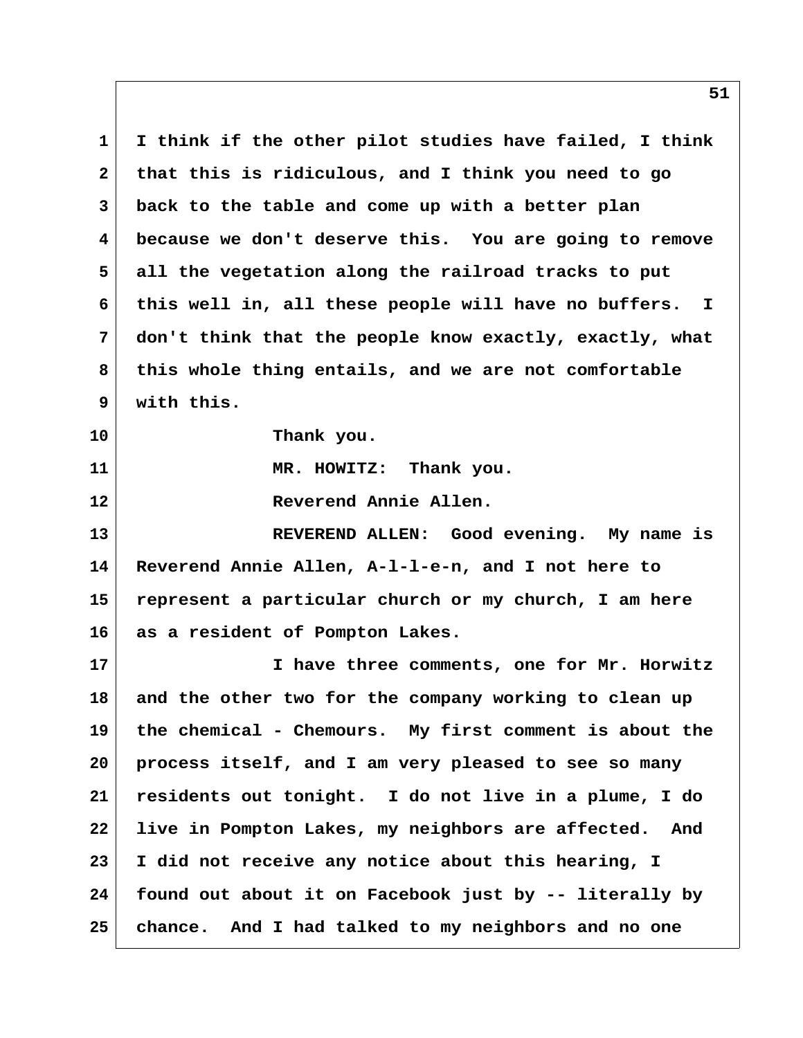I think if the other pilot studies have failed, I think that this is ridiculous, and I think you need to go back to the table and come up with a better plan because we don't deserve this. You are going to remove all the vegetation along the railroad tracks to put this well in, all these people will have no buffers. I don't think that the people know exactly, exactly, what this whole thing entails, and we are not comfortable with this.

Thank you.

MR. HOWITZ: Thank you.

Reverend Annie Allen.

REVEREND ALLEN: Good evening. My name is Reverend Annie Allen, A-l-l-e-n, and I not here to represent a particular church or my church, I am here as a resident of Pompton Lakes.

I have three comments, one for Mr. Horwitz and the other two for the company working to clean up the chemical - Chemours. My first comment is about the process itself, and I am very pleased to see so many residents out tonight. I do not live in a plume, I do live in Pompton Lakes, my neighbors are affected. And I did not receive any notice about this hearing, I found out about it on Facebook just by -- literally by chance. And I had talked to my neighbors and no one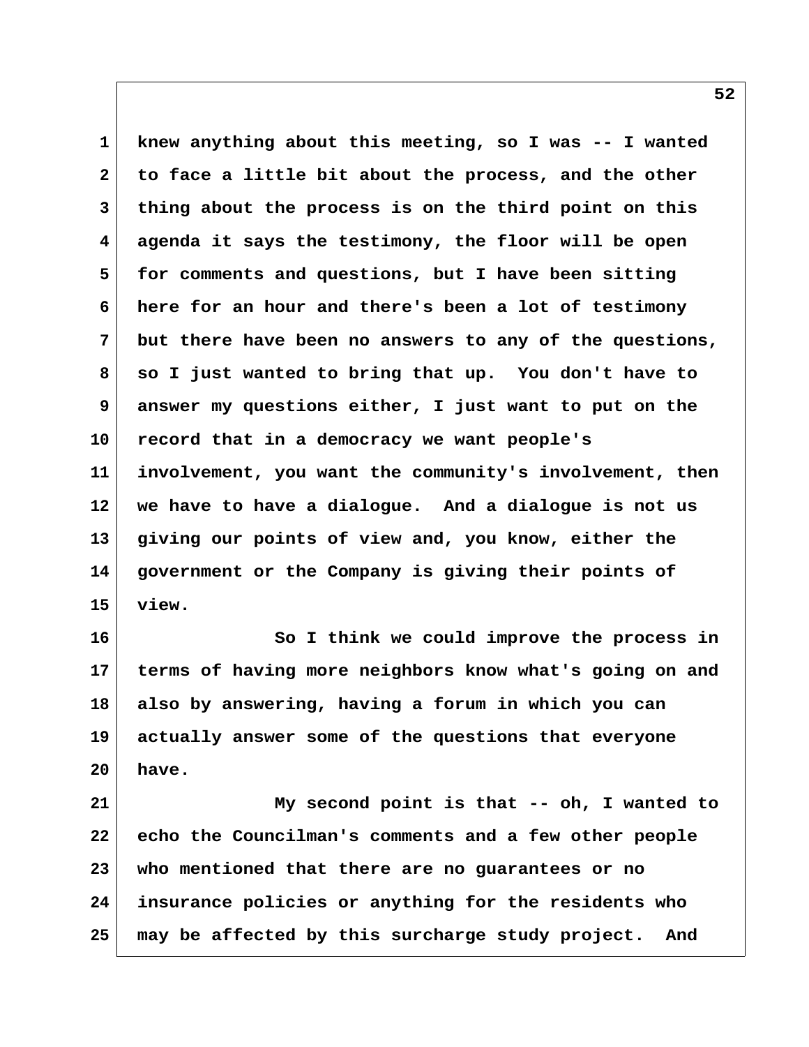knew anything about this meeting, so I was -- I wanted to face a little bit about the process, and the other thing about the process is on the third point on this agenda it says the testimony, the floor will be open for comments and questions, but I have been sitting here for an hour and there's been a lot of testimony but there have been no answers to any of the questions, so I just wanted to bring that up. You don't have to answer my questions either, I just want to put on the record that in a democracy we want people's involvement, you want the community's involvement, then we have to have a dialogue. And a dialogue is not us giving our points of view and, you know, either the government or the Company is giving their points of view.

So I think we could improve the process in terms of having more neighbors know what's going on and also by answering, having a forum in which you can actually answer some of the questions that everyone have.

My second point is that -- oh, I wanted to echo the Councilman's comments and a few other people who mentioned that there are no guarantees or no insurance policies or anything for the residents who may be affected by this surcharge study project. And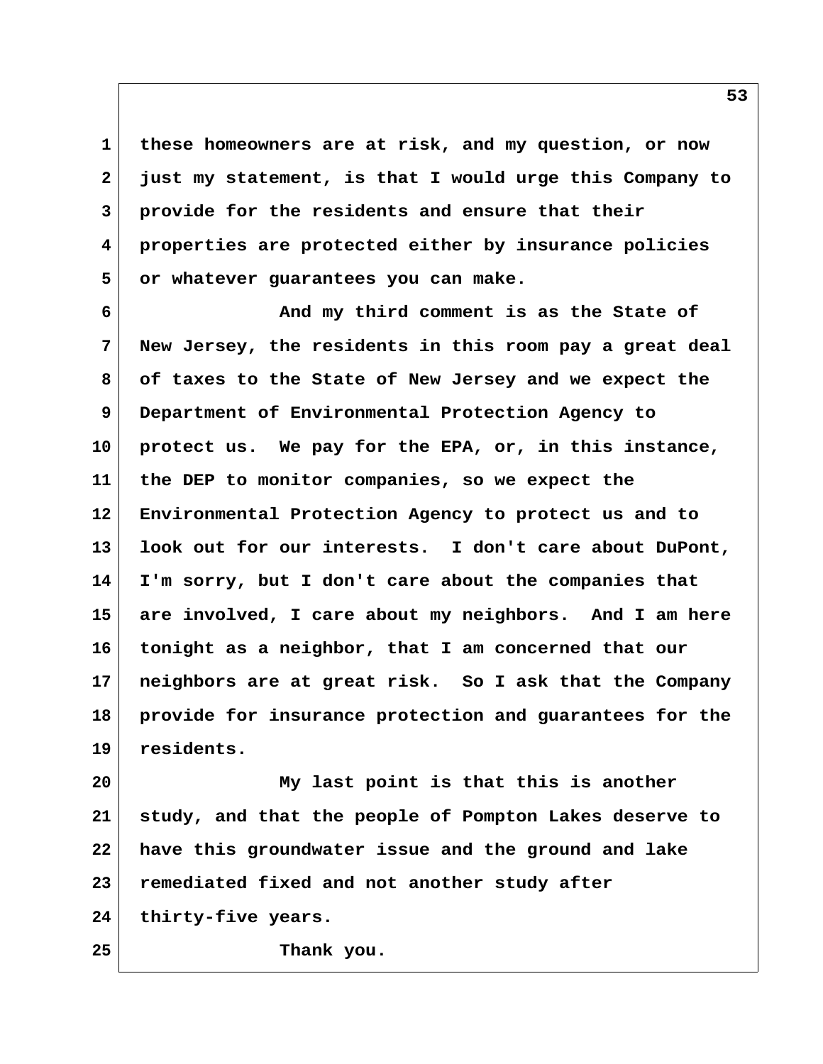these homeowners are at risk, and my question, or now just my statement, is that I would urge this Company to provide for the residents and ensure that their properties are protected either by insurance policies or whatever guarantees you can make.

And my third comment is as the State of New Jersey, the residents in this room pay a great deal of taxes to the State of New Jersey and we expect the Department of Environmental Protection Agency to protect us. We pay for the EPA, or, in this instance, the DEP to monitor companies, so we expect the Environmental Protection Agency to protect us and to look out for our interests. I don't care about DuPont, I'm sorry, but I don't care about the companies that are involved, I care about my neighbors. And I am here tonight as a neighbor, that I am concerned that our neighbors are at great risk. So I ask that the Company provide for insurance protection and guarantees for the residents.

My last point is that this is another study, and that the people of Pompton Lakes deserve to have this groundwater issue and the ground and lake remediated fixed and not another study after thirty-five years.

Thank you.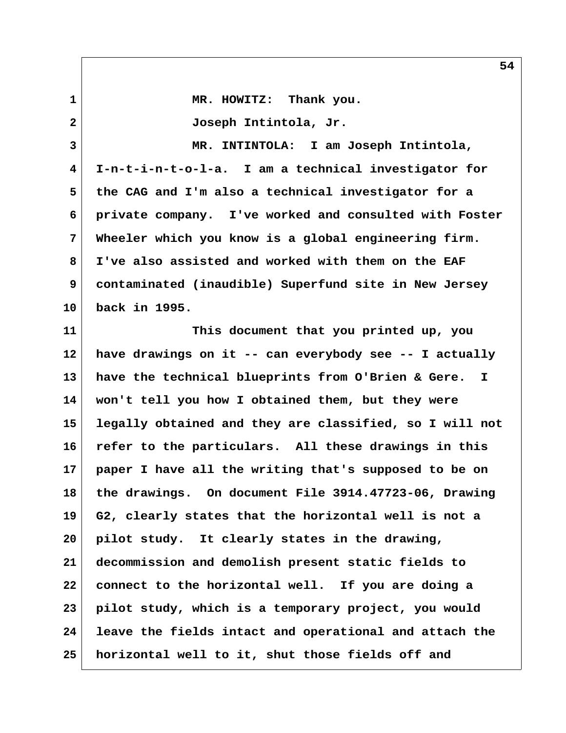MR. HOWITZ: Thank you.

Joseph Intintola, Jr.

MR. INTINTOLA: I am Joseph Intintola, I-n-t-i-n-t-o-l-a. I am a technical investigator for the CAG and I'm also a technical investigator for a private company. I've worked and consulted with Foster Wheeler which you know is a global engineering firm. I've also assisted and worked with them on the EAF contaminated (inaudible) Superfund site in New Jersey back in 1995.

This document that you printed up, you have drawings on it -- can everybody see -- I actually have the technical blueprints from O'Brien & Gere. I won't tell you how I obtained them, but they were legally obtained and they are classified, so I will not refer to the particulars. All these drawings in this paper I have all the writing that's supposed to be on the drawings. On document File 3914.47723-06, Drawing G2, clearly states that the horizontal well is not a pilot study. It clearly states in the drawing, decommission and demolish present static fields to connect to the horizontal well. If you are doing a pilot study, which is a temporary project, you would leave the fields intact and operational and attach the horizontal well to it, shut those fields off and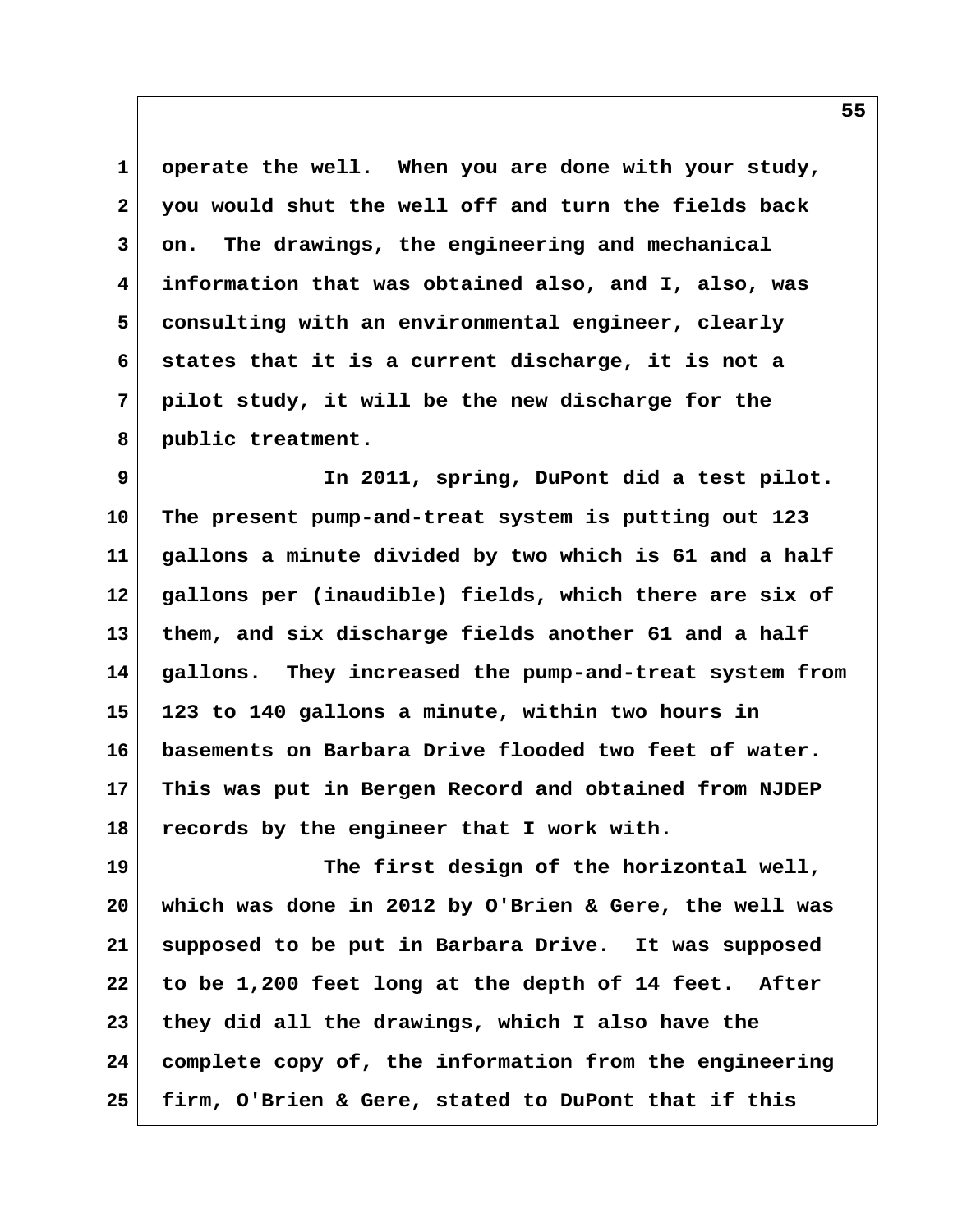operate the well. When you are done with your study, you would shut the well off and turn the fields back on. The drawings, the engineering and mechanical information that was obtained also, and I, also, was consulting with an environmental engineer, clearly states that it is a current discharge, it is not a pilot study, it will be the new discharge for the public treatment.

In 2011, spring, DuPont did a test pilot. The present pump-and-treat system is putting out 123 gallons a minute divided by two which is 61 and a half gallons per (inaudible) fields, which there are six of them, and six discharge fields another 61 and a half gallons. They increased the pump-and-treat system from 123 to 140 gallons a minute, within two hours in basements on Barbara Drive flooded two feet of water. This was put in Bergen Record and obtained from NJDEP records by the engineer that I work with.

The first design of the horizontal well, which was done in 2012 by O'Brien & Gere, the well was supposed to be put in Barbara Drive. It was supposed to be 1,200 feet long at the depth of 14 feet. After they did all the drawings, which I also have the complete copy of, the information from the engineering firm, O'Brien & Gere, stated to DuPont that if this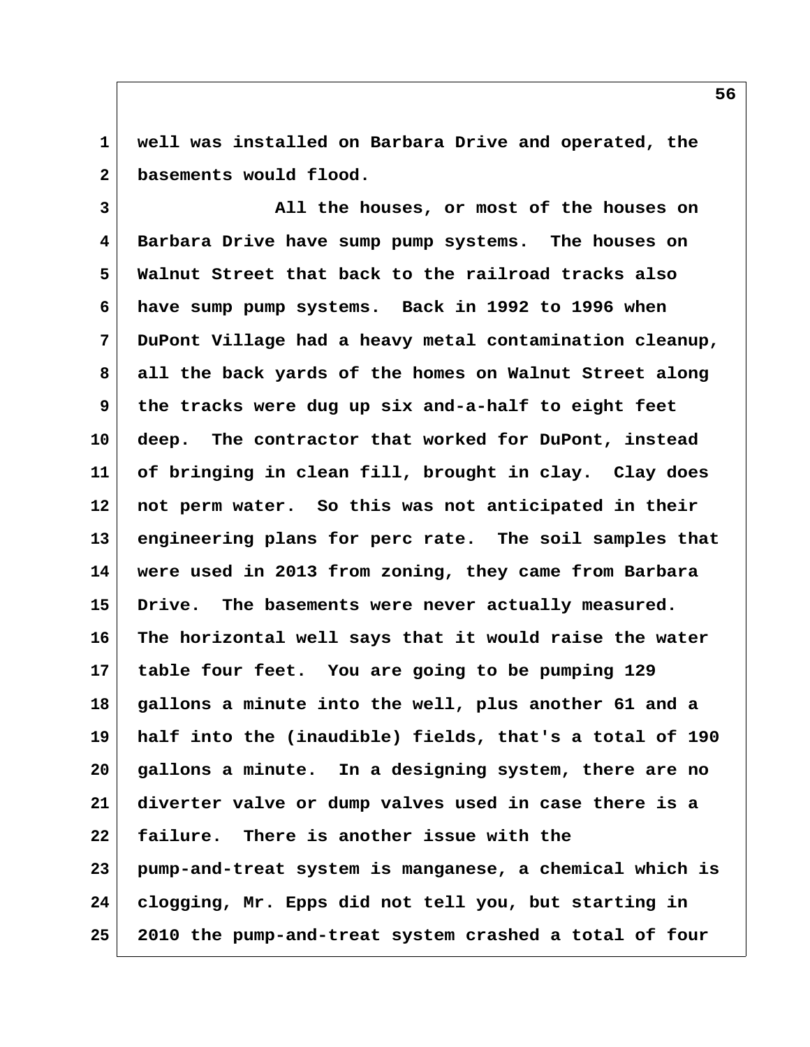well was installed on Barbara Drive and operated, the basements would flood.

All the houses, or most of the houses on Barbara Drive have sump pump systems. The houses on Walnut Street that back to the railroad tracks also have sump pump systems. Back in 1992 to 1996 when DuPont Village had a heavy metal contamination cleanup, all the back yards of the homes on Walnut Street along the tracks were dug up six and-a-half to eight feet deep. The contractor that worked for DuPont, instead of bringing in clean fill, brought in clay. Clay does not perm water. So this was not anticipated in their engineering plans for perc rate. The soil samples that were used in 2013 from zoning, they came from Barbara Drive. The basements were never actually measured. The horizontal well says that it would raise the water table four feet. You are going to be pumping 129 gallons a minute into the well, plus another 61 and a half into the (inaudible) fields, that's a total of 190 gallons a minute. In a designing system, there are no diverter valve or dump valves used in case there is a failure. There is another issue with the pump-and-treat system is manganese, a chemical which is clogging, Mr. Epps did not tell you, but starting in 2010 the pump-and-treat system crashed a total of four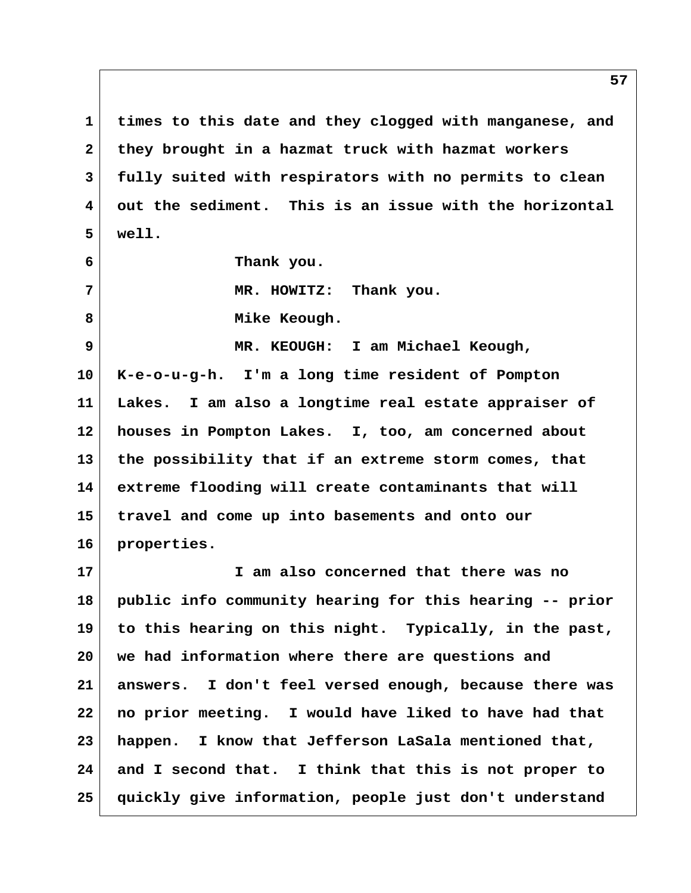times to this date and they clogged with manganese, and they brought in a hazmat truck with hazmat workers fully suited with respirators with no permits to clean out the sediment. This is an issue with the horizontal well.

Thank you.

MR. HOWITZ: Thank you.

Mike Keough.

MR. KEOUGH: I am Michael Keough, K-e-o-u-g-h. I'm a long time resident of Pompton Lakes. I am also a longtime real estate appraiser of houses in Pompton Lakes. I, too, am concerned about the possibility that if an extreme storm comes, that extreme flooding will create contaminants that will travel and come up into basements and onto our properties.

I am also concerned that there was no public info community hearing for this hearing -- prior to this hearing on this night. Typically, in the past, we had information where there are questions and answers. I don't feel versed enough, because there was no prior meeting. I would have liked to have had that happen. I know that Jefferson LaSala mentioned that, and I second that. I think that this is not proper to quickly give information, people just don't understand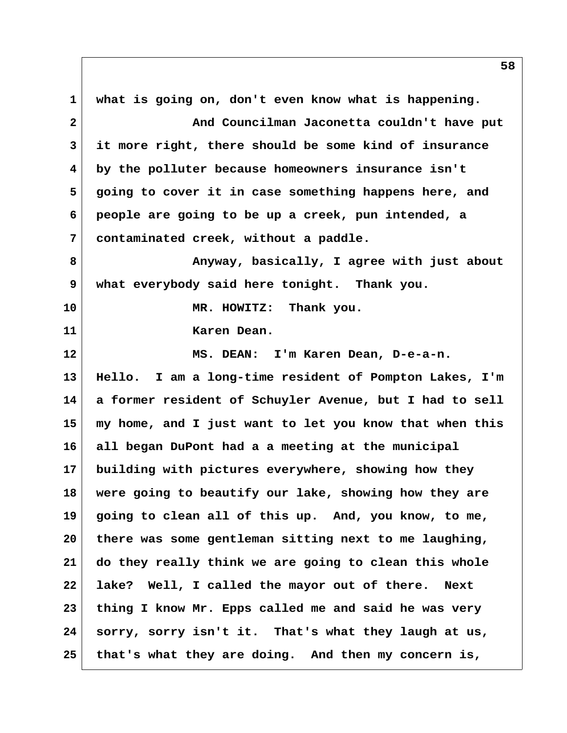what is going on, don't even know what is happening.

And Councilman Jaconetta couldn't have put it more right, there should be some kind of insurance by the polluter because homeowners insurance isn't going to cover it in case something happens here, and people are going to be up a creek, pun intended, a contaminated creek, without a paddle.

Anyway, basically, I agree with just about what everybody said here tonight. Thank you.

MR. HOWITZ: Thank you.

Karen Dean.

MS. DEAN: I'm Karen Dean, D-e-a-n. Hello. I am a long-time resident of Pompton Lakes, I'm a former resident of Schuyler Avenue, but I had to sell my home, and I just want to let you know that when this all began DuPont had a a meeting at the municipal building with pictures everywhere, showing how they were going to beautify our lake, showing how they are going to clean all of this up. And, you know, to me, there was some gentleman sitting next to me laughing, do they really think we are going to clean this whole lake? Well, I called the mayor out of there. Next thing I know Mr. Epps called me and said he was very sorry, sorry isn't it. That's what they laugh at us, that's what they are doing. And then my concern is,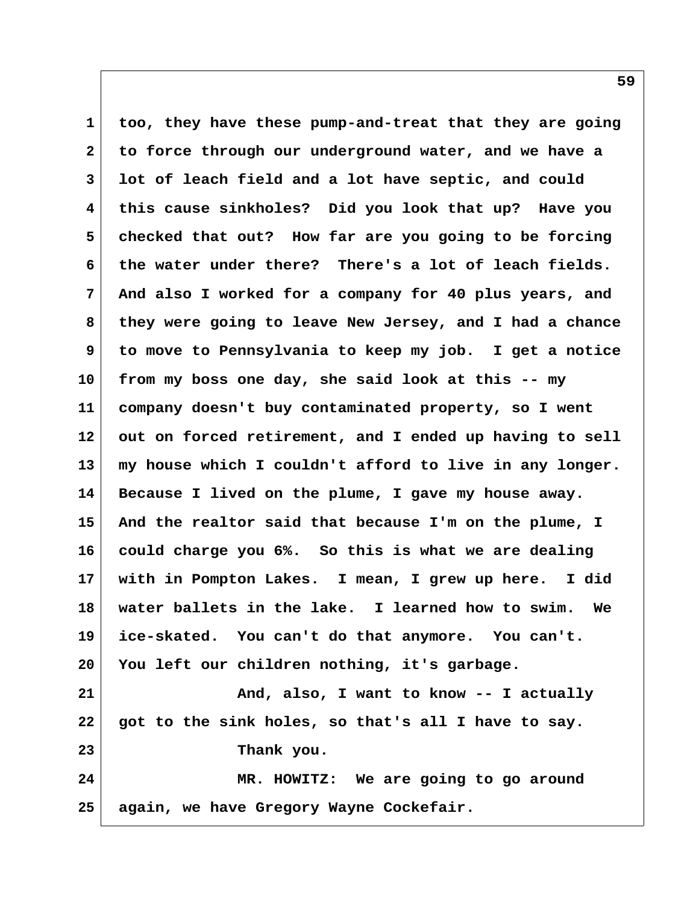too, they have these pump-and-treat that they are going to force through our underground water, and we have a lot of leach field and a lot have septic, and could this cause sinkholes? Did you look that up? Have you checked that out? How far are you going to be forcing the water under there? There's a lot of leach fields. And also I worked for a company for 40 plus years, and they were going to leave New Jersey, and I had a chance to move to Pennsylvania to keep my job. I get a notice from my boss one day, she said look at this -- my company doesn't buy contaminated property, so I went out on forced retirement, and I ended up having to sell my house which I couldn't afford to live in any longer. Because I lived on the plume, I gave my house away. And the realtor said that because I'm on the plume, I could charge you 6%. So this is what we are dealing with in Pompton Lakes. I mean, I grew up here. I did water ballets in the lake. I learned how to swim. We ice-skated. You can't do that anymore. You can't. You left our children nothing, it's garbage.

And, also, I want to know -- I actually got to the sink holes, so that's all I have to say.

Thank you.

MR. HOWITZ: We are going to go around again, we have Gregory Wayne Cockefair.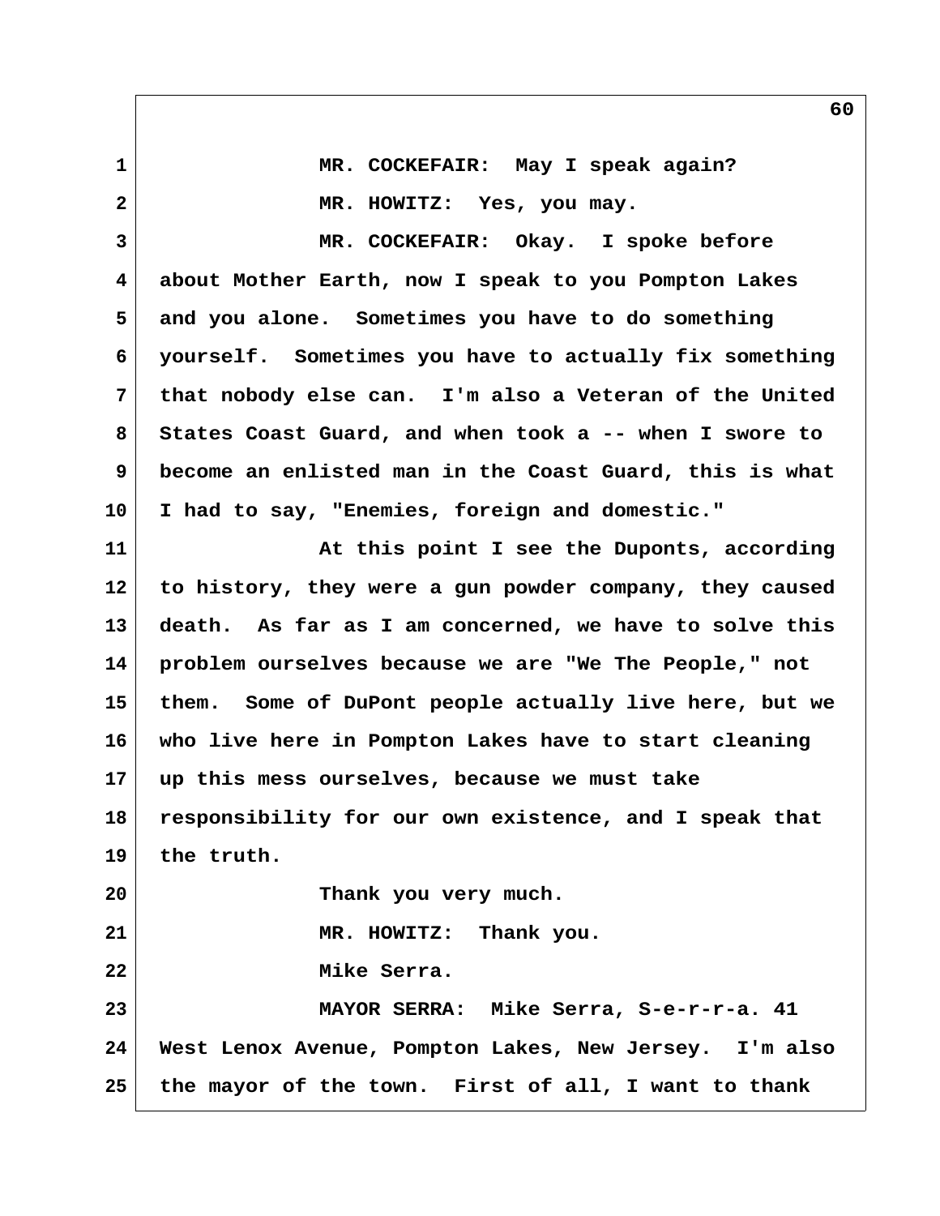MR. COCKEFAIR: May I speak again?

MR. HOWITZ: Yes, you may.

MR. COCKEFAIR: Okay. I spoke before about Mother Earth, now I speak to you Pompton Lakes and you alone. Sometimes you have to do something yourself. Sometimes you have to actually fix something that nobody else can. I'm also a Veteran of the United States Coast Guard, and when took a -- when I swore to become an enlisted man in the Coast Guard, this is what I had to say, "Enemies, foreign and domestic."

At this point I see the Duponts, according to history, they were a gun powder company, they caused death. As far as I am concerned, we have to solve this problem ourselves because we are "We The People," not them. Some of DuPont people actually live here, but we who live here in Pompton Lakes have to start cleaning up this mess ourselves, because we must take responsibility for our own existence, and I speak that the truth.

Thank you very much.

MR. HOWITZ: Thank you.

Mike Serra.

MAYOR SERRA: Mike Serra, S-e-r-r-a. 41 West Lenox Avenue, Pompton Lakes, New Jersey. I'm also the mayor of the town. First of all, I want to thank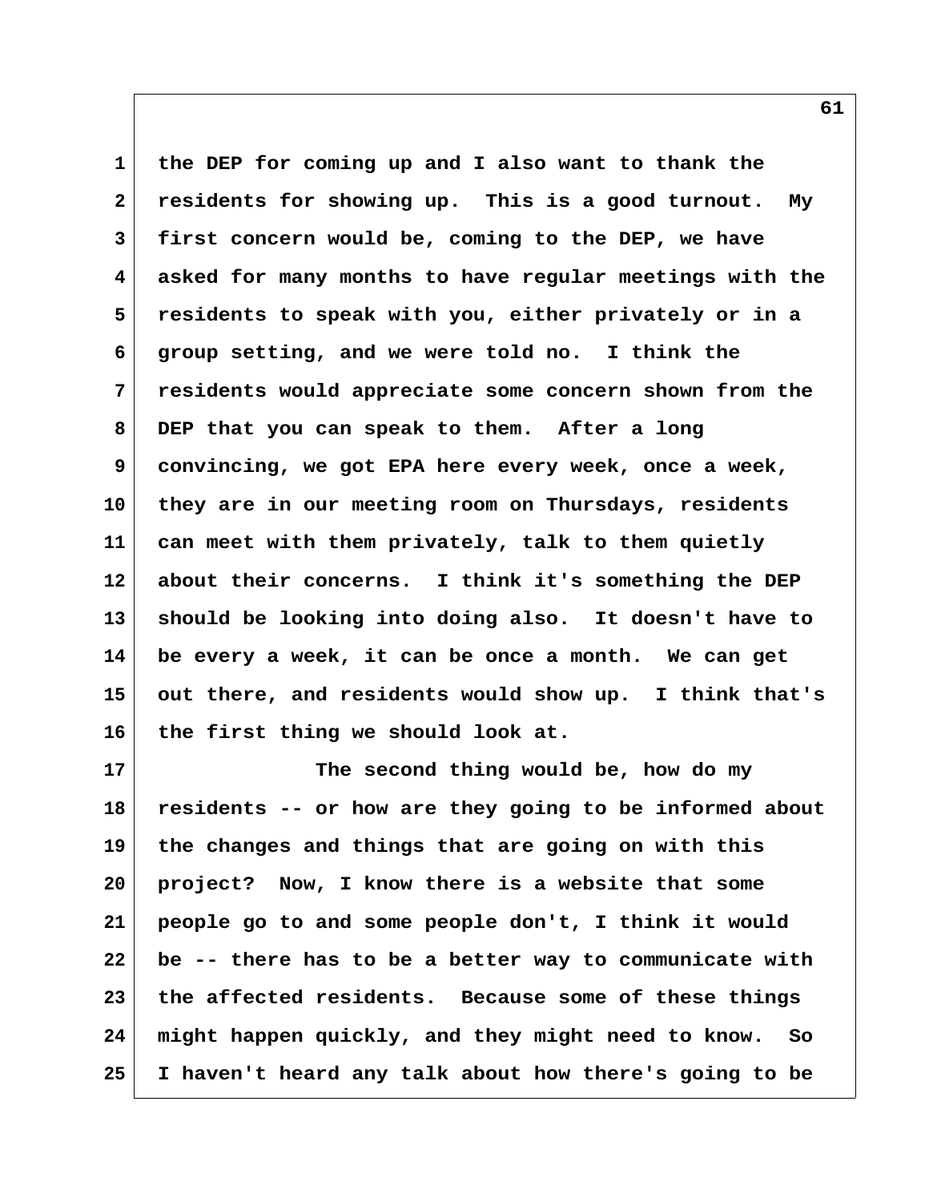the DEP for coming up and I also want to thank the residents for showing up. This is a good turnout. My first concern would be, coming to the DEP, we have asked for many months to have regular meetings with the residents to speak with you, either privately or in a group setting, and we were told no. I think the residents would appreciate some concern shown from the DEP that you can speak to them. After a long convincing, we got EPA here every week, once a week, they are in our meeting room on Thursdays, residents can meet with them privately, talk to them quietly about their concerns. I think it's something the DEP should be looking into doing also. It doesn't have to be every a week, it can be once a month. We can get out there, and residents would show up. I think that's the first thing we should look at.

The second thing would be, how do my residents -- or how are they going to be informed about the changes and things that are going on with this project? Now, I know there is a website that some people go to and some people don't, I think it would be -- there has to be a better way to communicate with the affected residents. Because some of these things might happen quickly, and they might need to know. So I haven't heard any talk about how there's going to be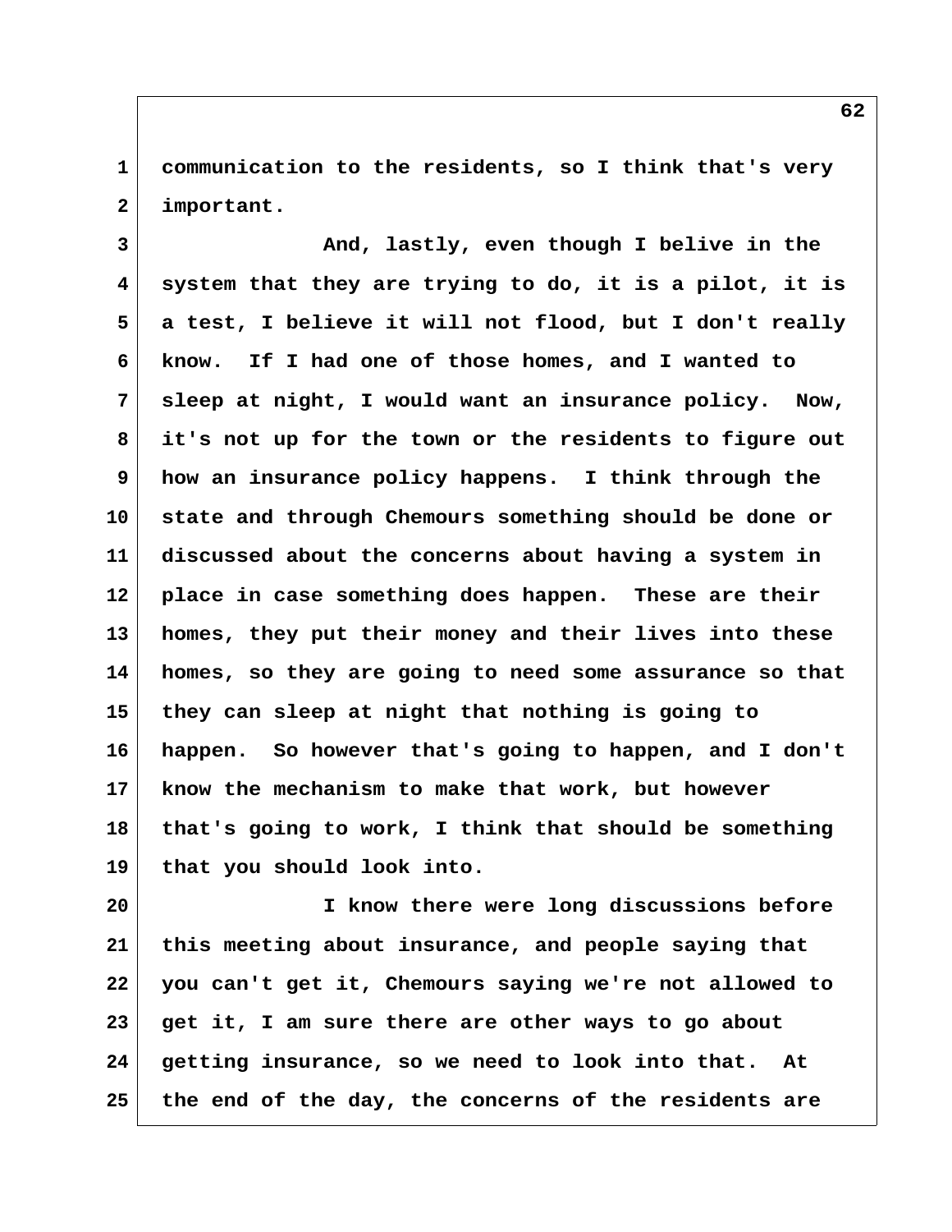communication to the residents, so I think that's very important.

And, lastly, even though I belive in the system that they are trying to do, it is a pilot, it is a test, I believe it will not flood, but I don't really know. If I had one of those homes, and I wanted to sleep at night, I would want an insurance policy. Now, it's not up for the town or the residents to figure out how an insurance policy happens. I think through the state and through Chemours something should be done or discussed about the concerns about having a system in place in case something does happen. These are their homes, they put their money and their lives into these homes, so they are going to need some assurance so that they can sleep at night that nothing is going to happen. So however that's going to happen, and I don't know the mechanism to make that work, but however that's going to work, I think that should be something that you should look into.

I know there were long discussions before this meeting about insurance, and people saying that you can't get it, Chemours saying we're not allowed to get it, I am sure there are other ways to go about getting insurance, so we need to look into that. At the end of the day, the concerns of the residents are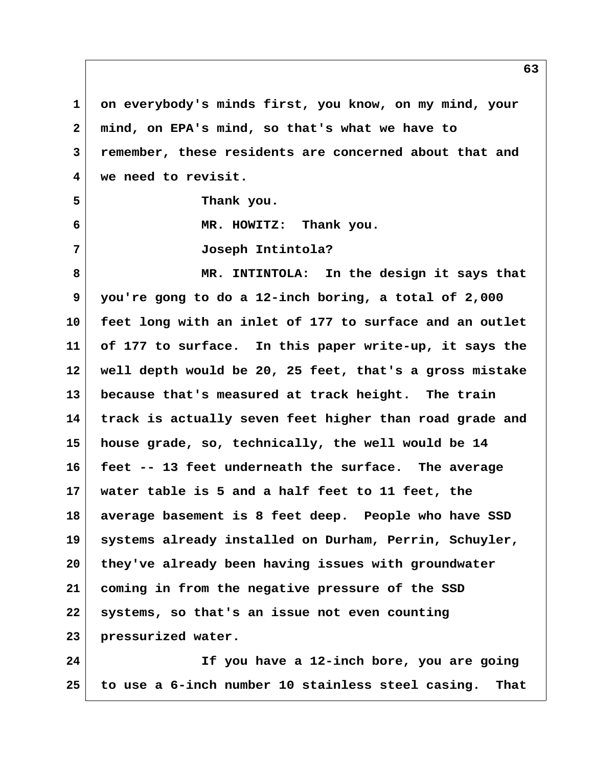on everybody's minds first, you know, on my mind, your mind, on EPA's mind, so that's what we have to remember, these residents are concerned about that and we need to revisit.

Thank you.

MR. HOWITZ: Thank you.

Joseph Intintola?

MR. INTINTOLA: In the design it says that you're gong to do a 12-inch boring, a total of 2,000 feet long with an inlet of 177 to surface and an outlet of 177 to surface. In this paper write-up, it says the well depth would be 20, 25 feet, that's a gross mistake because that's measured at track height. The train track is actually seven feet higher than road grade and house grade, so, technically, the well would be 14 feet -- 13 feet underneath the surface. The average water table is 5 and a half feet to 11 feet, the average basement is 8 feet deep. People who have SSD systems already installed on Durham, Perrin, Schuyler, they've already been having issues with groundwater coming in from the negative pressure of the SSD systems, so that's an issue not even counting pressurized water.

If you have a 12-inch bore, you are going to use a 6-inch number 10 stainless steel casing. That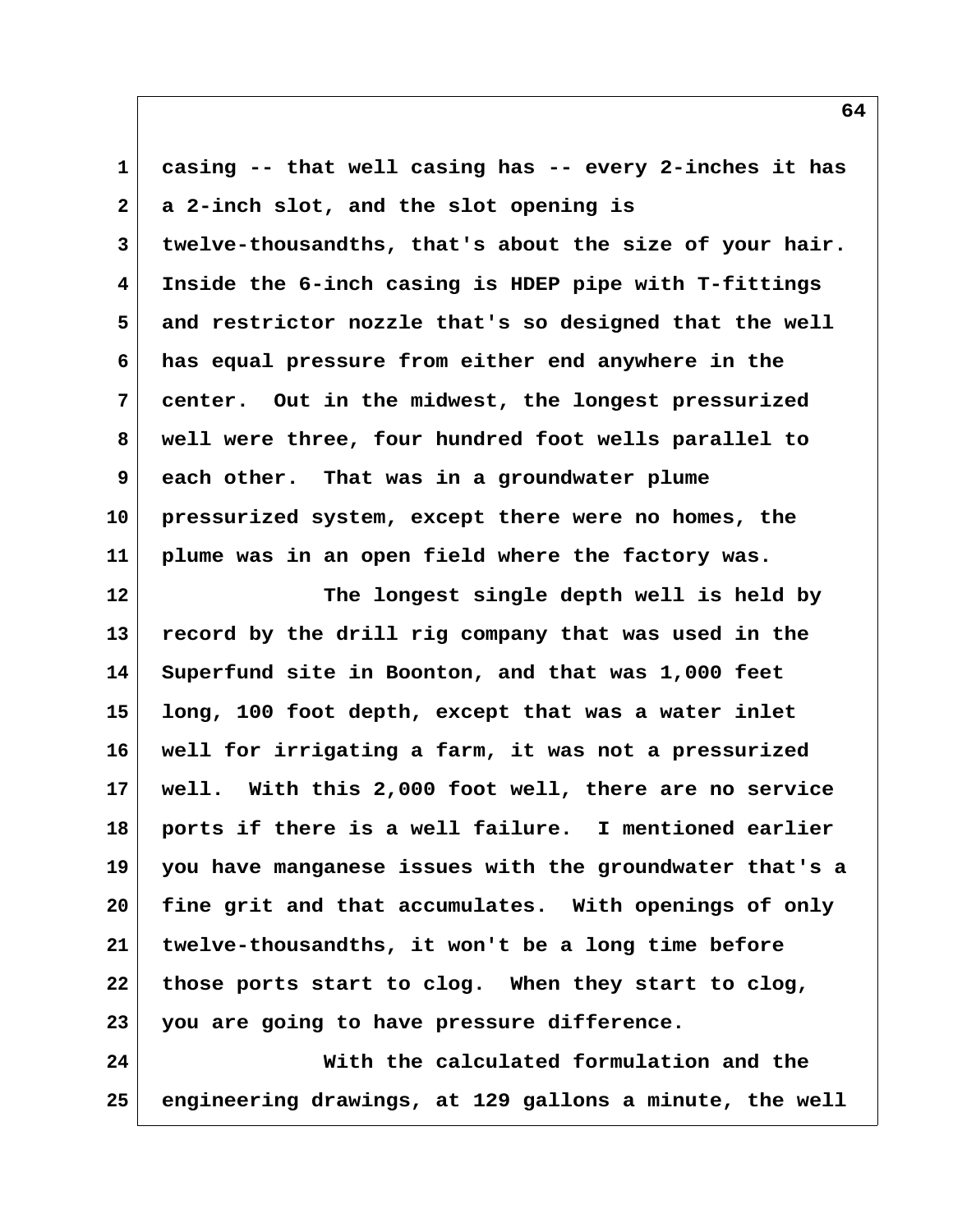casing -- that well casing has -- every 2-inches it has a 2-inch slot, and the slot opening is twelve-thousandths, that's about the size of your hair. Inside the 6-inch casing is HDEP pipe with T-fittings and restrictor nozzle that's so designed that the well has equal pressure from either end anywhere in the center. Out in the midwest, the longest pressurized well were three, four hundred foot wells parallel to each other. That was in a groundwater plume pressurized system, except there were no homes, the plume was in an open field where the factory was.

The longest single depth well is held by record by the drill rig company that was used in the Superfund site in Boonton, and that was 1,000 feet long, 100 foot depth, except that was a water inlet well for irrigating a farm, it was not a pressurized well. With this 2,000 foot well, there are no service ports if there is a well failure. I mentioned earlier you have manganese issues with the groundwater that's a fine grit and that accumulates. With openings of only twelve-thousandths, it won't be a long time before those ports start to clog. When they start to clog, you are going to have pressure difference.

With the calculated formulation and the engineering drawings, at 129 gallons a minute, the well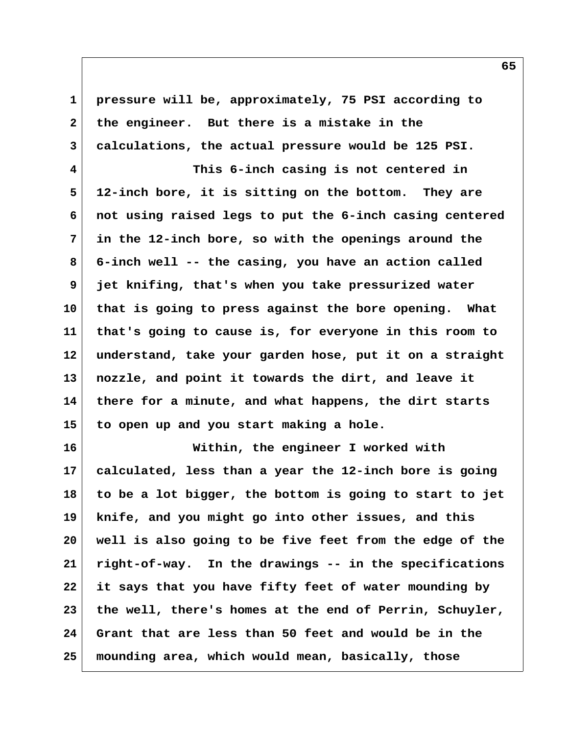pressure will be, approximately, 75 PSI according to the engineer. But there is a mistake in the calculations, the actual pressure would be 125 PSI.

This 6-inch casing is not centered in 12-inch bore, it is sitting on the bottom. They are not using raised legs to put the 6-inch casing centered in the 12-inch bore, so with the openings around the 6-inch well -- the casing, you have an action called jet knifing, that's when you take pressurized water that is going to press against the bore opening. What that's going to cause is, for everyone in this room to understand, take your garden hose, put it on a straight nozzle, and point it towards the dirt, and leave it there for a minute, and what happens, the dirt starts to open up and you start making a hole.

Within, the engineer I worked with calculated, less than a year the 12-inch bore is going to be a lot bigger, the bottom is going to start to jet knife, and you might go into other issues, and this well is also going to be five feet from the edge of the right-of-way. In the drawings -- in the specifications it says that you have fifty feet of water mounding by the well, there's homes at the end of Perrin, Schuyler, Grant that are less than 50 feet and would be in the mounding area, which would mean, basically, those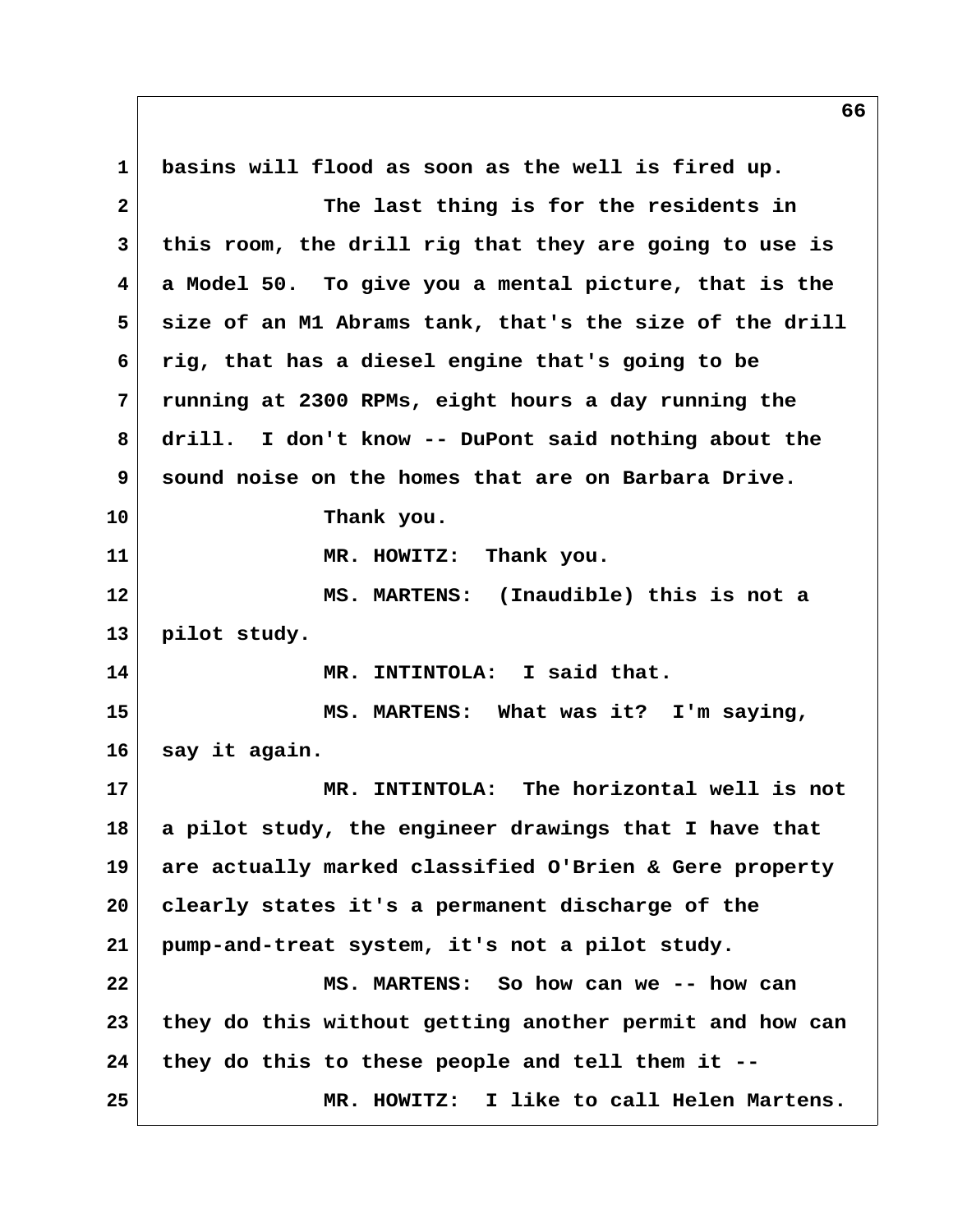basins will flood as soon as the well is fired up.

The last thing is for the residents in this room, the drill rig that they are going to use is a Model 50. To give you a mental picture, that is the size of an M1 Abrams tank, that's the size of the drill rig, that has a diesel engine that's going to be running at 2300 RPMs, eight hours a day running the drill. I don't know -- DuPont said nothing about the sound noise on the homes that are on Barbara Drive.

Thank you.

MR. HOWITZ: Thank you.

MS. MARTENS: (Inaudible) this is not a pilot study.

MR. INTINTOLA: I said that.

MS. MARTENS: What was it? I'm saying, say it again.

MR. INTINTOLA: The horizontal well is not a pilot study, the engineer drawings that I have that are actually marked classified O'Brien & Gere property clearly states it's a permanent discharge of the pump-and-treat system, it's not a pilot study.

MS. MARTENS: So how can we -- how can they do this without getting another permit and how can they do this to these people and tell them it --

MR. HOWITZ: I like to call Helen Martens.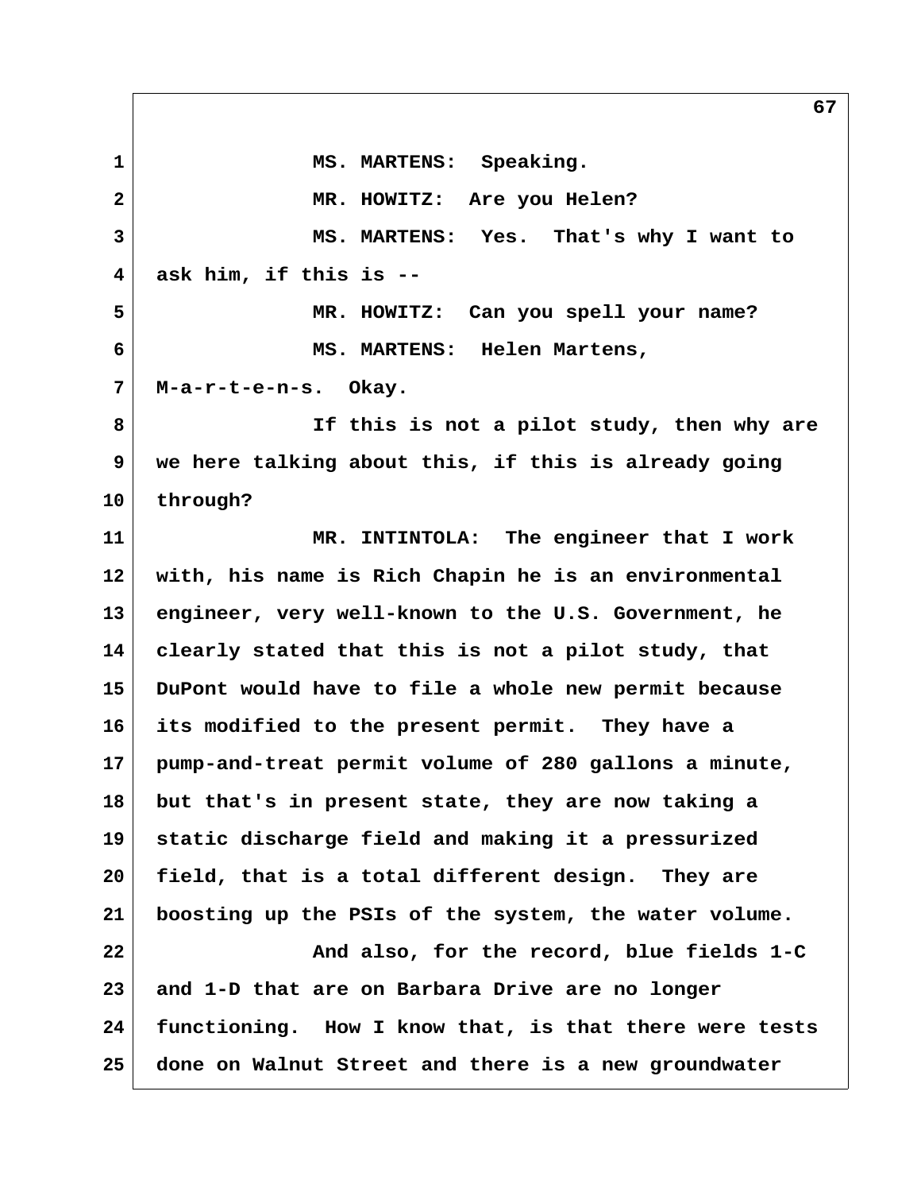MS. MARTENS: Speaking.

MR. HOWITZ: Are you Helen?

MS. MARTENS: Yes. That's why I want to ask him, if this is --

MR. HOWITZ: Can you spell your name?

MS. MARTENS: Helen Martens, M-a-r-t-e-n-s. Okay.

If this is not a pilot study, then why are we here talking about this, if this is already going through?

MR. INTINTOLA: The engineer that I work with, his name is Rich Chapin he is an environmental engineer, very well-known to the U.S. Government, he clearly stated that this is not a pilot study, that DuPont would have to file a whole new permit because its modified to the present permit. They have a pump-and-treat permit volume of 280 gallons a minute, but that's in present state, they are now taking a static discharge field and making it a pressurized field, that is a total different design. They are boosting up the PSIs of the system, the water volume.

And also, for the record, blue fields 1-C and 1-D that are on Barbara Drive are no longer functioning. How I know that, is that there were tests done on Walnut Street and there is a new groundwater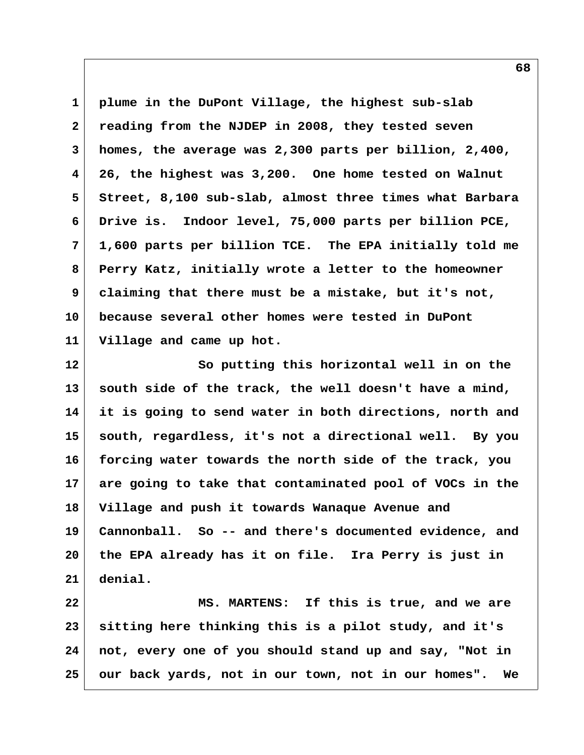plume in the DuPont Village, the highest sub-slab reading from the NJDEP in 2008, they tested seven homes, the average was 2,300 parts per billion, 2,400, 26, the highest was 3,200. One home tested on Walnut Street, 8,100 sub-slab, almost three times what Barbara Drive is. Indoor level, 75,000 parts per billion PCE, 1,600 parts per billion TCE. The EPA initially told me Perry Katz, initially wrote a letter to the homeowner claiming that there must be a mistake, but it's not, because several other homes were tested in DuPont Village and came up hot.

So putting this horizontal well in on the south side of the track, the well doesn't have a mind, it is going to send water in both directions, north and south, regardless, it's not a directional well. By you forcing water towards the north side of the track, you are going to take that contaminated pool of VOCs in the Village and push it towards Wanaque Avenue and Cannonball. So -- and there's documented evidence, and the EPA already has it on file. Ira Perry is just in denial.

MS. MARTENS: If this is true, and we are sitting here thinking this is a pilot study, and it's not, every one of you should stand up and say, "Not in our back yards, not in our town, not in our homes". We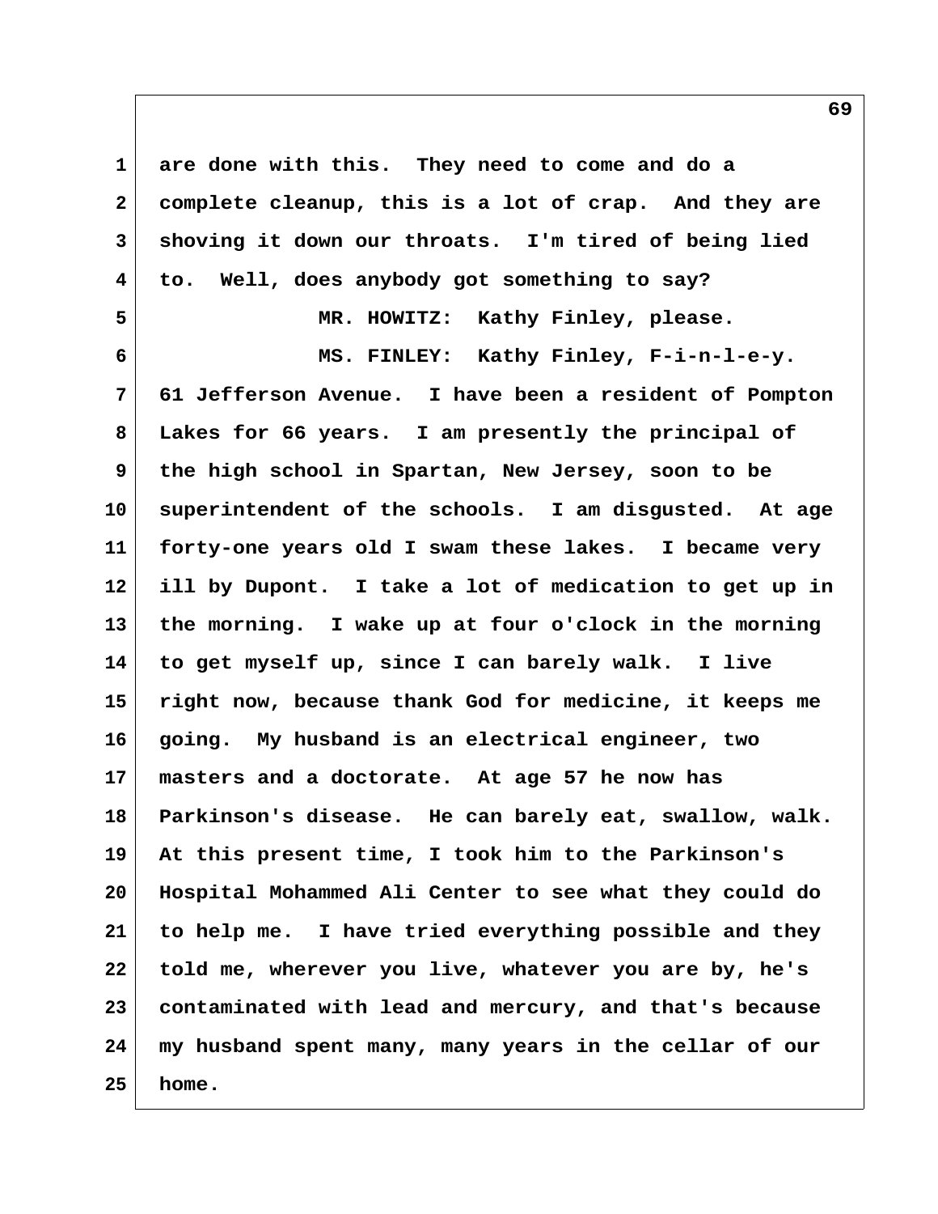are done with this. They need to come and do a complete cleanup, this is a lot of crap. And they are shoving it down our throats. I'm tired of being lied to. Well, does anybody got something to say?

MR. HOWITZ: Kathy Finley, please.

MS. FINLEY: Kathy Finley, F-i-n-l-e-y. 61 Jefferson Avenue. I have been a resident of Pompton Lakes for 66 years. I am presently the principal of the high school in Spartan, New Jersey, soon to be superintendent of the schools. I am disgusted. At age forty-one years old I swam these lakes. I became very ill by Dupont. I take a lot of medication to get up in the morning. I wake up at four o'clock in the morning to get myself up, since I can barely walk. I live right now, because thank God for medicine, it keeps me going. My husband is an electrical engineer, two masters and a doctorate. At age 57 he now has Parkinson's disease. He can barely eat, swallow, walk. At this present time, I took him to the Parkinson's Hospital Mohammed Ali Center to see what they could do to help me. I have tried everything possible and they told me, wherever you live, whatever you are by, he's contaminated with lead and mercury, and that's because my husband spent many, many years in the cellar of our home.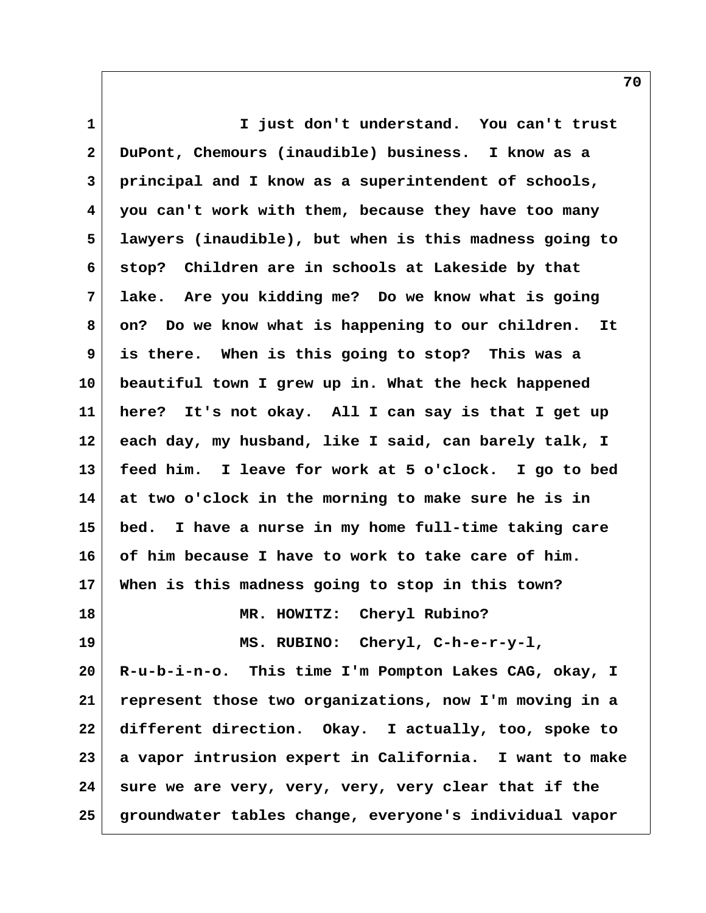I just don't understand. You can't trust DuPont, Chemours (inaudible) business. I know as a principal and I know as a superintendent of schools, you can't work with them, because they have too many lawyers (inaudible), but when is this madness going to stop? Children are in schools at Lakeside by that lake. Are you kidding me? Do we know what is going on? Do we know what is happening to our children. It is there. When is this going to stop? This was a beautiful town I grew up in. What the heck happened here? It's not okay. All I can say is that I get up each day, my husband, like I said, can barely talk, I feed him. I leave for work at 5 o'clock. I go to bed at two o'clock in the morning to make sure he is in bed. I have a nurse in my home full-time taking care of him because I have to work to take care of him. When is this madness going to stop in this town?

MR. HOWITZ: Cheryl Rubino?

MS. RUBINO: Cheryl, C-h-e-r-y-l, R-u-b-i-n-o. This time I'm Pompton Lakes CAG, okay, I represent those two organizations, now I'm moving in a different direction. Okay. I actually, too, spoke to a vapor intrusion expert in California. I want to make sure we are very, very, very, very clear that if the groundwater tables change, everyone's individual vapor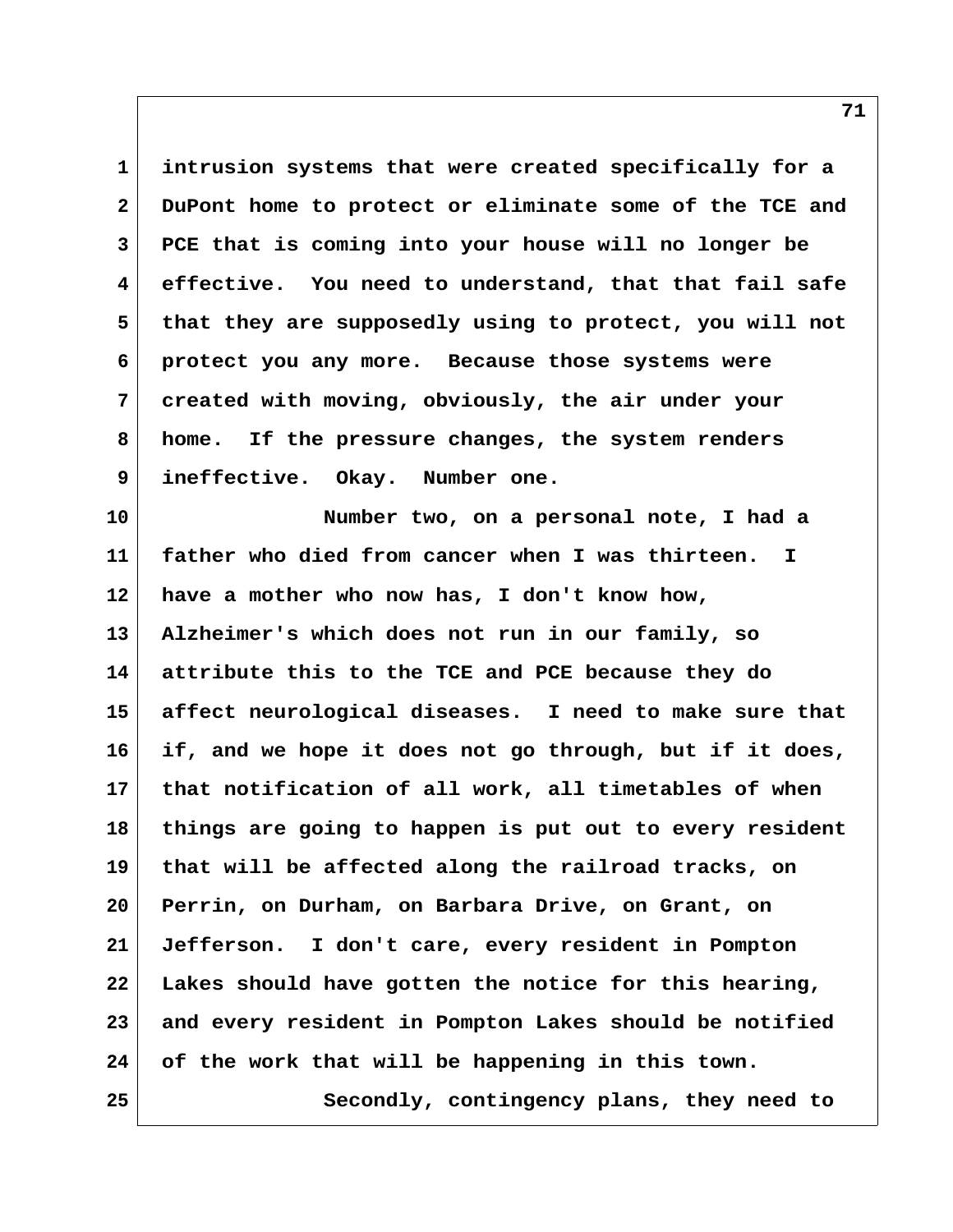intrusion systems that were created specifically for a DuPont home to protect or eliminate some of the TCE and PCE that is coming into your house will no longer be effective. You need to understand, that that fail safe that they are supposedly using to protect, you will not protect you any more. Because those systems were created with moving, obviously, the air under your home. If the pressure changes, the system renders ineffective. Okay. Number one.

Number two, on a personal note, I had a father who died from cancer when I was thirteen. I have a mother who now has, I don't know how, Alzheimer's which does not run in our family, so attribute this to the TCE and PCE because they do affect neurological diseases. I need to make sure that if, and we hope it does not go through, but if it does, that notification of all work, all timetables of when things are going to happen is put out to every resident that will be affected along the railroad tracks, on Perrin, on Durham, on Barbara Drive, on Grant, on Jefferson. I don't care, every resident in Pompton Lakes should have gotten the notice for this hearing, and every resident in Pompton Lakes should be notified of the work that will be happening in this town.

Secondly, contingency plans, they need to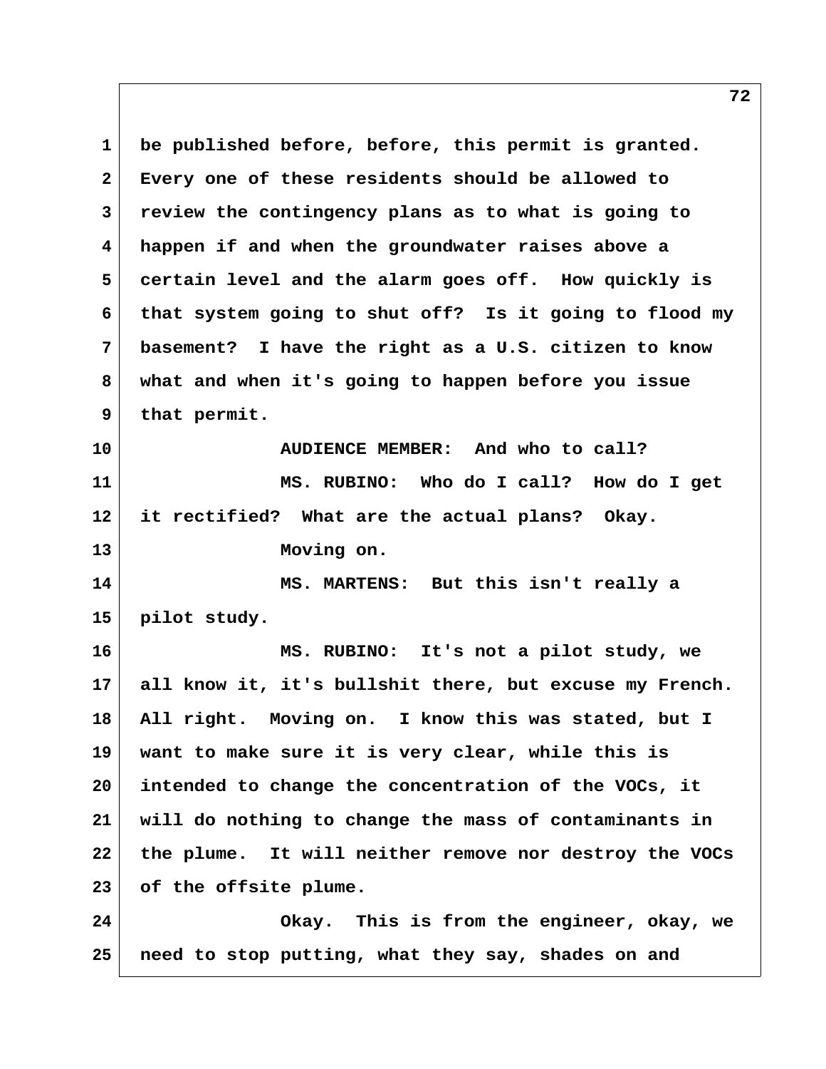be published before, before, this permit is granted. Every one of these residents should be allowed to review the contingency plans as to what is going to happen if and when the groundwater raises above a certain level and the alarm goes off. How quickly is that system going to shut off? Is it going to flood my basement? I have the right as a U.S. citizen to know what and when it's going to happen before you issue that permit.

AUDIENCE MEMBER: And who to call?

MS. RUBINO: Who do I call? How do I get it rectified? What are the actual plans? Okay.

Moving on.

MS. MARTENS: But this isn't really a pilot study.

MS. RUBINO: It's not a pilot study, we all know it, it's bullshit there, but excuse my French. All right. Moving on. I know this was stated, but I want to make sure it is very clear, while this is intended to change the concentration of the VOCs, it will do nothing to change the mass of contaminants in the plume. It will neither remove nor destroy the VOCs of the offsite plume.

Okay. This is from the engineer, okay, we need to stop putting, what they say, shades on and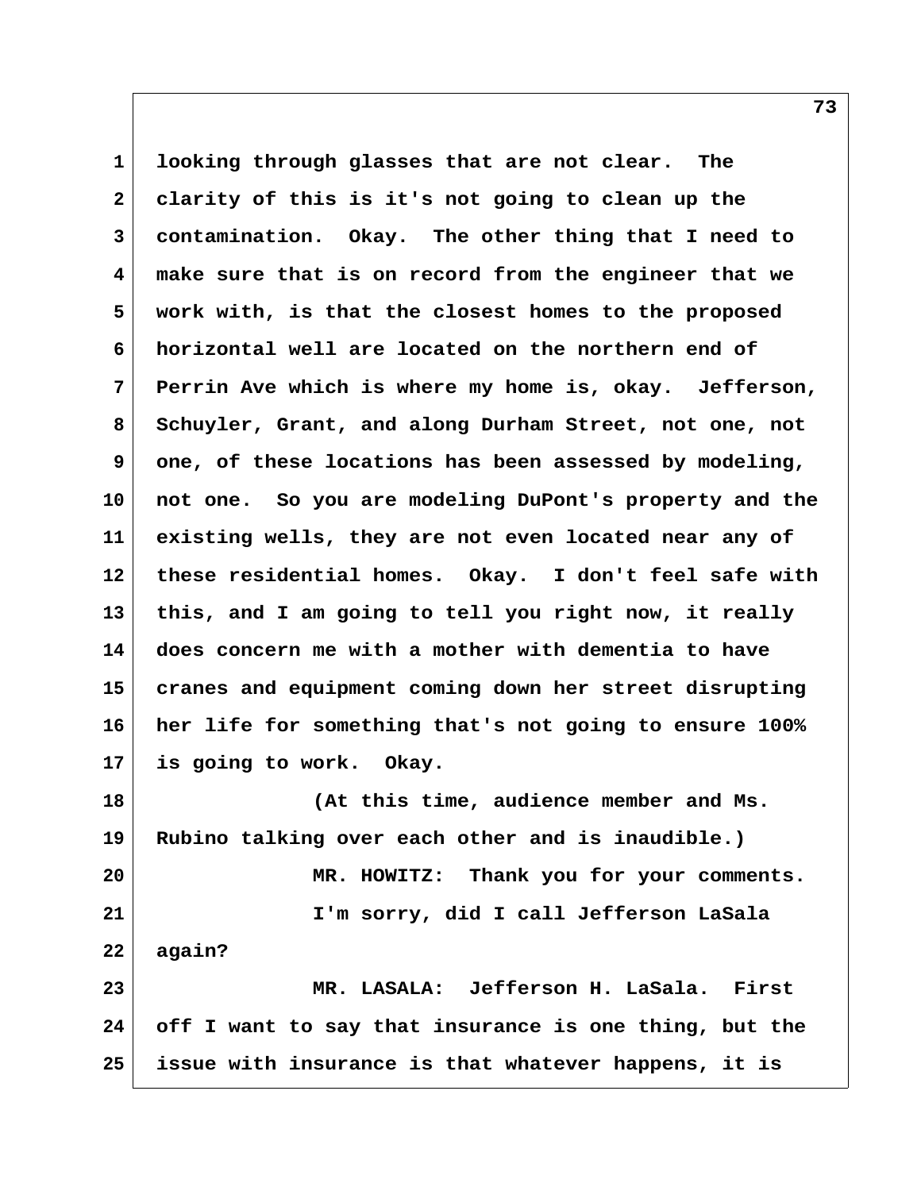looking through glasses that are not clear. The clarity of this is it's not going to clean up the contamination. Okay. The other thing that I need to make sure that is on record from the engineer that we work with, is that the closest homes to the proposed horizontal well are located on the northern end of Perrin Ave which is where my home is, okay. Jefferson, Schuyler, Grant, and along Durham Street, not one, not one, of these locations has been assessed by modeling, not one. So you are modeling DuPont's property and the existing wells, they are not even located near any of these residential homes. Okay. I don't feel safe with this, and I am going to tell you right now, it really does concern me with a mother with dementia to have cranes and equipment coming down her street disrupting her life for something that's not going to ensure 100% is going to work. Okay.

(At this time, audience member and Ms. Rubino talking over each other and is inaudible.)

MR. HOWITZ: Thank you for your comments.

I'm sorry, did I call Jefferson LaSala again?

MR. LASALA: Jefferson H. LaSala. First off I want to say that insurance is one thing, but the issue with insurance is that whatever happens, it is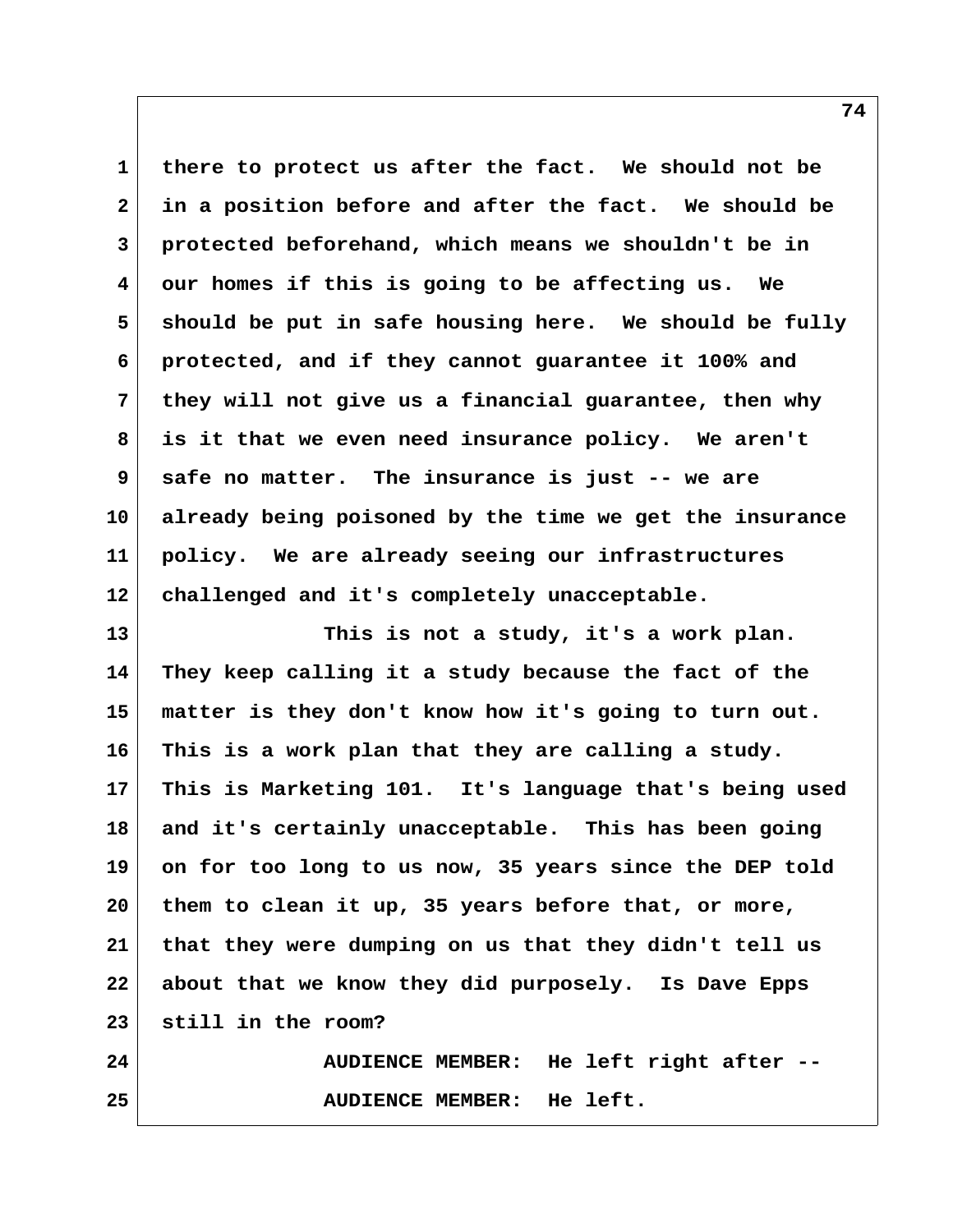there to protect us after the fact. We should not be in a position before and after the fact. We should be protected beforehand, which means we shouldn't be in our homes if this is going to be affecting us. We should be put in safe housing here. We should be fully protected, and if they cannot guarantee it 100% and they will not give us a financial guarantee, then why is it that we even need insurance policy. We aren't safe no matter. The insurance is just -- we are already being poisoned by the time we get the insurance policy. We are already seeing our infrastructures challenged and it's completely unacceptable.

This is not a study, it's a work plan. They keep calling it a study because the fact of the matter is they don't know how it's going to turn out. This is a work plan that they are calling a study. This is Marketing 101. It's language that's being used and it's certainly unacceptable. This has been going on for too long to us now, 35 years since the DEP told them to clean it up, 35 years before that, or more, that they were dumping on us that they didn't tell us about that we know they did purposely. Is Dave Epps still in the room?

AUDIENCE MEMBER: He left right after --

AUDIENCE MEMBER: He left.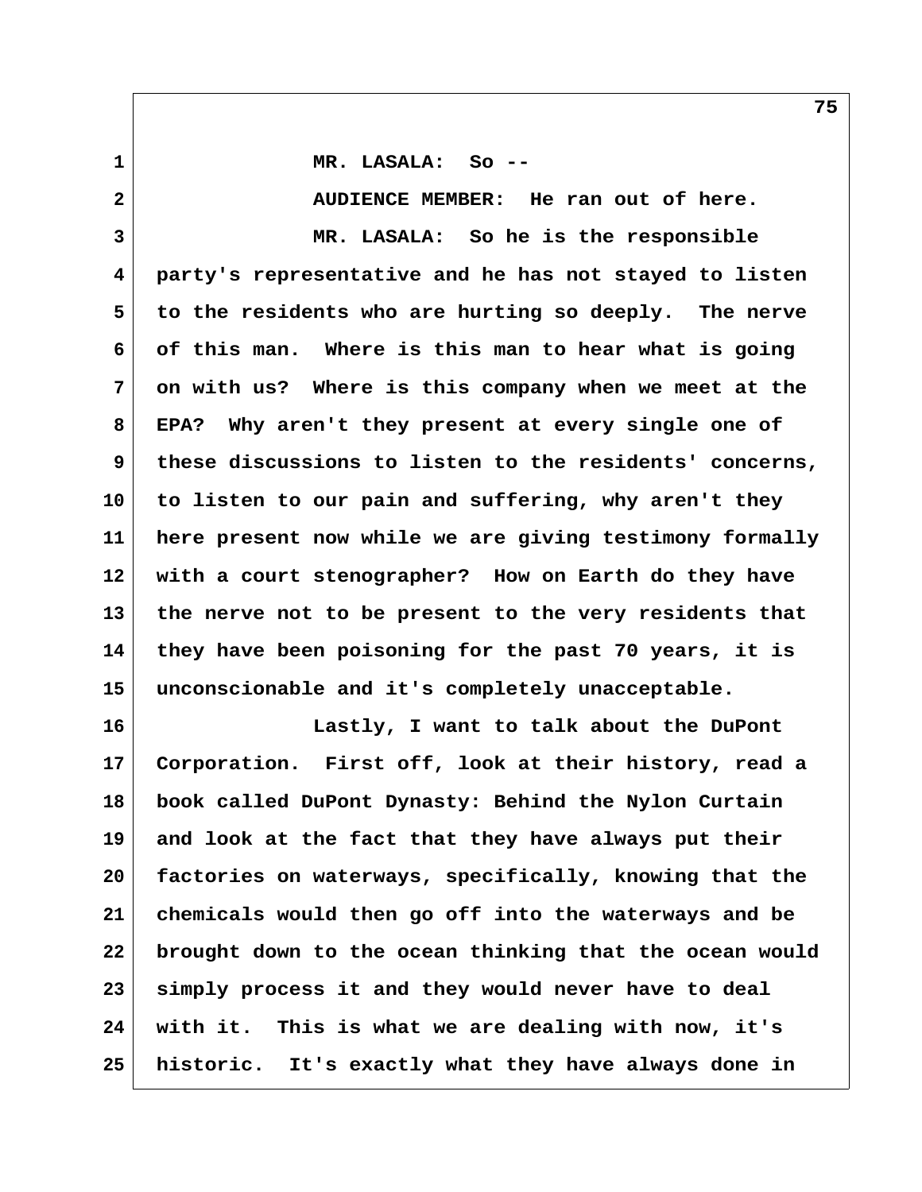MR. LASALA: So --

AUDIENCE MEMBER: He ran out of here.

MR. LASALA: So he is the responsible party's representative and he has not stayed to listen to the residents who are hurting so deeply. The nerve of this man. Where is this man to hear what is going on with us? Where is this company when we meet at the EPA? Why aren't they present at every single one of these discussions to listen to the residents' concerns, to listen to our pain and suffering, why aren't they here present now while we are giving testimony formally with a court stenographer? How on Earth do they have the nerve not to be present to the very residents that they have been poisoning for the past 70 years, it is unconscionable and it's completely unacceptable.

Lastly, I want to talk about the DuPont Corporation. First off, look at their history, read a book called DuPont Dynasty: Behind the Nylon Curtain and look at the fact that they have always put their factories on waterways, specifically, knowing that the chemicals would then go off into the waterways and be brought down to the ocean thinking that the ocean would simply process it and they would never have to deal with it. This is what we are dealing with now, it's historic. It's exactly what they have always done in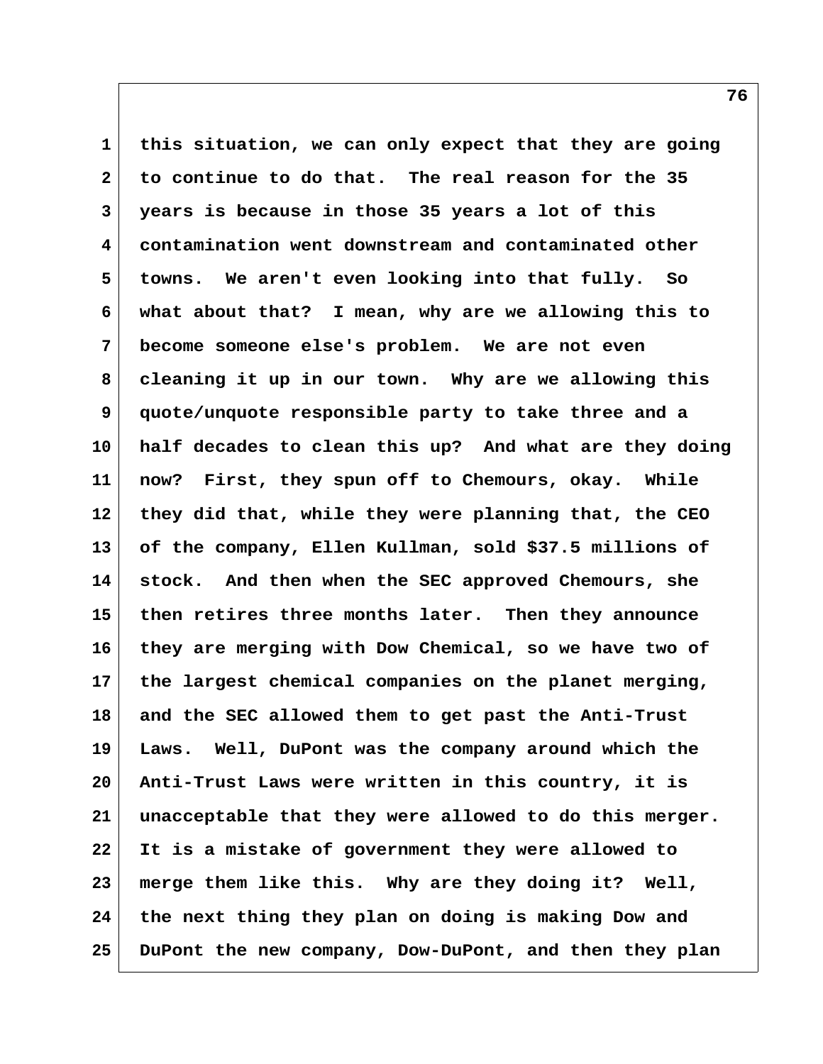this situation, we can only expect that they are going to continue to do that. The real reason for the 35 years is because in those 35 years a lot of this contamination went downstream and contaminated other towns. We aren't even looking into that fully. So what about that? I mean, why are we allowing this to become someone else's problem. We are not even cleaning it up in our town. Why are we allowing this quote/unquote responsible party to take three and a half decades to clean this up? And what are they doing now? First, they spun off to Chemours, okay. While they did that, while they were planning that, the CEO of the company, Ellen Kullman, sold $37.5 millions of stock. And then when the SEC approved Chemours, she then retires three months later. Then they announce they are merging with Dow Chemical, so we have two of the largest chemical companies on the planet merging, and the SEC allowed them to get past the Anti-Trust Laws. Well, DuPont was the company around which the Anti-Trust Laws were written in this country, it is unacceptable that they were allowed to do this merger. It is a mistake of government they were allowed to merge them like this. Why are they doing it? Well, the next thing they plan on doing is making Dow and DuPont the new company, Dow-DuPont, and then they plan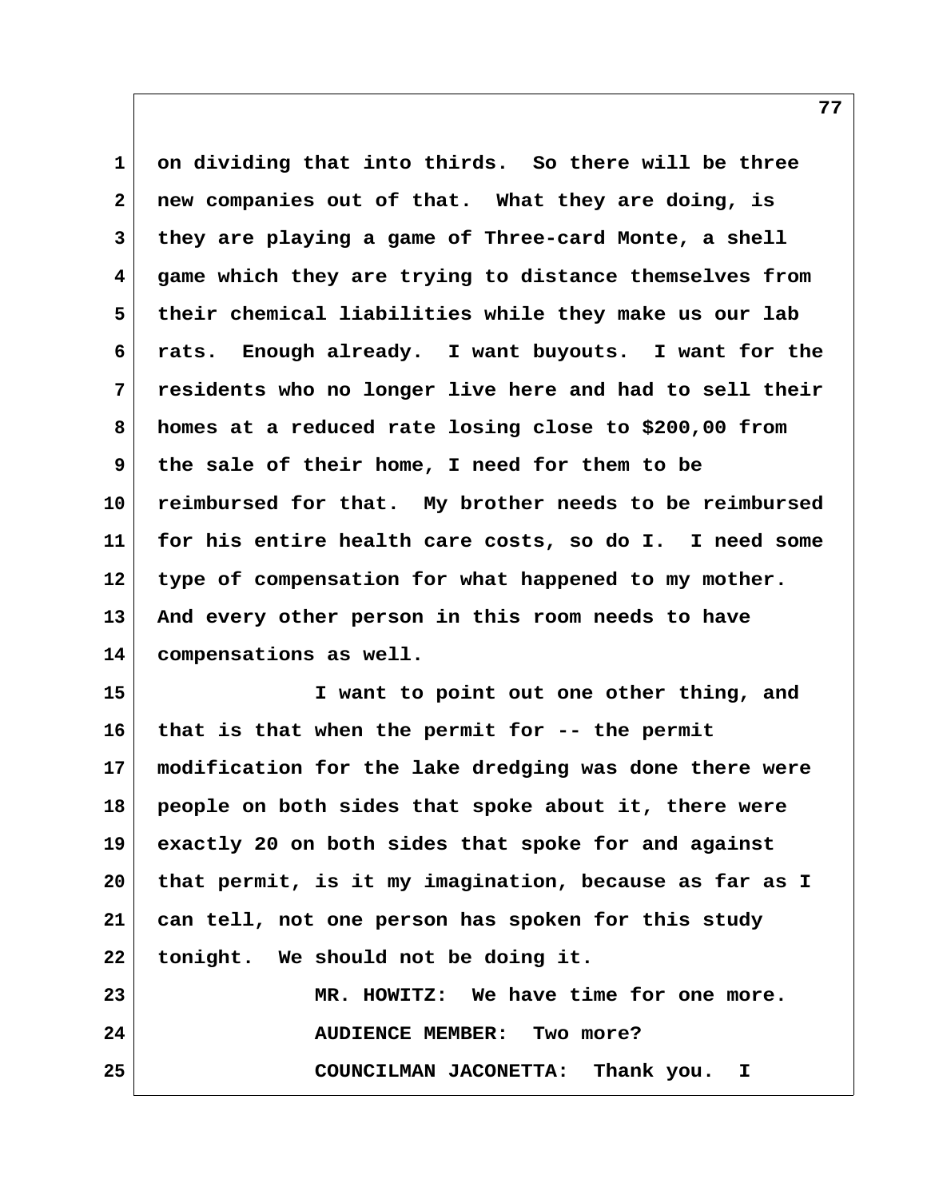on dividing that into thirds. So there will be three new companies out of that. What they are doing, is they are playing a game of Three-card Monte, a shell game which they are trying to distance themselves from their chemical liabilities while they make us our lab rats. Enough already. I want buyouts. I want for the residents who no longer live here and had to sell their homes at a reduced rate losing close to $200,00 from the sale of their home, I need for them to be reimbursed for that. My brother needs to be reimbursed for his entire health care costs, so do I. I need some type of compensation for what happened to my mother. And every other person in this room needs to have compensations as well.

I want to point out one other thing, and that is that when the permit for -- the permit modification for the lake dredging was done there were people on both sides that spoke about it, there were exactly 20 on both sides that spoke for and against that permit, is it my imagination, because as far as I can tell, not one person has spoken for this study tonight. We should not be doing it.

MR. HOWITZ: We have time for one more.

AUDIENCE MEMBER: Two more?

COUNCILMAN JACONETTA: Thank you. I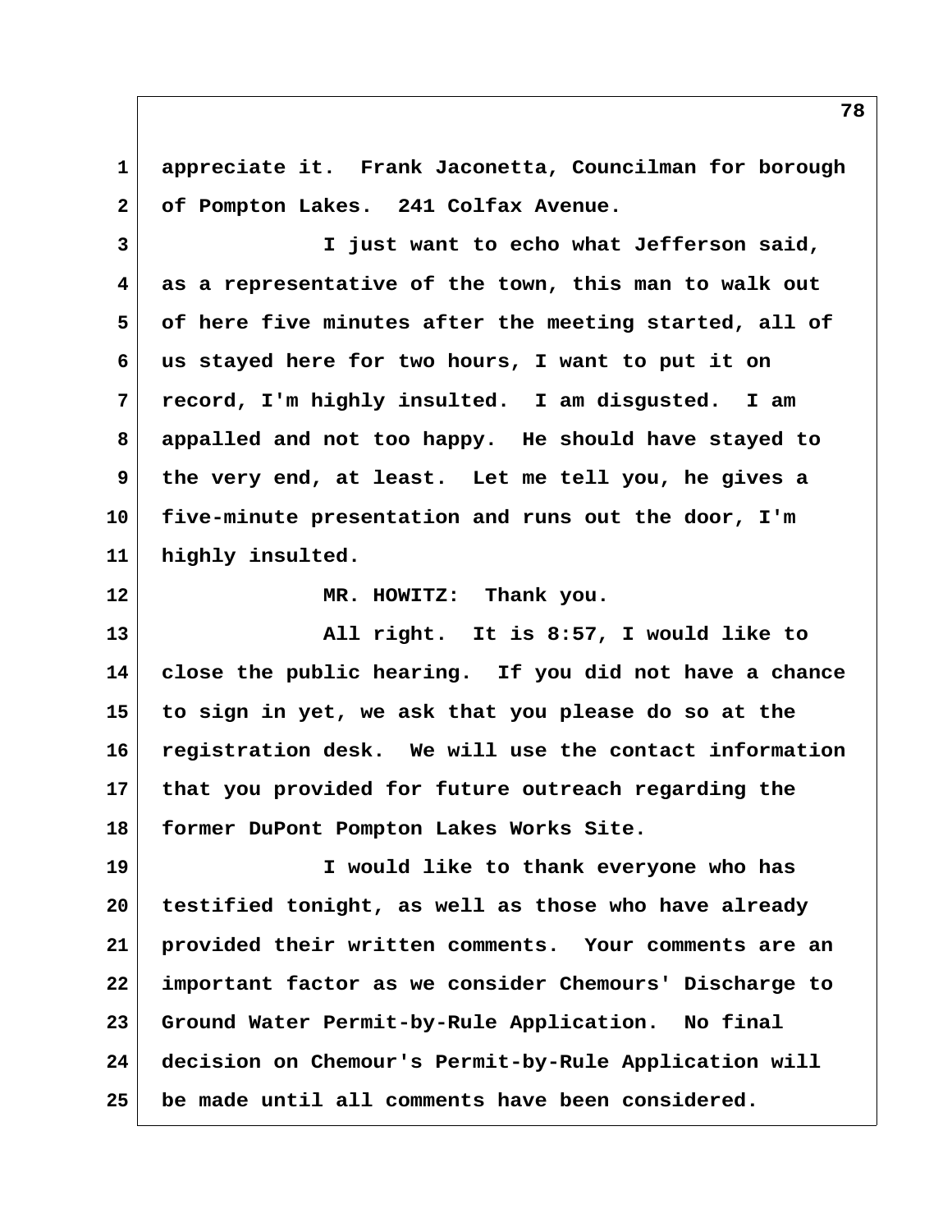appreciate it. Frank Jaconetta, Councilman for borough of Pompton Lakes. 241 Colfax Avenue.

I just want to echo what Jefferson said, as a representative of the town, this man to walk out of here five minutes after the meeting started, all of us stayed here for two hours, I want to put it on record, I'm highly insulted. I am disgusted. I am appalled and not too happy. He should have stayed to the very end, at least. Let me tell you, he gives a five-minute presentation and runs out the door, I'm highly insulted.

MR. HOWITZ: Thank you.

All right. It is 8:57, I would like to close the public hearing. If you did not have a chance to sign in yet, we ask that you please do so at the registration desk. We will use the contact information that you provided for future outreach regarding the former DuPont Pompton Lakes Works Site.

I would like to thank everyone who has testified tonight, as well as those who have already provided their written comments. Your comments are an important factor as we consider Chemours' Discharge to Ground Water Permit-by-Rule Application. No final decision on Chemour's Permit-by-Rule Application will be made until all comments have been considered.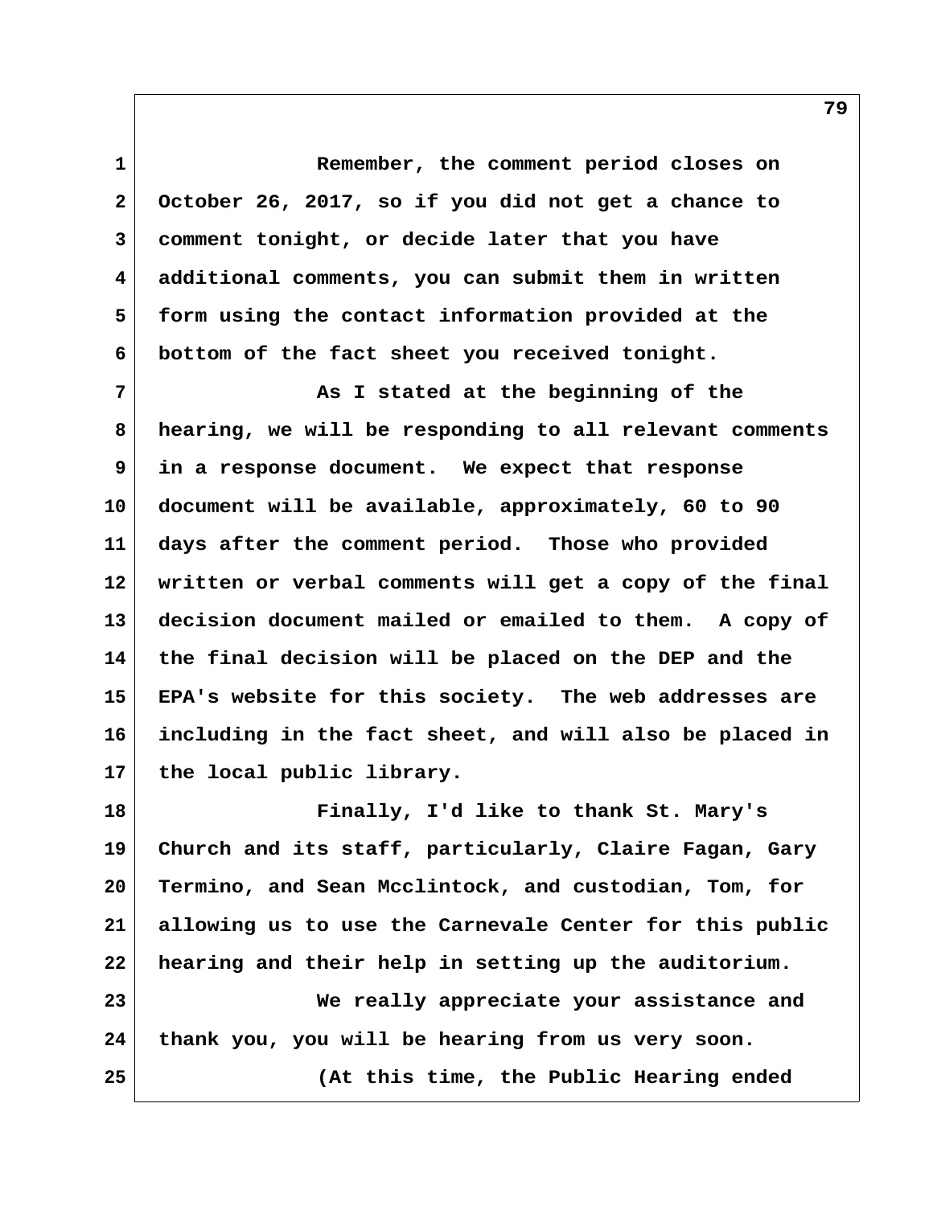Remember, the comment period closes on October 26, 2017, so if you did not get a chance to comment tonight, or decide later that you have additional comments, you can submit them in written form using the contact information provided at the bottom of the fact sheet you received tonight.

As I stated at the beginning of the hearing, we will be responding to all relevant comments in a response document. We expect that response document will be available, approximately, 60 to 90 days after the comment period. Those who provided written or verbal comments will get a copy of the final decision document mailed or emailed to them. A copy of the final decision will be placed on the DEP and the EPA's website for this society. The web addresses are including in the fact sheet, and will also be placed in the local public library.

Finally, I'd like to thank St. Mary's Church and its staff, particularly, Claire Fagan, Gary Termino, and Sean Mcclintock, and custodian, Tom, for allowing us to use the Carnevale Center for this public hearing and their help in setting up the auditorium.

We really appreciate your assistance and thank you, you will be hearing from us very soon.

(At this time, the Public Hearing ended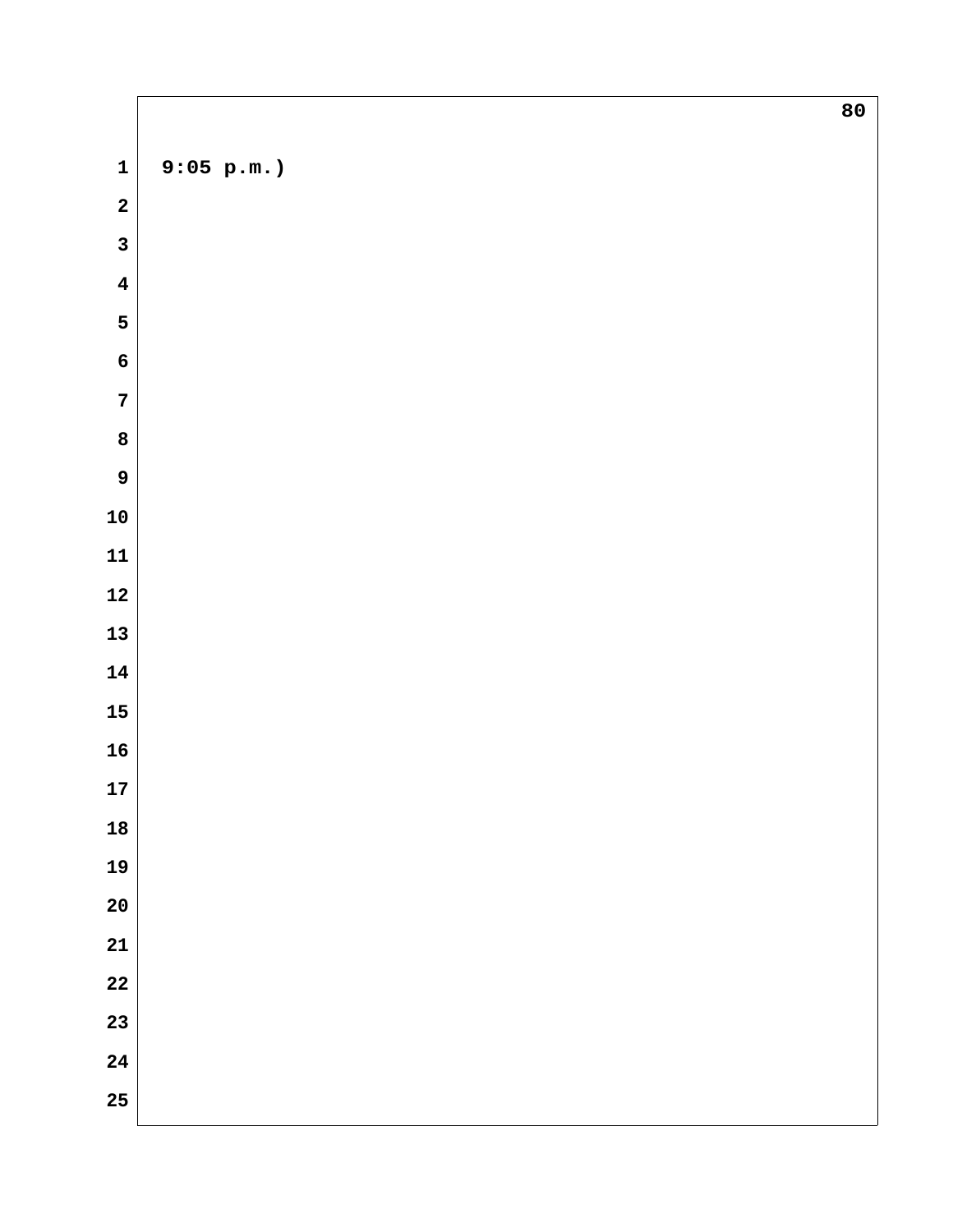9:05 p.m.)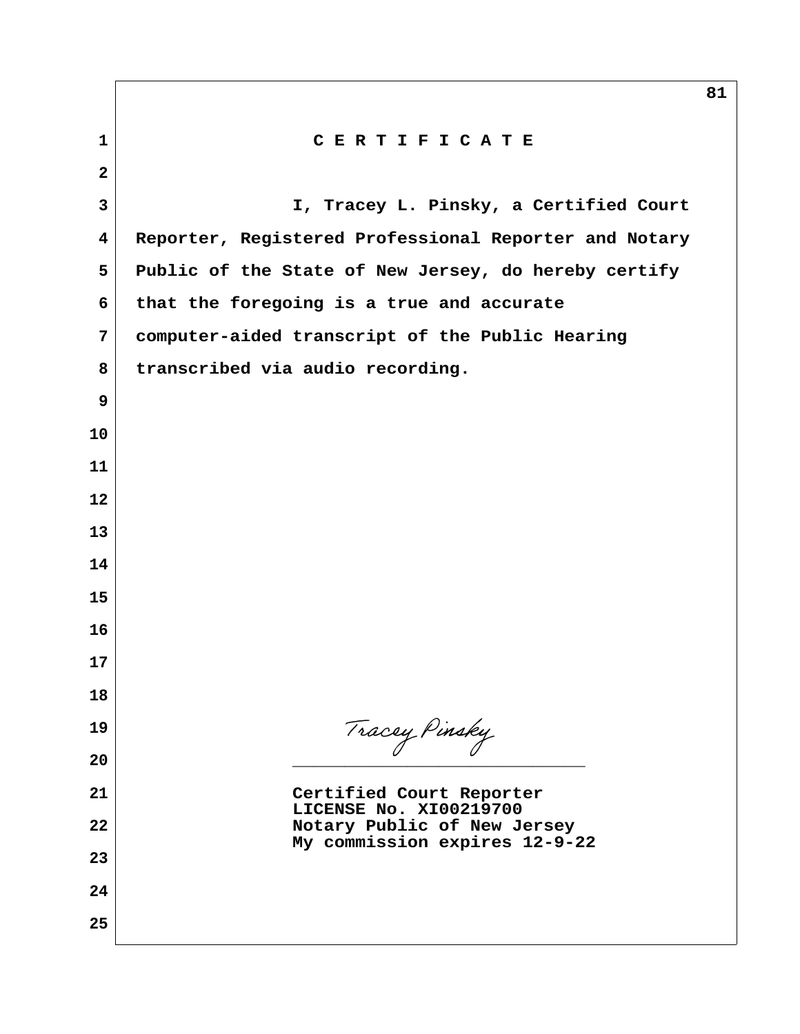# C E R T I F I C A T E

I, Tracey L. Pinsky, a Certified Court Reporter, Registered Professional Reporter and Notary Public of the State of New Jersey, do hereby certify that the foregoing is a true and accurate computer-aided transcript of the Public Hearing transcribed via audio recording.

Tracey Pinsky

_____________________________

Certified Court Reporter
LICENSE No. XI00219700
Notary Public of New Jersey
My commission expires 12-9-22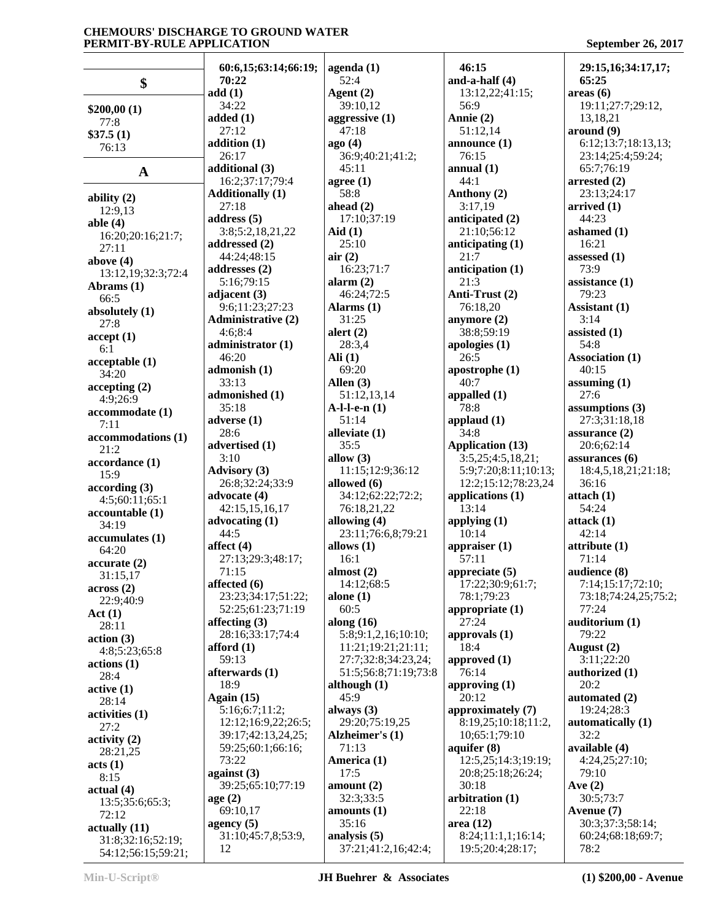## $

**$200,00 (1)**
77:8
**$37.5 (1)**
76:13

## A

**ability (2)**
12:9,13
**able (4)**
16:20;20:16;21:7;27:11
**above (4)**
13:12,19;32:3;72:4
**Abrams (1)**
66:5
**absolutely (1)**
27:8
**accept (1)**
6:1
**acceptable (1)**
34:20
**accepting (2)**
4:9;26:9
**accommodate (1)**
7:11
**accommodations (1)**
21:2
**accordance (1)**
15:9
**according (3)**
4:5;60:11;65:1
**accountable (1)**
34:19
**accumulates (1)**
64:20
**accurate (2)**
31:15,17
**across (2)**
22:9;40:9
**Act (1)**
28:11
**action (3)**
4:8;5:23;65:8
**actions (1)**
28:4
**active (1)**
28:14
**activities (1)**
27:2
**activity (2)**
28:21,25
**acts (1)**
8:15
**actual (4)**
13:5;35:6;65:3;72:12
**actually (11)**
31:8;32:16;52:19;54:12;56:15;59:21;60:6,15;63:14;66:19;70:22
**add (1)**
34:22
**added (1)**
27:12
**addition (1)**
26:17
**additional (3)**
16:2;37:17;79:4
**Additionally (1)**
27:18
**address (5)**
3:8;5:2,18,21,22
**addressed (2)**
44:24;48:15
**addresses (2)**
5:16;79:15
**adjacent (3)**
9:6;11:23;27:23
**Administrative (2)**
4:6;8:4
**administrator (1)**
46:20
**admonish (1)**
33:13
**admonished (1)**
35:18
**adverse (1)**
28:6
**advertised (1)**
3:10
**Advisory (3)**
26:8;32:24;33:9
**advocate (4)**
42:15,15,16,17
**advocating (1)**
44:5
**affect (4)**
27:13;29:3;48:17;71:15
**affected (6)**
23:23;34:17;51:22;52:25;61:23;71:19
**affecting (3)**
28:16;33:17;74:4
**afford (1)**
59:13
**afterwards (1)**
18:9
**Again (15)**
5:16;6:7;11:2;12:12;16:9,22;26:5;39:17;42:13,24,25;59:25;60:1;66:16;73:22
**against (3)**
39:25;65:10;77:19
**age (2)**
69:10,17
**agency (5)**
31:10;45:7,8;53:9,12
**agenda (1)**
52:4
**Agent (2)**
39:10,12
**aggressive (1)**
47:18
**ago (4)**
36:9;40:21;41:2;45:11
**agree (1)**
58:8
**ahead (2)**
17:10;37:19
**Aid (1)**
25:10
**air (2)**
16:23;71:7
**alarm (2)**
46:24;72:5
**Alarms (1)**
31:25
**alert (2)**
28:3,4
**Ali (1)**
69:20
**Allen (3)**
51:12,13,14
**A-l-l-e-n (1)**
51:14
**alleviate (1)**
35:5
**allow (3)**
11:15;12:9;36:12
**allowed (6)**
34:12;62:22;72:2;76:18,21,22
**allowing (4)**
23:11;76:6,8;79:21
**allows (1)**
16:1
**almost (2)**
14:12;68:5
**alone (1)**
60:5
**along (16)**
5:8;9:1,2,16;10:10;11:21;19:21;21:11;27:7;32:8;34:23,24;51:5;56:8;71:19;73:8
**although (1)**
45:9
**always (3)**
29:20;75:19,25
**Alzheimer's (1)**
71:13
**America (1)**
17:5
**amount (2)**
32:3;33:5
**amounts (1)**
35:16
**analysis (5)**
37:21;41:2,16;42:4;46:15
**and-a-half (4)**
13:12,22;41:15;56:9
**Annie (2)**
51:12,14
**announce (1)**
76:15
**annual (1)**
44:1
**Anthony (2)**
3:17,19
**anticipated (2)**
21:10;56:12
**anticipating (1)**
21:7
**anticipation (1)**
21:3
**Anti-Trust (2)**
76:18,20
**anymore (2)**
38:8;59:19
**apologies (1)**
26:5
**apostrophe (1)**
40:7
**appalled (1)**
78:8
**applaud (1)**
34:8
**Application (13)**
3:5,25;4:5,18,21;5:9;7:20;8:11;10:13;12:2;15:12;78:23,24
**applications (1)**
13:14
**applying (1)**
10:14
**appraiser (1)**
57:11
**appreciate (5)**
17:22;30:9;61:7;78:1;79:23
**appropriate (1)**
27:24
**approvals (1)**
18:4
**approved (1)**
76:14
**approving (1)**
20:12
**approximately (7)**
8:19,25;10:18;11:2,10;65:1;79:10
**aquifer (8)**
12:5,25;14:3;19:19;20:8;25:18;26:24;30:18
**arbitration (1)**
22:18
**area (12)**
8:24;11:1,1;16:14;19:5;20:4;28:17;29:15,16;34:17,17;65:25
**areas (6)**
19:11;27:7;29:12,13,18,21
**around (9)**
6:12;13:7;18:13,13;23:14;25:4;59:24;65:7;76:19
**arrested (2)**
23:13;24:17
**arrived (1)**
44:23
**ashamed (1)**
16:21
**assessed (1)**
73:9
**assistance (1)**
79:23
**Assistant (1)**
3:14
**assisted (1)**
54:8
**Association (1)**
40:15
**assuming (1)**
27:6
**assumptions (3)**
27:3;31:18,18
**assurance (2)**
20:6;62:14
**assurances (6)**
18:4,5,18,21;21:18;36:16
**attach (1)**
54:24
**attack (1)**
42:14
**attribute (1)**
71:14
**audience (8)**
7:14;15:17;72:10;73:18;74:24,25;75:2;77:24
**auditorium (1)**
79:22
**August (2)**
3:11;22:20
**authorized (1)**
20:2
**automated (2)**
19:24;28:3
**automatically (1)**
32:2
**available (4)**
4:24,25;27:10;79:10
**Ave (2)**
30:5;73:7
**Avenue (7)**
30:3;37:3;58:14;60:24;68:18;69:7;78:2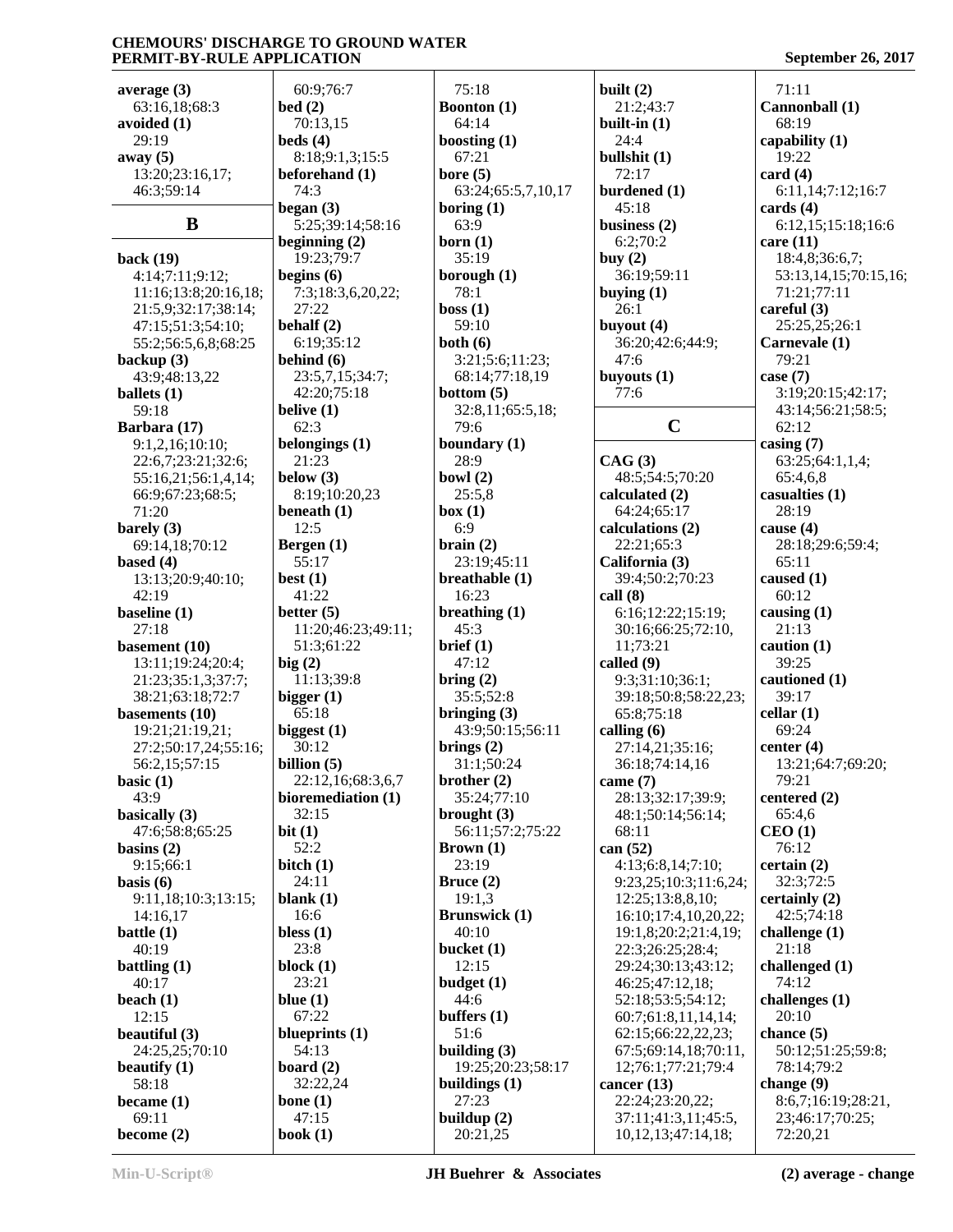**average (3)**
63:16,18;68:3
**avoided (1)**
29:19
**away (5)**
13:20;23:16,17;
46:3;59:14

## B

**back (19)**
4:14;7:11;9:12;
11:16;13:8;20:16,18;
21:5,9;32:17;38:14;
47:15;51:3;54:10;
55:2;56:5,6,8;68:25
**backup (3)**
43:9;48:13,22
**ballets (1)**
59:18
**Barbara (17)**
9:1,2,16;10:10;
22:6,7;23:21;32:6;
55:16,21;56:1,4,14;
66:9;67:23;68:5;
71:20
**barely (3)**
69:14,18;70:12
**based (4)**
13:13;20:9;40:10;
42:19
**baseline (1)**
27:18
**basement (10)**
13:11;19:24;20:4;
21:23;35:1,3;37:7;
38:21;63:18;72:7
**basements (10)**
19:21;21:19,21;
27:2;50:17,24;55:16;
56:2,15;57:15
**basic (1)**
43:9
**basically (3)**
47:6;58:8;65:25
**basins (2)**
9:15;66:1
**basis (6)**
9:11,18;10:3;13:15;
14:16,17
**battle (1)**
40:19
**battling (1)**
40:17
**beach (1)**
12:15
**beautiful (3)**
24:25,25;70:10
**beautify (1)**
58:18
**became (1)**
69:11
**become (2)**
60:9;76:7
**bed (2)**
70:13,15
**beds (4)**
8:18;9:1,3;15:5
**beforehand (1)**
74:3
**began (3)**
5:25;39:14;58:16
**beginning (2)**
19:23;79:7
**begins (6)**
7:3;18:3,6,20,22;
27:22
**behalf (2)**
6:19;35:12
**behind (6)**
23:5,7,15;34:7;
42:20;75:18
**belive (1)**
62:3
**belongings (1)**
21:23
**below (3)**
8:19;10:20,23
**beneath (1)**
12:5
**Bergen (1)**
55:17
**best (1)**
41:22
**better (5)**
11:20;46:23;49:11;
51:3;61:22
**big (2)**
11:13;39:8
**bigger (1)**
65:18
**biggest (1)**
30:12
**billion (5)**
22:12,16;68:3,6,7
**bioremediation (1)**
32:15
**bit (1)**
52:2
**bitch (1)**
24:11
**blank (1)**
16:6
**bless (1)**
23:8
**block (1)**
23:21
**blue (1)**
67:22
**blueprints (1)**
54:13
**board (2)**
32:22,24
**bone (1)**
47:15
**book (1)**
75:18
**Boonton (1)**
64:14
**boosting (1)**
67:21
**bore (5)**
63:24;65:5,7,10,17
**boring (1)**
63:9
**born (1)**
35:19
**borough (1)**
78:1
**boss (1)**
59:10
**both (6)**
3:21;5:6;11:23;
68:14;77:18,19
**bottom (5)**
32:8,11;65:5,18;
79:6
**boundary (1)**
28:9
**bowl (2)**
25:5,8
**box (1)**
6:9
**brain (2)**
23:19;45:11
**breathable (1)**
16:23
**breathing (1)**
45:3
**brief (1)**
47:12
**bring (2)**
35:5;52:8
**bringing (3)**
43:9;50:15;56:11
**brings (2)**
31:1;50:24
**brother (2)**
35:24;77:10
**brought (3)**
56:11;57:2;75:22
**Brown (1)**
23:19
**Bruce (2)**
19:1,3
**Brunswick (1)**
40:10
**bucket (1)**
12:15
**budget (1)**
44:6
**buffers (1)**
51:6
**building (3)**
19:25;20:23;58:17
**buildings (1)**
27:23
**buildup (2)**
20:21,25
**built (2)**
21:2;43:7
**built-in (1)**
24:4
**bullshit (1)**
72:17
**burdened (1)**
45:18
**business (2)**
6:2;70:2
**buy (2)**
36:19;59:11
**buying (1)**
26:1
**buyout (4)**
36:20;42:6;44:9;
47:6
**buyouts (1)**
77:6

## C

**CAG (3)**
48:5;54:5;70:20
**calculated (2)**
64:24;65:17
**calculations (2)**
22:21;65:3
**California (3)**
39:4;50:2;70:23
**call (8)**
6:16;12:22;15:19;
30:16;66:25;72:10,
11;73:21
**called (9)**
9:3;31:10;36:1;
39:18;50:8;58:22,23;
65:8;75:18
**calling (6)**
27:14,21;35:16;
36:18;74:14,16
**came (7)**
28:13;32:17;39:9;
48:1;50:14;56:14;
68:11
**can (52)**
4:13;6:8,14;7:10;
9:23,25;10:3;11:6,24;
12:25;13:8,8,10;
16:10;17:4,10,20,22;
19:1,8;20:2;21:4,19;
22:3;26:25;28:4;
29:24;30:13;43:12;
46:25;47:12,18;
52:18;53:5;54:12;
60:7;61:8,11,14,14;
62:15;66:22,22,23;
67:5;69:14,18;70:11,
12;76:1;77:21;79:4
**cancer (13)**
22:24;23:20,22;
37:11;41:3,11;45:5,
10,12,13;47:14,18;
71:11
**Cannonball (1)**
68:19
**capability (1)**
19:22
**card (4)**
6:11,14;7:12;16:7
**cards (4)**
6:12,15;15:18;16:6
**care (11)**
18:4,8;36:6,7;
53:13,14,15,16;70:15,16;
71:21;77:11
**careful (3)**
25:25,25;26:1
**Carnevale (1)**
79:21
**case (7)**
3:19;20:15;42:17;
43:14;56:21;58:5;
62:12
**casing (7)**
63:25;64:1,1,4;
65:4,6,8
**casualties (1)**
28:19
**cause (4)**
28:18;29:6;59:4;
65:11
**caused (1)**
60:12
**causing (1)**
21:13
**caution (1)**
39:25
**cautioned (1)**
39:17
**cellar (1)**
69:24
**center (4)**
13:21;64:7;69:20;
79:21
**centered (2)**
65:4,6
**CEO (1)**
76:12
**certain (2)**
32:3;72:5
**certainly (2)**
42:5;74:18
**challenge (1)**
21:18
**challenged (1)**
74:12
**challenges (1)**
20:10
**chance (5)**
50:12;51:25;59:8;
78:14;79:2
**change (9)**
8:6,7;16:19;28:21,
23;46:17;70:25;
72:20,21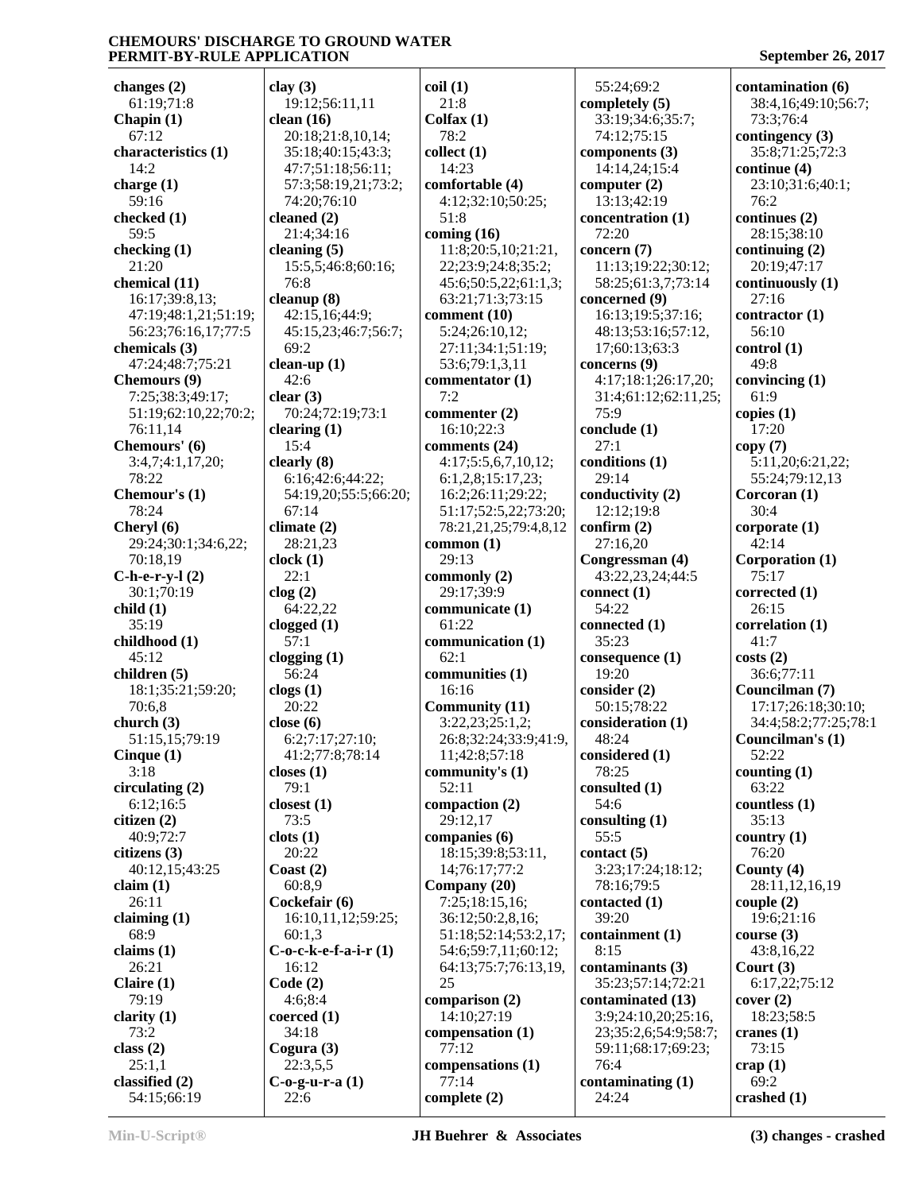**changes (2)**
61:19;71:8
**Chapin (1)**
67:12
**characteristics (1)**
14:2
**charge (1)**
59:16
**checked (1)**
59:5
**checking (1)**
21:20
**chemical (11)**
16:17;39:8,13;
47:19;48:1,21;51:19;
56:23;76:16,17;77:5
**chemicals (3)**
47:24;48:7;75:21
**Chemours (9)**
7:25;38:3;49:17;
51:19;62:10,22;70:2;
76:11,14
**Chemours' (6)**
3:4,7;4:1,17,20;
78:22
**Chemour's (1)**
78:24
**Cheryl (6)**
29:24;30:1;34:6,22;
70:18,19
**C-h-e-r-y-l (2)**
30:1;70:19
**child (1)**
35:19
**childhood (1)**
45:12
**children (5)**
18:1;35:21;59:20;
70:6,8
**church (3)**
51:15,15;79:19
**Cinque (1)**
3:18
**circulating (2)**
6:12;16:5
**citizen (2)**
40:9;72:7
**citizens (3)**
40:12,15;43:25
**claim (1)**
26:11
**claiming (1)**
68:9
**claims (1)**
26:21
**Claire (1)**
79:19
**clarity (1)**
73:2
**class (2)**
25:1,1
**classified (2)**
54:15;66:19

**clay (3)**
19:12;56:11,11
**clean (16)**
20:18;21:8,10,14;
35:18;40:15;43:3;
47:7;51:18;56:11;
57:3;58:19,21;73:2;
74:20;76:10
**cleaned (2)**
21:4;34:16
**cleaning (5)**
15:5,5;46:8;60:16;
76:8
**cleanup (8)**
42:15,16;44:9;
45:15,23;46:7;56:7;
69:2
**clean-up (1)**
42:6
**clear (3)**
70:24;72:19;73:1
**clearing (1)**
15:4
**clearly (8)**
6:16;42:6;44:22;
54:19,20;55:5;66:20;
67:14
**climate (2)**
28:21,23
**clock (1)**
22:1
**clog (2)**
64:22,22
**clogged (1)**
57:1
**clogging (1)**
56:24
**clogs (1)**
20:22
**close (6)**
6:2;7:17;27:10;
41:2;77:8;78:14
**closes (1)**
79:1
**closest (1)**
73:5
**clots (1)**
20:22
**Coast (2)**
60:8,9
**Cockefair (6)**
16:10,11,12;59:25;
60:1,3
**C-o-c-k-e-f-a-i-r (1)**
16:12
**Code (2)**
4:6;8:4
**coerced (1)**
34:18
**Cogura (3)**
22:3,5,5
**C-o-g-u-r-a (1)**
22:6

**coil (1)**
21:8
**Colfax (1)**
78:2
**collect (1)**
14:23
**comfortable (4)**
4:12;32:10;50:25;
51:8
**coming (16)**
11:8;20:5,10;21:21,
22;23:9;24:8;35:2;
45:6;50:5,22;61:1,3;
63:21;71:3;73:15
**comment (10)**
5:24;26:10,12;
27:11;34:1;51:19;
53:6;79:1,3,11
**commentator (1)**
7:2
**commenter (2)**
16:10;22:3
**comments (24)**
4:17;5:5,6,7,10,12;
6:1,2,8;15:17,23;
16:2;26:11;29:22;
51:17;52:5,22;73:20;
78:21,21,25;79:4,8,12
**common (1)**
29:13
**commonly (2)**
29:17;39:9
**communicate (1)**
61:22
**communication (1)**
62:1
**communities (1)**
16:16
**Community (11)**
3:22,23;25:1,2;
26:8;32:24;33:9;41:9,
11;42:8;57:18
**community's (1)**
52:11
**compaction (2)**
29:12,17
**companies (6)**
18:15;39:8;53:11,
14;76:17;77:2
**Company (20)**
7:25;18:15,16;
36:12;50:2,8,16;
51:18;52:14;53:2,17;
54:6;59:7,11;60:12;
64:13;75:7;76:13,19,
25
**comparison (2)**
14:10;27:19
**compensation (1)**
77:12
**compensations (1)**
77:14
**complete (2)**

55:24;69:2
**completely (5)**
33:19;34:6;35:7;
74:12;75:15
**components (3)**
14:14,24;15:4
**computer (2)**
13:13;42:19
**concentration (1)**
72:20
**concern (7)**
11:13;19:22;30:12;
58:25;61:3,7;73:14
**concerned (9)**
16:13;19:5;37:16;
48:13;53:16;57:12,
17;60:13;63:3
**concerns (9)**
4:17;18:1;26:17,20;
31:4;61:12;62:11,25;
75:9
**conclude (1)**
27:1
**conditions (1)**
29:14
**conductivity (2)**
12:12;19:8
**confirm (2)**
27:16,20
**Congressman (4)**
43:22,23,24;44:5
**connect (1)**
54:22
**connected (1)**
35:23
**consequence (1)**
19:20
**consider (2)**
50:15;78:22
**consideration (1)**
48:24
**considered (1)**
78:25
**consulted (1)**
54:6
**consulting (1)**
55:5
**contact (5)**
3:23;17:24;18:12;
78:16;79:5
**contacted (1)**
39:20
**containment (1)**
8:15
**contaminants (3)**
35:23;57:14;72:21
**contaminated (13)**
3:9;24:10,20;25:16,
23;35:2,6;54:9;58:7;
59:11;68:17;69:23;
76:4
**contaminating (1)**
24:24

**contamination (6)**
38:4,16;49:10;56:7;
73:3;76:4
**contingency (3)**
35:8;71:25;72:3
**continue (4)**
23:10;31:6;40:1;
76:2
**continues (2)**
28:15;38:10
**continuing (2)**
20:19;47:17
**continuously (1)**
27:16
**contractor (1)**
56:10
**control (1)**
49:8
**convincing (1)**
61:9
**copies (1)**
17:20
**copy (7)**
5:11,20;6:21,22;
55:24;79:12,13
**Corcoran (1)**
30:4
**corporate (1)**
42:14
**Corporation (1)**
75:17
**corrected (1)**
26:15
**correlation (1)**
41:7
**costs (2)**
36:6;77:11
**Councilman (7)**
17:17;26:18;30:10;
34:4;58:2;77:25;78:1
**Councilman's (1)**
52:22
**counting (1)**
63:22
**countless (1)**
35:13
**country (1)**
76:20
**County (4)**
28:11,12,16,19
**couple (2)**
19:6;21:16
**course (3)**
43:8,16,22
**Court (3)**
6:17,22;75:12
**cover (2)**
18:23;58:5
**cranes (1)**
73:15
**crap (1)**
69:2
**crashed (1)**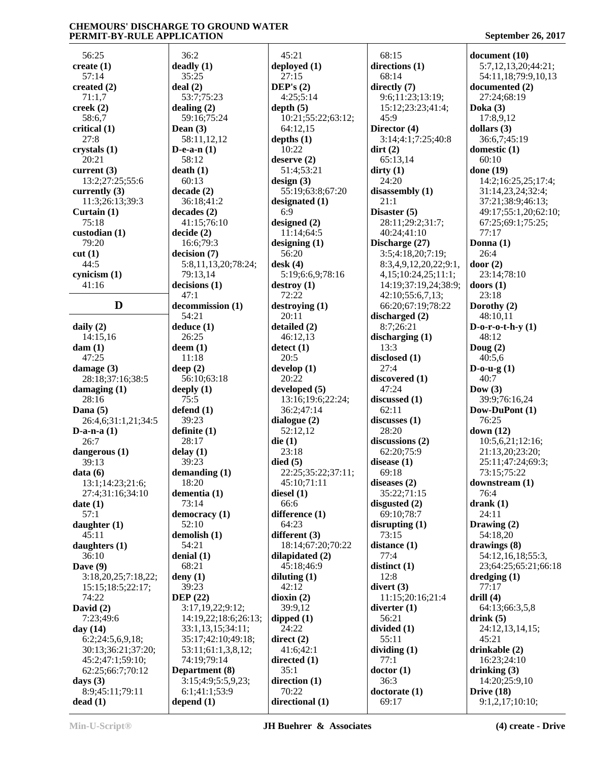56:25
**create (1)**
57:14
**created (2)**
71:1,7
**creek (2)**
58:6,7
**critical (1)**
27:8
**crystals (1)**
20:21
**current (3)**
13:2;27:25;55:6
**currently (3)**
11:3;26:13;39:3
**Curtain (1)**
75:18
**custodian (1)**
79:20
**cut (1)**
44:5
**cynicism (1)**
41:16

## D

**daily (2)**
14:15,16
**dam (1)**
47:25
**damage (3)**
28:18;37:16;38:5
**damaging (1)**
28:16
**Dana (5)**
26:4,6;31:1,21;34:5
**D-a-n-a (1)**
26:7
**dangerous (1)**
39:13
**data (6)**
13:1;14:23;21:6;
27:4;31:16;34:10
**date (1)**
57:1
**daughter (1)**
45:11
**daughters (1)**
36:10
**Dave (9)**
3:18,20,25;7:18,22;
15:15;18:5;22:17;
74:22
**David (2)**
7:23;49:6
**day (14)**
6:2;24:5,6,9,18;
30:13;36:21;37:20;
45:2;47:1;59:10;
62:25;66:7;70:12
**days (3)**
8:9;45:11;79:11
**dead (1)**
36:2
**deadly (1)**
35:25
**deal (2)**
53:7;75:23
**dealing (2)**
59:16;75:24
**Dean (3)**
58:11,12,12
**D-e-a-n (1)**
58:12
**death (1)**
60:13
**decade (2)**
36:18;41:2
**decades (2)**
41:15;76:10
**decide (2)**
16:6;79:3
**decision (7)**
5:8,11,13,20;78:24;
79:13,14
**decisions (1)**
47:1
**decommission (1)**
54:21
**deduce (1)**
26:25
**deem (1)**
11:18
**deep (2)**
56:10;63:18
**deeply (1)**
75:5
**defend (1)**
39:23
**definite (1)**
28:17
**delay (1)**
39:23
**demanding (1)**
18:20
**dementia (1)**
73:14
**democracy (1)**
52:10
**demolish (1)**
54:21
**denial (1)**
68:21
**deny (1)**
39:23
**DEP (22)**
3:17,19,22;9:12;
14:19,22;18:6;26:13;
33:1,13,15;34:11;
35:17;42:10;49:18;
53:11;61:1,3,8,12;
74:19;79:14
**Department (8)**
3:15;4:9;5:5,9,23;
6:1;41:1;53:9
**depend (1)**
45:21
**deployed (1)**
27:15
**DEP's (2)**
4:25;5:14
**depth (5)**
10:21;55:22;63:12;
64:12,15
**depths (1)**
10:22
**deserve (2)**
51:4;53:21
**design (3)**
55:19;63:8;67:20
**designated (1)**
6:9
**designed (2)**
11:14;64:5
**designing (1)**
56:20
**desk (4)**
5:19;6:6,9;78:16
**destroy (1)**
72:22
**destroying (1)**
20:11
**detailed (2)**
46:12,13
**detect (1)**
20:5
**develop (1)**
20:22
**developed (5)**
13:16;19:6;22:24;
36:2;47:14
**dialogue (2)**
52:12,12
**die (1)**
23:18
**died (5)**
22:25;35:22;37:11;
45:10;71:11
**diesel (1)**
66:6
**difference (1)**
64:23
**different (3)**
18:14;67:20;70:22
**dilapidated (2)**
45:18;46:9
**diluting (1)**
42:12
**dioxin (2)**
39:9,12
**dipped (1)**
24:22
**direct (2)**
41:6;42:1
**directed (1)**
35:1
**direction (1)**
70:22
**directional (1)**
68:15
**directions (1)**
68:14
**directly (7)**
9:6;11:23;13:19;
15:12;23:23;41:4;
45:9
**Director (4)**
3:14;4:1;7:25;40:8
**dirt (2)**
65:13,14
**dirty (1)**
24:20
**disassembly (1)**
21:1
**Disaster (5)**
28:11;29:2;31:7;
40:24;41:10
**Discharge (27)**
3:5;4:18,20;7:19;
8:3,4,9,12,20,22;9:1,
4,15;10:24,25;11:1;
14:19;37:19,24;38:9;
42:10;55:6,7,13;
66:20;67:19;78:22
**discharged (2)**
8:7;26:21
**discharging (1)**
13:3
**disclosed (1)**
27:4
**discovered (1)**
47:24
**discussed (1)**
62:11
**discusses (1)**
28:20
**discussions (2)**
62:20;75:9
**disease (1)**
69:18
**diseases (2)**
35:22;71:15
**disgusted (2)**
69:10;78:7
**disrupting (1)**
73:15
**distance (1)**
77:4
**distinct (1)**
12:8
**divert (3)**
11:15;20:16;21:4
**diverter (1)**
56:21
**divided (1)**
55:11
**dividing (1)**
77:1
**doctor (1)**
36:3
**doctorate (1)**
69:17
**document (10)**
5:7,12,13,20;44:21;
54:11,18;79:9,10,13
**documented (2)**
27:24;68:19
**Doka (3)**
17:8,9,12
**dollars (3)**
36:6,7;45:19
**domestic (1)**
60:10
**done (19)**
14:2;16:25,25;17:4;
31:14,23,24;32:4;
37:21;38:9;46:13;
49:17;55:1,20;62:10;
67:25;69:1;75:25;
77:17
**Donna (1)**
26:4
**door (2)**
23:14;78:10
**doors (1)**
23:18
**Dorothy (2)**
48:10,11
**D-o-r-o-t-h-y (1)**
48:12
**Doug (2)**
40:5,6
**D-o-u-g (1)**
40:7
**Dow (3)**
39:9;76:16,24
**Dow-DuPont (1)**
76:25
**down (12)**
10:5,6,21;12:16;
21:13,20;23:20;
25:11;47:24;69:3;
73:15;75:22
**downstream (1)**
76:4
**drank (1)**
24:11
**Drawing (2)**
54:18,20
**drawings (8)**
54:12,16,18;55:3,
23;64:25;65:21;66:18
**dredging (1)**
77:17
**drill (4)**
64:13;66:3,5,8
**drink (5)**
24:12,13,14,15;
45:21
**drinkable (2)**
16:23;24:10
**drinking (3)**
14:20;25:9,10
**Drive (18)**
9:1,2,17;10:10;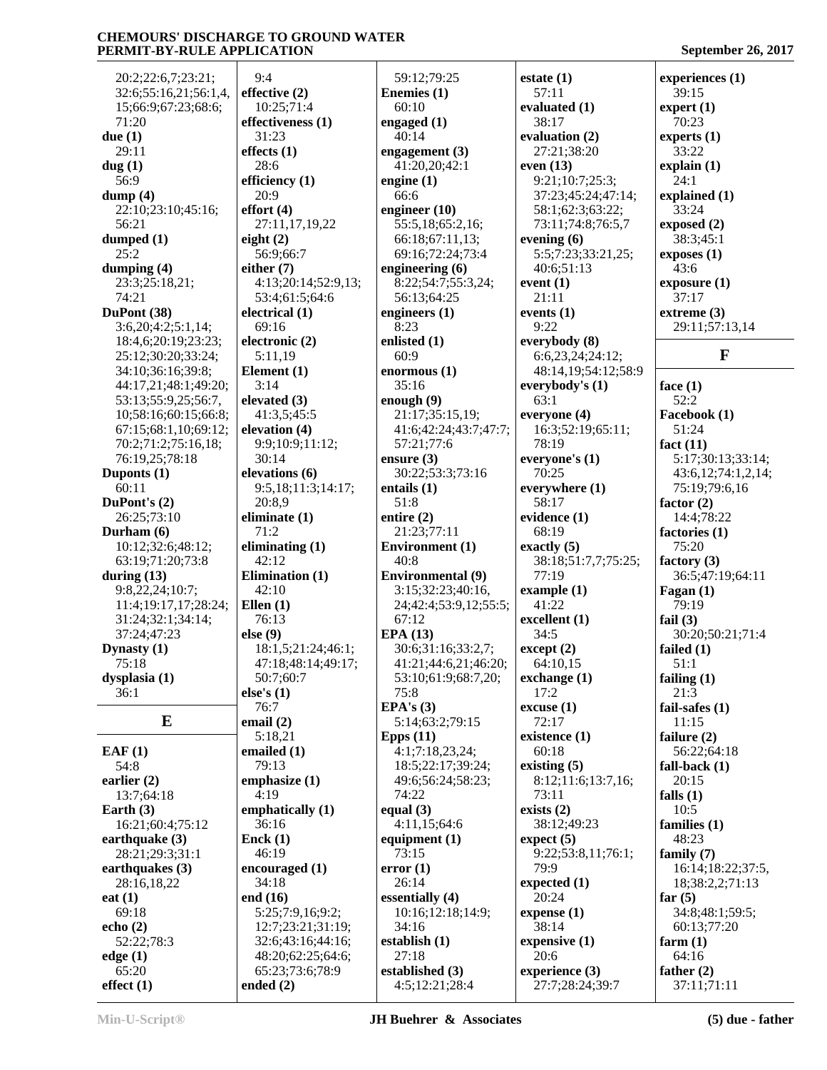20:2;22:6,7;23:21;
32:6;55:16,21;56:1,4,
15;66:9;67:23;68:6;
71:20

**due (1)**
29:11

**dug (1)**
56:9

**dump (4)**
22:10;23:10;45:16;
56:21

**dumped (1)**
25:2

**dumping (4)**
23:3;25:18,21;
74:21

**DuPont (38)**
3:6,20;4:2;5:1,14;
18:4,6;20:19;23:23;
25:12;30:20;33:24;
34:10;36:16;39:8;
44:17,21;48:1;49:20;
53:13;55:9,25;56:7,
10;58:16;60:15;66:8;
67:15;68:1,10;69:12;
70:2;71:2;75:16,18;
76:19,25;78:18

**Duponts (1)**
60:11

**DuPont's (2)**
26:25;73:10

**Durham (6)**
10:12;32:6;48:12;
63:19;71:20;73:8

**during (13)**
9:8,22,24;10:7;
11:4;19:17,17;28:24;
31:24;32:1;34:14;
37:24;47:23

**Dynasty (1)**
75:18

**dysplasia (1)**
36:1

## E

**EAF (1)**
54:8

**earlier (2)**
13:7;64:18

**Earth (3)**
16:21;60:4;75:12

**earthquake (3)**
28:21;29:3;31:1

**earthquakes (3)**
28:16,18,22

**eat (1)**
69:18

**echo (2)**
52:22;78:3

**edge (1)**
65:20

**effect (1)**
9:4

**effective (2)**
10:25;71:4

**effectiveness (1)**
31:23

**effects (1)**
28:6

**efficiency (1)**
20:9

**effort (4)**
27:11,17,19,22

**eight (2)**
56:9;66:7

**either (7)**
4:13;20:14;52:9,13;
53:4;61:5;64:6

**electrical (1)**
69:16

**electronic (2)**
5:11,19

**Element (1)**
3:14

**elevated (3)**
41:3,5;45:5

**elevation (4)**
9:9;10:9;11:12;
30:14

**elevations (6)**
9:5,18;11:3;14:17;
20:8,9

**eliminate (1)**
71:2

**eliminating (1)**
42:12

**Elimination (1)**
42:10

**Ellen (1)**
76:13

**else (9)**
18:1,5;21:24;46:1;
47:18;48:14;49:17;
50:7;60:7

**else's (1)**
76:7

**email (2)**
5:18,21

**emailed (1)**
79:13

**emphasize (1)**
4:19

**emphatically (1)**
36:16

**Enck (1)**
46:19

**encouraged (1)**
34:18

**end (16)**
5:25;7:9,16;9:2;
12:7;23:21;31:19;
32:6;43:16;44:16;
48:20;62:25;64:6;
65:23;73:6;78:9

**ended (2)**
59:12;79:25

**Enemies (1)**
60:10

**engaged (1)**
40:14

**engagement (3)**
41:20,20;42:1

**engine (1)**
66:6

**engineer (10)**
55:5,18;65:2,16;
66:18;67:11,13;
69:16;72:24;73:4

**engineering (6)**
8:22;54:7;55:3,24;
56:13;64:25

**engineers (1)**
8:23

**enlisted (1)**
60:9

**enormous (1)**
35:16

**enough (9)**
21:17;35:15,19;
41:6;42:24;43:7;47:7;
57:21;77:6

**ensure (3)**
30:22;53:3;73:16

**entails (1)**
51:8

**entire (2)**
21:23;77:11

**Environment (1)**
40:8

**Environmental (9)**
3:15;32:23;40:16,
24;42:4;53:9,12;55:5;
67:12

**EPA (13)**
30:6;31:16;33:2,7;
41:21;44:6,21;46:20;
53:10;61:9;68:7,20;
75:8

**EPA's (3)**
5:14;63:2;79:15

**Epps (11)**
4:1;7:18,23,24;
18:5;22:17;39:24;
49:6;56:24;58:23;
74:22

**equal (3)**
4:11,15;64:6

**equipment (1)**
73:15

**error (1)**
26:14

**essentially (4)**
10:16;12:18;14:9;
34:16

**establish (1)**
27:18

**established (3)**
4:5;12:21;28:4

**estate (1)**
57:11

**evaluated (1)**
38:17

**evaluation (2)**
27:21;38:20

**even (13)**
9:21;10:7;25:3;
37:23;45:24;47:14;
58:1;62:3;63:22;
73:11;74:8;76:5,7

**evening (6)**
5:5;7:23;33:21,25;
40:6;51:13

**event (1)**
21:11

**events (1)**
9:22

**everybody (8)**
6:6,23,24;24:12;
48:14,19;54:12;58:9

**everybody's (1)**
63:1

**everyone (4)**
16:3;52:19;65:11;
78:19

**everyone's (1)**
70:25

**everywhere (1)**
58:17

**evidence (1)**
68:19

**exactly (5)**
38:18;51:7,7;75:25;
77:19

**example (1)**
41:22

**excellent (1)**
34:5

**except (2)**
64:10,15

**exchange (1)**
17:2

**excuse (1)**
72:17

**existence (1)**
60:18

**existing (5)**
8:12;11:6;13:7,16;
73:11

**exists (2)**
38:12;49:23

**expect (5)**
9:22;53:8,11;76:1;
79:9

**expected (1)**
20:24

**expense (1)**
38:14

**expensive (1)**
20:6

**experience (3)**
27:7;28:24;39:7

**experiences (1)**
39:15

**expert (1)**
70:23

**experts (1)**
33:22

**explain (1)**
24:1

**explained (1)**
33:24

**exposed (2)**
38:3;45:1

**exposes (1)**
43:6

**exposure (1)**
37:17

**extreme (3)**
29:11;57:13,14

## F

**face (1)**
52:2

**Facebook (1)**
51:24

**fact (11)**
5:17;30:13;33:14;
43:6,12;74:1,2,14;
75:19;79:6,16

**factor (2)**
14:4;78:22

**factories (1)**
75:20

**factory (3)**
36:5;47:19;64:11

**Fagan (1)**
79:19

**fail (3)**
30:20;50:21;71:4

**failed (1)**
51:1

**failing (1)**
21:3

**fail-safes (1)**
11:15

**failure (2)**
56:22;64:18

**fall-back (1)**
20:15

**falls (1)**
10:5

**families (1)**
48:23

**family (7)**
16:14;18:22;37:5,
18;38:2,2;71:13

**far (5)**
34:8;48:1;59:5;
60:13;77:20

**farm (1)**
64:16

**father (2)**
37:11;71:11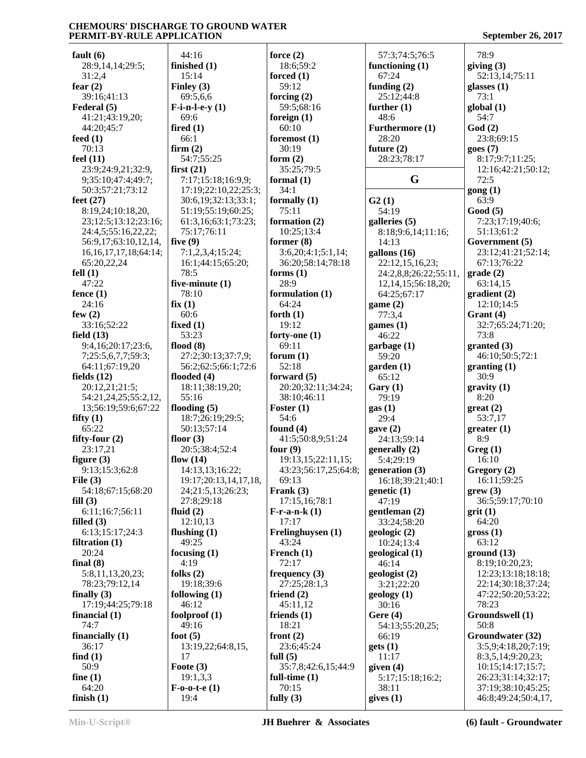**fault (6)**
28:9,14,14;29:5;
31:2,4
**fear (2)**
39:16;41:13
**Federal (5)**
41:21;43:19,20;
44:20;45:7
**feed (1)**
70:13
**feel (11)**
23:9;24:9,21;32:9,
9;35:10;47:4;49:7;
50:3;57:21;73:12
**feet (27)**
8:19,24;10:18,20,
23;12:5;13:12;23:16;
24:4,5;55:16,22,22;
56:9,17;63:10,12,14,
16,16,17,17,18;64:14;
65:20,22,24
**fell (1)**
47:22
**fence (1)**
24:16
**few (2)**
33:16;52:22
**field (13)**
9:4,16;20:17;23:6,
7;25:5,6,7,7;59:3;
64:11;67:19,20
**fields (12)**
20:12,21;21:5;
54:21,24,25;55:2,12,
13;56:19;59:6;67:22
**fifty (1)**
65:22
**fifty-four (2)**
23:17,21
**figure (3)**
9:13;15:3;62:8
**File (3)**
54:18;67:15;68:20
**fill (3)**
6:11;16:7;56:11
**filled (3)**
6:13;15:17;24:3
**filtration (1)**
20:24
**final (8)**
5:8,11,13,20,23;
78:23;79:12,14
**finally (3)**
17:19;44:25;79:18
**financial (1)**
74:7
**financially (1)**
36:17
**find (1)**
50:9
**fine (1)**
64:20
**finish (1)**
44:16
**finished (1)**
15:14
**Finley (3)**
69:5,6,6
**F-i-n-l-e-y (1)**
69:6
**fired (1)**
66:1
**firm (2)**
54:7;55:25
**first (21)**
7:17;15:18;16:9,9;
17:19;22:10,22;25:3;
30:6,19;32:13;33:1;
51:19;55:19;60:25;
61:3,16;63:1;73:23;
75:17;76:11
**five (9)**
7:1,2,3,4;15:24;
16:1;44:15;65:20;
78:5
**five-minute (1)**
78:10
**fix (1)**
60:6
**fixed (1)**
53:23
**flood (8)**
27:2;30:13;37:7,9;
56:2;62:5;66:1;72:6
**flooded (4)**
18:11;38:19,20;
55:16
**flooding (5)**
18:7;26:19;29:5;
50:13;57:14
**floor (3)**
20:5;38:4;52:4
**flow (14)**
14:13,13;16:22;
19:17;20:13,14,17,18,
24;21:5,13;26:23;
27:8;29:18
**fluid (2)**
12:10,13
**flushing (1)**
49:25
**focusing (1)**
4:19
**folks (2)**
19:18;39:6
**following (1)**
46:12
**foolproof (1)**
49:16
**foot (5)**
13:19,22;64:8,15,
17
**Foote (3)**
19:1,3,3
**F-o-o-t-e (1)**
19:4
**force (2)**
18:6;59:2
**forced (1)**
59:12
**forcing (2)**
59:5;68:16
**foreign (1)**
60:10
**foremost (1)**
30:19
**form (2)**
35:25;79:5
**formal (1)**
34:1
**formally (1)**
75:11
**formation (2)**
10:25;13:4
**former (8)**
3:6,20;4:1;5:1,14;
36:20;58:14;78:18
**forms (1)**
28:9
**formulation (1)**
64:24
**forth (1)**
19:12
**forty-one (1)**
69:11
**forum (1)**
52:18
**forward (5)**
20:20;32:11;34:24;
38:10;46:11
**Foster (1)**
54:6
**found (4)**
41:5;50:8,9;51:24
**four (9)**
19:13,15;22:11,15;
43:23;56:17,25;64:8;
69:13
**Frank (3)**
17:15,16;78:1
**F-r-a-n-k (1)**
17:17
**Frelinghuysen (1)**
43:24
**French (1)**
72:17
**frequency (3)**
27:25;28:1,3
**friend (2)**
45:11,12
**friends (1)**
18:21
**front (2)**
23:6;45:24
**full (5)**
35:7,8;42:6,15;44:9
**full-time (1)**
70:15
**fully (3)**
57:3;74:5;76:5
**functioning (1)**
67:24
**funding (2)**
25:12;44:8
**further (1)**
48:6
**Furthermore (1)**
28:20
**future (2)**
28:23;78:17

## G

**G2 (1)**
54:19
**galleries (5)**
8:18;9:6,14;11:16;
14:13
**gallons (16)**
22:12,15,16,23;
24:2,8,8;26:22;55:11,
12,14,15;56:18,20;
64:25;67:17
**game (2)**
77:3,4
**games (1)**
46:22
**garbage (1)**
59:20
**garden (1)**
65:12
**Gary (1)**
79:19
**gas (1)**
29:4
**gave (2)**
24:13;59:14
**generally (2)**
5:4;29:19
**generation (3)**
16:18;39:21;40:1
**genetic (1)**
47:19
**gentleman (2)**
33:24;58:20
**geologic (2)**
10:24;13:4
**geological (1)**
46:14
**geologist (2)**
3:21;22:20
**geology (1)**
30:16
**Gere (4)**
54:13;55:20,25;
66:19
**gets (1)**
11:17
**given (4)**
5:17;15:18;16:2;
38:11
**gives (1)**
78:9
**giving (3)**
52:13,14;75:11
**glasses (1)**
73:1
**global (1)**
54:7
**God (2)**
23:8;69:15
**goes (7)**
8:17;9:7;11:25;
12:16;42:21;50:12;
72:5
**gong (1)**
63:9
**Good (5)**
7:23;17:19;40:6;
51:13;61:2
**Government (5)**
23:12;41:21;52:14;
67:13;76:22
**grade (2)**
63:14,15
**gradient (2)**
12:10;14:5
**Grant (4)**
32:7;65:24;71:20;
73:8
**granted (3)**
46:10;50:5;72:1
**granting (1)**
30:9
**gravity (1)**
8:20
**great (2)**
53:7,17
**greater (1)**
8:9
**Greg (1)**
16:10
**Gregory (2)**
16:11;59:25
**grew (3)**
36:5;59:17;70:10
**grit (1)**
64:20
**gross (1)**
63:12
**ground (13)**
8:19;10:20,23;
12:23;13:18;18:18;
22:14;30:18;37:24;
47:22;50:20;53:22;
78:23
**Groundswell (1)**
50:8
**Groundwater (32)**
3:5,9;4:18,20;7:19;
8:3,5,14;9:20,23;
10:15;14:17;15:7;
26:23;31:14;32:17;
37:19;38:10;45:25;
46:8;49:24;50:4,17,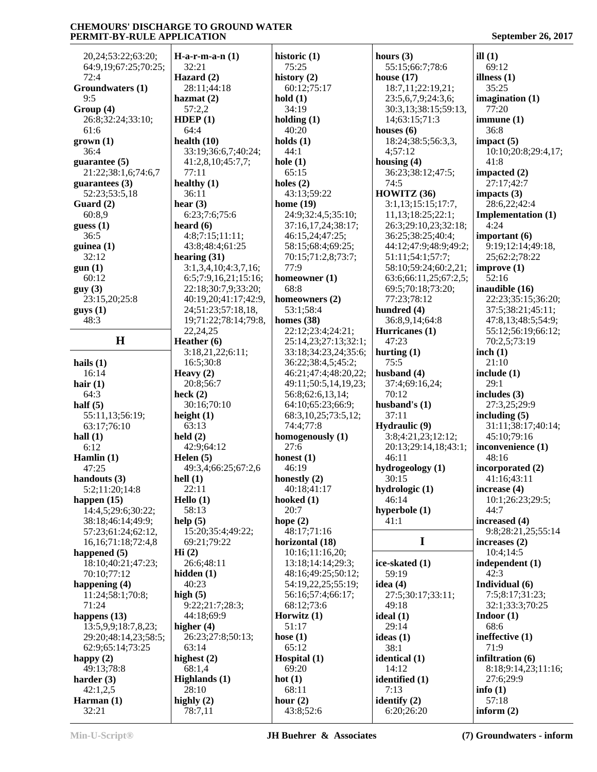20,24;53:22;63:20;
64:9,19;67:25;70:25;
72:4

**Groundwaters (1)**
9:5

**Group (4)**
26:8;32:24;33:10;
61:6

**grown (1)**
36:4

**guarantee (5)**
21:22;38:1,6;74:6,7

**guarantees (3)**
52:23;53:5,18

**Guard (2)**
60:8,9

**guess (1)**
36:5

**guinea (1)**
32:12

**gun (1)**
60:12

**guy (3)**
23:15,20;25:8

**guys (1)**
48:3

## H

**hails (1)**
16:14

**hair (1)**
64:3

**half (5)**
55:11,13;56:19;
63:17;76:10

**hall (1)**
6:12

**Hamlin (1)**
47:25

**handouts (3)**
5:2;11:20;14:8

**happen (15)**
14:4,5;29:6;30:22;
38:18;46:14;49:9;
57:23;61:24;62:12,
16,16;71:18;72:4,8

**happened (5)**
18:10;40:21;47:23;
70:10;77:12

**happening (4)**
11:24;58:1;70:8;
71:24

**happens (13)**
13:5,9,9;18:7,8,23;
29:20;48:14,23;58:5;
62:9;65:14;73:25

**happy (2)**
49:13;78:8

**harder (3)**
42:1,2,5

**Harman (1)**
32:21

**H-a-r-m-a-n (1)**
32:21

**Hazard (2)**
28:11;44:18

**hazmat (2)**
57:2,2

**HDEP (1)**
64:4

**health (10)**
33:19;36:6,7;40:24;
41:2,8,10;45:7,7;
77:11

**healthy (1)**
36:11

**hear (3)**
6:23;7:6;75:6

**heard (6)**
4:8;7:15;11:11;
43:8;48:4;61:25

**hearing (31)**
3:1,3,4,10;4:3,7,16;
6:5;7:9,16,21;15:16;
22:18;30:7,9;33:20;
40:19,20;41:17;42:9,
24;51:23;57:18,18,
19;71:22;78:14;79:8,
22,24,25

**Heather (6)**
3:18,21,22;6:11;
16:5;30:8

**Heavy (2)**
20:8;56:7

**heck (2)**
30:16;70:10

**height (1)**
63:13

**held (2)**
42:9;64:12

**Helen (5)**
49:3,4;66:25;67:2,6

**hell (1)**
22:11

**Hello (1)**
58:13

**help (5)**
15:20;35:4;49:22;
69:21;79:22

**Hi (2)**
26:6;48:11

**hidden (1)**
40:23

**high (5)**
9:22;21:7;28:3;
44:18;69:9

**higher (4)**
26:23;27:8;50:13;
63:14

**highest (2)**
68:1,4

**Highlands (1)**
28:10

**highly (2)**
78:7,11

**historic (1)**
75:25

**history (2)**
60:12;75:17

**hold (1)**
34:19

**holding (1)**
40:20

**holds (1)**
44:1

**hole (1)**
65:15

**holes (2)**
43:13;59:22

**home (19)**
24:9;32:4,5;35:10;
37:16,17,24;38:17;
46:15,24;47:25;
58:15;68:4;69:25;
70:15;71:2,8;73:7;
77:9

**homeowner (1)**
68:8

**homeowners (2)**
53:1;58:4

**homes (38)**
22:12;23:4;24:21;
25:14,23;27:13;32:1;
33:18;34:23,24;35:6;
36:22;38:4,5;45:2;
46:21;47:4;48:20,22;
49:11;50:5,14,19,23;
56:8;62:6,13,14;
64:10;65:23;66:9;
68:3,10,25;73:5,12;
74:4;77:8

**homogenously (1)**
27:6

**honest (1)**
46:19

**honestly (2)**
40:18;41:17

**hooked (1)**
20:7

**hope (2)**
48:17;71:16

**horizontal (18)**
10:16;11:16,20;
13:18;14:14;29:3;
48:16;49:25;50:12;
54:19,22,25;55:19;
56:16;57:4;66:17;
68:12;73:6

**Horwitz (1)**
51:17

**hose (1)**
65:12

**Hospital (1)**
69:20

**hot (1)**
68:11

**hour (2)**
43:8;52:6

**hours (3)**
55:15;66:7;78:6

**house (17)**
18:7,11;22:19,21;
23:5,6,7,9;24:3,6;
30:3,13;38:15;59:13,
14;63:15;71:3

**houses (6)**
18:24;38:5;56:3,3,
4;57:12

**housing (4)**
36:23;38:12;47:5;
74:5

**HOWITZ (36)**
3:1,13;15:15;17:7,
11,13;18:25;22:1;
26:3;29:10,23;32:18;
36:25;38:25;40:4;
44:12;47:9;48:9;49:2;
51:11;54:1;57:7;
58:10;59:24;60:2,21;
63:6;66:11,25;67:2,5;
69:5;70:18;73:20;
77:23;78:12

**hundred (4)**
36:8,9,14;64:8

**Hurricanes (1)**
47:23

**hurting (1)**
75:5

**husband (4)**
37:4;69:16,24;
70:12

**husband's (1)**
37:11

**Hydraulic (9)**
3:8;4:21,23;12:12;
20:13;29:14,18;43:1;
46:11

**hydrogeology (1)**
30:15

**hydrologic (1)**
46:14

**hyperbole (1)**
41:1

## I

**ice-skated (1)**
59:19

**idea (4)**
27:5;30:17;33:11;
49:18

**ideal (1)**
29:14

**ideas (1)**
38:1

**identical (1)**
14:12

**identified (1)**
7:13

**identify (2)**
6:20;26:20

**ill (1)**
69:12

**illness (1)**
35:25

**imagination (1)**
77:20

**immune (1)**
36:8

**impact (5)**
10:10;20:8;29:4,17;
41:8

**impacted (2)**
27:17;42:7

**impacts (3)**
28:6,22;42:4

**Implementation (1)**
4:24

**important (6)**
9:19;12:14;49:18,
25;62:2;78:22

**improve (1)**
52:16

**inaudible (16)**
22:23;35:15;36:20;
37:5;38:21;45:11;
47:8,13;48:5;54:9;
55:12;56:19;66:12;
70:2,5;73:19

**inch (1)**
21:10

**include (1)**
29:1

**includes (3)**
27:3,25;29:9

**including (5)**
31:11;38:17;40:14;
45:10;79:16

**inconvenience (1)**
48:16

**incorporated (2)**
41:16;43:11

**increase (4)**
10:1;26:23;29:5;
44:7

**increased (4)**
9:8;28:21,25;55:14

**increases (2)**
10:4;14:5

**independent (1)**
42:3

**Individual (6)**
7:5;8:17;31:23;
32:1;33:3;70:25

**Indoor (1)**
68:6

**ineffective (1)**
71:9

**infiltration (6)**
8:18;9:14,23;11:16;
27:6;29:9

**info (1)**
57:18

**inform (2)**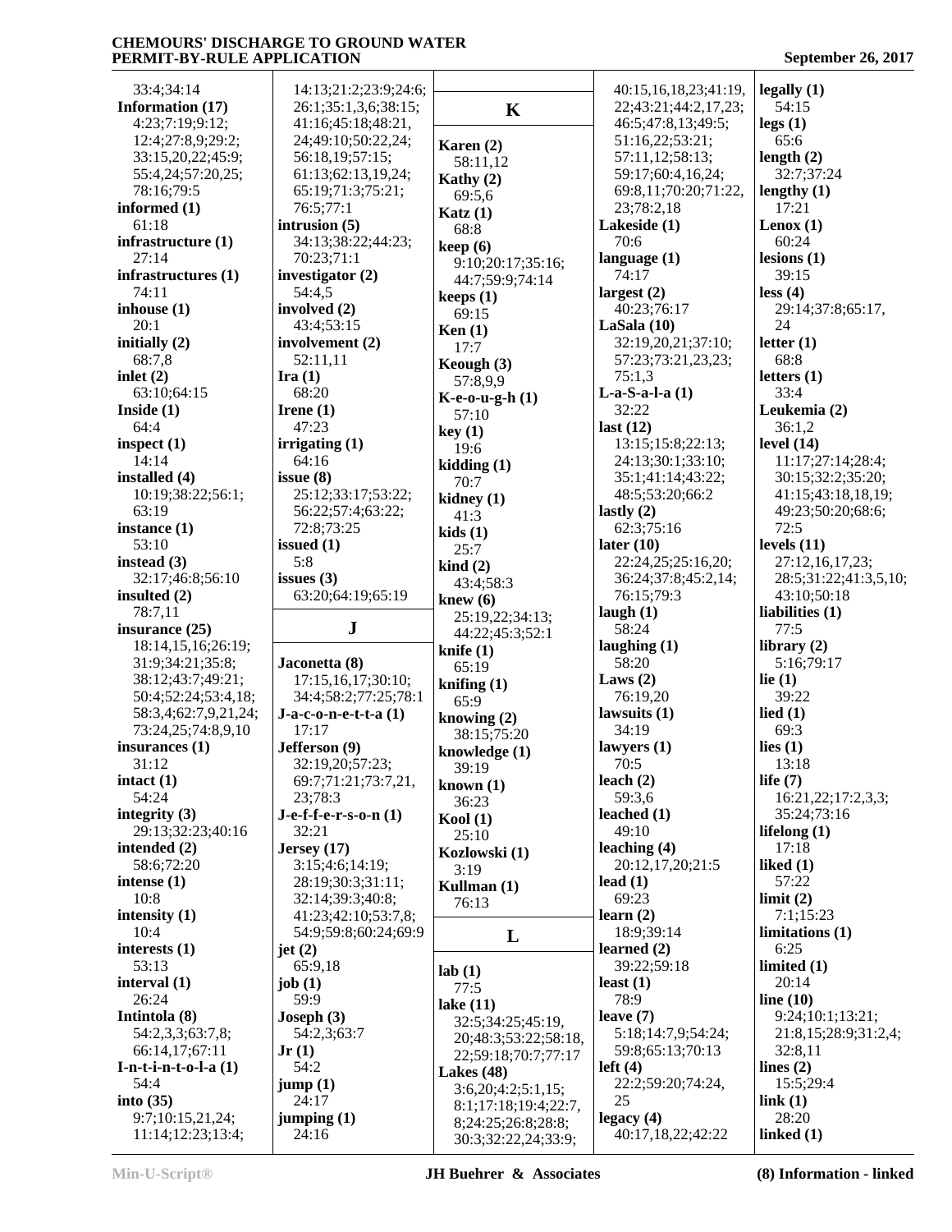33:4;34:14
**Information (17)**
4:23;7:19;9:12;12:4;27:8,9;29:2;33:15,20,22;45:9;55:4,24;57:20,25;78:16;79:5
**informed (1)**
61:18
**infrastructure (1)**
27:14
**infrastructures (1)**
74:11
**inhouse (1)**
20:1
**initially (2)**
68:7,8
**inlet (2)**
63:10;64:15
**Inside (1)**
64:4
**inspect (1)**
14:14
**installed (4)**
10:19;38:22;56:1;63:19
**instance (1)**
53:10
**instead (3)**
32:17;46:8;56:10
**insulted (2)**
78:7,11
**insurance (25)**
18:14,15,16;26:19;31:9;34:21;35:8;38:12;43:7;49:21;50:4;52:24;53:4,18;58:3,4;62:7,9,21,24;73:24,25;74:8,9,10
**insurances (1)**
31:12
**intact (1)**
54:24
**integrity (3)**
29:13;32:23;40:16
**intended (2)**
58:6;72:20
**intense (1)**
10:8
**intensity (1)**
10:4
**interests (1)**
53:13
**interval (1)**
26:24
**Intintola (8)**
54:2,3,3;63:7,8;66:14,17;67:11
**I-n-t-i-n-t-o-l-a (1)**
54:4
**into (35)**
9:7;10:15,21,24;11:14;12:23;13:4;14:13;21:2;23:9;24:6;26:1;35:1,3,6;38:15;41:16;45:18;48:21,24;49:10;50:22,24;56:18,19;57:15;61:13;62:13,19,24;65:19;71:3;75:21;76:5;77:1
**intrusion (5)**
34:13;38:22;44:23;70:23;71:1
**investigator (2)**
54:4,5
**involved (2)**
43:4;53:15
**involvement (2)**
52:11,11
**Ira (1)**
68:20
**Irene (1)**
47:23
**irrigating (1)**
64:16
**issue (8)**
25:12;33:17;53:22;56:22;57:4;63:22;72:8;73:25
**issued (1)**
5:8
**issues (3)**
63:20;64:19;65:19

## J

**Jaconetta (8)**
17:15,16,17;30:10;34:4;58:2;77:25;78:1
**J-a-c-o-n-e-t-t-a (1)**
17:17
**Jefferson (9)**
32:19,20;57:23;69:7;71:21;73:7,21,23;78:3
**J-e-f-f-e-r-s-o-n (1)**
32:21
**Jersey (17)**
3:15;4:6;14:19;28:19;30:3;31:11;32:14;39:3;40:8;41:23;42:10;53:7,8;54:9;59:8;60:24;69:9
**jet (2)**
65:9,18
**job (1)**
59:9
**Joseph (3)**
54:2,3;63:7
**Jr (1)**
54:2
**jump (1)**
24:17
**jumping (1)**
24:16

## K

**Karen (2)**
58:11,12
**Kathy (2)**
69:5,6
**Katz (1)**
68:8
**keep (6)**
9:10;20:17;35:16;44:7;59:9;74:14
**keeps (1)**
69:15
**Ken (1)**
17:7
**Keough (3)**
57:8,9,9
**K-e-o-u-g-h (1)**
57:10
**key (1)**
19:6
**kidding (1)**
70:7
**kidney (1)**
41:3
**kids (1)**
25:7
**kind (2)**
43:4;58:3
**knew (6)**
25:19,22;34:13;44:22;45:3;52:1
**knife (1)**
65:19
**knifing (1)**
65:9
**knowing (2)**
38:15;75:20
**knowledge (1)**
39:19
**known (1)**
36:23
**Kool (1)**
25:10
**Kozlowski (1)**
3:19
**Kullman (1)**
76:13

## L

**lab (1)**
77:5
**lake (11)**
32:5;34:25;45:19,20;48:3;53:22;58:18,22;59:18;70:7;77:17
**Lakes (48)**
3:6,20;4:2;5:1,15;8:1;17:18;19:4;22:7,8;24:25;26:8;28:8;30:3;32:22,24;33:9;40:15,16,18,23;41:19,22;43:21;44:2,17,23;46:5;47:8,13;49:5;51:16,22;53:21;57:11,12;58:13;59:17;60:4,16,24;69:8,11;70:20;71:22,23;78:2,18
**Lakeside (1)**
70:6
**language (1)**
74:17
**largest (2)**
40:23;76:17
**LaSala (10)**
32:19,20,21;37:10;57:23;73:21,23,23;75:1,3
**L-a-S-a-l-a (1)**
32:22
**last (12)**
13:15;15:8;22:13;24:13;30:1;33:10;35:1;41:14;43:22;48:5;53:20;66:2
**lastly (2)**
62:3;75:16
**later (10)**
22:24,25;25:16,20;36:24;37:8;45:2,14;76:15;79:3
**laugh (1)**
58:24
**laughing (1)**
58:20
**Laws (2)**
76:19,20
**lawsuits (1)**
34:19
**lawyers (1)**
70:5
**leach (2)**
59:3,6
**leached (1)**
49:10
**leaching (4)**
20:12,17,20;21:5
**lead (1)**
69:23
**learn (2)**
18:9;39:14
**learned (2)**
39:22;59:18
**least (1)**
78:9
**leave (7)**
5:18;14:7,9;54:24;59:8;65:13;70:13
**left (4)**
22:2;59:20;74:24,25
**legacy (4)**
40:17,18,22;42:22
**legally (1)**
54:15
**legs (1)**
65:6
**length (2)**
32:7;37:24
**lengthy (1)**
17:21
**Lenox (1)**
60:24
**lesions (1)**
39:15
**less (4)**
29:14;37:8;65:17,24
**letter (1)**
68:8
**letters (1)**
33:4
**Leukemia (2)**
36:1,2
**level (14)**
11:17;27:14;28:4;30:15;32:2;35:20;41:15;43:18,18,19;49:23;50:20;68:6;72:5
**levels (11)**
27:12,16,17,23;28:5;31:22;41:3,5,10;43:10;50:18
**liabilities (1)**
77:5
**library (2)**
5:16;79:17
**lie (1)**
39:22
**lied (1)**
69:3
**lies (1)**
13:18
**life (7)**
16:21,22;17:2,3,3;35:24;73:16
**lifelong (1)**
17:18
**liked (1)**
57:22
**limit (2)**
7:1;15:23
**limitations (1)**
6:25
**limited (1)**
20:14
**line (10)**
9:24;10:1;13:21;21:8,15;28:9;31:2,4;32:8,11
**lines (2)**
15:5;29:4
**link (1)**
28:20
**linked (1)**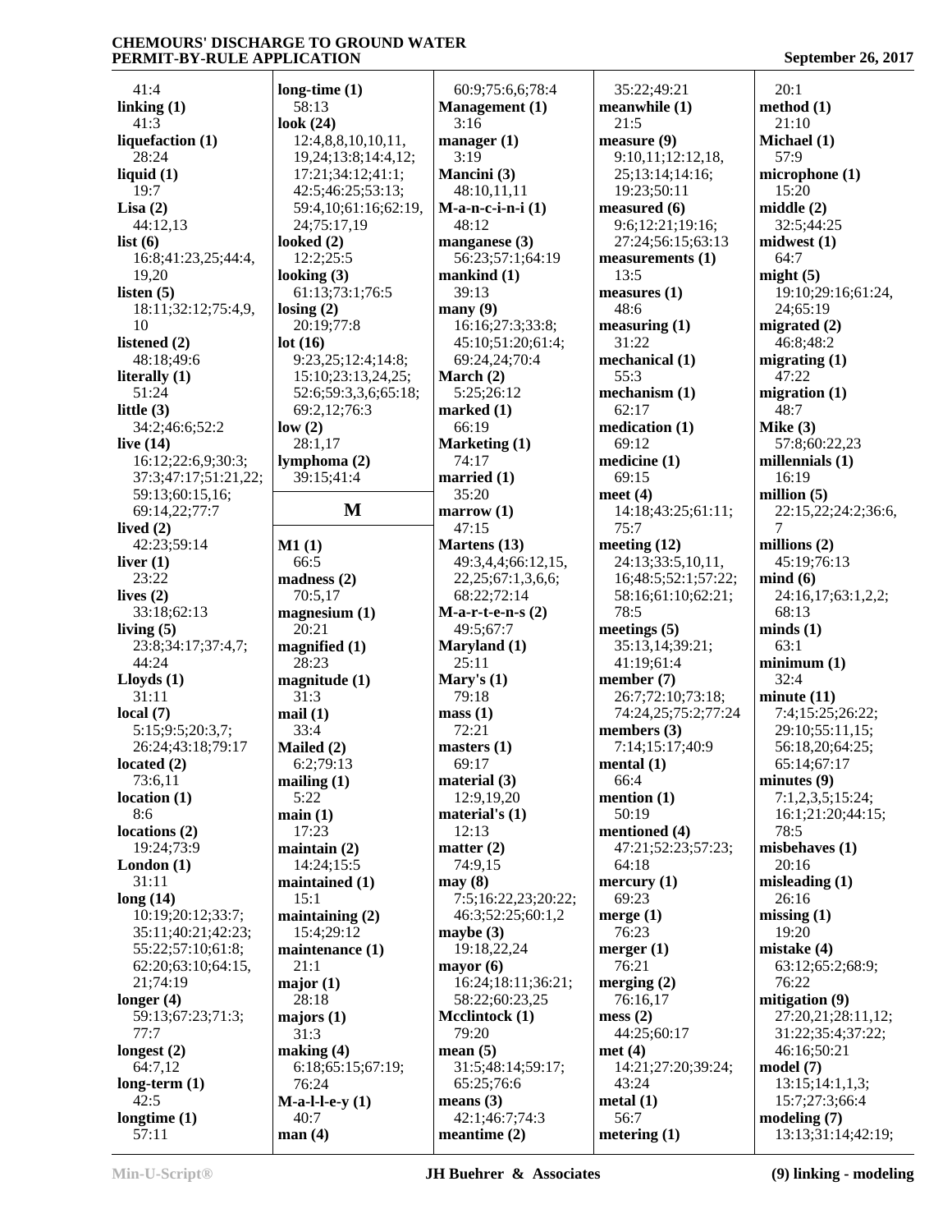41:4
**linking (1)**
41:3
**liquefaction (1)**
28:24
**liquid (1)**
19:7
**Lisa (2)**
44:12,13
**list (6)**
16:8;41:23,25;44:4, 19,20
**listen (5)**
18:11;32:12;75:4,9, 10
**listened (2)**
48:18;49:6
**literally (1)**
51:24
**little (3)**
34:2;46:6;52:2
**live (14)**
16:12;22:6,9;30:3; 37:3;47:17;51:21,22; 59:13;60:15,16; 69:14,22;77:7
**lived (2)**
42:23;59:14
**liver (1)**
23:22
**lives (2)**
33:18;62:13
**living (5)**
23:8;34:17;37:4,7; 44:24
**Lloyds (1)**
31:11
**local (7)**
5:15;9:5;20:3,7; 26:24;43:18;79:17
**located (2)**
73:6,11
**location (1)**
8:6
**locations (2)**
19:24;73:9
**London (1)**
31:11
**long (14)**
10:19;20:12;33:7; 35:11;40:21;42:23; 55:22;57:10;61:8; 62:20;63:10;64:15, 21;74:19
**longer (4)**
59:13;67:23;71:3; 77:7
**longest (2)**
64:7,12
**long-term (1)**
42:5
**longtime (1)**
57:11
**long-time (1)**
58:13
**look (24)**
12:4,8,8,10,10,11, 19,24;13:8;14:4,12; 17:21;34:12;41:1; 42:5;46:25;53:13; 59:4,10;61:16;62:19, 24;75:17,19
**looked (2)**
12:2;25:5
**looking (3)**
61:13;73:1;76:5
**losing (2)**
20:19;77:8
**lot (16)**
9:23,25;12:4;14:8; 15:10;23:13,24,25; 52:6;59:3,3,6;65:18; 69:2,12;76:3
**low (2)**
28:1,17
**lymphoma (2)**
39:15;41:4

## M

**M1 (1)**
66:5
**madness (2)**
70:5,17
**magnesium (1)**
20:21
**magnified (1)**
28:23
**magnitude (1)**
31:3
**mail (1)**
33:4
**Mailed (2)**
6:2;79:13
**mailing (1)**
5:22
**main (1)**
17:23
**maintain (2)**
14:24;15:5
**maintained (1)**
15:1
**maintaining (2)**
15:4;29:12
**maintenance (1)**
21:1
**major (1)**
28:18
**majors (1)**
31:3
**making (4)**
6:18;65:15;67:19; 76:24
**M-a-l-l-e-y (1)**
40:7
**man (4)**
60:9;75:6,6;78:4
**Management (1)**
3:16
**manager (1)**
3:19
**Mancini (3)**
48:10,11,11
**M-a-n-c-i-n-i (1)**
48:12
**manganese (3)**
56:23;57:1;64:19
**mankind (1)**
39:13
**many (9)**
16:16;27:3;33:8; 45:10;51:20;61:4; 69:24,24;70:4
**March (2)**
5:25;26:12
**marked (1)**
66:19
**Marketing (1)**
74:17
**married (1)**
35:20
**marrow (1)**
47:15
**Martens (13)**
49:3,4,4;66:12,15, 22,25;67:1,3,6,6; 68:22;72:14
**M-a-r-t-e-n-s (2)**
49:5;67:7
**Maryland (1)**
25:11
**Mary's (1)**
79:18
**mass (1)**
72:21
**masters (1)**
69:17
**material (3)**
12:9,19,20
**material's (1)**
12:13
**matter (2)**
74:9,15
**may (8)**
7:5;16:22,23;20:22; 46:3;52:25;60:1,2
**maybe (3)**
19:18,22,24
**mayor (6)**
16:24;18:11;36:21; 58:22;60:23,25
**Mcclintock (1)**
79:20
**mean (5)**
31:5;48:14;59:17; 65:25;76:6
**means (3)**
42:1;46:7;74:3
**meantime (2)**
35:22;49:21
**meanwhile (1)**
21:5
**measure (9)**
9:10,11;12:12,18, 25;13:14;14:16; 19:23;50:11
**measured (6)**
9:6;12:21;19:16; 27:24;56:15;63:13
**measurements (1)**
13:5
**measures (1)**
48:6
**measuring (1)**
31:22
**mechanical (1)**
55:3
**mechanism (1)**
62:17
**medication (1)**
69:12
**medicine (1)**
69:15
**meet (4)**
14:18;43:25;61:11; 75:7
**meeting (12)**
24:13;33:5,10,11, 16;48:5;52:1;57:22; 58:16;61:10;62:21; 78:5
**meetings (5)**
35:13,14;39:21; 41:19;61:4
**member (7)**
26:7;72:10;73:18; 74:24,25;75:2;77:24
**members (3)**
7:14;15:17;40:9
**mental (1)**
66:4
**mention (1)**
50:19
**mentioned (4)**
47:21;52:23;57:23; 64:18
**mercury (1)**
69:23
**merge (1)**
76:23
**merger (1)**
76:21
**merging (2)**
76:16,17
**mess (2)**
44:25;60:17
**met (4)**
14:21;27:20;39:24; 43:24
**metal (1)**
56:7
**metering (1)**
20:1
**method (1)**
21:10
**Michael (1)**
57:9
**microphone (1)**
15:20
**middle (2)**
32:5;44:25
**midwest (1)**
64:7
**might (5)**
19:10;29:16;61:24, 24;65:19
**migrated (2)**
46:8;48:2
**migrating (1)**
47:22
**migration (1)**
48:7
**Mike (3)**
57:8;60:22,23
**millennials (1)**
16:19
**million (5)**
22:15,22;24:2;36:6, 7
**millions (2)**
45:19;76:13
**mind (6)**
24:16,17;63:1,2,2; 68:13
**minds (1)**
63:1
**minimum (1)**
32:4
**minute (11)**
7:4;15:25;26:22; 29:10;55:11,15; 56:18,20;64:25; 65:14;67:17
**minutes (9)**
7:1,2,3,5;15:24; 16:1;21:20;44:15; 78:5
**misbehaves (1)**
20:16
**misleading (1)**
26:16
**missing (1)**
19:20
**mistake (4)**
63:12;65:2;68:9; 76:22
**mitigation (9)**
27:20,21;28:11,12; 31:22;35:4;37:22; 46:16;50:21
**model (7)**
13:15;14:1,1,3; 15:7;27:3;66:4
**modeling (7)**
13:13;31:14;42:19;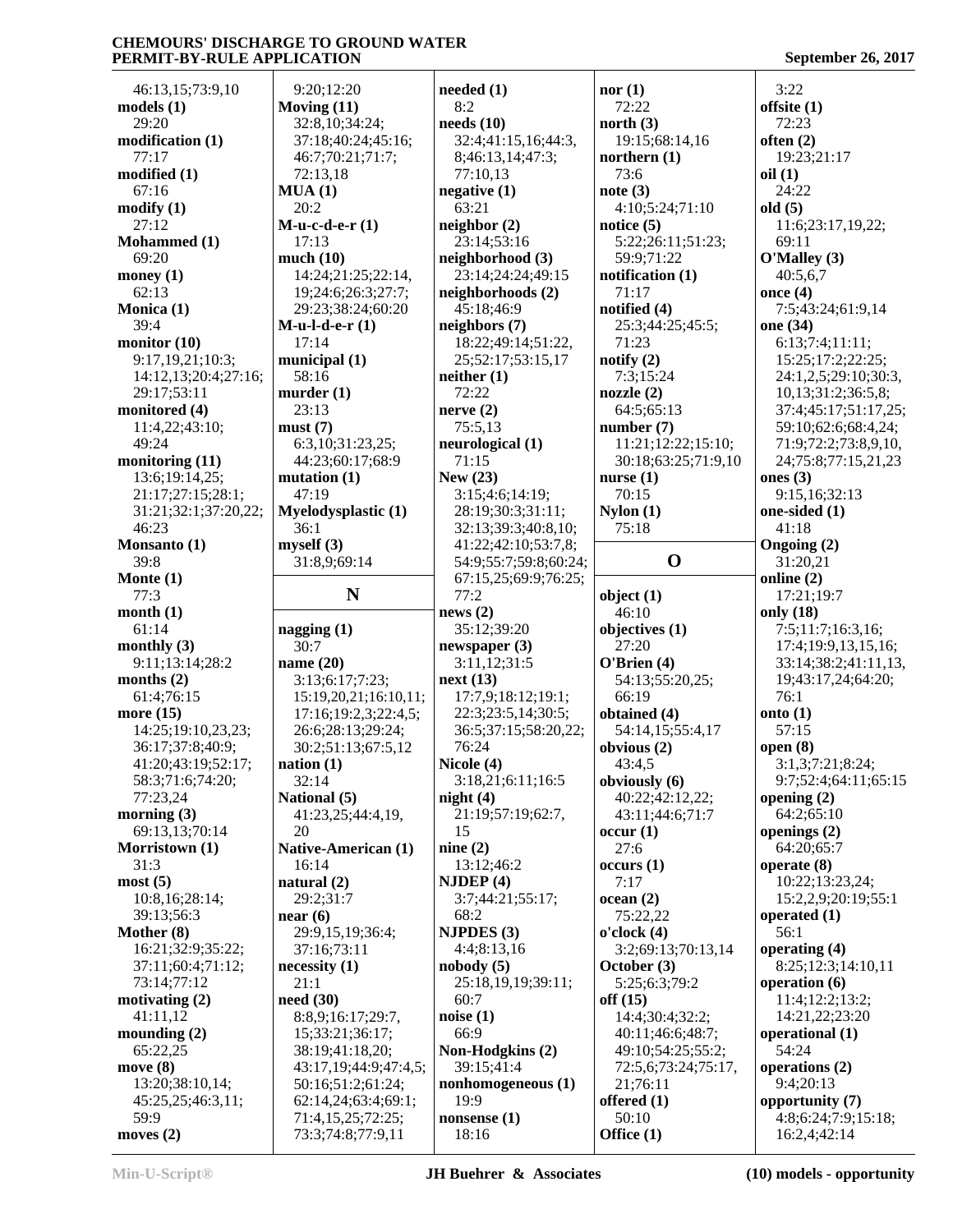46:13,15;73:9,10
**models (1)**
29:20
**modification (1)**
77:17
**modified (1)**
67:16
**modify (1)**
27:12
**Mohammed (1)**
69:20
**money (1)**
62:13
**Monica (1)**
39:4
**monitor (10)**
9:17,19,21;10:3;
14:12,13;20:4;27:16;
29:17;53:11
**monitored (4)**
11:4,22;43:10;
49:24
**monitoring (11)**
13:6;19:14,25;
21:17;27:15;28:1;
31:21;32:1;37:20,22;
46:23
**Monsanto (1)**
39:8
**Monte (1)**
77:3
**month (1)**
61:14
**monthly (3)**
9:11;13:14;28:2
**months (2)**
61:4;76:15
**more (15)**
14:25;19:10,23,23;
36:17;37:8;40:9;
41:20;43:19;52:17;
58:3;71:6;74:20;
77:23,24
**morning (3)**
69:13,13;70:14
**Morristown (1)**
31:3
**most (5)**
10:8,16;28:14;
39:13;56:3
**Mother (8)**
16:21;32:9;35:22;
37:11;60:4;71:12;
73:14;77:12
**motivating (2)**
41:11,12
**mounding (2)**
65:22,25
**move (8)**
13:20;38:10,14;
45:25,25;46:3,11;
59:9
**moves (2)**
9:20;12:20
**Moving (11)**
32:8,10;34:24;
37:18;40:24;45:16;
46:7;70:21;71:7;
72:13,18
**MUA (1)**
20:2
**M-u-c-d-e-r (1)**
17:13
**much (10)**
14:24;21:25;22:14,
19;24:6;26:3;27:7;
29:23;38:24;60:20
**M-u-l-d-e-r (1)**
17:14
**municipal (1)**
58:16
**murder (1)**
23:13
**must (7)**
6:3,10;31:23,25;
44:23;60:17;68:9
**mutation (1)**
47:19
**Myelodysplastic (1)**
36:1
**myself (3)**
31:8,9;69:14

## N

**nagging (1)**
30:7
**name (20)**
3:13;6:17;7:23;
15:19,20,21;16:10,11;
17:16;19:2,3;22:4,5;
26:6;28:13;29:24;
30:2;51:13;67:5,12
**nation (1)**
32:14
**National (5)**
41:23,25;44:4,19,
20
**Native-American (1)**
16:14
**natural (2)**
29:2;31:7
**near (6)**
29:9,15,19;36:4;
37:16;73:11
**necessity (1)**
21:1
**need (30)**
8:8,9;16:17;29:7,
15;33:21;36:17;
38:19;41:18,20;
43:17,19;44:9;47:4,5;
50:16;51:2;61:24;
62:14,24;63:4;69:1;
71:4,15,25;72:25;
73:3;74:8;77:9,11
**needed (1)**
8:2
**needs (10)**
32:4;41:15,16;44:3,
8;46:13,14;47:3;
77:10,13
**negative (1)**
63:21
**neighbor (2)**
23:14;53:16
**neighborhood (3)**
23:14;24:24;49:15
**neighborhoods (2)**
45:18;46:9
**neighbors (7)**
18:22;49:14;51:22,
25;52:17;53:15,17
**neither (1)**
72:22
**nerve (2)**
75:5,13
**neurological (1)**
71:15
**New (23)**
3:15;4:6;14:19;
28:19;30:3;31:11;
32:13;39:3;40:8,10;
41:22;42:10;53:7,8;
54:9;55:7;59:8;60:24;
67:15,25;69:9;76:25;
77:2
**news (2)**
35:12;39:20
**newspaper (3)**
3:11,12;31:5
**next (13)**
17:7,9;18:12;19:1;
22:3;23:5,14;30:5;
36:5;37:15;58:20,22;
76:24
**Nicole (4)**
3:18,21;6:11;16:5
**night (4)**
21:19;57:19;62:7,
15
**nine (2)**
13:12;46:2
**NJDEP (4)**
3:7;44:21;55:17;
68:2
**NJPDES (3)**
4:4;8:13,16
**nobody (5)**
25:18,19,19;39:11;
60:7
**noise (1)**
66:9
**Non-Hodgkins (2)**
39:15;41:4
**nonhomogeneous (1)**
19:9
**nonsense (1)**
18:16
**nor (1)**
72:22
**north (3)**
19:15;68:14,16
**northern (1)**
73:6
**note (3)**
4:10;5:24;71:10
**notice (5)**
5:22;26:11;51:23;
59:9;71:22
**notification (1)**
71:17
**notified (4)**
25:3;44:25;45:5;
71:23
**notify (2)**
7:3;15:24
**nozzle (2)**
64:5;65:13
**number (7)**
11:21;12:22;15:10;
30:18;63:25;71:9,10
**nurse (1)**
70:15
**Nylon (1)**
75:18

## O

**object (1)**
46:10
**objectives (1)**
27:20
**O'Brien (4)**
54:13;55:20,25;
66:19
**obtained (4)**
54:14,15;55:4,17
**obvious (2)**
43:4,5
**obviously (6)**
40:22;42:12,22;
43:11;44:6;71:7
**occur (1)**
27:6
**occurs (1)**
7:17
**ocean (2)**
75:22,22
**o'clock (4)**
3:2;69:13;70:13,14
**October (3)**
5:25;6:3;79:2
**off (15)**
14:4;30:4;32:2;
40:11;46:6;48:7;
49:10;54:25;55:2;
72:5,6;73:24;75:17,
21;76:11
**offered (1)**
50:10
**Office (1)**
3:22
**offsite (1)**
72:23
**often (2)**
19:23;21:17
**oil (1)**
24:22
**old (5)**
11:6;23:17,19,22;
69:11
**O'Malley (3)**
40:5,6,7
**once (4)**
7:5;43:24;61:9,14
**one (34)**
6:13;7:4;11:11;
15:25;17:2;22:25;
24:1,2,5;29:10;30:3,
10,13;31:2;36:5,8;
37:4;45:17;51:17,25;
59:10;62:6;68:4,24;
71:9;72:2;73:8,9,10,
24;75:8;77:15,21,23
**ones (3)**
9:15,16;32:13
**one-sided (1)**
41:18
**Ongoing (2)**
31:20,21
**online (2)**
17:21;19:7
**only (18)**
7:5;11:7;16:3,16;
17:4;19:9,13,15,16;
33:14;38:2;41:11,13,
19;43:17,24;64:20;
76:1
**onto (1)**
57:15
**open (8)**
3:1,3;7:21;8:24;
9:7;52:4;64:11;65:15
**opening (2)**
64:2;65:10
**openings (2)**
64:20;65:7
**operate (8)**
10:22;13:23,24;
15:2,2,9;20:19;55:1
**operated (1)**
56:1
**operating (4)**
8:25;12:3;14:10,11
**operation (6)**
11:4;12:2;13:2;
14:21,22;23:20
**operational (1)**
54:24
**operations (2)**
9:4;20:13
**opportunity (7)**
4:8;6:24;7:9;15:18;
16:2,4;42:14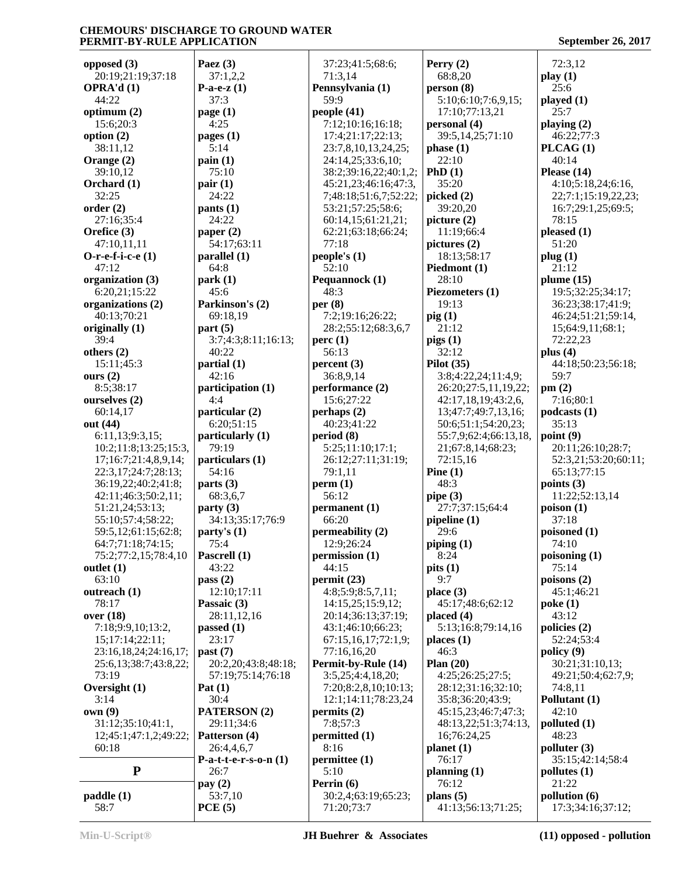**opposed (3)**
20:19;21:19;37:18
**OPRA'd (1)**
44:22
**optimum (2)**
15:6;20:3
**option (2)**
38:11,12
**Orange (2)**
39:10,12
**Orchard (1)**
32:25
**order (2)**
27:16;35:4
**Orefice (3)**
47:10,11,11
**O-r-e-f-i-c-e (1)**
47:12
**organization (3)**
6:20,21;15:22
**organizations (2)**
40:13;70:21
**originally (1)**
39:4
**others (2)**
15:11;45:3
**ours (2)**
8:5;38:17
**ourselves (2)**
60:14,17
**out (44)**
6:11,13;9:3,15;
10:2;11:8;13:25;15:3,
17;16:7;21:4,8,9,14;
22:3,17;24:7;28:13;
36:19,22;40:2;41:8;
42:11;46:3;50:2,11;
51:21,24;53:13;
55:10;57:4;58:22;
59:5,12;61:15;62:8;
64:7;71:18;74:15;
75:2;77:2,15;78:4,10
**outlet (1)**
63:10
**outreach (1)**
78:17
**over (18)**
7:18;9:9,10;13:2,
15;17:14;22:11;
23:16,18,24;24:16,17;
25:6,13;38:7;43:8,22;
73:19
**Oversight (1)**
3:14
**own (9)**
31:12;35:10;41:1,
12;45:1;47:1,2;49:22;
60:18

## P

**paddle (1)**
58:7
**Paez (3)**
37:1,2,2
**P-a-e-z (1)**
37:3
**page (1)**
4:25
**pages (1)**
5:14
**pain (1)**
75:10
**pair (1)**
24:22
**pants (1)**
24:22
**paper (2)**
54:17;63:11
**parallel (1)**
64:8
**park (1)**
45:6
**Parkinson's (2)**
69:18,19
**part (5)**
3:7;4:3;8:11;16:13;
40:22
**partial (1)**
42:16
**participation (1)**
4:4
**particular (2)**
6:20;51:15
**particularly (1)**
79:19
**particulars (1)**
54:16
**parts (3)**
68:3,6,7
**party (3)**
34:13;35:17;76:9
**party's (1)**
75:4
**Pascrell (1)**
43:22
**pass (2)**
12:10;17:11
**Passaic (3)**
28:11,12,16
**passed (1)**
23:17
**past (7)**
20:2,20;43:8;48:18;
57:19;75:14;76:18
**Pat (1)**
30:4
**PATERSON (2)**
29:11;34:6
**Patterson (4)**
26:4,4,6,7
**P-a-t-t-e-r-s-o-n (1)**
26:7
**pay (2)**
53:7,10
**PCE (5)**
37:23;41:5;68:6;
71:3,14
**Pennsylvania (1)**
59:9
**people (41)**
7:12;10:16;16:18;
17:4;21:17;22:13;
23:7,8,10,13,24,25;
24:14,25;33:6,10;
38:2;39:16,22;40:1,2;
45:21,23;46:16;47:3,
7;48:18;51:6,7;52:22;
53:21;57:25;58:6;
60:14,15;61:21,21;
62:21;63:18;66:24;
77:18
**people's (1)**
52:10
**Pequannock (1)**
48:3
**per (8)**
7:2;19:16;26:22;
28:2;55:12;68:3,6,7
**perc (1)**
56:13
**percent (3)**
36:8,9,14
**performance (2)**
15:6;27:22
**perhaps (2)**
40:23;41:22
**period (8)**
5:25;11:10;17:1;
26:12;27:11;31:19;
79:1,11
**perm (1)**
56:12
**permanent (1)**
66:20
**permeability (2)**
12:9;26:24
**permission (1)**
44:15
**permit (23)**
4:8;5:9;8:5,7,11;
14:15,25;15:9,12;
20:14;36:13;37:19;
43:1;46:10;66:23;
67:15,16,17;72:1,9;
77:16,16,20
**Permit-by-Rule (14)**
3:5,25;4:4,18,20;
7:20;8:2,8,10;10:13;
12:1;14:11;78:23,24
**permits (2)**
7:8;57:3
**permitted (1)**
8:16
**permittee (1)**
5:10
**Perrin (6)**
30:2,4;63:19;65:23;
71:20;73:7
**Perry (2)**
68:8,20
**person (8)**
5:10;6:10;7:6,9,15;
17:10;77:13,21
**personal (4)**
39:5,14,25;71:10
**phase (1)**
22:10
**PhD (1)**
35:20
**picked (2)**
39:20,20
**picture (2)**
11:19;66:4
**pictures (2)**
18:13;58:17
**Piedmont (1)**
28:10
**Piezometers (1)**
19:13
**pig (1)**
21:12
**pigs (1)**
32:12
**Pilot (35)**
3:8;4:22,24;11:4,9;
26:20;27:5,11,19,22;
42:17,18,19;43:2,6,
13;47:7;49:7,13,16;
50:6;51:1;54:20,23;
55:7,9;62:4;66:13,18,
21;67:8,14;68:23;
72:15,16
**Pine (1)**
48:3
**pipe (3)**
27:7;37:15;64:4
**pipeline (1)**
29:6
**piping (1)**
8:24
**pits (1)**
9:7
**place (3)**
45:17;48:6;62:12
**placed (4)**
5:13;16:8;79:14,16
**places (1)**
46:3
**Plan (20)**
4:25;26:25;27:5;
28:12;31:16;32:10;
35:8;36:20;43:9;
45:15,23;46:7;47:3;
48:13,22;51:3;74:13,
16;76:24,25
**planet (1)**
76:17
**planning (1)**
76:12
**plans (5)**
41:13;56:13;71:25;
72:3,12
**play (1)**
25:6
**played (1)**
25:7
**playing (2)**
46:22;77:3
**PLCAG (1)**
40:14
**Please (14)**
4:10;5:18,24;6:16,
22;7:1;15:19,22,23;
16:7;29:1,25;69:5;
78:15
**pleased (1)**
51:20
**plug (1)**
21:12
**plume (15)**
19:5;32:25;34:17;
36:23;38:17;41:9;
46:24;51:21;59:14,
15;64:9,11;68:1,
72:22,23
**plus (4)**
44:18;50:23;56:18;
59:7
**pm (2)**
7:16;80:1
**podcasts (1)**
35:13
**point (9)**
20:11;26:10;28:7;
52:3,21;53:20;60:11;
65:13;77:15
**points (3)**
11:22;52:13,14
**poison (1)**
37:18
**poisoned (1)**
74:10
**poisoning (1)**
75:14
**poisons (2)**
45:1;46:21
**poke (1)**
43:12
**policies (2)**
52:24;53:4
**policy (9)**
30:21;31:10,13;
49:21;50:4;62:7,9;
74:8,11
**Pollutant (1)**
42:10
**polluted (1)**
48:23
**polluter (3)**
35:15;42:14;58:4
**pollutes (1)**
21:22
**pollution (6)**
17:3;34:16;37:12;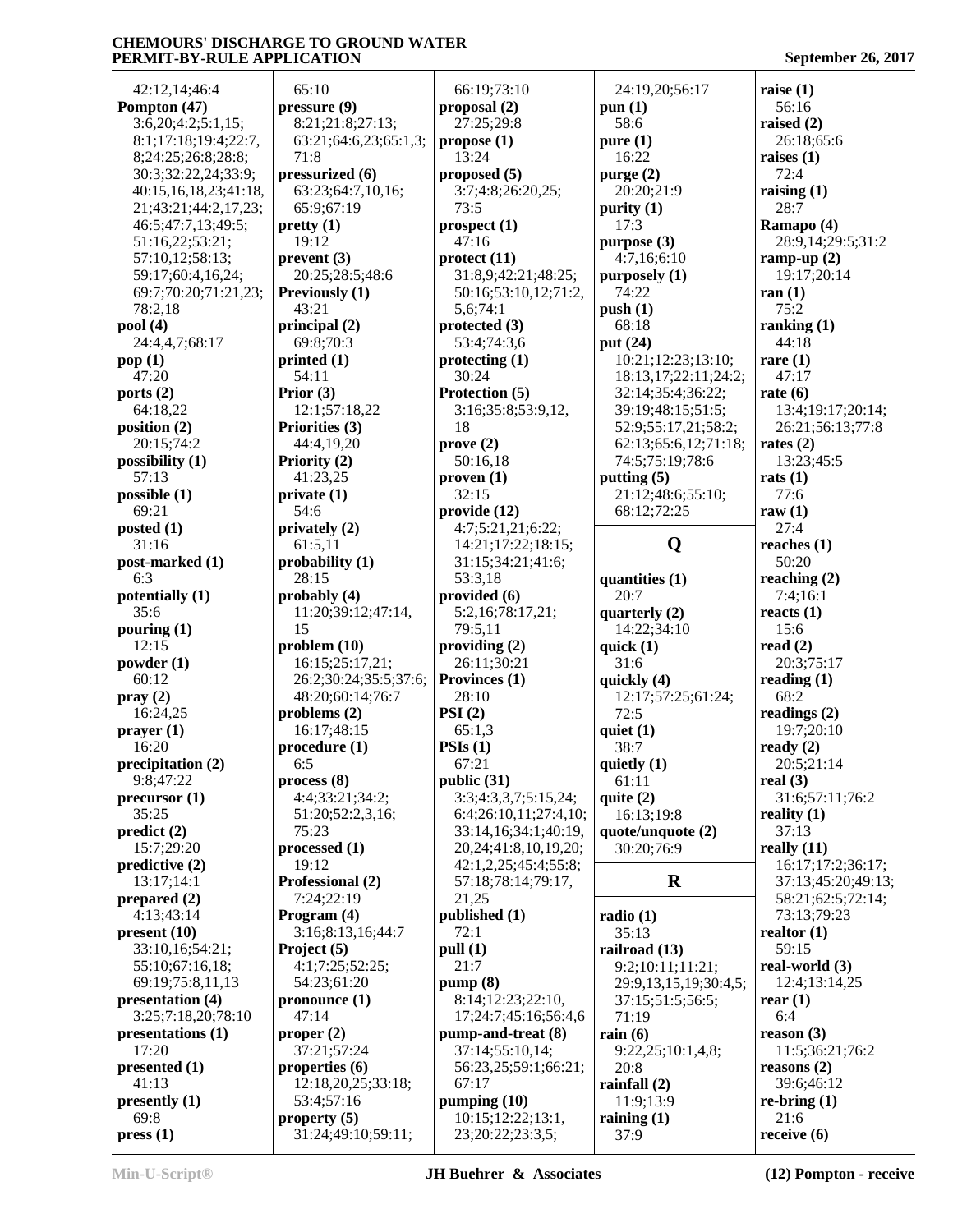42:12,14;46:4
**Pompton (47)**
3:6,20;4:2;5:1,15;
8:1;17:18;19:4;22:7,
8;24:25;26:8;28:8;
30:3;32:22,24;33:9;
40:15,16,18,23;41:18,
21;43:21;44:2,17,23;
46:5;47:7,13;49:5;
51:16,22;53:21;
57:10,12;58:13;
59:17;60:4,16,24;
69:7;70:20;71:21,23;
78:2,18
**pool (4)**
24:4,4,7;68:17
**pop (1)**
47:20
**ports (2)**
64:18,22
**position (2)**
20:15;74:2
**possibility (1)**
57:13
**possible (1)**
69:21
**posted (1)**
31:16
**post-marked (1)**
6:3
**potentially (1)**
35:6
**pouring (1)**
12:15
**powder (1)**
60:12
**pray (2)**
16:24,25
**prayer (1)**
16:20
**precipitation (2)**
9:8;47:22
**precursor (1)**
35:25
**predict (2)**
15:7;29:20
**predictive (2)**
13:17;14:1
**prepared (2)**
4:13;43:14
**present (10)**
33:10,16;54:21;
55:10;67:16,18;
69:19;75:8,11,13
**presentation (4)**
3:25;7:18,20;78:10
**presentations (1)**
17:20
**presented (1)**
41:13
**presently (1)**
69:8
**press (1)**
65:10
**pressure (9)**
8:21;21:8;27:13;
63:21;64:6,23;65:1,3;
71:8
**pressurized (6)**
63:23;64:7,10,16;
65:9;67:19
**pretty (1)**
19:12
**prevent (3)**
20:25;28:5;48:6
**Previously (1)**
43:21
**principal (2)**
69:8;70:3
**printed (1)**
54:11
**Prior (3)**
12:1;57:18,22
**Priorities (3)**
44:4,19,20
**Priority (2)**
41:23,25
**private (1)**
54:6
**privately (2)**
61:5,11
**probability (1)**
28:15
**probably (4)**
11:20;39:12;47:14,
15
**problem (10)**
16:15;25:17,21;
26:2;30:24;35:5;37:6;
48:20;60:14;76:7
**problems (2)**
16:17;48:15
**procedure (1)**
6:5
**process (8)**
4:4;33:21;34:2;
51:20;52:2,3,16;
75:23
**processed (1)**
19:12
**Professional (2)**
7:24;22:19
**Program (4)**
3:16;8:13,16;44:7
**Project (5)**
4:1;7:25;52:25;
54:23;61:20
**pronounce (1)**
47:14
**proper (2)**
37:21;57:24
**properties (6)**
12:18,20,25;33:18;
53:4;57:16
**property (5)**
31:24;49:10;59:11;
66:19;73:10
**proposal (2)**
27:25;29:8
**propose (1)**
13:24
**proposed (5)**
3:7;4:8;26:20,25;
73:5
**prospect (1)**
47:16
**protect (11)**
31:8,9;42:21;48:25;
50:16;53:10,12;71:2,
5,6;74:1
**protected (3)**
53:4;74:3,6
**protecting (1)**
30:24
**Protection (5)**
3:16;35:8;53:9,12,
18
**prove (2)**
50:16,18
**proven (1)**
32:15
**provide (12)**
4:7;5:21,21;6:22;
14:21;17:22;18:15;
31:15;34:21;41:6;
53:3,18
**provided (6)**
5:2,16;78:17,21;
79:5,11
**providing (2)**
26:11;30:21
**Provinces (1)**
28:10
**PSI (2)**
65:1,3
**PSIs (1)**
67:21
**public (31)**
3:3;4:3,3,7;5:15,24;
6:4;26:10,11;27:4,10;
33:14,16;34:1;40:19,
20,24;41:8,10,19,20;
42:1,2,25;45:4;55:8;
57:18;78:14;79:17,
21,25
**published (1)**
72:1
**pull (1)**
21:7
**pump (8)**
8:14;12:23;22:10,
17;24:7;45:16;56:4,6
**pump-and-treat (8)**
37:14;55:10,14;
56:23,25;59:1;66:21;
67:17
**pumping (10)**
10:15;12:22;13:1,
23;20:22;23:3,5;
24:19,20;56:17
**pun (1)**
58:6
**pure (1)**
16:22
**purge (2)**
20:20;21:9
**purity (1)**
17:3
**purpose (3)**
4:7,16;6:10
**purposely (1)**
74:22
**push (1)**
68:18
**put (24)**
10:21;12:23;13:10;
18:13,17;22:11;24:2;
32:14;35:4;36:22;
39:19;48:15;51:5;
52:9;55:17,21;58:2;
62:13;65:6,12;71:18;
74:5;75:19;78:6
**putting (5)**
21:12;48:6;55:10;
68:12;72:25

## Q

**quantities (1)**
20:7
**quarterly (2)**
14:22;34:10
**quick (1)**
31:6
**quickly (4)**
12:17;57:25;61:24;
72:5
**quiet (1)**
38:7
**quietly (1)**
61:11
**quite (2)**
16:13;19:8
**quote/unquote (2)**
30:20;76:9

## R

**radio (1)**
35:13
**railroad (13)**
9:2;10:11;11:21;
29:9,13,15,19;30:4,5;
37:15;51:5;56:5;
71:19
**rain (6)**
9:22,25;10:1,4,8;
20:8
**rainfall (2)**
11:9;13:9
**raining (1)**
37:9
**raise (1)**
56:16
**raised (2)**
26:18;65:6
**raises (1)**
72:4
**raising (1)**
28:7
**Ramapo (4)**
28:9,14;29:5;31:2
**ramp-up (2)**
19:17;20:14
**ran (1)**
75:2
**ranking (1)**
44:18
**rare (1)**
47:17
**rate (6)**
13:4;19:17;20:14;
26:21;56:13;77:8
**rates (2)**
13:23;45:5
**rats (1)**
77:6
**raw (1)**
27:4
**reaches (1)**
50:20
**reaching (2)**
7:4;16:1
**reacts (1)**
15:6
**read (2)**
20:3;75:17
**reading (1)**
68:2
**readings (2)**
19:7;20:10
**ready (2)**
20:5;21:14
**real (3)**
31:6;57:11;76:2
**reality (1)**
37:13
**really (11)**
16:17;17:2;36:17;
37:13;45:20;49:13;
58:21;62:5;72:14;
73:13;79:23
**realtor (1)**
59:15
**real-world (3)**
12:4;13:14,25
**rear (1)**
6:4
**reason (3)**
11:5;36:21;76:2
**reasons (2)**
39:6;46:12
**re-bring (1)**
21:6
**receive (6)**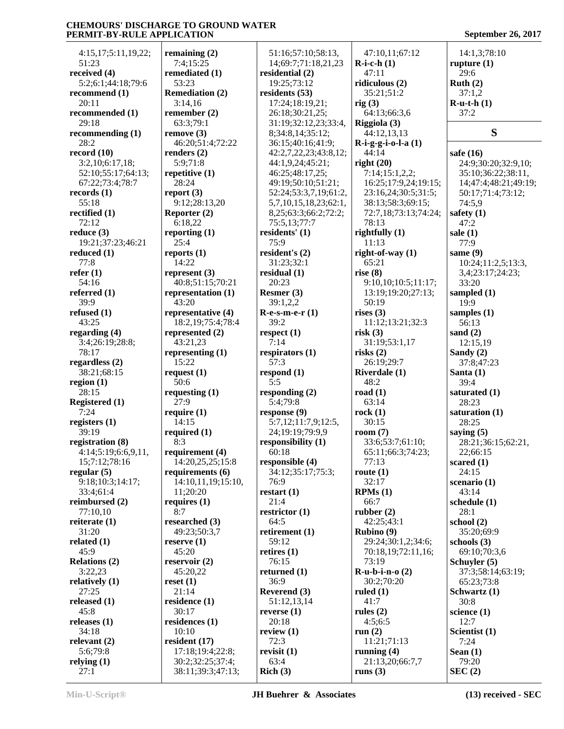4:15,17;5:11,19,22;
51:23
**received (4)**
5:2;6:1;44:18;79:6
**recommend (1)**
20:11
**recommended (1)**
29:18
**recommending (1)**
28:2
**record (10)**
3:2,10;6:17,18;
52:10;55:17;64:13;
67:22;73:4;78:7
**records (1)**
55:18
**rectified (1)**
72:12
**reduce (3)**
19:21;37:23;46:21
**reduced (1)**
77:8
**refer (1)**
54:16
**referred (1)**
39:9
**refused (1)**
43:25
**regarding (4)**
3:4;26:19;28:8;
78:17
**regardless (2)**
38:21;68:15
**region (1)**
28:15
**Registered (1)**
7:24
**registers (1)**
39:19
**registration (8)**
4:14;5:19;6:6,9,11,
15;7:12;78:16
**regular (5)**
9:18;10:3;14:17;
33:4;61:4
**reimbursed (2)**
77:10,10
**reiterate (1)**
31:20
**related (1)**
45:9
**Relations (2)**
3:22,23
**relatively (1)**
27:25
**released (1)**
45:8
**releases (1)**
34:18
**relevant (2)**
5:6;79:8
**relying (1)**
27:1

**remaining (2)**
7:4;15:25
**remediated (1)**
53:23
**Remediation (2)**
3:14,16
**remember (2)**
63:3;79:1
**remove (3)**
46:20;51:4;72:22
**renders (2)**
5:9;71:8
**repetitive (1)**
28:24
**report (3)**
9:12;28:13,20
**Reporter (2)**
6:18,22
**reporting (1)**
25:4
**reports (1)**
14:22
**represent (3)**
40:8;51:15;70:21
**representation (1)**
43:20
**representative (4)**
18:2,19;75:4;78:4
**represented (2)**
43:21,23
**representing (1)**
15:22
**request (1)**
50:6
**requesting (1)**
27:9
**require (1)**
14:15
**required (1)**
8:3
**requirement (4)**
14:20,25,25;15:8
**requirements (6)**
14:10,11,19;15:10,
11;20:20
**requires (1)**
8:7
**researched (3)**
49:23;50:3,7
**reserve (1)**
45:20
**reservoir (2)**
45:20,22
**reset (1)**
21:14
**residence (1)**
30:17
**residences (1)**
10:10
**resident (17)**
17:18;19:4;22:8;
30:2;32:25;37:4;
38:11;39:3;47:13;

51:16;57:10;58:13,
14;69:7;71:18,21,23
**residential (2)**
19:25;73:12
**residents (53)**
17:24;18:19,21;
26:18;30:21,25;
31:19;32:12,23;33:4,
8;34:8,14;35:12;
36:15;40:16;41:9;
42:2,7,22,23;43:8,12;
44:1,9,24;45:21;
46:25;48:17,25;
49:19;50:10;51:21;
52:24;53:3,7,19;61:2,
5,7,10,15,18,23;62:1,
8,25;63:3;66:2;72:2;
75:5,13;77:7
**residents' (1)**
75:9
**resident's (2)**
31:23;32:1
**residual (1)**
20:23
**Resmer (3)**
39:1,2,2
**R-e-s-m-e-r (1)**
39:2
**respect (1)**
7:14
**respirators (1)**
57:3
**respond (1)**
5:5
**responding (2)**
5:4;79:8
**response (9)**
5:7,12;11:7,9;12:5,
24;19:19;79:9,9
**responsibility (1)**
60:18
**responsible (4)**
34:12;35:17;75:3;
76:9
**restart (1)**
21:4
**restrictor (1)**
64:5
**retirement (1)**
59:12
**retires (1)**
76:15
**returned (1)**
36:9
**Reverend (3)**
51:12,13,14
**reverse (1)**
20:18
**review (1)**
72:3
**revisit (1)**
63:4
**Rich (3)**

47:10,11;67:12
**R-i-c-h (1)**
47:11
**ridiculous (2)**
35:21;51:2
**rig (3)**
64:13;66:3,6
**Riggiola (3)**
44:12,13,13
**R-i-g-g-i-o-l-a (1)**
44:14
**right (20)**
7:14;15:1,2,2;
16:25;17:9,24;19:15;
23:16,24;30:5;31:5;
38:13;58:3;69:15;
72:7,18;73:13;74:24;
78:13
**rightfully (1)**
11:13
**right-of-way (1)**
65:21
**rise (8)**
9:10,10;10:5;11:17;
13:19;19:20;27:13;
50:19
**rises (3)**
11:12;13:21;32:3
**risk (3)**
31:19;53:1,17
**risks (2)**
26:19;29:7
**Riverdale (1)**
48:2
**road (1)**
63:14
**rock (1)**
30:15
**room (7)**
33:6;53:7;61:10;
65:11;66:3;74:23;
77:13
**route (1)**
32:17
**RPMs (1)**
66:7
**rubber (2)**
42:25;43:1
**Rubino (9)**
29:24;30:1,2;34:6;
70:18,19;72:11,16;
73:19
**R-u-b-i-n-o (2)**
30:2;70:20
**ruled (1)**
41:7
**rules (2)**
4:5;6:5
**run (2)**
11:21;71:13
**running (4)**
21:13,20;66:7,7
**runs (3)**

14:1,3;78:10
**rupture (1)**
29:6
**Ruth (2)**
37:1,2
**R-u-t-h (1)**
37:2

## S

**safe (16)**
24:9;30:20;32:9,10;
35:10;36:22;38:11,
14;47:4;48:21;49:19;
50:17;71:4;73:12;
74:5,9
**safety (1)**
47:2
**sale (1)**
77:9
**same (9)**
10:24;11:2,5;13:3,
3,4;23:17;24:23;
33:20
**sampled (1)**
19:9
**samples (1)**
56:13
**sand (2)**
12:15,19
**Sandy (2)**
37:8;47:23
**Santa (1)**
39:4
**saturated (1)**
28:23
**saturation (1)**
28:25
**saying (5)**
28:21;36:15;62:21,
22;66:15
**scared (1)**
24:15
**scenario (1)**
43:14
**schedule (1)**
28:1
**school (2)**
35:20;69:9
**schools (3)**
69:10;70:3,6
**Schuyler (5)**
37:3;58:14;63:19;
65:23;73:8
**Schwartz (1)**
30:8
**science (1)**
12:7
**Scientist (1)**
7:24
**Sean (1)**
79:20
**SEC (2)**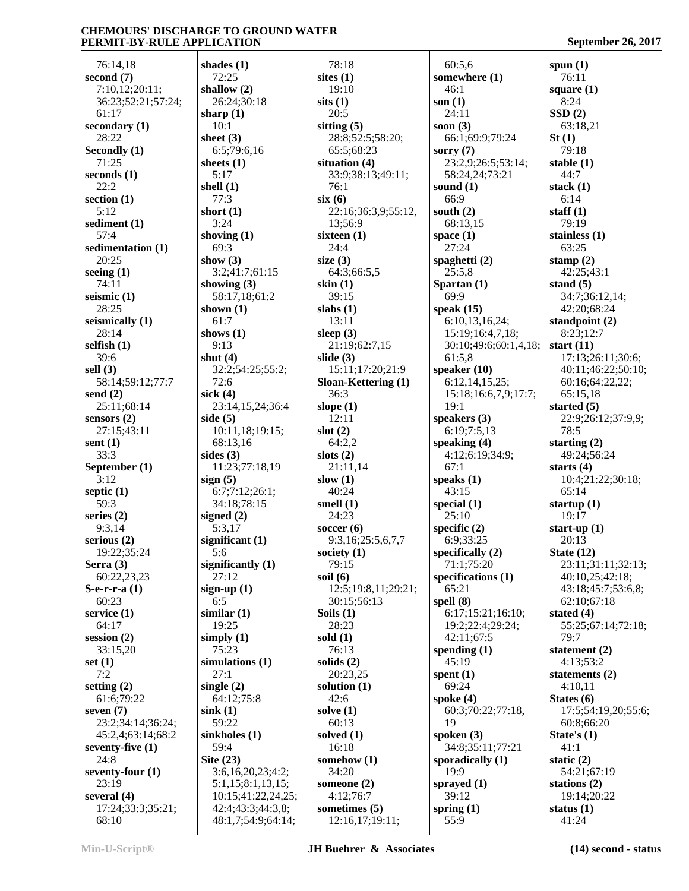76:14,18
**second (7)**
7:10,12;20:11;
36:23;52:21;57:24;
61:17
**secondary (1)**
28:22
**Secondly (1)**
71:25
**seconds (1)**
22:2
**section (1)**
5:12
**sediment (1)**
57:4
**sedimentation (1)**
20:25
**seeing (1)**
74:11
**seismic (1)**
28:25
**seismically (1)**
28:14
**selfish (1)**
39:6
**sell (3)**
58:14;59:12;77:7
**send (2)**
25:11;68:14
**sensors (2)**
27:15;43:11
**sent (1)**
33:3
**September (1)**
3:12
**septic (1)**
59:3
**series (2)**
9:3,14
**serious (2)**
19:22;35:24
**Serra (3)**
60:22,23,23
**S-e-r-r-a (1)**
60:23
**service (1)**
64:17
**session (2)**
33:15,20
**set (1)**
7:2
**setting (2)**
61:6;79:22
**seven (7)**
23:2;34:14;36:24;
45:2,4;63:14;68:2
**seventy-five (1)**
24:8
**seventy-four (1)**
23:19
**several (4)**
17:24;33:3;35:21;
68:10

**shades (1)**
72:25
**shallow (2)**
26:24;30:18
**sharp (1)**
10:1
**sheet (3)**
6:5;79:6,16
**sheets (1)**
5:17
**shell (1)**
77:3
**short (1)**
3:24
**shoving (1)**
69:3
**show (3)**
3:2;41:7;61:15
**showing (3)**
58:17,18;61:2
**shown (1)**
61:7
**shows (1)**
9:13
**shut (4)**
32:2;54:25;55:2;
72:6
**sick (4)**
23:14,15,24;36:4
**side (5)**
10:11,18;19:15;
68:13,16
**sides (3)**
11:23;77:18,19
**sign (5)**
6:7;7:12;26:1;
34:18;78:15
**signed (2)**
5:3,17
**significant (1)**
5:6
**significantly (1)**
27:12
**sign-up (1)**
6:5
**similar (1)**
19:25
**simply (1)**
75:23
**simulations (1)**
27:1
**single (2)**
64:12;75:8
**sink (1)**
59:22
**sinkholes (1)**
59:4
**Site (23)**
3:6,16,20,23;4:2;
5:1,15;8:1,13,15;
10:15;41:22,24,25;
42:4;43:3;44:3,8;
48:1,7;54:9;64:14;

78:18
**sites (1)**
19:10
**sits (1)**
20:5
**sitting (5)**
28:8;52:5;58:20;
65:5;68:23
**situation (4)**
33:9;38:13;49:11;
76:1
**six (6)**
22:16;36:3,9;55:12,
13;56:9
**sixteen (1)**
24:4
**size (3)**
64:3;66:5,5
**skin (1)**
39:15
**slabs (1)**
13:11
**sleep (3)**
21:19;62:7,15
**slide (3)**
15:11;17:20;21:9
**Sloan-Kettering (1)**
36:3
**slope (1)**
12:11
**slot (2)**
64:2,2
**slots (2)**
21:11,14
**slow (1)**
40:24
**smell (1)**
24:23
**soccer (6)**
9:3,16;25:5,6,7,7
**society (1)**
79:15
**soil (6)**
12:5;19:8,11;29:21;
30:15;56:13
**Soils (1)**
28:23
**sold (1)**
76:13
**solids (2)**
20:23,25
**solution (1)**
42:6
**solve (1)**
60:13
**solved (1)**
16:18
**somehow (1)**
34:20
**someone (2)**
4:12;76:7
**sometimes (5)**
12:16,17;19:11;

60:5,6
**somewhere (1)**
46:1
**son (1)**
24:11
**soon (3)**
66:1;69:9;79:24
**sorry (7)**
23:2,9;26:5;53:14;
58:24,24;73:21
**sound (1)**
66:9
**south (2)**
68:13,15
**space (1)**
27:24
**spaghetti (2)**
25:5,8
**Spartan (1)**
69:9
**speak (15)**
6:10,13,16,24;
15:19;16:4,7,18;
30:10;49:6;60:1,4,18;
61:5,8
**speaker (10)**
6:12,14,15,25;
15:18;16:6,7,9;17:7;
19:1
**speakers (3)**
6:19;7:5,13
**speaking (4)**
4:12;6:19;34:9;
67:1
**speaks (1)**
43:15
**special (1)**
25:10
**specific (2)**
6:9;33:25
**specifically (2)**
71:1;75:20
**specifications (1)**
65:21
**spell (8)**
6:17;15:21;16:10;
19:2;22:4;29:24;
42:11;67:5
**spending (1)**
45:19
**spent (1)**
69:24
**spoke (4)**
60:3;70:22;77:18,
19
**spoken (3)**
34:8;35:11;77:21
**sporadically (1)**
19:9
**sprayed (1)**
39:12
**spring (1)**
55:9

**spun (1)**
76:11
**square (1)**
8:24
**SSD (2)**
63:18,21
**St (1)**
79:18
**stable (1)**
44:7
**stack (1)**
6:14
**staff (1)**
79:19
**stainless (1)**
63:25
**stamp (2)**
42:25;43:1
**stand (5)**
34:7;36:12,14;
42:20;68:24
**standpoint (2)**
8:23;12:7
**start (11)**
17:13;26:11;30:6;
40:11;46:22;50:10;
60:16;64:22,22;
65:15,18
**started (5)**
22:9;26:12;37:9,9;
78:5
**starting (2)**
49:24;56:24
**starts (4)**
10:4;21:22;30:18;
65:14
**startup (1)**
19:17
**start-up (1)**
20:13
**State (12)**
23:11;31:11;32:13;
40:10,25;42:18;
43:18;45:7;53:6,8;
62:10;67:18
**stated (4)**
55:25;67:14;72:18;
79:7
**statement (2)**
4:13;53:2
**statements (2)**
4:10,11
**States (6)**
17:5;54:19,20;55:6;
60:8;66:20
**State's (1)**
41:1
**static (2)**
54:21;67:19
**stations (2)**
19:14;20:22
**status (1)**
41:24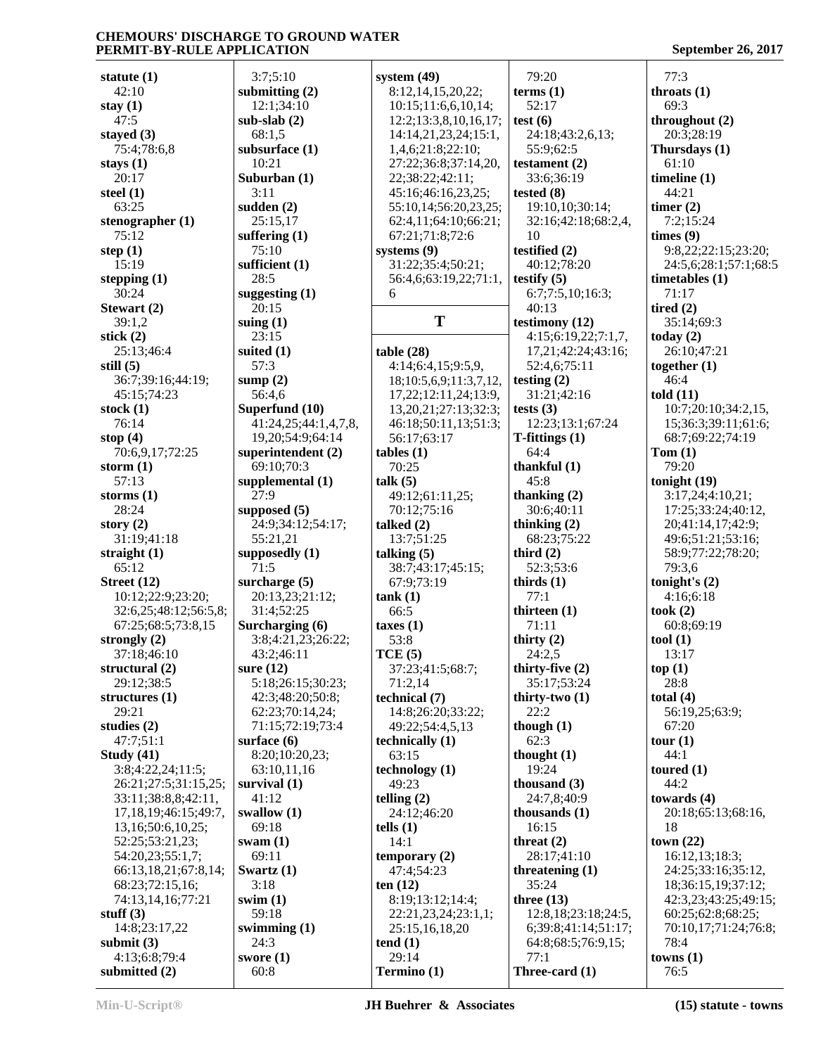**statute (1)**
42:10
**stay (1)**
47:5
**stayed (3)**
75:4;78:6,8
**stays (1)**
20:17
**steel (1)**
63:25
**stenographer (1)**
75:12
**step (1)**
15:19
**stepping (1)**
30:24
**Stewart (2)**
39:1,2
**stick (2)**
25:13;46:4
**still (5)**
36:7;39:16;44:19;
45:15;74:23
**stock (1)**
76:14
**stop (4)**
70:6,9,17;72:25
**storm (1)**
57:13
**storms (1)**
28:24
**story (2)**
31:19;41:18
**straight (1)**
65:12
**Street (12)**
10:12;22:9;23:20;
32:6,25;48:12;56:5,8;
67:25;68:5;73:8,15
**strongly (2)**
37:18;46:10
**structural (2)**
29:12;38:5
**structures (1)**
29:21
**studies (2)**
47:7;51:1
**Study (41)**
3:8;4:22,24;11:5;
26:21;27:5;31:15,25;
33:11;38:8,8;42:11,
17,18,19;46:15;49:7,
13,16;50:6,10,25;
52:25;53:21,23;
54:20,23;55:1,7;
66:13,18,21;67:8,14;
68:23;72:15,16;
74:13,14,16;77:21
**stuff (3)**
14:8;23:17,22
**submit (3)**
4:13;6:8;79:4
**submitted (2)**
3:7;5:10
**submitting (2)**
12:1;34:10
**sub-slab (2)**
68:1,5
**subsurface (1)**
10:21
**Suburban (1)**
3:11
**sudden (2)**
25:15,17
**suffering (1)**
75:10
**sufficient (1)**
28:5
**suggesting (1)**
20:15
**suing (1)**
23:15
**suited (1)**
57:3
**sump (2)**
56:4,6
**Superfund (10)**
41:24,25;44:1,4,7,8,
19,20;54:9;64:14
**superintendent (2)**
69:10;70:3
**supplemental (1)**
27:9
**supposed (5)**
24:9;34:12;54:17;
55:21,21
**supposedly (1)**
71:5
**surcharge (5)**
20:13,23;21:12;
31:4;52:25
**Surcharging (6)**
3:8;4:21,23;26:22;
43:2;46:11
**sure (12)**
5:18;26:15;30:23;
42:3;48:20;50:8;
62:23;70:14,24;
71:15;72:19;73:4
**surface (6)**
8:20;10:20,23;
63:10,11,16
**survival (1)**
41:12
**swallow (1)**
69:18
**swam (1)**
69:11
**Swartz (1)**
3:18
**swim (1)**
59:18
**swimming (1)**
24:3
**swore (1)**
60:8
**system (49)**
8:12,14,15,20,22;
10:15;11:6,6,10,14;
12:2;13:3,8,10,16,17;
14:14,21,23,24;15:1,
1,4,6;21:8;22:10;
27:22;36:8;37:14,20,
22;38:22;42:11;
45:16;46:16,23,25;
55:10,14;56:20,23,25;
62:4,11;64:10;66:21;
67:21;71:8;72:6
**systems (9)**
31:22;35:4;50:21;
56:4,6;63:19,22;71:1,
6

## T

**table (28)**
4:14;6:4,15;9:5,9,
18;10:5,6,9;11:3,7,12,
17,22;12:11,24;13:9,
13,20,21;27:13;32:3;
46:18;50:11,13;51:3;
56:17;63:17
**tables (1)**
70:25
**talk (5)**
49:12;61:11,25;
70:12;75:16
**talked (2)**
13:7;51:25
**talking (5)**
38:7;43:17;45:15;
67:9;73:19
**tank (1)**
66:5
**taxes (1)**
53:8
**TCE (5)**
37:23;41:5;68:7;
71:2,14
**technical (7)**
14:8;26:20;33:22;
49:22;54:4,5,13
**technically (1)**
63:15
**technology (1)**
49:23
**telling (2)**
24:12;46:20
**tells (1)**
14:1
**temporary (2)**
47:4;54:23
**ten (12)**
8:19;13:12;14:4;
22:21,23,24;23:1,1;
25:15,16,18,20
**tend (1)**
29:14
**Termino (1)**
79:20
**terms (1)**
52:17
**test (6)**
24:18;43:2,6,13;
55:9;62:5
**testament (2)**
33:6;36:19
**tested (8)**
19:10,10;30:14;
32:16;42:18;68:2,4,
10
**testified (2)**
40:12;78:20
**testify (5)**
6:7;7:5,10;16:3;
40:13
**testimony (12)**
4:15;6:19,22;7:1,7,
17,21;42:24;43:16;
52:4,6;75:11
**testing (2)**
31:21;42:16
**tests (3)**
12:23;13:1;67:24
**T-fittings (1)**
64:4
**thankful (1)**
45:8
**thanking (2)**
30:6;40:11
**thinking (2)**
68:23;75:22
**third (2)**
52:3;53:6
**thirds (1)**
77:1
**thirteen (1)**
71:11
**thirty (2)**
24:2,5
**thirty-five (2)**
35:17;53:24
**thirty-two (1)**
22:2
**though (1)**
62:3
**thought (1)**
19:24
**thousand (3)**
24:7,8;40:9
**thousands (1)**
16:15
**threat (2)**
28:17;41:10
**threatening (1)**
35:24
**three (13)**
12:8,18;23:18;24:5,
6;39:8;41:14;51:17;
64:8;68:5;76:9,15;
77:1
**Three-card (1)**
77:3
**throats (1)**
69:3
**throughout (2)**
20:3;28:19
**Thursdays (1)**
61:10
**timeline (1)**
44:21
**timer (2)**
7:2;15:24
**times (9)**
9:8,22;22:15;23:20;
24:5,6;28:1;57:1;68:5
**timetables (1)**
71:17
**tired (2)**
35:14;69:3
**today (2)**
26:10;47:21
**together (1)**
46:4
**told (11)**
10:7;20:10;34:2,15,
15;36:3;39:11;61:6;
68:7;69:22;74:19
**Tom (1)**
79:20
**tonight (19)**
3:17,24;4:10,21;
17:25;33:24;40:12,
20;41:14,17;42:9;
49:6;51:21;53:16;
58:9;77:22;78:20;
79:3,6
**tonight's (2)**
4:16;6:18
**took (2)**
60:8;69:19
**tool (1)**
13:17
**top (1)**
28:8
**total (4)**
56:19,25;63:9;
67:20
**tour (1)**
44:1
**toured (1)**
44:2
**towards (4)**
20:18;65:13;68:16,
18
**town (22)**
16:12,13;18:3;
24:25;33:16;35:12,
18;36:15,19;37:12;
42:3,23;43:25;49:15;
60:25;62:8;68:25;
70:10,17;71:24;76:8;
78:4
**towns (1)**
76:5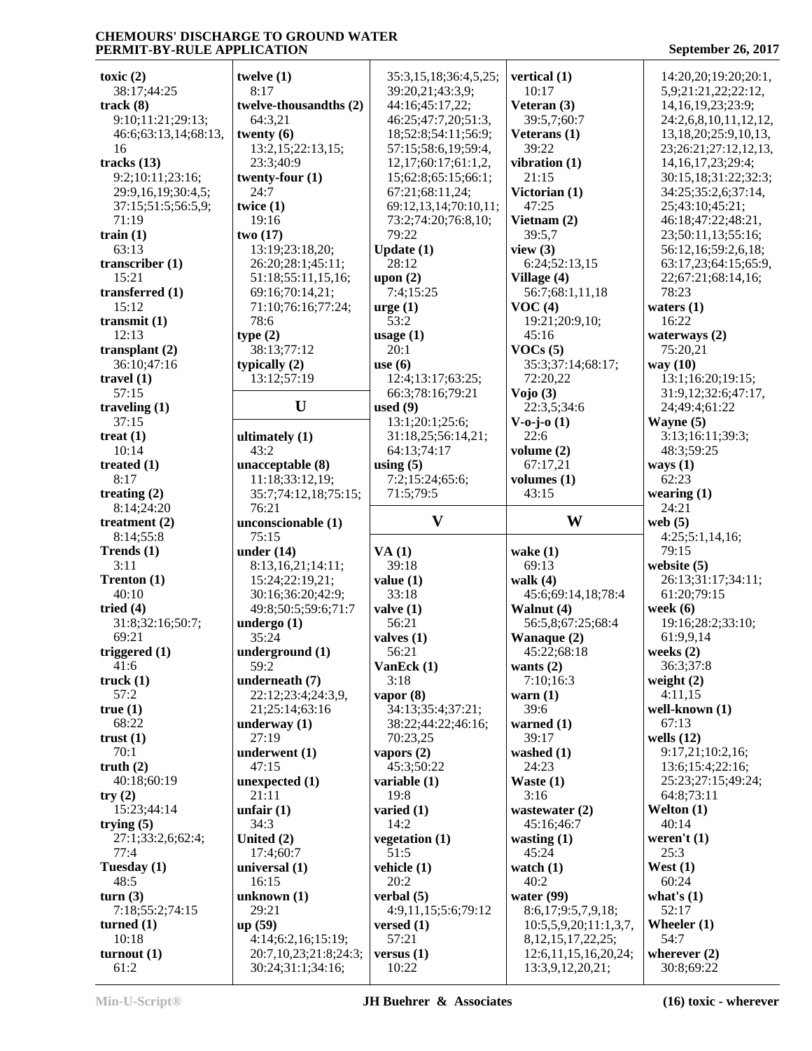**toxic (2)**
38:17;44:25

**track (8)**
9:10;11:21;29:13;46:6;63:13,14;68:13,16

**tracks (13)**
9:2;10:11;23:16;29:9,16,19;30:4,5;37:15;51:5;56:5,9;71:19

**train (1)**
63:13

**transcriber (1)**
15:21

**transferred (1)**
15:12

**transmit (1)**
12:13

**transplant (2)**
36:10;47:16

**travel (1)**
57:15

**traveling (1)**
37:15

**treat (1)**
10:14

**treated (1)**
8:17

**treating (2)**
8:14;24:20

**treatment (2)**
8:14;55:8

**Trends (1)**
3:11

**Trenton (1)**
40:10

**tried (4)**
31:8;32:16;50:7;69:21

**triggered (1)**
41:6

**truck (1)**
57:2

**true (1)**
68:22

**trust (1)**
70:1

**truth (2)**
40:18;60:19

**try (2)**
15:23;44:14

**trying (5)**
27:1;33:2,6;62:4;77:4

**Tuesday (1)**
48:5

**turn (3)**
7:18;55:2;74:15

**turned (1)**
10:18

**turnout (1)**
61:2

**twelve (1)**
8:17

**twelve-thousandths (2)**
64:3,21

**twenty (6)**
13:2,15;22:13,15;23:3;40:9

**twenty-four (1)**
24:7

**twice (1)**
19:16

**two (17)**
13:19;23:18,20;26:20;28:1;45:11;51:18;55:11,15,16;69:16;70:14,21;71:10;76:16;77:24;78:6

**type (2)**
38:13;77:12

**typically (2)**
13:12;57:19

## U

**ultimately (1)**
43:2

**unacceptable (8)**
11:18;33:12,19;35:7;74:12,18;75:15;76:21

**unconscionable (1)**
75:15

**under (14)**
8:13,16,21;14:11;15:24;22:19,21;30:16;36:20;42:9;49:8;50:5;59:6;71:7

**undergo (1)**
35:24

**underground (1)**
59:2

**underneath (7)**
22:12;23:4;24:3,9,21;25:14;63:16

**underway (1)**
27:19

**underwent (1)**
47:15

**unexpected (1)**
21:11

**unfair (1)**
34:3

**United (2)**
17:4;60:7

**universal (1)**
16:15

**unknown (1)**
29:21

**up (59)**
4:14;6:2,16;15:19;20:7,10,23;21:8;24:3;30:24;31:1;34:16;35:3,15,18;36:4,5,25;39:20,21;43:3,9;44:16;45:17,22;46:25;47:7,20;51:3,18;52:8;54:11;56:9;57:15;58:6,19;59:4,12,17;60:17;61:1,2,15;62:8;65:15;66:1;67:21;68:11,24;69:12,13,14;70:10,11;73:2;74:20;76:8,10;79:22

**Update (1)**
28:12

**upon (2)**
7:4;15:25

**urge (1)**
53:2

**usage (1)**
20:1

**use (6)**
12:4;13:17;63:25;66:3;78:16;79:21

**used (9)**
13:1;20:1;25:6;31:18,25;56:14,21;64:13;74:17

**using (5)**
7:2;15:24;65:6;71:5;79:5

## V

**VA (1)**
39:18

**value (1)**
33:18

**valve (1)**
56:21

**valves (1)**
56:21

**VanEck (1)**
3:18

**vapor (8)**
34:13;35:4;37:21;38:22;44:22;46:16;70:23,25

**vapors (2)**
45:3;50:22

**variable (1)**
19:8

**varied (1)**
14:2

**vegetation (1)**
51:5

**vehicle (1)**
20:2

**verbal (5)**
4:9,11,15;5:6;79:12

**versed (1)**
57:21

**versus (1)**
10:22

**vertical (1)**
10:17

**Veteran (3)**
39:5,7;60:7

**Veterans (1)**
39:22

**vibration (1)**
21:15

**Victorian (1)**
47:25

**Vietnam (2)**
39:5,7

**view (3)**
6:24;52:13,15

**Village (4)**
56:7;68:1,11,18

**VOC (4)**
19:21;20:9,10;45:16

**VOCs (5)**
35:3;37:14;68:17;72:20,22

**Vojo (3)**
22:3,5;34:6

**V-o-j-o (1)**
22:6

**volume (2)**
67:17,21

**volumes (1)**
43:15

## W

**wake (1)**
69:13

**walk (4)**
45:6;69:14,18;78:4

**Walnut (4)**
56:5,8;67:25;68:4

**Wanaque (2)**
45:22;68:18

**wants (2)**
7:10;16:3

**warn (1)**
39:6

**warned (1)**
39:17

**washed (1)**
24:23

**Waste (1)**
3:16

**wastewater (2)**
45:16;46:7

**wasting (1)**
45:24

**watch (1)**
40:2

**water (99)**
8:6,17;9:5,7,9,18;10:5,5,9,20;11:1,3,7,8,12,15,17,22,25;12:6,11,15,16,20,24;13:3,9,12,20,21;14:20,20;19:20;20:1,5,9;21:21,22;22:12,14,16,19,23;23:9;24:2,6,8,10,11,12,12,13,18,20;25:9,10,13,23;26:21;27:12,12,13,14,16,17,23;29:4;30:15,18;31:22;32:3;34:25;35:2,6;37:14,25;43:10;45:21;46:18;47:22;48:21,23;50:11,13;55:16;56:12,16;59:2,6,18;63:17,23;64:15;65:9,22;67:21;68:14,16;78:23

**waters (1)**
16:22

**waterways (2)**
75:20,21

**way (10)**
13:1;16:20;19:15;31:9,12;32:6;47:17,24;49:4;61:22

**Wayne (5)**
3:13;16:11;39:3;48:3;59:25

**ways (1)**
62:23

**wearing (1)**
24:21

**web (5)**
4:25;5:1,14,16;79:15

**website (5)**
26:13;31:17;34:11;61:20;79:15

**week (6)**
19:16;28:2;33:10;61:9,9,14

**weeks (2)**
36:3;37:8

**weight (2)**
4:11,15

**well-known (1)**
67:13

**wells (12)**
9:17,21;10:2,16;13:6;15:4;22:16;25:23;27:15;49:24;64:8;73:11

**Welton (1)**
40:14

**weren't (1)**
25:3

**West (1)**
60:24

**what's (1)**
52:17

**Wheeler (1)**
54:7

**wherever (2)**
30:8;69:22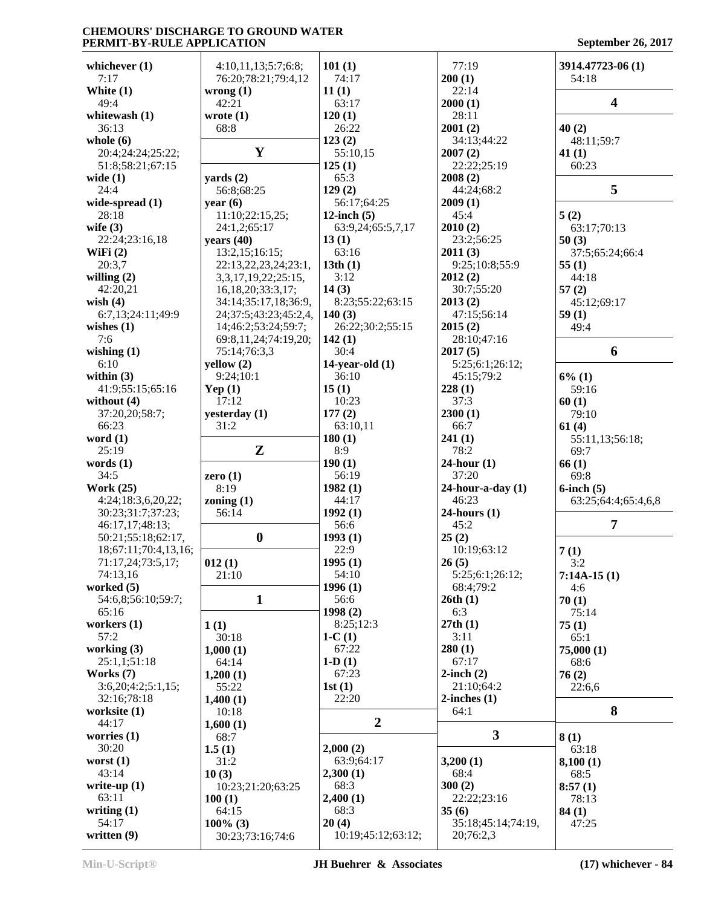**whichever (1)**
7:17
**White (1)**
49:4
**whitewash (1)**
36:13
**whole (6)**
20:4;24:24;25:22;
51:8;58:21;67:15
**wide (1)**
24:4
**wide-spread (1)**
28:18
**wife (3)**
22:24;23:16,18
**WiFi (2)**
20:3,7
**willing (2)**
42:20,21
**wish (4)**
6:7,13;24:11;49:9
**wishes (1)**
7:6
**wishing (1)**
6:10
**within (3)**
41:9;55:15;65:16
**without (4)**
37:20,20;58:7;
66:23
**word (1)**
25:19
**words (1)**
34:5
**Work (25)**
4:24;18:3,6,20,22;
30:23;31:7;37:23;
46:17,17;48:13;
50:21;55:18;62:17,
18;67:11;70:4,13,16;
71:17,24;73:5,17;
74:13,16
**worked (5)**
54:6,8;56:10;59:7;
65:16
**workers (1)**
57:2
**working (3)**
25:1,1;51:18
**Works (7)**
3:6,20;4:2;5:1,15;
32:16;78:18
**worksite (1)**
44:17
**worries (1)**
30:20
**worst (1)**
43:14
**write-up (1)**
63:11
**writing (1)**
54:17
**written (9)**
4:10,11,13;5:7;6:8;
76:20;78:21;79:4,12
**wrong (1)**
42:21
**wrote (1)**
68:8

## Y

**yards (2)**
56:8;68:25
**year (6)**
11:10;22:15,25;
24:1,2;65:17
**years (40)**
13:2,15;16:15;
22:13,22,23,24;23:1,
3,3,17,19,22;25:15,
16,18,20;33:3,17;
34:14;35:17,18;36:9,
24;37:5;43:23;45:2,4,
14;46:2;53:24;59:7;
69:8,11,24;74:19,20;
75:14;76:3,3
**yellow (2)**
9:24;10:1
**Yep (1)**
17:12
**yesterday (1)**
31:2

## Z

**zero (1)**
8:19
**zoning (1)**
56:14

## 0

**012 (1)**
21:10

## 1

**1 (1)**
30:18
**1,000 (1)**
64:14
**1,200 (1)**
55:22
**1,400 (1)**
10:18
**1,600 (1)**
68:7
**1.5 (1)**
31:2
**10 (3)**
10:23;21:20;63:25
**100 (1)**
64:15
**100% (3)**
30:23;73:16;74:6
**101 (1)**
74:17
**11 (1)**
63:17
**120 (1)**
26:22
**123 (2)**
55:10,15
**125 (1)**
65:3
**129 (2)**
56:17;64:25
**12-inch (5)**
63:9,24;65:5,7,17
**13 (1)**
63:16
**13th (1)**
3:12
**14 (3)**
8:23;55:22;63:15
**140 (3)**
26:22;30:2;55:15
**142 (1)**
30:4
**14-year-old (1)**
36:10
**15 (1)**
10:23
**177 (2)**
63:10,11
**180 (1)**
8:9
**190 (1)**
56:19
**1982 (1)**
44:17
**1992 (1)**
56:6
**1993 (1)**
22:9
**1995 (1)**
54:10
**1996 (1)**
56:6
**1998 (2)**
8:25;12:3
**1-C (1)**
67:22
**1-D (1)**
67:23
**1st (1)**
22:20

## 2

**2,000 (2)**
63:9;64:17
**2,300 (1)**
68:3
**2,400 (1)**
68:3
**20 (4)**
10:19;45:12;63:12;
77:19
**200 (1)**
22:14
**2000 (1)**
28:11
**2001 (2)**
34:13;44:22
**2007 (2)**
22:22;25:19
**2008 (2)**
44:24;68:2
**2009 (1)**
45:4
**2010 (2)**
23:2;56:25
**2011 (3)**
9:25;10:8;55:9
**2012 (2)**
30:7;55:20
**2013 (2)**
47:15;56:14
**2015 (2)**
28:10;47:16
**2017 (5)**
5:25;6:1;26:12;
45:15;79:2
**228 (1)**
37:3
**2300 (1)**
66:7
**241 (1)**
78:2
**24-hour (1)**
37:20
**24-hour-a-day (1)**
46:23
**24-hours (1)**
45:2
**25 (2)**
10:19;63:12
**26 (5)**
5:25;6:1;26:12;
68:4;79:2
**26th (1)**
6:3
**27th (1)**
3:11
**280 (1)**
67:17
**2-inch (2)**
21:10;64:2
**2-inches (1)**
64:1

## 3

**3,200 (1)**
68:4
**300 (2)**
22:22;23:16
**35 (6)**
35:18;45:14;74:19,
20;76:2,3
**3914.47723-06 (1)**
54:18

## 4

**40 (2)**
48:11;59:7
**41 (1)**
60:23

## 5

**5 (2)**
63:17;70:13
**50 (3)**
37:5;65:24;66:4
**55 (1)**
44:18
**57 (2)**
45:12;69:17
**59 (1)**
49:4

## 6

**6% (1)**
59:16
**60 (1)**
79:10
**61 (4)**
55:11,13;56:18;
69:7
**66 (1)**
69:8
**6-inch (5)**
63:25;64:4;65:4,6,8

## 7

**7 (1)**
3:2
**7:14A-15 (1)**
4:6
**70 (1)**
75:14
**75 (1)**
65:1
**75,000 (1)**
68:6
**76 (2)**
22:6,6

## 8

**8 (1)**
63:18
**8,100 (1)**
68:5
**8:57 (1)**
78:13
**84 (1)**
47:25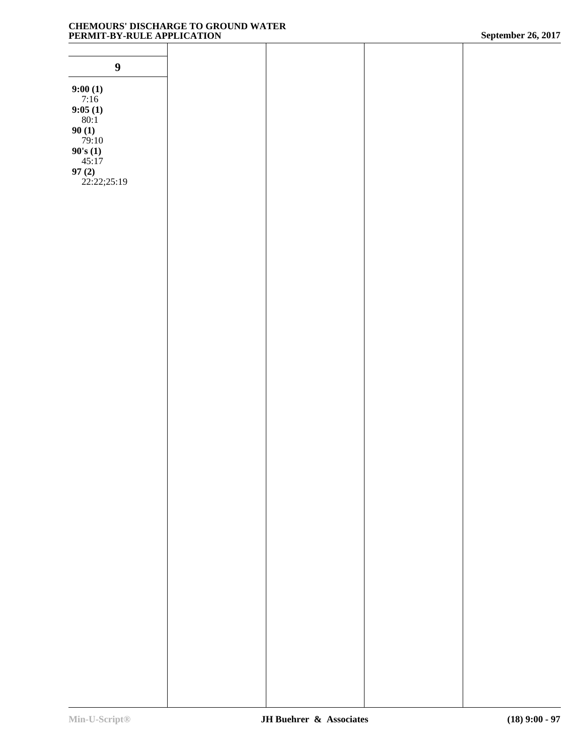## 9

**9:00 (1)**
7:16
**9:05 (1)**
80:1
**90 (1)**
79:10
**90's (1)**
45:17
**97 (2)**
22:22;25:19